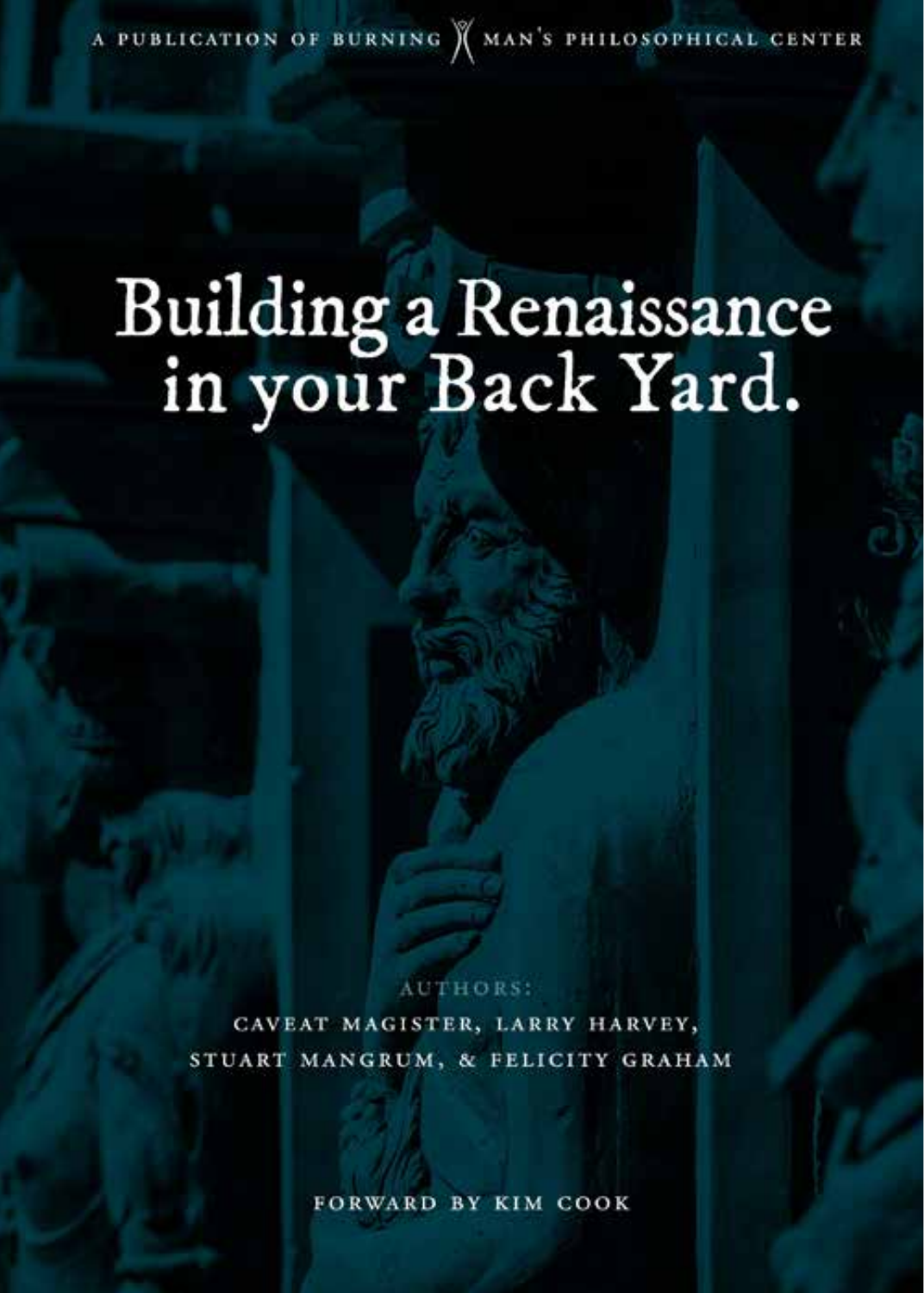A PUBLICATION OF BURNING MAN'S PHILOSOPHICAL CENTER

# Building a Renaissance in your Back Yard.

AUTHORS:

CAVEAT MAGISTER, LARRY HARVEY, STUART MANGRUM, & FELICITY GRAHAM

FORWARD BY KIM COOK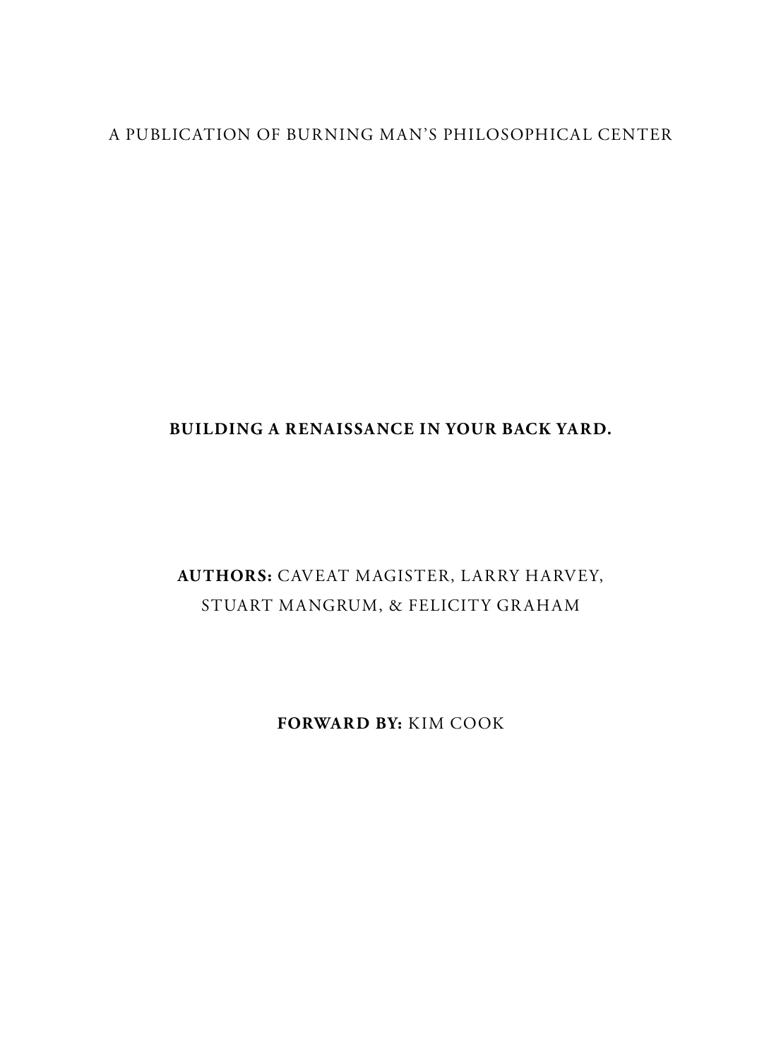A PUBLICATION OF BURNING MAN'S PHILOSOPHICAL CENTER

# BUILDING A RENAISSANCE IN YOUR BACK YARD.

**AUTHORS:** CAVEAT MAGISTER, LARRY HARVEY, STUART MANGRUM, & FELICITY GRAHAM

**FORWARD BY:** KIM COOK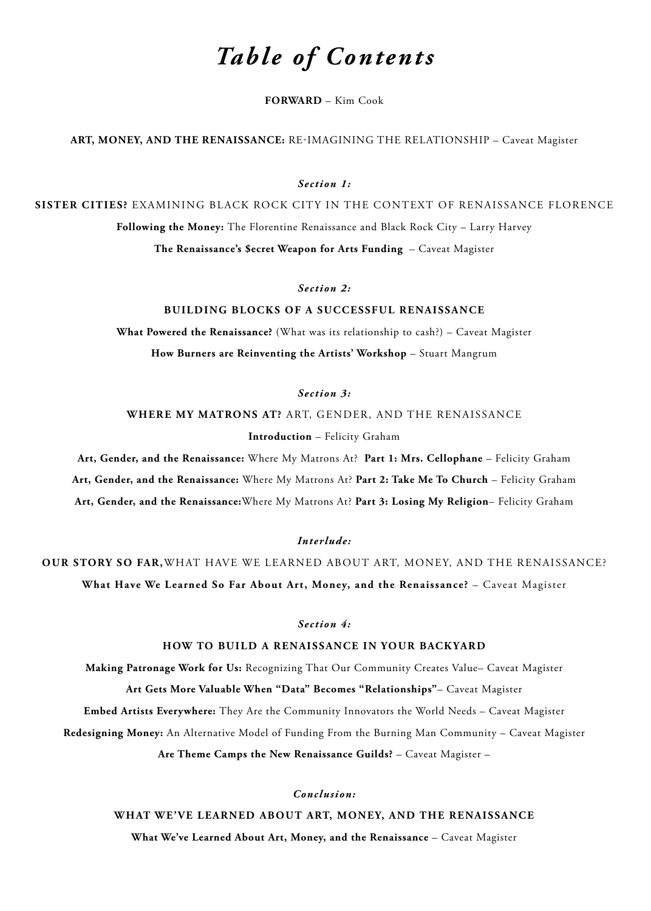# *Table of Contents*

**FORWARD** – Kim Cook

**ART, MONEY, AND THE RENAISSANCE:** RE-IMAGINING THE RELATIONSHIP – Caveat Magister

***Section 1:***

**SISTER CITIES?** EXAMINING BLACK ROCK CITY IN THE CONTEXT OF RENAISSANCE FLORENCE

**Following the Money:** The Florentine Renaissance and Black Rock City – Larry Harvey

**The Renaissance's $ecret Weapon for Arts Funding** – Caveat Magister

***Section 2:***

**BUILDING BLOCKS OF A SUCCESSFUL RENAISSANCE**

**What Powered the Renaissance?** (What was its relationship to cash?) – Caveat Magister

**How Burners are Reinventing the Artists' Workshop** – Stuart Mangrum

***Section 3:***

**WHERE MY MATRONS AT?** ART, GENDER, AND THE RENAISSANCE

**Introduction** – Felicity Graham

**Art, Gender, and the Renaissance:** Where My Matrons At? **Part 1: Mrs. Cellophane** – Felicity Graham

**Art, Gender, and the Renaissance:** Where My Matrons At? **Part 2: Take Me To Church** – Felicity Graham

**Art, Gender, and the Renaissance:**Where My Matrons At? **Part 3: Losing My Religion**– Felicity Graham

***Interlude:***

**OUR STORY SO FAR,**WHAT HAVE WE LEARNED ABOUT ART, MONEY, AND THE RENAISSANCE?

**What Have We Learned So Far About Art, Money, and the Renaissance?** – Caveat Magister

***Section 4:***

**HOW TO BUILD A RENAISSANCE IN YOUR BACKYARD**

**Making Patronage Work for Us:** Recognizing That Our Community Creates Value– Caveat Magister

**Art Gets More Valuable When "Data" Becomes "Relationships"**– Caveat Magister

**Embed Artists Everywhere:** They Are the Community Innovators the World Needs – Caveat Magister

**Redesigning Money:** An Alternative Model of Funding From the Burning Man Community – Caveat Magister

**Are Theme Camps the New Renaissance Guilds?** – Caveat Magister –

***Conclusion:***

**WHAT WE'VE LEARNED ABOUT ART, MONEY, AND THE RENAISSANCE**

**What We've Learned About Art, Money, and the Renaissance** – Caveat Magister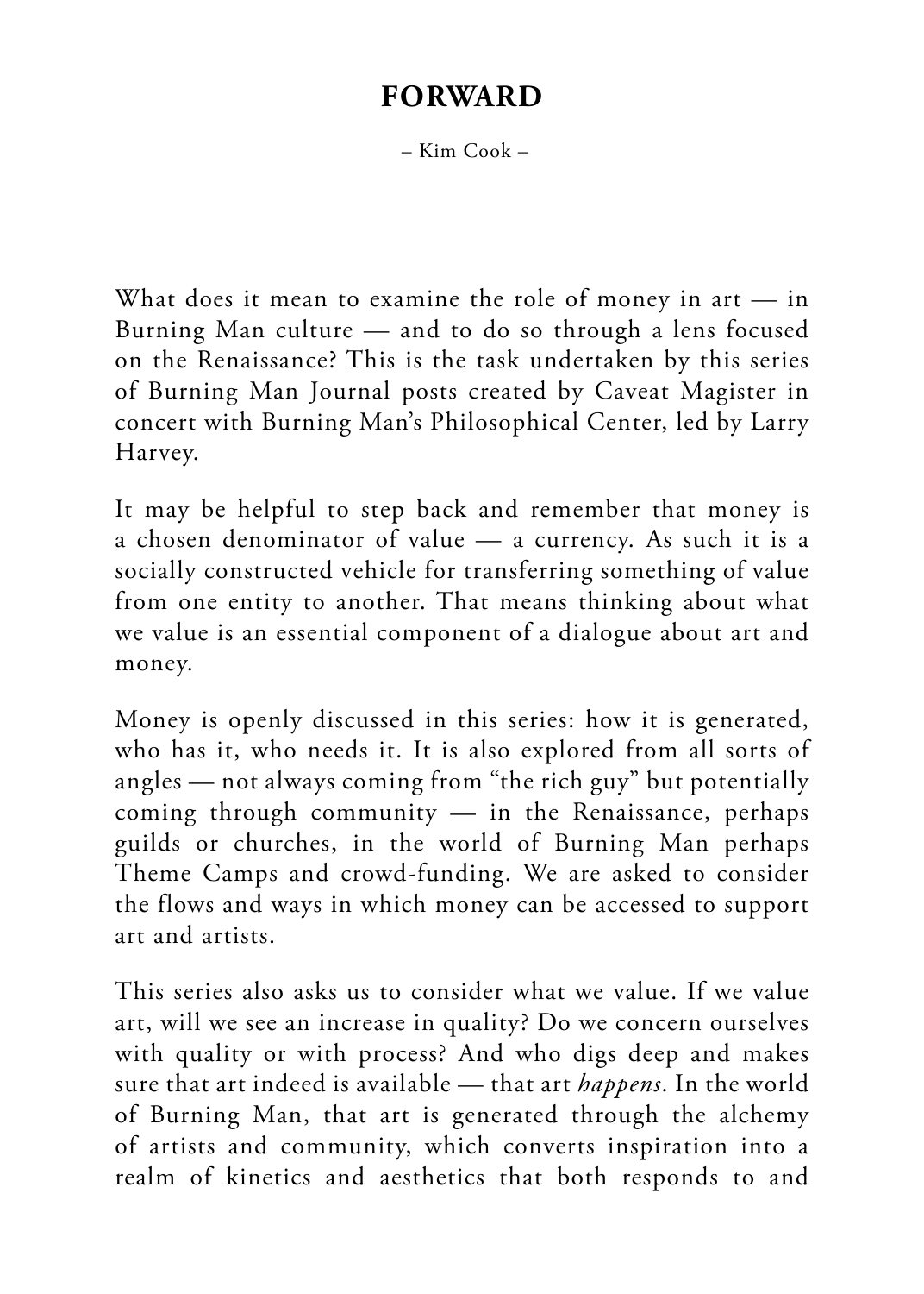# FORWARD

– Kim Cook –

What does it mean to examine the role of money in art — in Burning Man culture — and to do so through a lens focused on the Renaissance? This is the task undertaken by this series of Burning Man Journal posts created by Caveat Magister in concert with Burning Man's Philosophical Center, led by Larry Harvey.

It may be helpful to step back and remember that money is a chosen denominator of value — a currency. As such it is a socially constructed vehicle for transferring something of value from one entity to another. That means thinking about what we value is an essential component of a dialogue about art and money.

Money is openly discussed in this series: how it is generated, who has it, who needs it. It is also explored from all sorts of angles — not always coming from "the rich guy" but potentially coming through community — in the Renaissance, perhaps guilds or churches, in the world of Burning Man perhaps Theme Camps and crowd-funding. We are asked to consider the flows and ways in which money can be accessed to support art and artists.

This series also asks us to consider what we value. If we value art, will we see an increase in quality? Do we concern ourselves with quality or with process? And who digs deep and makes sure that art indeed is available — that art *happens*. In the world of Burning Man, that art is generated through the alchemy of artists and community, which converts inspiration into a realm of kinetics and aesthetics that both responds to and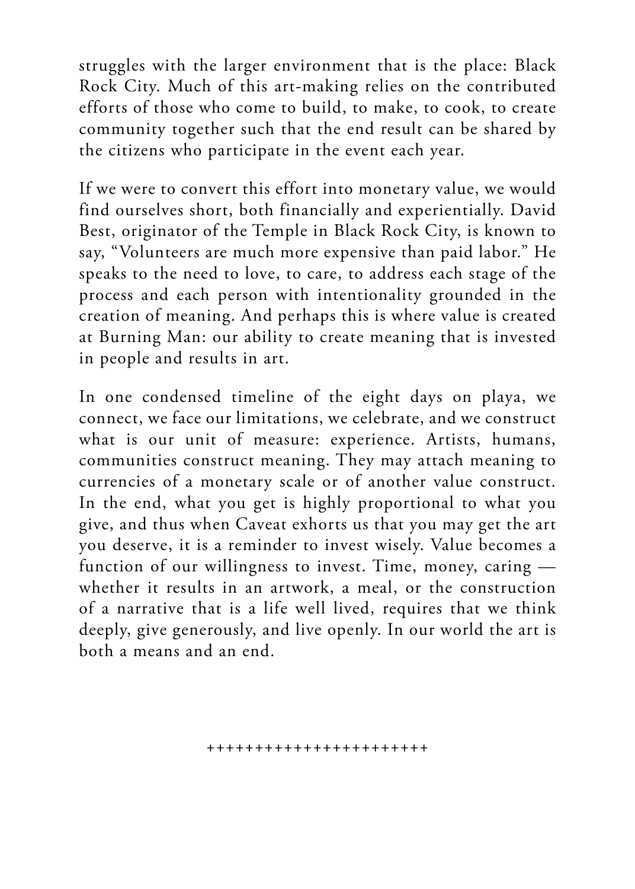struggles with the larger environment that is the place: Black Rock City. Much of this art-making relies on the contributed efforts of those who come to build, to make, to cook, to create community together such that the end result can be shared by the citizens who participate in the event each year.

If we were to convert this effort into monetary value, we would find ourselves short, both financially and experientially. David Best, originator of the Temple in Black Rock City, is known to say, "Volunteers are much more expensive than paid labor." He speaks to the need to love, to care, to address each stage of the process and each person with intentionality grounded in the creation of meaning. And perhaps this is where value is created at Burning Man: our ability to create meaning that is invested in people and results in art.

In one condensed timeline of the eight days on playa, we connect, we face our limitations, we celebrate, and we construct what is our unit of measure: experience. Artists, humans, communities construct meaning. They may attach meaning to currencies of a monetary scale or of another value construct. In the end, what you get is highly proportional to what you give, and thus when Caveat exhorts us that you may get the art you deserve, it is a reminder to invest wisely. Value becomes a function of our willingness to invest. Time, money, caring — whether it results in an artwork, a meal, or the construction of a narrative that is a life well lived, requires that we think deeply, give generously, and live openly. In our world the art is both a means and an end.

++++++++++++++++++++++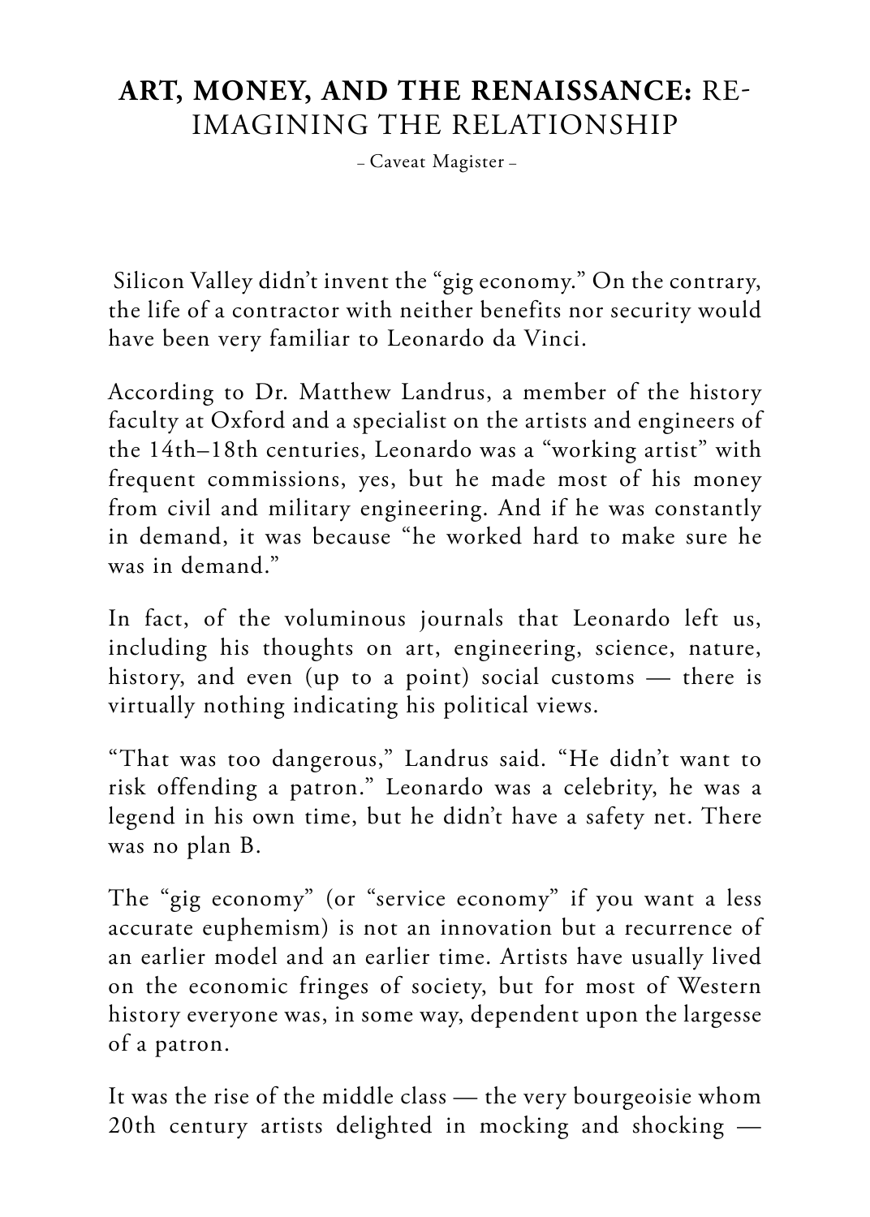# **ART, MONEY, AND THE RENAISSANCE:** RE-IMAGINING THE RELATIONSHIP

– Caveat Magister –

Silicon Valley didn't invent the "gig economy." On the contrary, the life of a contractor with neither benefits nor security would have been very familiar to Leonardo da Vinci.

According to Dr. Matthew Landrus, a member of the history faculty at Oxford and a specialist on the artists and engineers of the 14th–18th centuries, Leonardo was a "working artist" with frequent commissions, yes, but he made most of his money from civil and military engineering. And if he was constantly in demand, it was because "he worked hard to make sure he was in demand."

In fact, of the voluminous journals that Leonardo left us, including his thoughts on art, engineering, science, nature, history, and even (up to a point) social customs — there is virtually nothing indicating his political views.

"That was too dangerous," Landrus said. "He didn't want to risk offending a patron." Leonardo was a celebrity, he was a legend in his own time, but he didn't have a safety net. There was no plan B.

The "gig economy" (or "service economy" if you want a less accurate euphemism) is not an innovation but a recurrence of an earlier model and an earlier time. Artists have usually lived on the economic fringes of society, but for most of Western history everyone was, in some way, dependent upon the largesse of a patron.

It was the rise of the middle class — the very bourgeoisie whom 20th century artists delighted in mocking and shocking —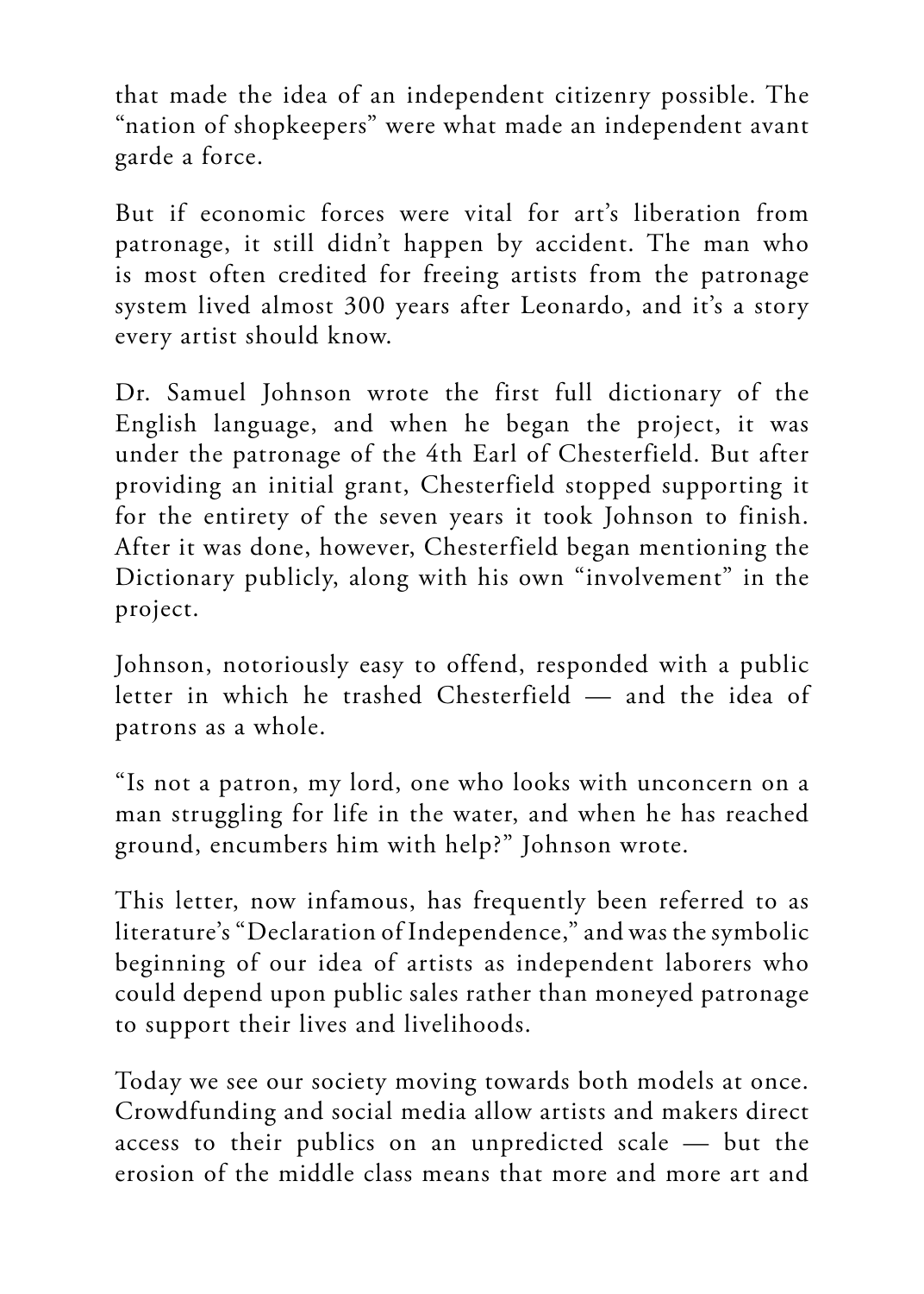that made the idea of an independent citizenry possible. The "nation of shopkeepers" were what made an independent avant garde a force.

But if economic forces were vital for art's liberation from patronage, it still didn't happen by accident. The man who is most often credited for freeing artists from the patronage system lived almost 300 years after Leonardo, and it's a story every artist should know.

Dr. Samuel Johnson wrote the first full dictionary of the English language, and when he began the project, it was under the patronage of the 4th Earl of Chesterfield. But after providing an initial grant, Chesterfield stopped supporting it for the entirety of the seven years it took Johnson to finish. After it was done, however, Chesterfield began mentioning the Dictionary publicly, along with his own "involvement" in the project.

Johnson, notoriously easy to offend, responded with a public letter in which he trashed Chesterfield — and the idea of patrons as a whole.

"Is not a patron, my lord, one who looks with unconcern on a man struggling for life in the water, and when he has reached ground, encumbers him with help?" Johnson wrote.

This letter, now infamous, has frequently been referred to as literature's "Declaration of Independence," and was the symbolic beginning of our idea of artists as independent laborers who could depend upon public sales rather than moneyed patronage to support their lives and livelihoods.

Today we see our society moving towards both models at once. Crowdfunding and social media allow artists and makers direct access to their publics on an unpredicted scale — but the erosion of the middle class means that more and more art and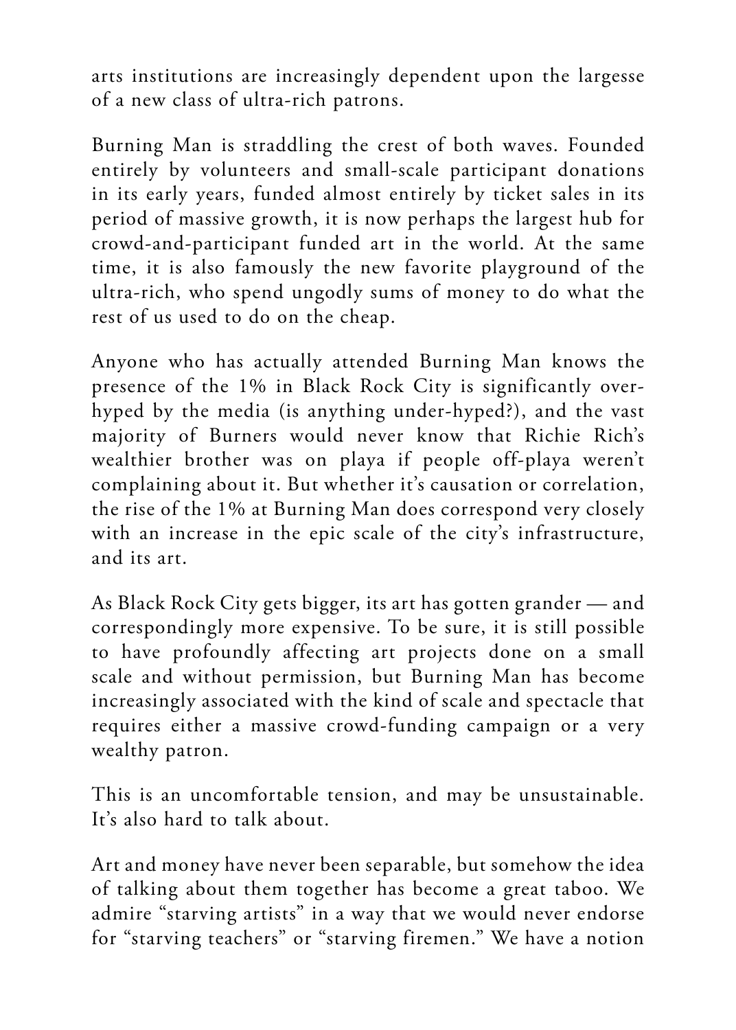arts institutions are increasingly dependent upon the largesse of a new class of ultra-rich patrons.

Burning Man is straddling the crest of both waves. Founded entirely by volunteers and small-scale participant donations in its early years, funded almost entirely by ticket sales in its period of massive growth, it is now perhaps the largest hub for crowd-and-participant funded art in the world. At the same time, it is also famously the new favorite playground of the ultra-rich, who spend ungodly sums of money to do what the rest of us used to do on the cheap.

Anyone who has actually attended Burning Man knows the presence of the 1% in Black Rock City is significantly over-hyped by the media (is anything under-hyped?), and the vast majority of Burners would never know that Richie Rich's wealthier brother was on playa if people off-playa weren't complaining about it. But whether it's causation or correlation, the rise of the 1% at Burning Man does correspond very closely with an increase in the epic scale of the city's infrastructure, and its art.

As Black Rock City gets bigger, its art has gotten grander — and correspondingly more expensive. To be sure, it is still possible to have profoundly affecting art projects done on a small scale and without permission, but Burning Man has become increasingly associated with the kind of scale and spectacle that requires either a massive crowd-funding campaign or a very wealthy patron.

This is an uncomfortable tension, and may be unsustainable. It's also hard to talk about.

Art and money have never been separable, but somehow the idea of talking about them together has become a great taboo. We admire "starving artists" in a way that we would never endorse for "starving teachers" or "starving firemen." We have a notion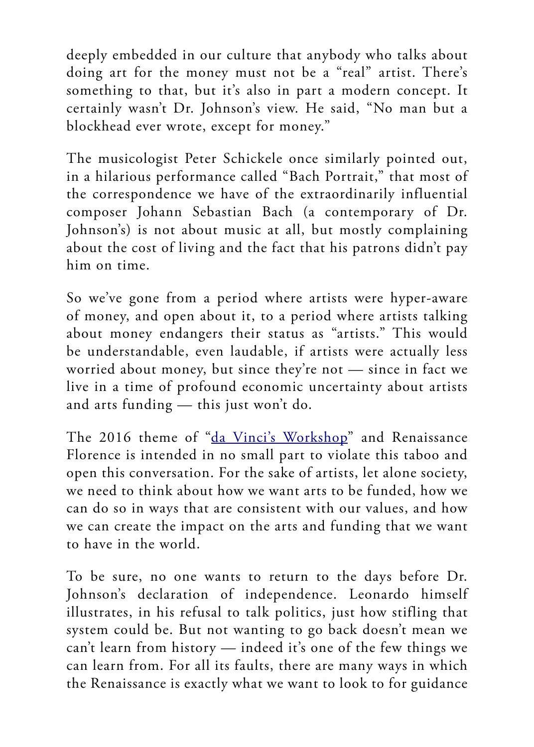deeply embedded in our culture that anybody who talks about doing art for the money must not be a "real" artist. There's something to that, but it's also in part a modern concept. It certainly wasn't Dr. Johnson's view. He said, "No man but a blockhead ever wrote, except for money."

The musicologist Peter Schickele once similarly pointed out, in a hilarious performance called "Bach Portrait," that most of the correspondence we have of the extraordinarily influential composer Johann Sebastian Bach (a contemporary of Dr. Johnson's) is not about music at all, but mostly complaining about the cost of living and the fact that his patrons didn't pay him on time.

So we've gone from a period where artists were hyper-aware of money, and open about it, to a period where artists talking about money endangers their status as "artists." This would be understandable, even laudable, if artists were actually less worried about money, but since they're not — since in fact we live in a time of profound economic uncertainty about artists and arts funding — this just won't do.

The 2016 theme of "da Vinci's Workshop" and Renaissance Florence is intended in no small part to violate this taboo and open this conversation. For the sake of artists, let alone society, we need to think about how we want arts to be funded, how we can do so in ways that are consistent with our values, and how we can create the impact on the arts and funding that we want to have in the world.

To be sure, no one wants to return to the days before Dr. Johnson's declaration of independence. Leonardo himself illustrates, in his refusal to talk politics, just how stifling that system could be. But not wanting to go back doesn't mean we can't learn from history — indeed it's one of the few things we can learn from. For all its faults, there are many ways in which the Renaissance is exactly what we want to look to for guidance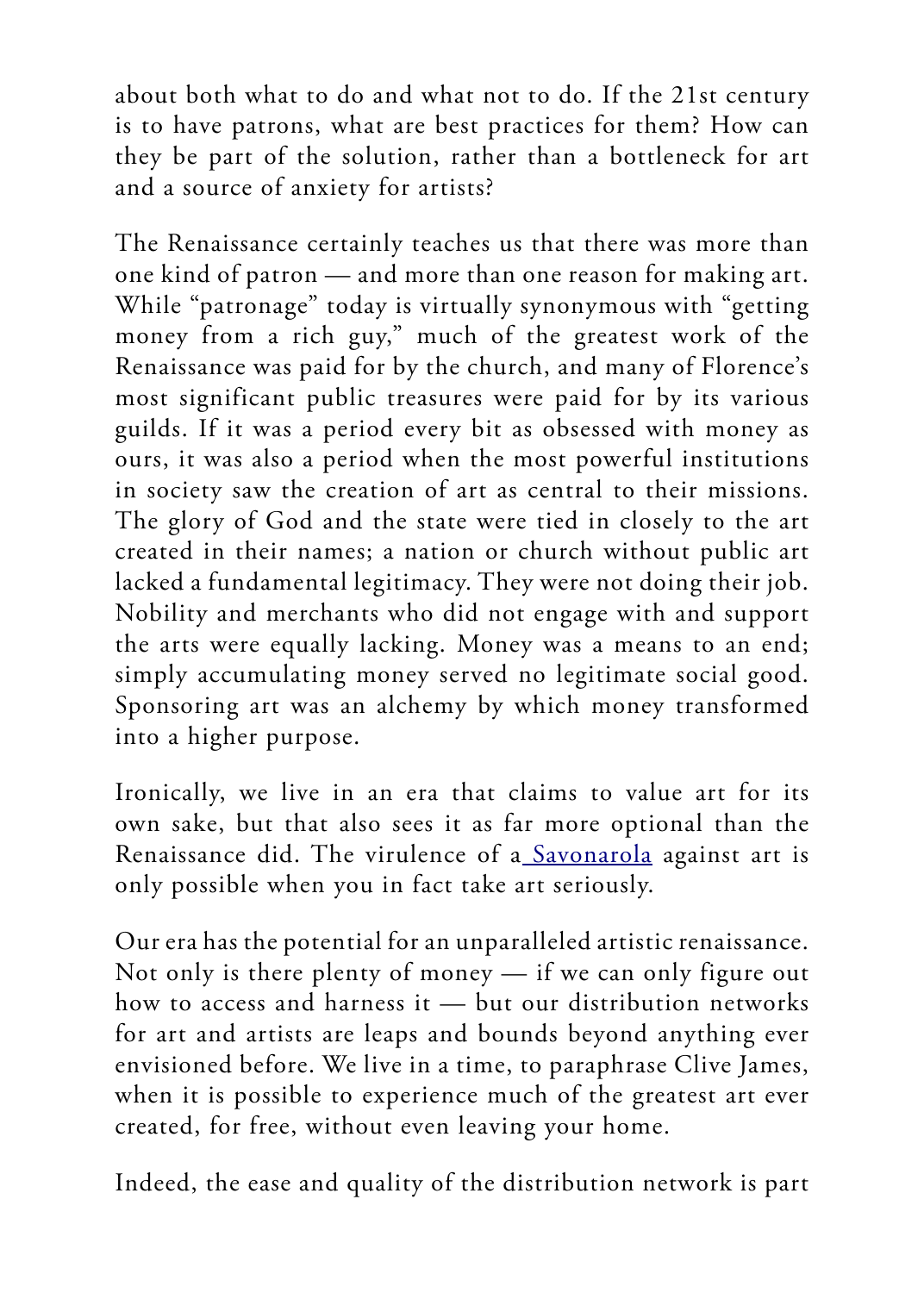about both what to do and what not to do. If the 21st century is to have patrons, what are best practices for them? How can they be part of the solution, rather than a bottleneck for art and a source of anxiety for artists?

The Renaissance certainly teaches us that there was more than one kind of patron — and more than one reason for making art. While "patronage" today is virtually synonymous with "getting money from a rich guy," much of the greatest work of the Renaissance was paid for by the church, and many of Florence's most significant public treasures were paid for by its various guilds. If it was a period every bit as obsessed with money as ours, it was also a period when the most powerful institutions in society saw the creation of art as central to their missions. The glory of God and the state were tied in closely to the art created in their names; a nation or church without public art lacked a fundamental legitimacy. They were not doing their job. Nobility and merchants who did not engage with and support the arts were equally lacking. Money was a means to an end; simply accumulating money served no legitimate social good. Sponsoring art was an alchemy by which money transformed into a higher purpose.

Ironically, we live in an era that claims to value art for its own sake, but that also sees it as far more optional than the Renaissance did. The virulence of a [Savonarola] against art is only possible when you in fact take art seriously.

Our era has the potential for an unparalleled artistic renaissance. Not only is there plenty of money — if we can only figure out how to access and harness it — but our distribution networks for art and artists are leaps and bounds beyond anything ever envisioned before. We live in a time, to paraphrase Clive James, when it is possible to experience much of the greatest art ever created, for free, without even leaving your home.

Indeed, the ease and quality of the distribution network is part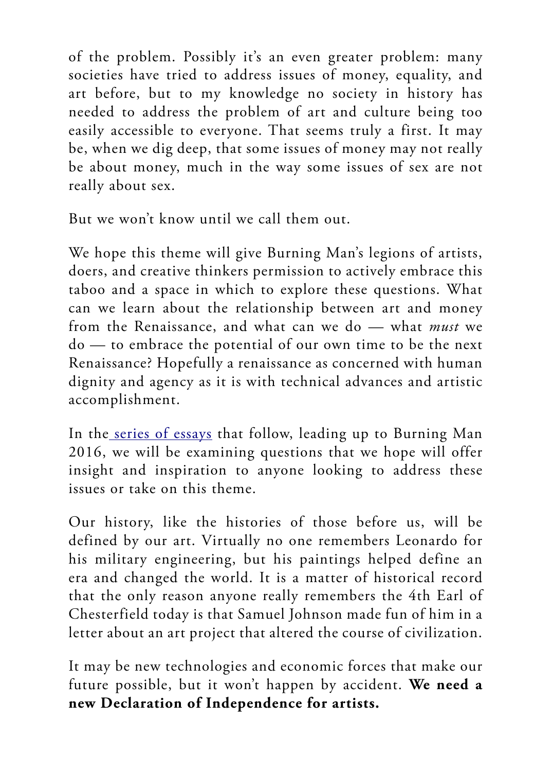of the problem. Possibly it's an even greater problem: many societies have tried to address issues of money, equality, and art before, but to my knowledge no society in history has needed to address the problem of art and culture being too easily accessible to everyone. That seems truly a first. It may be, when we dig deep, that some issues of money may not really be about money, much in the way some issues of sex are not really about sex.

But we won't know until we call them out.

We hope this theme will give Burning Man's legions of artists, doers, and creative thinkers permission to actively embrace this taboo and a space in which to explore these questions. What can we learn about the relationship between art and money from the Renaissance, and what can we do — what *must* we do — to embrace the potential of our own time to be the next Renaissance? Hopefully a renaissance as concerned with human dignity and agency as it is with technical advances and artistic accomplishment.

In the series of essays that follow, leading up to Burning Man 2016, we will be examining questions that we hope will offer insight and inspiration to anyone looking to address these issues or take on this theme.

Our history, like the histories of those before us, will be defined by our art. Virtually no one remembers Leonardo for his military engineering, but his paintings helped define an era and changed the world. It is a matter of historical record that the only reason anyone really remembers the 4th Earl of Chesterfield today is that Samuel Johnson made fun of him in a letter about an art project that altered the course of civilization.

It may be new technologies and economic forces that make our future possible, but it won't happen by accident. **We need a new Declaration of Independence for artists.**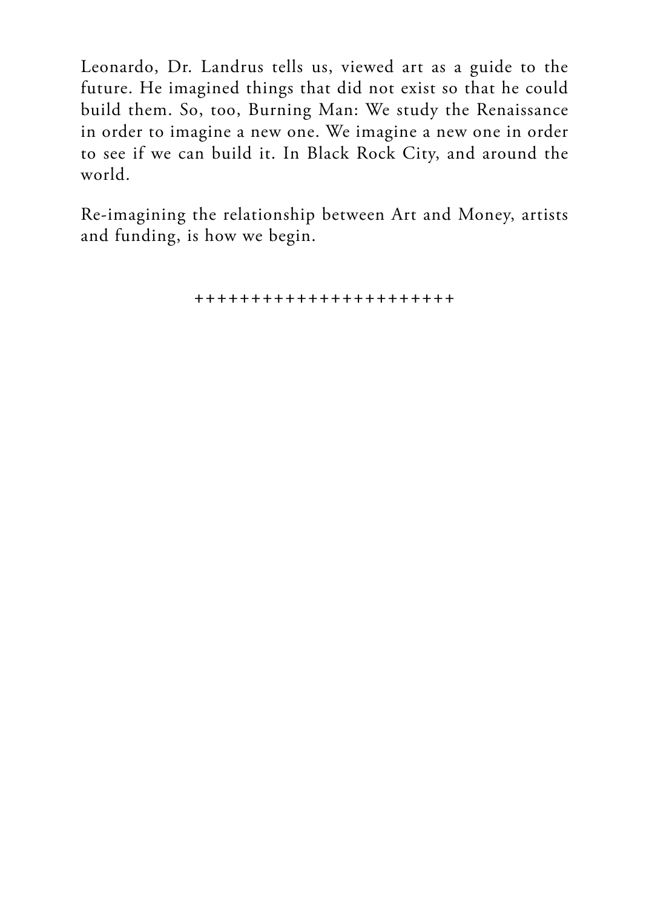Leonardo, Dr. Landrus tells us, viewed art as a guide to the future. He imagined things that did not exist so that he could build them. So, too, Burning Man: We study the Renaissance in order to imagine a new one. We imagine a new one in order to see if we can build it. In Black Rock City, and around the world.

Re-imagining the relationship between Art and Money, artists and funding, is how we begin.

++++++++++++++++++++++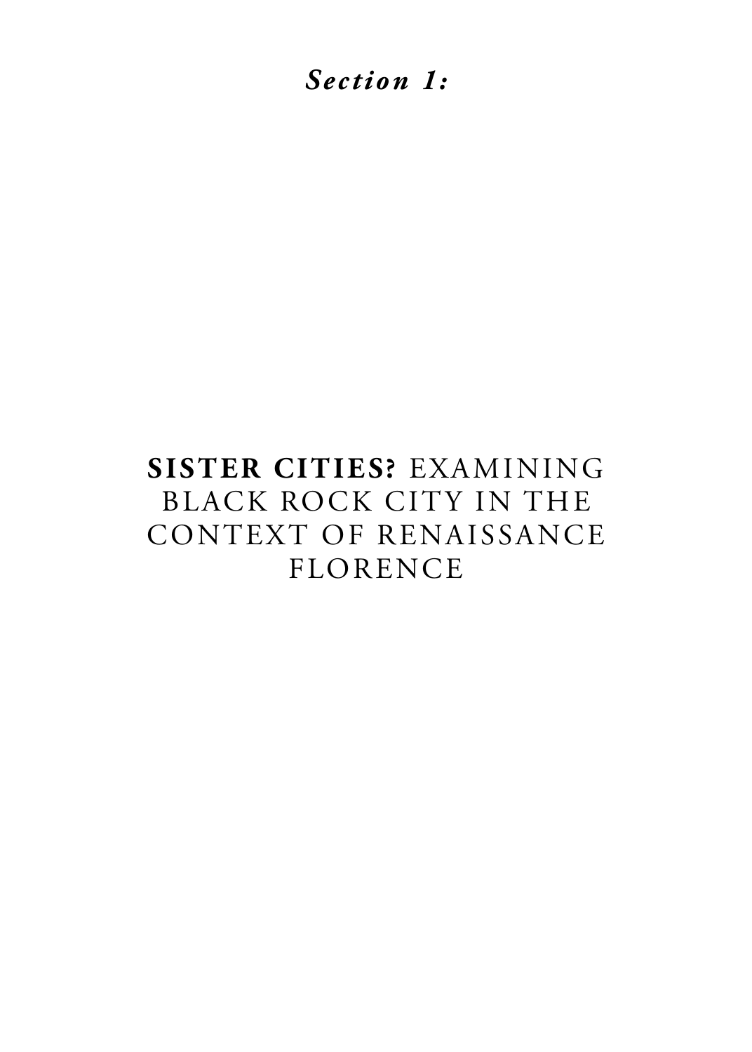*Section 1:*

# **SISTER CITIES?** EXAMINING BLACK ROCK CITY IN THE CONTEXT OF RENAISSANCE FLORENCE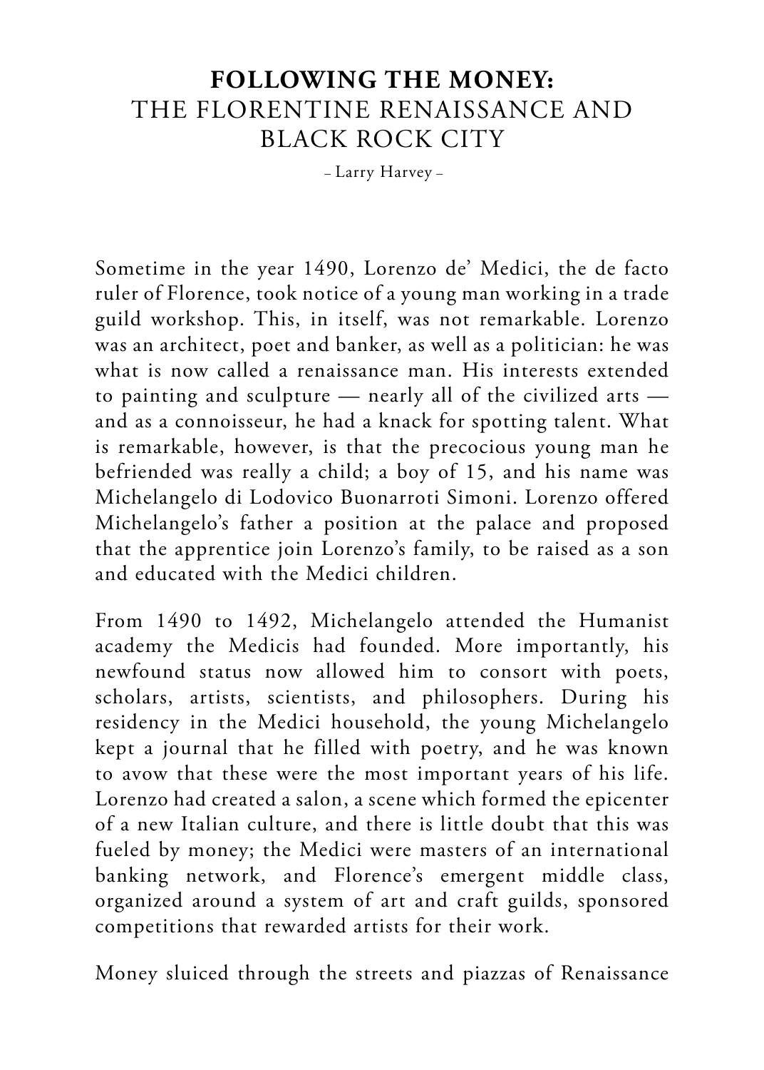# FOLLOWING THE MONEY: THE FLORENTINE RENAISSANCE AND BLACK ROCK CITY

– Larry Harvey –

Sometime in the year 1490, Lorenzo de' Medici, the de facto ruler of Florence, took notice of a young man working in a trade guild workshop. This, in itself, was not remarkable. Lorenzo was an architect, poet and banker, as well as a politician: he was what is now called a renaissance man. His interests extended to painting and sculpture — nearly all of the civilized arts — and as a connoisseur, he had a knack for spotting talent. What is remarkable, however, is that the precocious young man he befriended was really a child; a boy of 15, and his name was Michelangelo di Lodovico Buonarroti Simoni. Lorenzo offered Michelangelo's father a position at the palace and proposed that the apprentice join Lorenzo's family, to be raised as a son and educated with the Medici children.

From 1490 to 1492, Michelangelo attended the Humanist academy the Medicis had founded. More importantly, his newfound status now allowed him to consort with poets, scholars, artists, scientists, and philosophers. During his residency in the Medici household, the young Michelangelo kept a journal that he filled with poetry, and he was known to avow that these were the most important years of his life. Lorenzo had created a salon, a scene which formed the epicenter of a new Italian culture, and there is little doubt that this was fueled by money; the Medici were masters of an international banking network, and Florence's emergent middle class, organized around a system of art and craft guilds, sponsored competitions that rewarded artists for their work.

Money sluiced through the streets and piazzas of Renaissance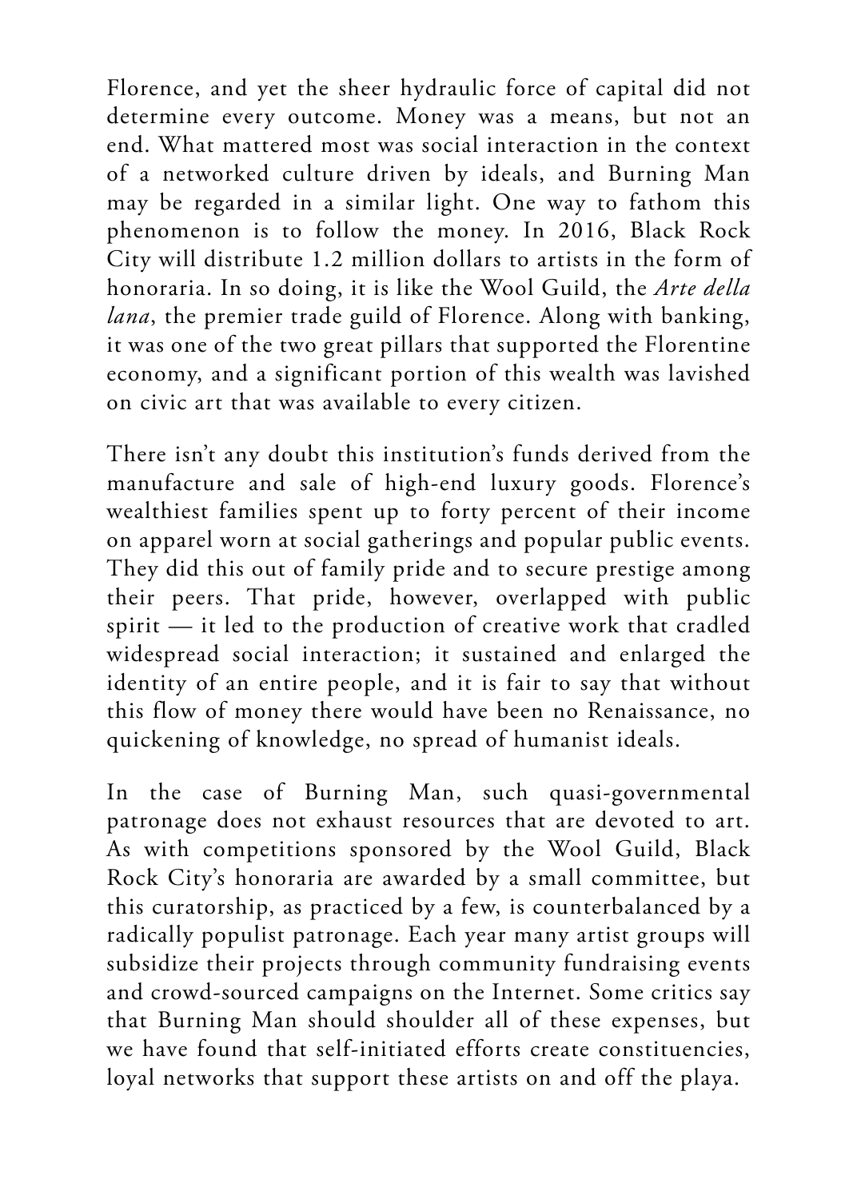Florence, and yet the sheer hydraulic force of capital did not determine every outcome. Money was a means, but not an end. What mattered most was social interaction in the context of a networked culture driven by ideals, and Burning Man may be regarded in a similar light. One way to fathom this phenomenon is to follow the money. In 2016, Black Rock City will distribute 1.2 million dollars to artists in the form of honoraria. In so doing, it is like the Wool Guild, the *Arte della lana*, the premier trade guild of Florence. Along with banking, it was one of the two great pillars that supported the Florentine economy, and a significant portion of this wealth was lavished on civic art that was available to every citizen.

There isn't any doubt this institution's funds derived from the manufacture and sale of high-end luxury goods. Florence's wealthiest families spent up to forty percent of their income on apparel worn at social gatherings and popular public events. They did this out of family pride and to secure prestige among their peers. That pride, however, overlapped with public spirit — it led to the production of creative work that cradled widespread social interaction; it sustained and enlarged the identity of an entire people, and it is fair to say that without this flow of money there would have been no Renaissance, no quickening of knowledge, no spread of humanist ideals.

In the case of Burning Man, such quasi-governmental patronage does not exhaust resources that are devoted to art. As with competitions sponsored by the Wool Guild, Black Rock City's honoraria are awarded by a small committee, but this curatorship, as practiced by a few, is counterbalanced by a radically populist patronage. Each year many artist groups will subsidize their projects through community fundraising events and crowd-sourced campaigns on the Internet. Some critics say that Burning Man should shoulder all of these expenses, but we have found that self-initiated efforts create constituencies, loyal networks that support these artists on and off the playa.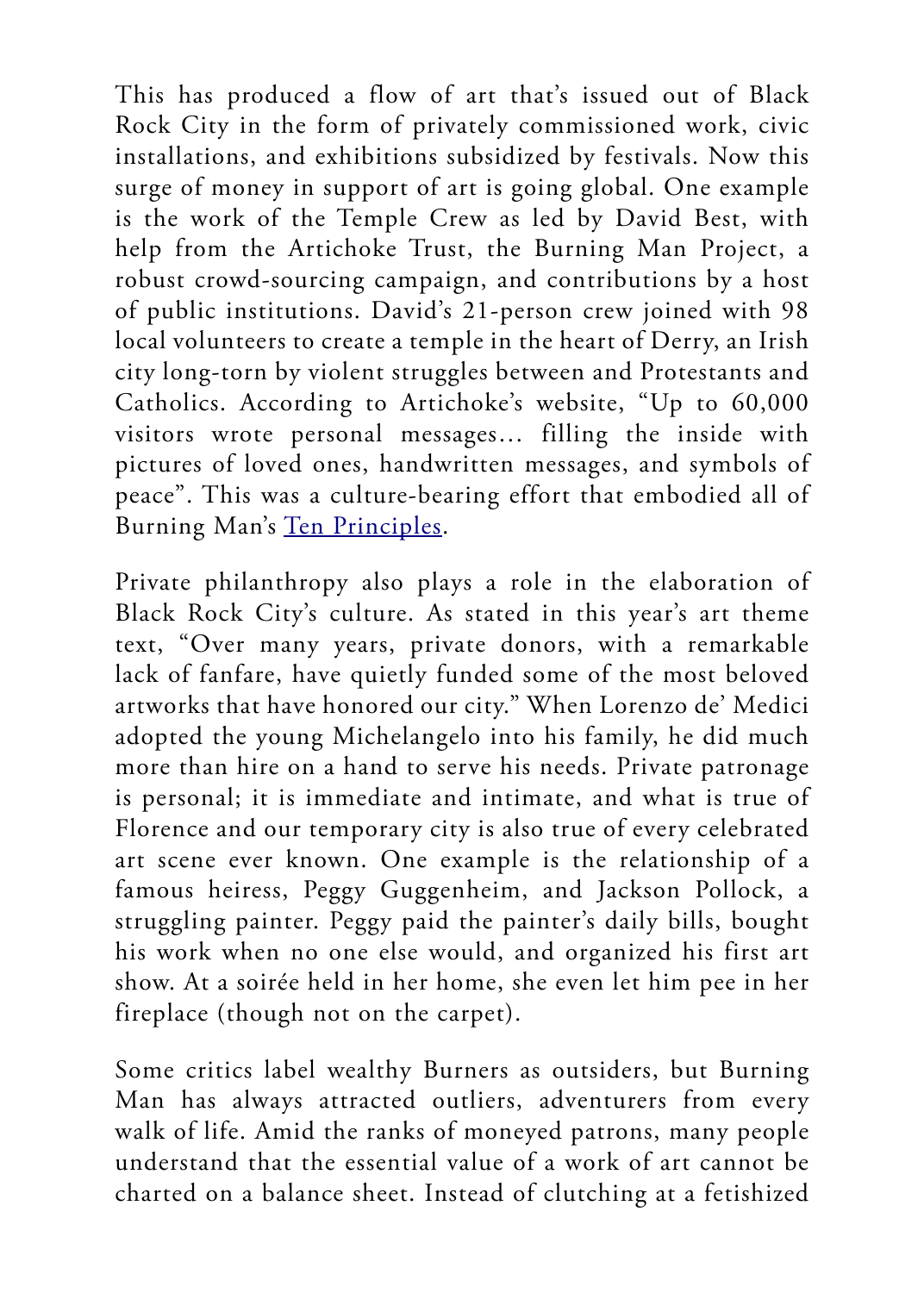This has produced a flow of art that's issued out of Black Rock City in the form of privately commissioned work, civic installations, and exhibitions subsidized by festivals. Now this surge of money in support of art is going global. One example is the work of the Temple Crew as led by David Best, with help from the Artichoke Trust, the Burning Man Project, a robust crowd-sourcing campaign, and contributions by a host of public institutions. David's 21-person crew joined with 98 local volunteers to create a temple in the heart of Derry, an Irish city long-torn by violent struggles between and Protestants and Catholics. According to Artichoke's website, "Up to 60,000 visitors wrote personal messages… filling the inside with pictures of loved ones, handwritten messages, and symbols of peace". This was a culture-bearing effort that embodied all of Burning Man's Ten Principles.

Private philanthropy also plays a role in the elaboration of Black Rock City's culture. As stated in this year's art theme text, "Over many years, private donors, with a remarkable lack of fanfare, have quietly funded some of the most beloved artworks that have honored our city." When Lorenzo de' Medici adopted the young Michelangelo into his family, he did much more than hire on a hand to serve his needs. Private patronage is personal; it is immediate and intimate, and what is true of Florence and our temporary city is also true of every celebrated art scene ever known. One example is the relationship of a famous heiress, Peggy Guggenheim, and Jackson Pollock, a struggling painter. Peggy paid the painter's daily bills, bought his work when no one else would, and organized his first art show. At a soirée held in her home, she even let him pee in her fireplace (though not on the carpet).

Some critics label wealthy Burners as outsiders, but Burning Man has always attracted outliers, adventurers from every walk of life. Amid the ranks of moneyed patrons, many people understand that the essential value of a work of art cannot be charted on a balance sheet. Instead of clutching at a fetishized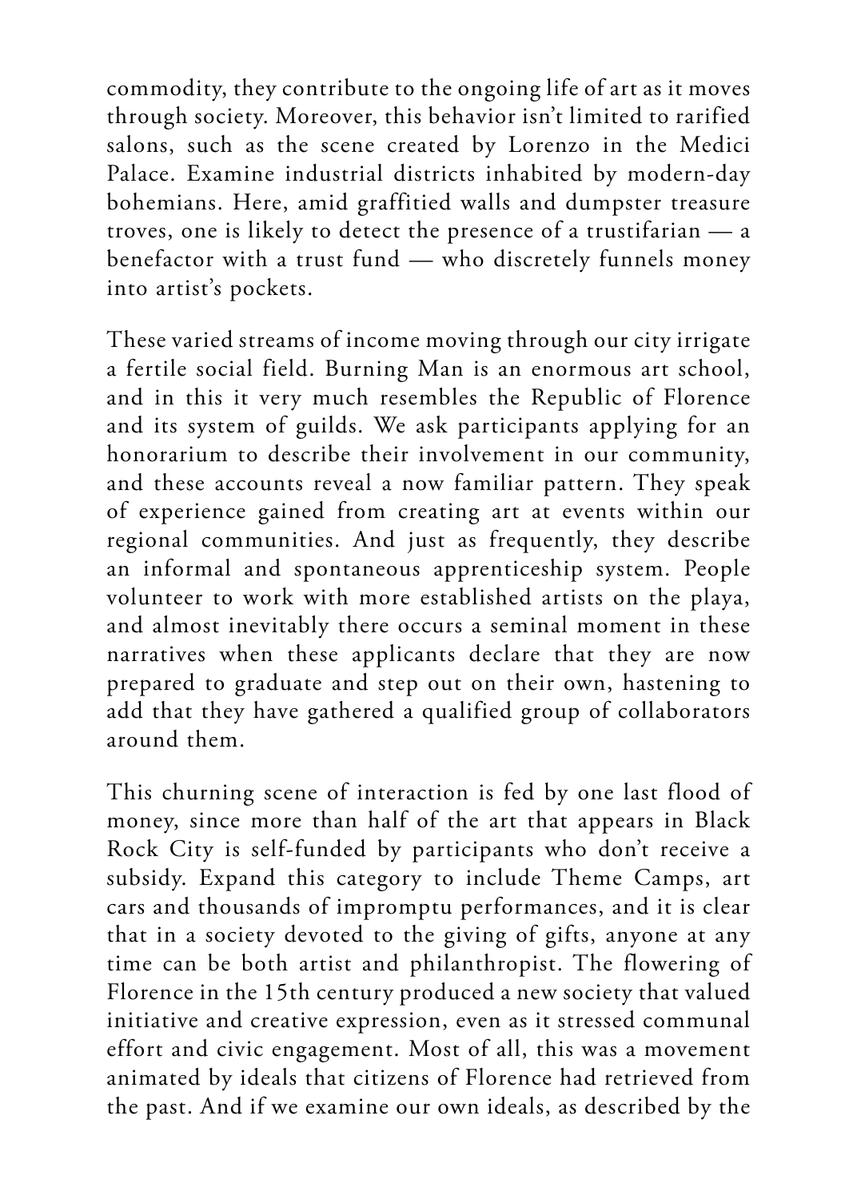commodity, they contribute to the ongoing life of art as it moves through society. Moreover, this behavior isn't limited to rarified salons, such as the scene created by Lorenzo in the Medici Palace. Examine industrial districts inhabited by modern-day bohemians. Here, amid graffitied walls and dumpster treasure troves, one is likely to detect the presence of a trustifarian — a benefactor with a trust fund — who discretely funnels money into artist's pockets.

These varied streams of income moving through our city irrigate a fertile social field. Burning Man is an enormous art school, and in this it very much resembles the Republic of Florence and its system of guilds. We ask participants applying for an honorarium to describe their involvement in our community, and these accounts reveal a now familiar pattern. They speak of experience gained from creating art at events within our regional communities. And just as frequently, they describe an informal and spontaneous apprenticeship system. People volunteer to work with more established artists on the playa, and almost inevitably there occurs a seminal moment in these narratives when these applicants declare that they are now prepared to graduate and step out on their own, hastening to add that they have gathered a qualified group of collaborators around them.

This churning scene of interaction is fed by one last flood of money, since more than half of the art that appears in Black Rock City is self-funded by participants who don't receive a subsidy. Expand this category to include Theme Camps, art cars and thousands of impromptu performances, and it is clear that in a society devoted to the giving of gifts, anyone at any time can be both artist and philanthropist. The flowering of Florence in the 15th century produced a new society that valued initiative and creative expression, even as it stressed communal effort and civic engagement. Most of all, this was a movement animated by ideals that citizens of Florence had retrieved from the past. And if we examine our own ideals, as described by the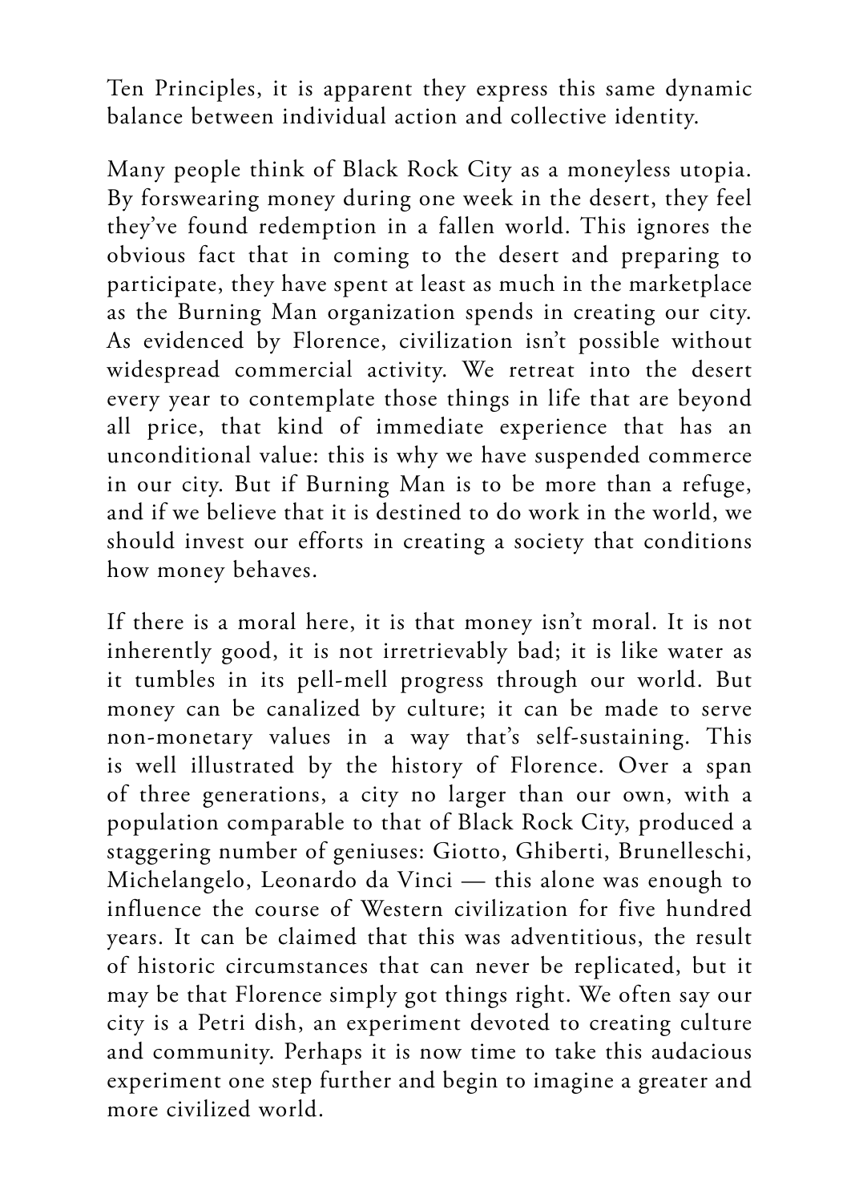Ten Principles, it is apparent they express this same dynamic balance between individual action and collective identity.

Many people think of Black Rock City as a moneyless utopia. By forswearing money during one week in the desert, they feel they've found redemption in a fallen world. This ignores the obvious fact that in coming to the desert and preparing to participate, they have spent at least as much in the marketplace as the Burning Man organization spends in creating our city. As evidenced by Florence, civilization isn't possible without widespread commercial activity. We retreat into the desert every year to contemplate those things in life that are beyond all price, that kind of immediate experience that has an unconditional value: this is why we have suspended commerce in our city. But if Burning Man is to be more than a refuge, and if we believe that it is destined to do work in the world, we should invest our efforts in creating a society that conditions how money behaves.

If there is a moral here, it is that money isn't moral. It is not inherently good, it is not irretrievably bad; it is like water as it tumbles in its pell-mell progress through our world. But money can be canalized by culture; it can be made to serve non-monetary values in a way that's self-sustaining. This is well illustrated by the history of Florence. Over a span of three generations, a city no larger than our own, with a population comparable to that of Black Rock City, produced a staggering number of geniuses: Giotto, Ghiberti, Brunelleschi, Michelangelo, Leonardo da Vinci — this alone was enough to influence the course of Western civilization for five hundred years. It can be claimed that this was adventitious, the result of historic circumstances that can never be replicated, but it may be that Florence simply got things right. We often say our city is a Petri dish, an experiment devoted to creating culture and community. Perhaps it is now time to take this audacious experiment one step further and begin to imagine a greater and more civilized world.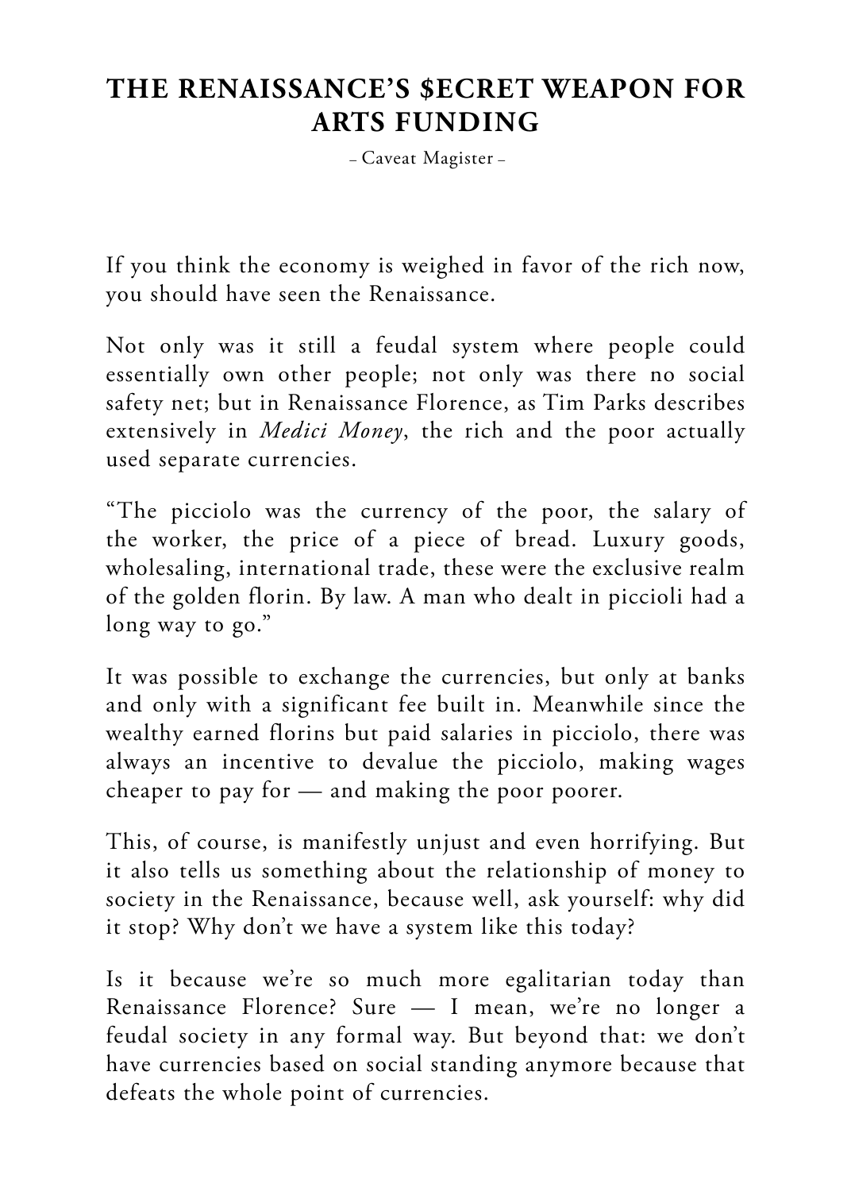# THE RENAISSANCE'S $ECRET WEAPON FOR ARTS FUNDING

– Caveat Magister –

If you think the economy is weighed in favor of the rich now, you should have seen the Renaissance.

Not only was it still a feudal system where people could essentially own other people; not only was there no social safety net; but in Renaissance Florence, as Tim Parks describes extensively in *Medici Money*, the rich and the poor actually used separate currencies.

"The picciolo was the currency of the poor, the salary of the worker, the price of a piece of bread. Luxury goods, wholesaling, international trade, these were the exclusive realm of the golden florin. By law. A man who dealt in piccioli had a long way to go."

It was possible to exchange the currencies, but only at banks and only with a significant fee built in. Meanwhile since the wealthy earned florins but paid salaries in picciolo, there was always an incentive to devalue the picciolo, making wages cheaper to pay for — and making the poor poorer.

This, of course, is manifestly unjust and even horrifying. But it also tells us something about the relationship of money to society in the Renaissance, because well, ask yourself: why did it stop? Why don't we have a system like this today?

Is it because we're so much more egalitarian today than Renaissance Florence? Sure — I mean, we're no longer a feudal society in any formal way. But beyond that: we don't have currencies based on social standing anymore because that defeats the whole point of currencies.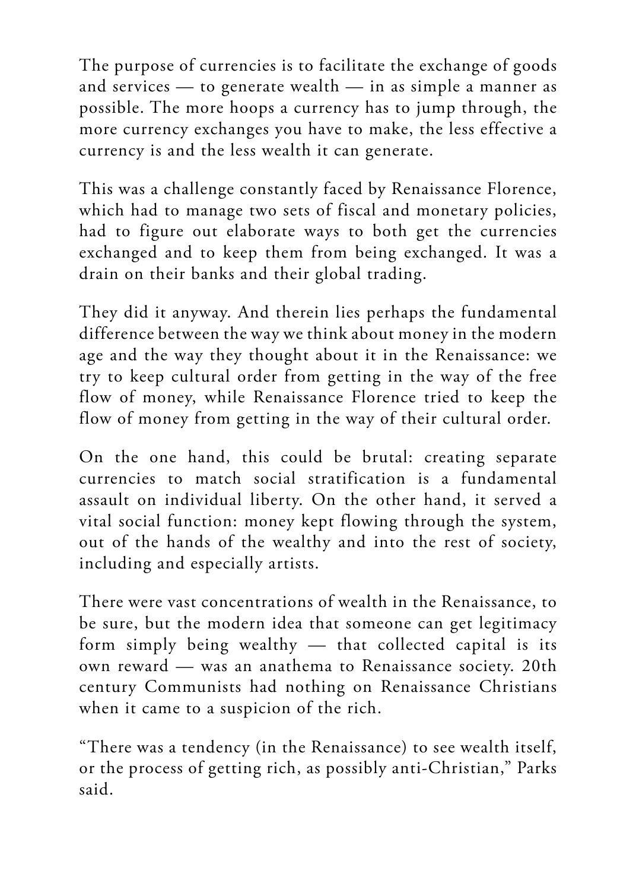The purpose of currencies is to facilitate the exchange of goods and services — to generate wealth — in as simple a manner as possible. The more hoops a currency has to jump through, the more currency exchanges you have to make, the less effective a currency is and the less wealth it can generate.

This was a challenge constantly faced by Renaissance Florence, which had to manage two sets of fiscal and monetary policies, had to figure out elaborate ways to both get the currencies exchanged and to keep them from being exchanged. It was a drain on their banks and their global trading.

They did it anyway. And therein lies perhaps the fundamental difference between the way we think about money in the modern age and the way they thought about it in the Renaissance: we try to keep cultural order from getting in the way of the free flow of money, while Renaissance Florence tried to keep the flow of money from getting in the way of their cultural order.

On the one hand, this could be brutal: creating separate currencies to match social stratification is a fundamental assault on individual liberty. On the other hand, it served a vital social function: money kept flowing through the system, out of the hands of the wealthy and into the rest of society, including and especially artists.

There were vast concentrations of wealth in the Renaissance, to be sure, but the modern idea that someone can get legitimacy form simply being wealthy — that collected capital is its own reward — was an anathema to Renaissance society. 20th century Communists had nothing on Renaissance Christians when it came to a suspicion of the rich.

"There was a tendency (in the Renaissance) to see wealth itself, or the process of getting rich, as possibly anti-Christian," Parks said.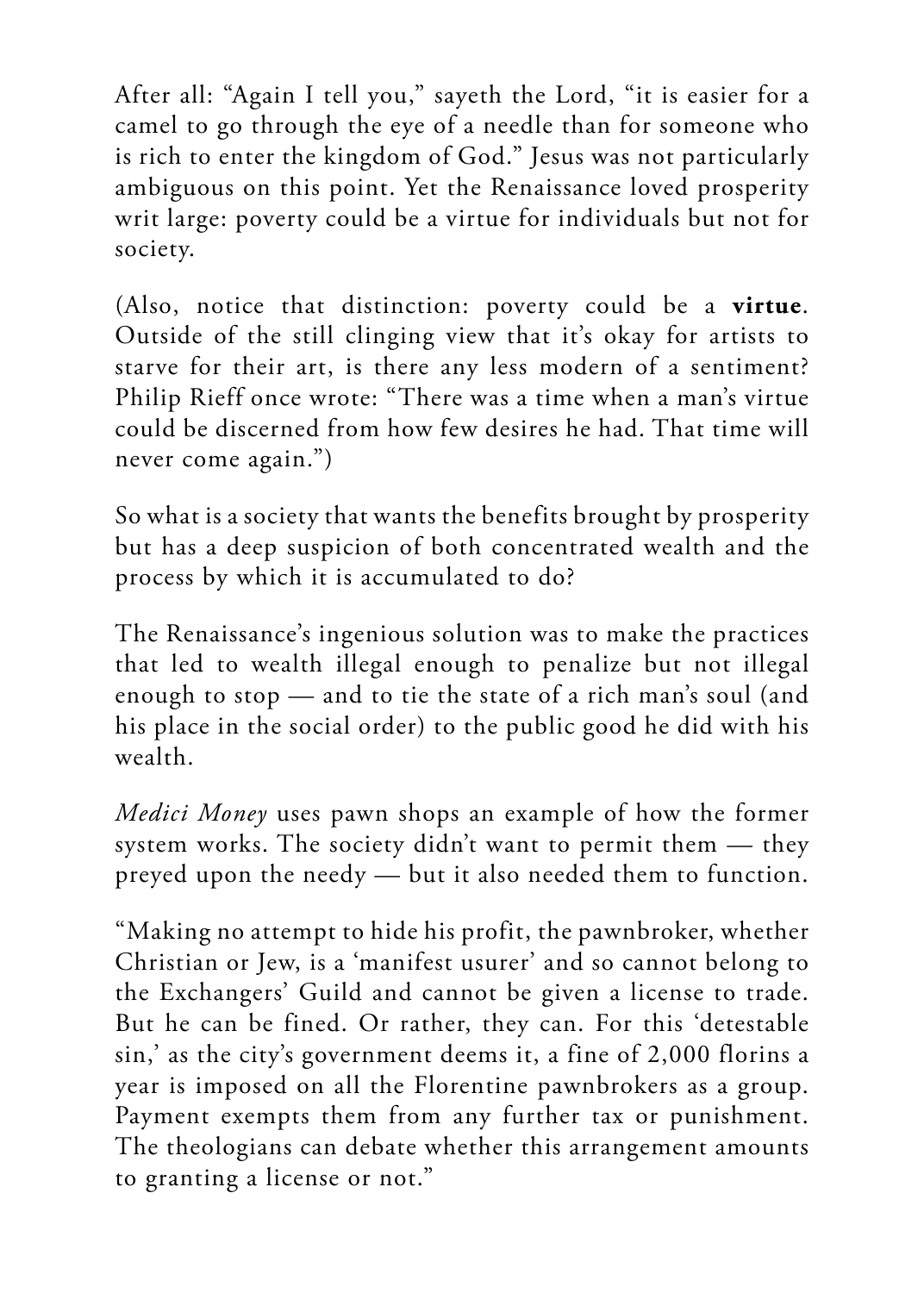After all: "Again I tell you," sayeth the Lord, "it is easier for a camel to go through the eye of a needle than for someone who is rich to enter the kingdom of God." Jesus was not particularly ambiguous on this point. Yet the Renaissance loved prosperity writ large: poverty could be a virtue for individuals but not for society.

(Also, notice that distinction: poverty could be a **virtue**. Outside of the still clinging view that it's okay for artists to starve for their art, is there any less modern of a sentiment? Philip Rieff once wrote: "There was a time when a man's virtue could be discerned from how few desires he had. That time will never come again.")

So what is a society that wants the benefits brought by prosperity but has a deep suspicion of both concentrated wealth and the process by which it is accumulated to do?

The Renaissance's ingenious solution was to make the practices that led to wealth illegal enough to penalize but not illegal enough to stop — and to tie the state of a rich man's soul (and his place in the social order) to the public good he did with his wealth.

*Medici Money* uses pawn shops an example of how the former system works. The society didn't want to permit them — they preyed upon the needy — but it also needed them to function.

"Making no attempt to hide his profit, the pawnbroker, whether Christian or Jew, is a 'manifest usurer' and so cannot belong to the Exchangers' Guild and cannot be given a license to trade. But he can be fined. Or rather, they can. For this 'detestable sin,' as the city's government deems it, a fine of 2,000 florins a year is imposed on all the Florentine pawnbrokers as a group. Payment exempts them from any further tax or punishment. The theologians can debate whether this arrangement amounts to granting a license or not."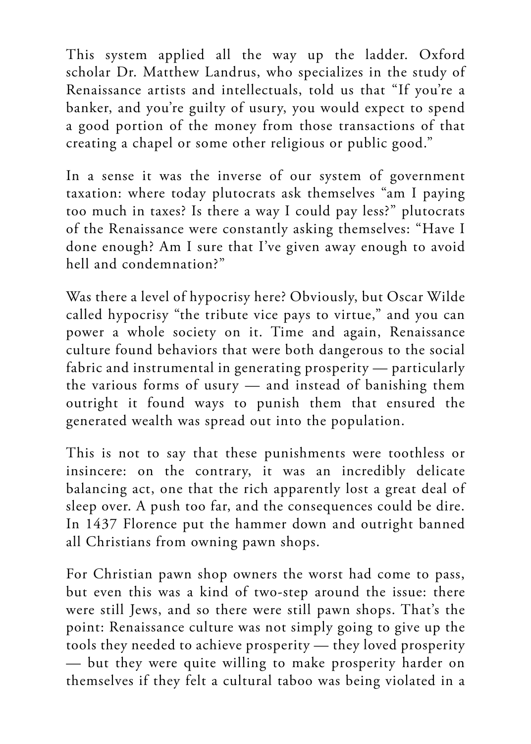This system applied all the way up the ladder. Oxford scholar Dr. Matthew Landrus, who specializes in the study of Renaissance artists and intellectuals, told us that "If you're a banker, and you're guilty of usury, you would expect to spend a good portion of the money from those transactions of that creating a chapel or some other religious or public good."

In a sense it was the inverse of our system of government taxation: where today plutocrats ask themselves "am I paying too much in taxes? Is there a way I could pay less?" plutocrats of the Renaissance were constantly asking themselves: "Have I done enough? Am I sure that I've given away enough to avoid hell and condemnation?"

Was there a level of hypocrisy here? Obviously, but Oscar Wilde called hypocrisy "the tribute vice pays to virtue," and you can power a whole society on it. Time and again, Renaissance culture found behaviors that were both dangerous to the social fabric and instrumental in generating prosperity — particularly the various forms of usury — and instead of banishing them outright it found ways to punish them that ensured the generated wealth was spread out into the population.

This is not to say that these punishments were toothless or insincere: on the contrary, it was an incredibly delicate balancing act, one that the rich apparently lost a great deal of sleep over. A push too far, and the consequences could be dire. In 1437 Florence put the hammer down and outright banned all Christians from owning pawn shops.

For Christian pawn shop owners the worst had come to pass, but even this was a kind of two-step around the issue: there were still Jews, and so there were still pawn shops. That's the point: Renaissance culture was not simply going to give up the tools they needed to achieve prosperity — they loved prosperity — but they were quite willing to make prosperity harder on themselves if they felt a cultural taboo was being violated in a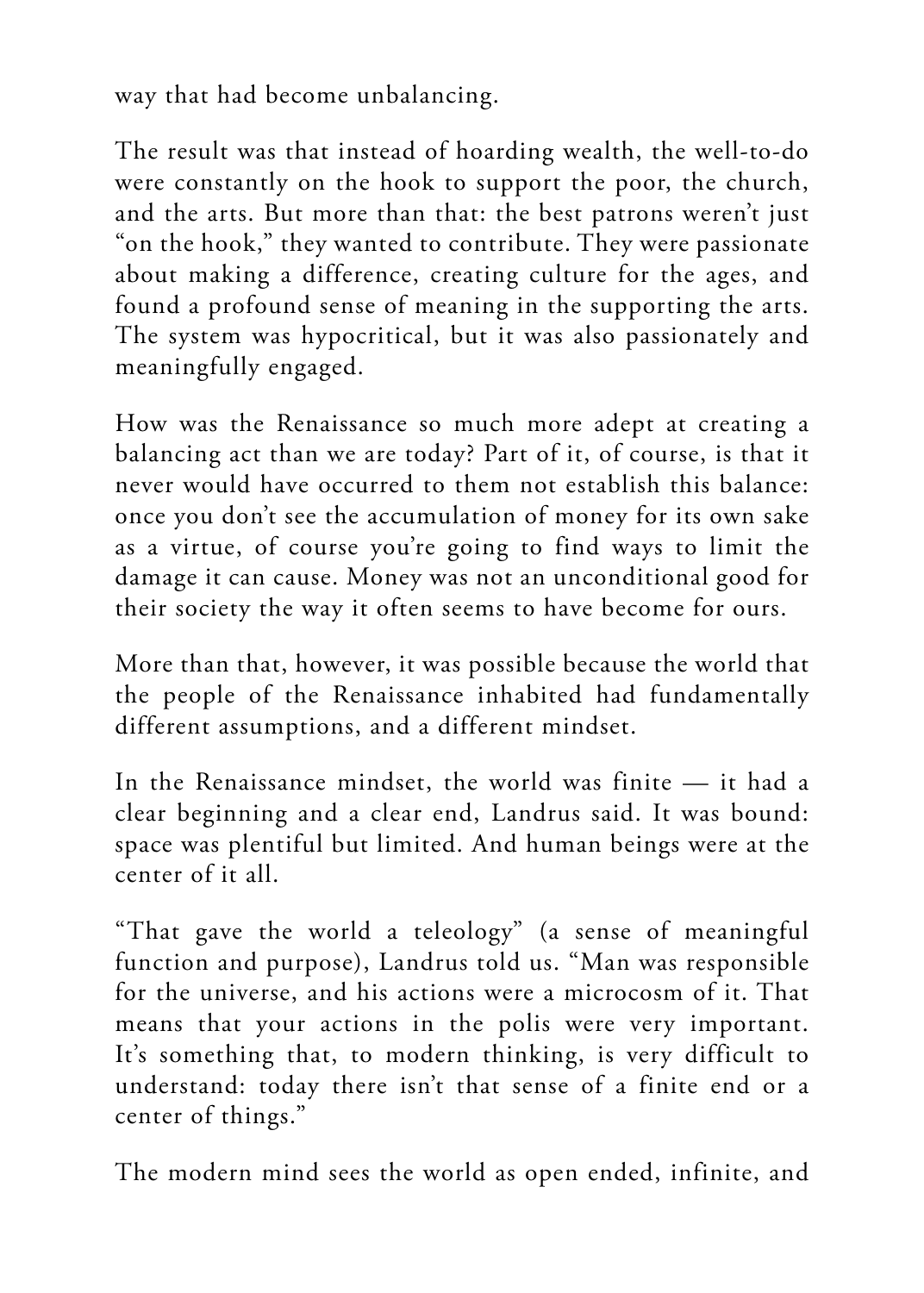way that had become unbalancing.

The result was that instead of hoarding wealth, the well-to-do were constantly on the hook to support the poor, the church, and the arts. But more than that: the best patrons weren't just "on the hook," they wanted to contribute. They were passionate about making a difference, creating culture for the ages, and found a profound sense of meaning in the supporting the arts. The system was hypocritical, but it was also passionately and meaningfully engaged.

How was the Renaissance so much more adept at creating a balancing act than we are today? Part of it, of course, is that it never would have occurred to them not establish this balance: once you don't see the accumulation of money for its own sake as a virtue, of course you're going to find ways to limit the damage it can cause. Money was not an unconditional good for their society the way it often seems to have become for ours.

More than that, however, it was possible because the world that the people of the Renaissance inhabited had fundamentally different assumptions, and a different mindset.

In the Renaissance mindset, the world was finite — it had a clear beginning and a clear end, Landrus said. It was bound: space was plentiful but limited. And human beings were at the center of it all.

"That gave the world a teleology" (a sense of meaningful function and purpose), Landrus told us. "Man was responsible for the universe, and his actions were a microcosm of it. That means that your actions in the polis were very important. It's something that, to modern thinking, is very difficult to understand: today there isn't that sense of a finite end or a center of things."

The modern mind sees the world as open ended, infinite, and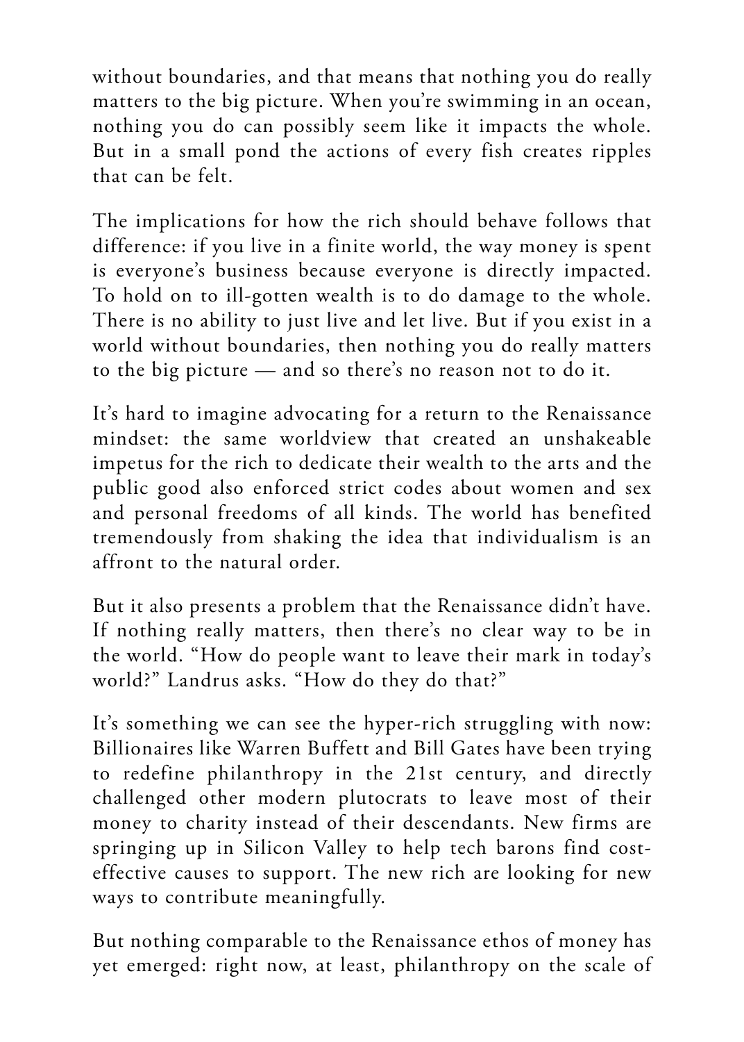without boundaries, and that means that nothing you do really matters to the big picture. When you're swimming in an ocean, nothing you do can possibly seem like it impacts the whole. But in a small pond the actions of every fish creates ripples that can be felt.

The implications for how the rich should behave follows that difference: if you live in a finite world, the way money is spent is everyone's business because everyone is directly impacted. To hold on to ill-gotten wealth is to do damage to the whole. There is no ability to just live and let live. But if you exist in a world without boundaries, then nothing you do really matters to the big picture — and so there's no reason not to do it.

It's hard to imagine advocating for a return to the Renaissance mindset: the same worldview that created an unshakeable impetus for the rich to dedicate their wealth to the arts and the public good also enforced strict codes about women and sex and personal freedoms of all kinds. The world has benefited tremendously from shaking the idea that individualism is an affront to the natural order.

But it also presents a problem that the Renaissance didn't have. If nothing really matters, then there's no clear way to be in the world. "How do people want to leave their mark in today's world?" Landrus asks. "How do they do that?"

It's something we can see the hyper-rich struggling with now: Billionaires like Warren Buffett and Bill Gates have been trying to redefine philanthropy in the 21st century, and directly challenged other modern plutocrats to leave most of their money to charity instead of their descendants. New firms are springing up in Silicon Valley to help tech barons find cost-effective causes to support. The new rich are looking for new ways to contribute meaningfully.

But nothing comparable to the Renaissance ethos of money has yet emerged: right now, at least, philanthropy on the scale of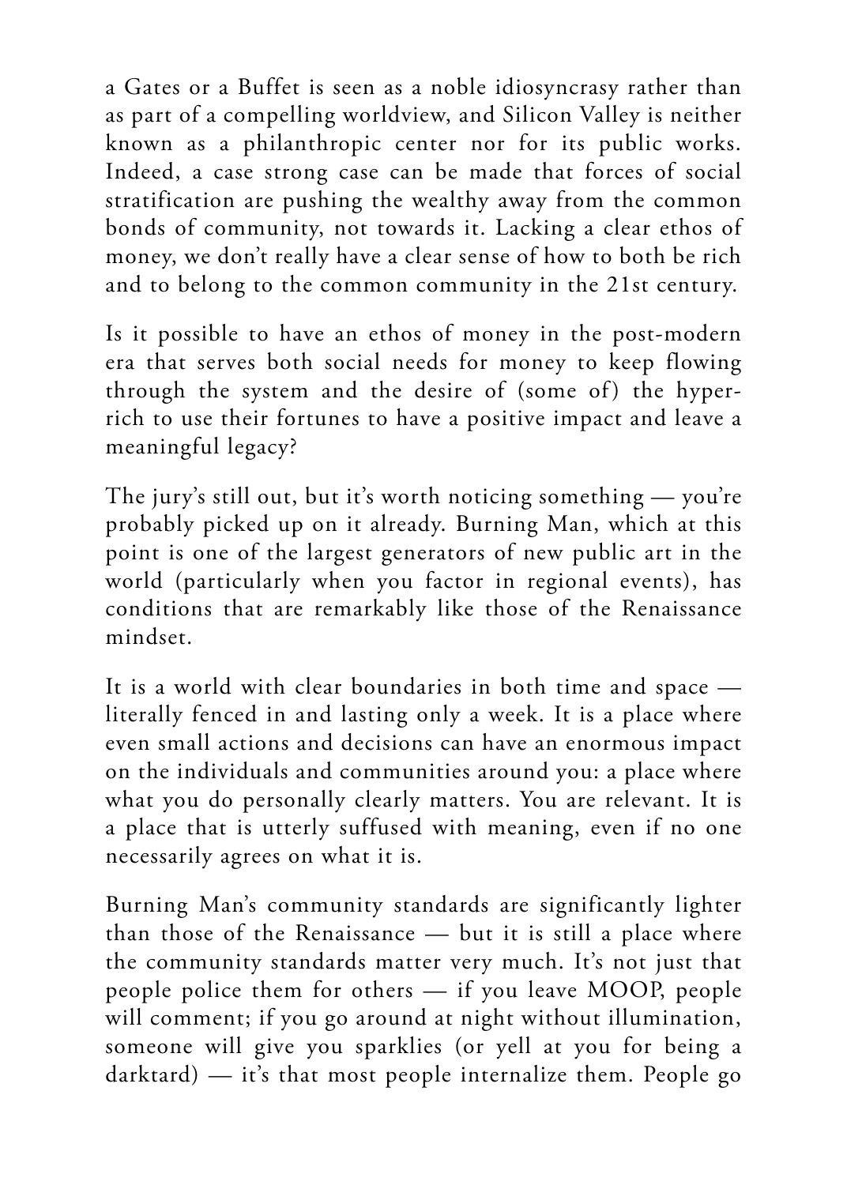a Gates or a Buffet is seen as a noble idiosyncrasy rather than as part of a compelling worldview, and Silicon Valley is neither known as a philanthropic center nor for its public works. Indeed, a case strong case can be made that forces of social stratification are pushing the wealthy away from the common bonds of community, not towards it. Lacking a clear ethos of money, we don't really have a clear sense of how to both be rich and to belong to the common community in the 21st century.

Is it possible to have an ethos of money in the post-modern era that serves both social needs for money to keep flowing through the system and the desire of (some of) the hyper-rich to use their fortunes to have a positive impact and leave a meaningful legacy?

The jury's still out, but it's worth noticing something — you're probably picked up on it already. Burning Man, which at this point is one of the largest generators of new public art in the world (particularly when you factor in regional events), has conditions that are remarkably like those of the Renaissance mindset.

It is a world with clear boundaries in both time and space — literally fenced in and lasting only a week. It is a place where even small actions and decisions can have an enormous impact on the individuals and communities around you: a place where what you do personally clearly matters. You are relevant. It is a place that is utterly suffused with meaning, even if no one necessarily agrees on what it is.

Burning Man's community standards are significantly lighter than those of the Renaissance — but it is still a place where the community standards matter very much. It's not just that people police them for others — if you leave MOOP, people will comment; if you go around at night without illumination, someone will give you sparklies (or yell at you for being a darktard) — it's that most people internalize them. People go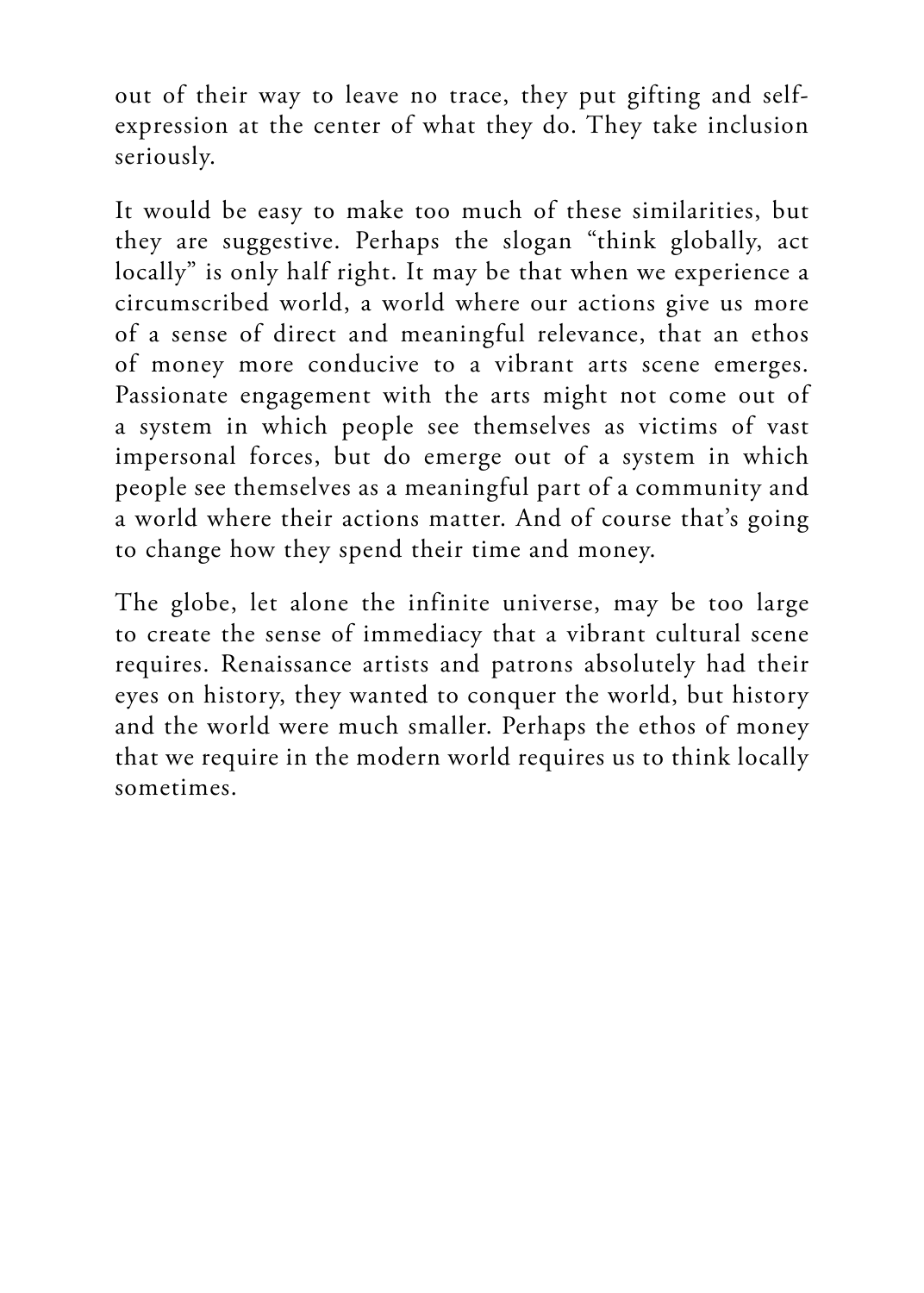out of their way to leave no trace, they put gifting and self-expression at the center of what they do. They take inclusion seriously.

It would be easy to make too much of these similarities, but they are suggestive. Perhaps the slogan "think globally, act locally" is only half right. It may be that when we experience a circumscribed world, a world where our actions give us more of a sense of direct and meaningful relevance, that an ethos of money more conducive to a vibrant arts scene emerges. Passionate engagement with the arts might not come out of a system in which people see themselves as victims of vast impersonal forces, but do emerge out of a system in which people see themselves as a meaningful part of a community and a world where their actions matter. And of course that's going to change how they spend their time and money.

The globe, let alone the infinite universe, may be too large to create the sense of immediacy that a vibrant cultural scene requires. Renaissance artists and patrons absolutely had their eyes on history, they wanted to conquer the world, but history and the world were much smaller. Perhaps the ethos of money that we require in the modern world requires us to think locally sometimes.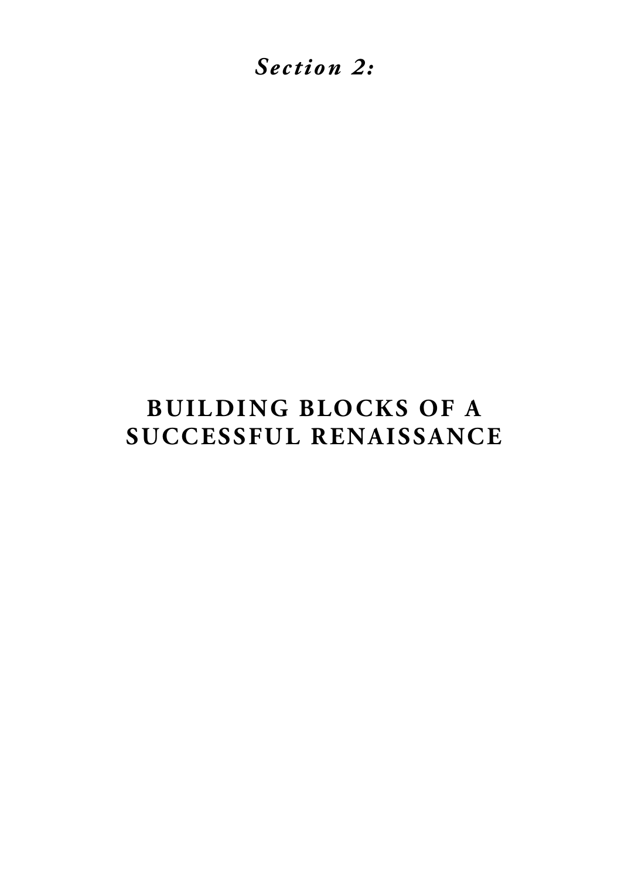*Section 2:*

# BUILDING BLOCKS OF A SUCCESSFUL RENAISSANCE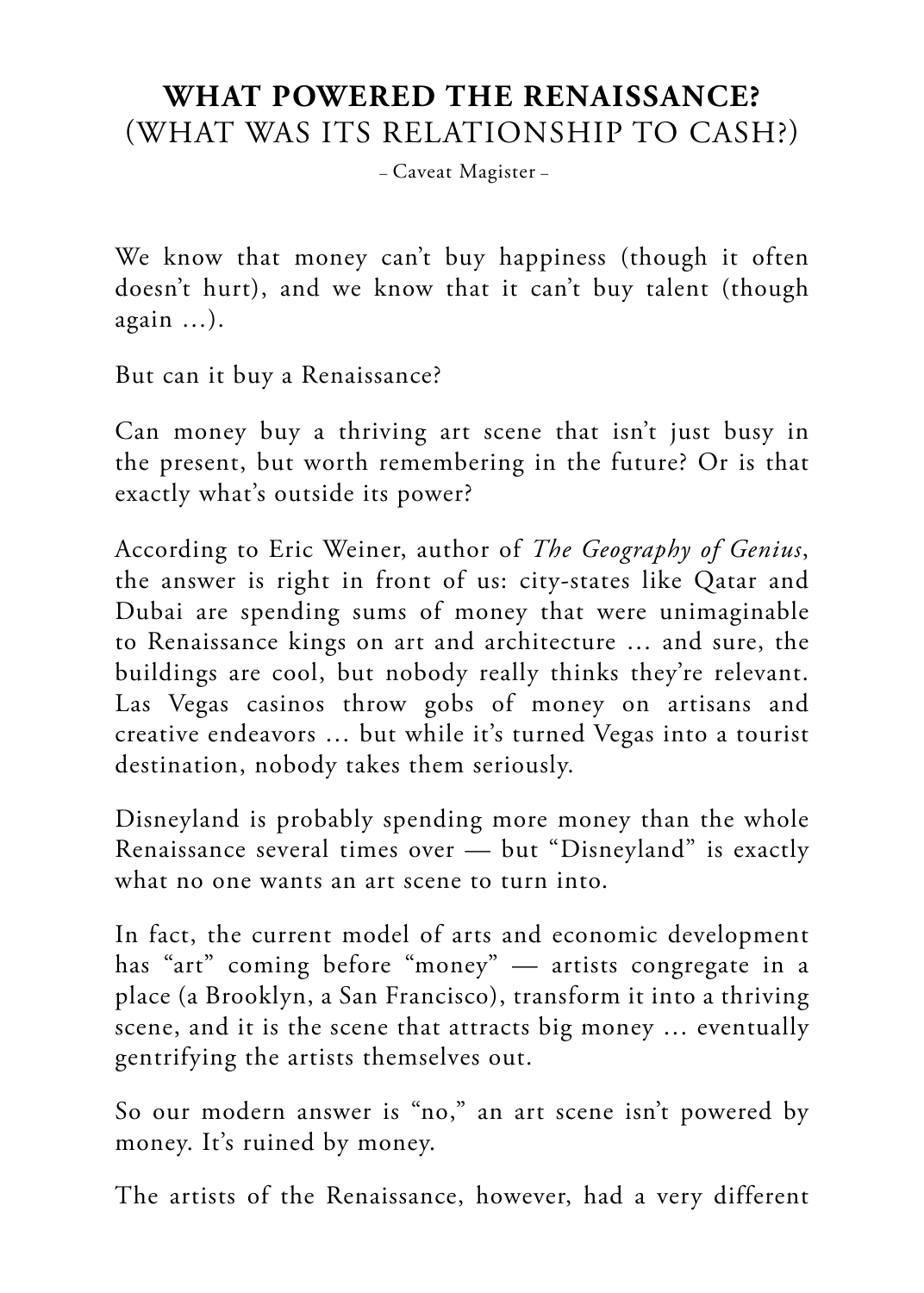# WHAT POWERED THE RENAISSANCE?

## (WHAT WAS ITS RELATIONSHIP TO CASH?)

– Caveat Magister –

We know that money can't buy happiness (though it often doesn't hurt), and we know that it can't buy talent (though again …).

But can it buy a Renaissance?

Can money buy a thriving art scene that isn't just busy in the present, but worth remembering in the future? Or is that exactly what's outside its power?

According to Eric Weiner, author of *The Geography of Genius*, the answer is right in front of us: city-states like Qatar and Dubai are spending sums of money that were unimaginable to Renaissance kings on art and architecture … and sure, the buildings are cool, but nobody really thinks they're relevant. Las Vegas casinos throw gobs of money on artisans and creative endeavors … but while it's turned Vegas into a tourist destination, nobody takes them seriously.

Disneyland is probably spending more money than the whole Renaissance several times over — but "Disneyland" is exactly what no one wants an art scene to turn into.

In fact, the current model of arts and economic development has "art" coming before "money" — artists congregate in a place (a Brooklyn, a San Francisco), transform it into a thriving scene, and it is the scene that attracts big money … eventually gentrifying the artists themselves out.

So our modern answer is "no," an art scene isn't powered by money. It's ruined by money.

The artists of the Renaissance, however, had a very different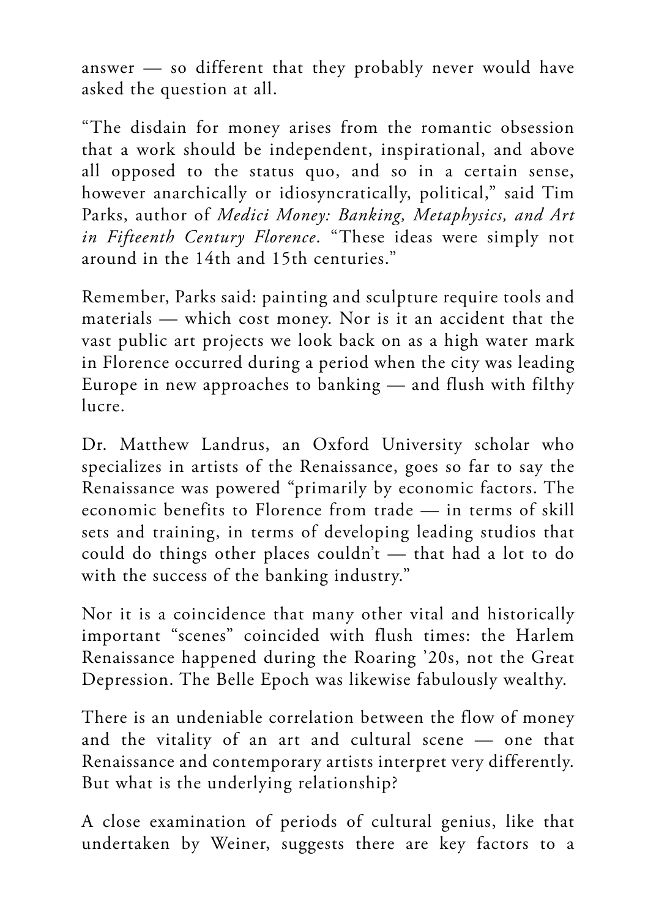answer — so different that they probably never would have asked the question at all.

"The disdain for money arises from the romantic obsession that a work should be independent, inspirational, and above all opposed to the status quo, and so in a certain sense, however anarchically or idiosyncratically, political," said Tim Parks, author of *Medici Money: Banking, Metaphysics, and Art in Fifteenth Century Florence*. "These ideas were simply not around in the 14th and 15th centuries."

Remember, Parks said: painting and sculpture require tools and materials — which cost money. Nor is it an accident that the vast public art projects we look back on as a high water mark in Florence occurred during a period when the city was leading Europe in new approaches to banking — and flush with filthy lucre.

Dr. Matthew Landrus, an Oxford University scholar who specializes in artists of the Renaissance, goes so far to say the Renaissance was powered "primarily by economic factors. The economic benefits to Florence from trade — in terms of skill sets and training, in terms of developing leading studios that could do things other places couldn't — that had a lot to do with the success of the banking industry."

Nor it is a coincidence that many other vital and historically important "scenes" coincided with flush times: the Harlem Renaissance happened during the Roaring '20s, not the Great Depression. The Belle Epoch was likewise fabulously wealthy.

There is an undeniable correlation between the flow of money and the vitality of an art and cultural scene — one that Renaissance and contemporary artists interpret very differently. But what is the underlying relationship?

A close examination of periods of cultural genius, like that undertaken by Weiner, suggests there are key factors to a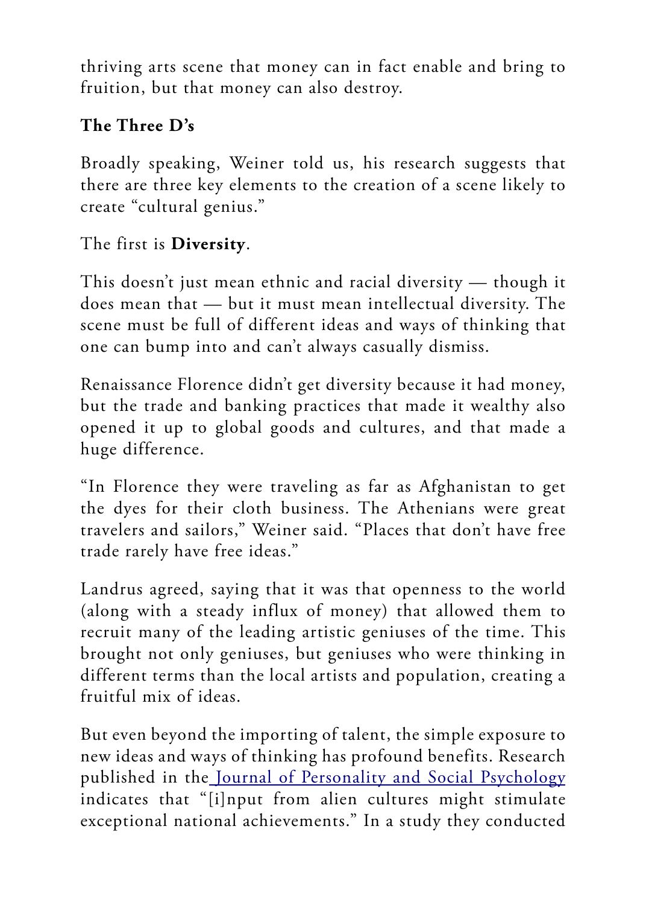thriving arts scene that money can in fact enable and bring to fruition, but that money can also destroy.

**The Three D's**

Broadly speaking, Weiner told us, his research suggests that there are three key elements to the creation of a scene likely to create "cultural genius."

The first is **Diversity**.

This doesn't just mean ethnic and racial diversity — though it does mean that — but it must mean intellectual diversity. The scene must be full of different ideas and ways of thinking that one can bump into and can't always casually dismiss.

Renaissance Florence didn't get diversity because it had money, but the trade and banking practices that made it wealthy also opened it up to global goods and cultures, and that made a huge difference.

"In Florence they were traveling as far as Afghanistan to get the dyes for their cloth business. The Athenians were great travelers and sailors," Weiner said. "Places that don't have free trade rarely have free ideas."

Landrus agreed, saying that it was that openness to the world (along with a steady influx of money) that allowed them to recruit many of the leading artistic geniuses of the time. This brought not only geniuses, but geniuses who were thinking in different terms than the local artists and population, creating a fruitful mix of ideas.

But even beyond the importing of talent, the simple exposure to new ideas and ways of thinking has profound benefits. Research published in the Journal of Personality and Social Psychology indicates that "[i]nput from alien cultures might stimulate exceptional national achievements." In a study they conducted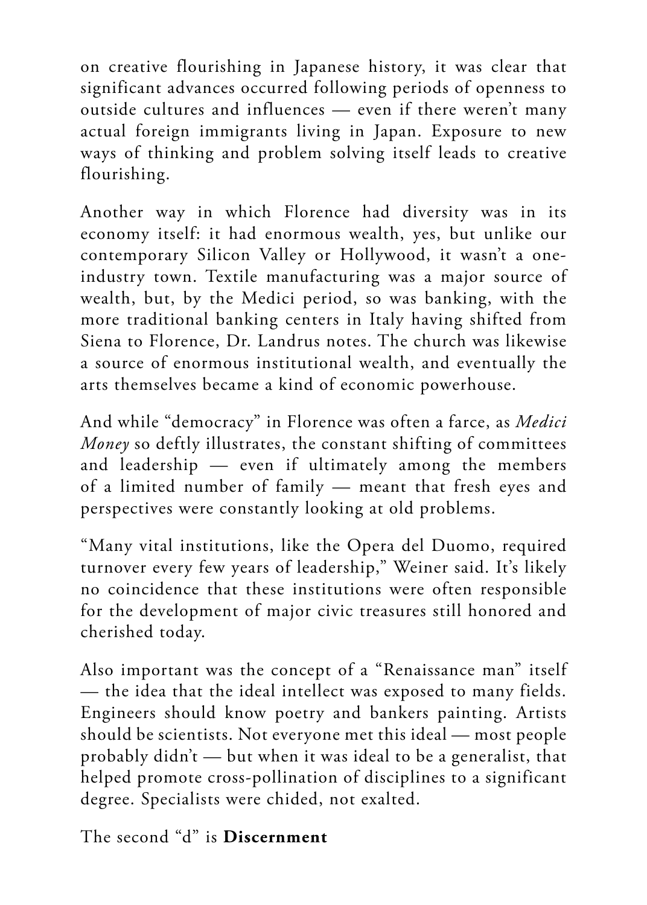on creative flourishing in Japanese history, it was clear that significant advances occurred following periods of openness to outside cultures and influences — even if there weren't many actual foreign immigrants living in Japan. Exposure to new ways of thinking and problem solving itself leads to creative flourishing.

Another way in which Florence had diversity was in its economy itself: it had enormous wealth, yes, but unlike our contemporary Silicon Valley or Hollywood, it wasn't a one-industry town. Textile manufacturing was a major source of wealth, but, by the Medici period, so was banking, with the more traditional banking centers in Italy having shifted from Siena to Florence, Dr. Landrus notes. The church was likewise a source of enormous institutional wealth, and eventually the arts themselves became a kind of economic powerhouse.

And while "democracy" in Florence was often a farce, as *Medici Money* so deftly illustrates, the constant shifting of committees and leadership — even if ultimately among the members of a limited number of family — meant that fresh eyes and perspectives were constantly looking at old problems.

"Many vital institutions, like the Opera del Duomo, required turnover every few years of leadership," Weiner said. It's likely no coincidence that these institutions were often responsible for the development of major civic treasures still honored and cherished today.

Also important was the concept of a "Renaissance man" itself — the idea that the ideal intellect was exposed to many fields. Engineers should know poetry and bankers painting. Artists should be scientists. Not everyone met this ideal — most people probably didn't — but when it was ideal to be a generalist, that helped promote cross-pollination of disciplines to a significant degree. Specialists were chided, not exalted.

The second "d" is **Discernment**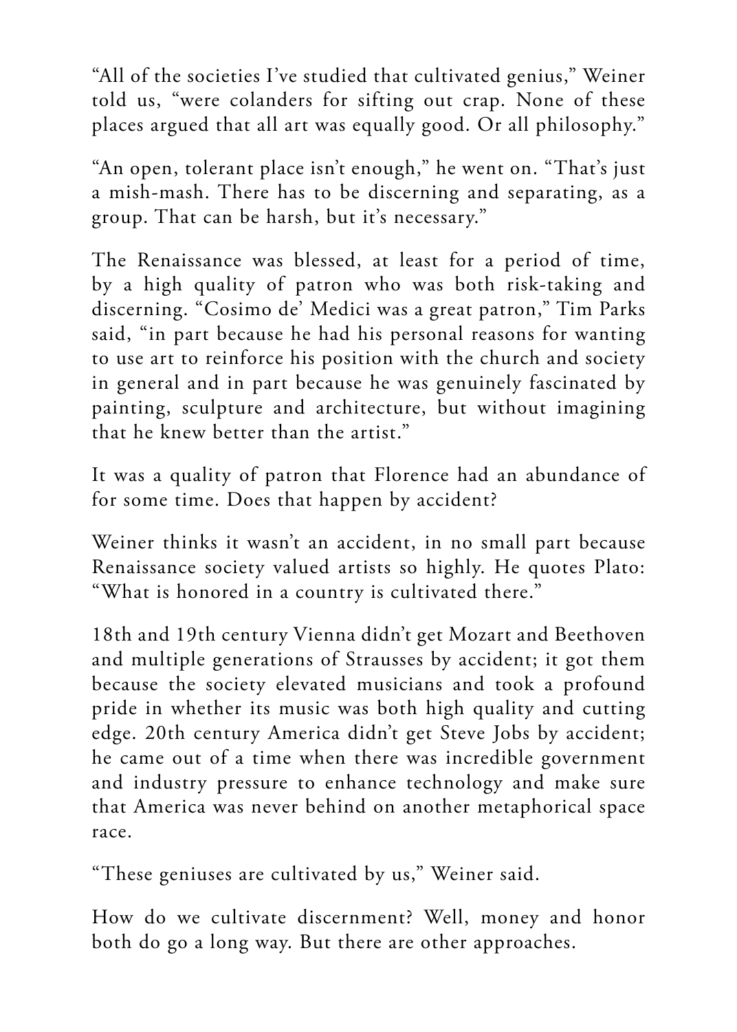"All of the societies I've studied that cultivated genius," Weiner told us, "were colanders for sifting out crap. None of these places argued that all art was equally good. Or all philosophy."

"An open, tolerant place isn't enough," he went on. "That's just a mish-mash. There has to be discerning and separating, as a group. That can be harsh, but it's necessary."

The Renaissance was blessed, at least for a period of time, by a high quality of patron who was both risk-taking and discerning. "Cosimo de' Medici was a great patron," Tim Parks said, "in part because he had his personal reasons for wanting to use art to reinforce his position with the church and society in general and in part because he was genuinely fascinated by painting, sculpture and architecture, but without imagining that he knew better than the artist."

It was a quality of patron that Florence had an abundance of for some time. Does that happen by accident?

Weiner thinks it wasn't an accident, in no small part because Renaissance society valued artists so highly. He quotes Plato: "What is honored in a country is cultivated there."

18th and 19th century Vienna didn't get Mozart and Beethoven and multiple generations of Strausses by accident; it got them because the society elevated musicians and took a profound pride in whether its music was both high quality and cutting edge. 20th century America didn't get Steve Jobs by accident; he came out of a time when there was incredible government and industry pressure to enhance technology and make sure that America was never behind on another metaphorical space race.

"These geniuses are cultivated by us," Weiner said.

How do we cultivate discernment? Well, money and honor both do go a long way. But there are other approaches.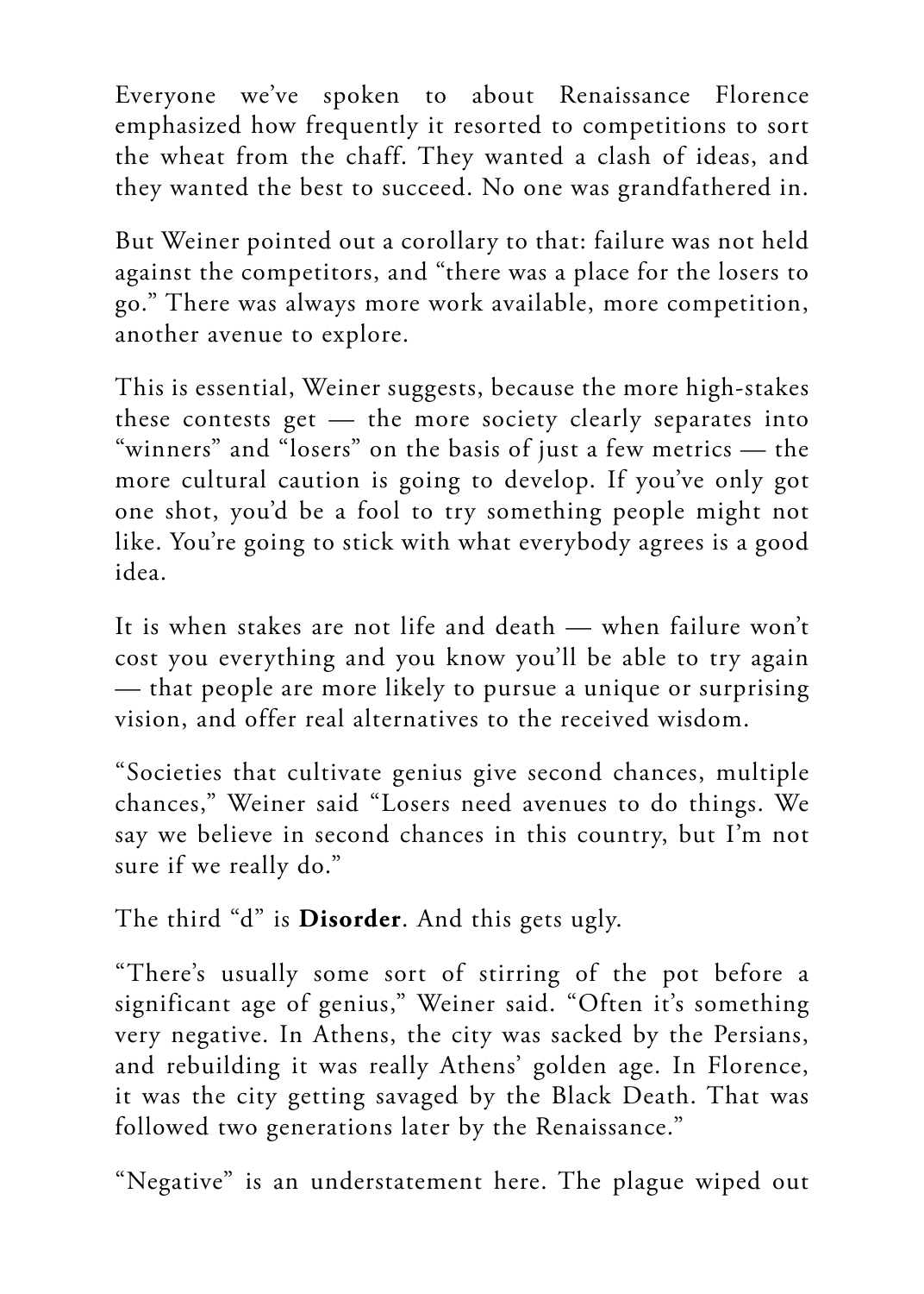Everyone we've spoken to about Renaissance Florence emphasized how frequently it resorted to competitions to sort the wheat from the chaff. They wanted a clash of ideas, and they wanted the best to succeed. No one was grandfathered in.

But Weiner pointed out a corollary to that: failure was not held against the competitors, and "there was a place for the losers to go." There was always more work available, more competition, another avenue to explore.

This is essential, Weiner suggests, because the more high-stakes these contests get — the more society clearly separates into "winners" and "losers" on the basis of just a few metrics — the more cultural caution is going to develop. If you've only got one shot, you'd be a fool to try something people might not like. You're going to stick with what everybody agrees is a good idea.

It is when stakes are not life and death — when failure won't cost you everything and you know you'll be able to try again — that people are more likely to pursue a unique or surprising vision, and offer real alternatives to the received wisdom.

"Societies that cultivate genius give second chances, multiple chances," Weiner said "Losers need avenues to do things. We say we believe in second chances in this country, but I'm not sure if we really do."

The third "d" is **Disorder**. And this gets ugly.

"There's usually some sort of stirring of the pot before a significant age of genius," Weiner said. "Often it's something very negative. In Athens, the city was sacked by the Persians, and rebuilding it was really Athens' golden age. In Florence, it was the city getting savaged by the Black Death. That was followed two generations later by the Renaissance."

"Negative" is an understatement here. The plague wiped out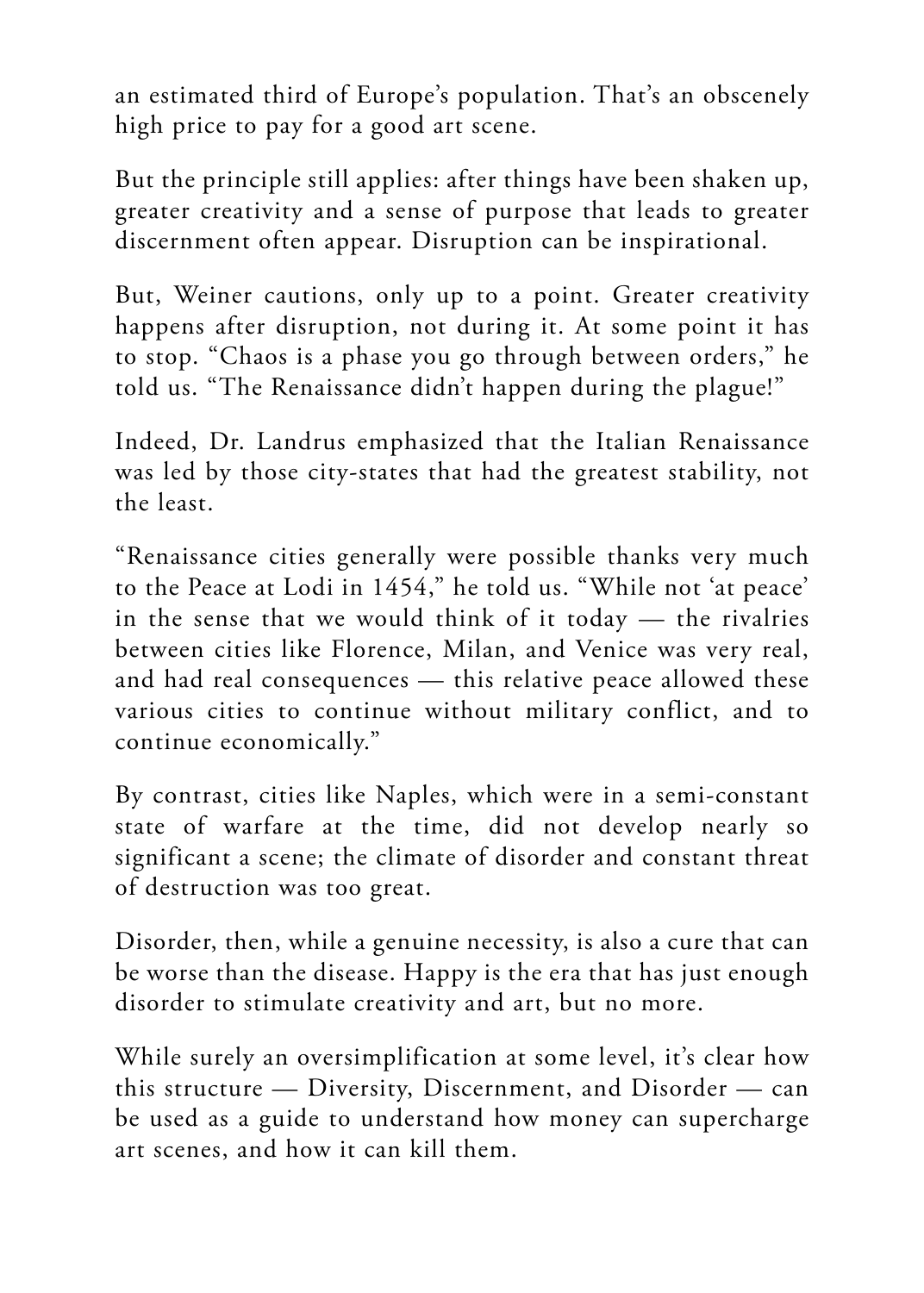an estimated third of Europe's population. That's an obscenely high price to pay for a good art scene.

But the principle still applies: after things have been shaken up, greater creativity and a sense of purpose that leads to greater discernment often appear. Disruption can be inspirational.

But, Weiner cautions, only up to a point. Greater creativity happens after disruption, not during it. At some point it has to stop. "Chaos is a phase you go through between orders," he told us. "The Renaissance didn't happen during the plague!"

Indeed, Dr. Landrus emphasized that the Italian Renaissance was led by those city-states that had the greatest stability, not the least.

"Renaissance cities generally were possible thanks very much to the Peace at Lodi in 1454," he told us. "While not 'at peace' in the sense that we would think of it today — the rivalries between cities like Florence, Milan, and Venice was very real, and had real consequences — this relative peace allowed these various cities to continue without military conflict, and to continue economically."

By contrast, cities like Naples, which were in a semi-constant state of warfare at the time, did not develop nearly so significant a scene; the climate of disorder and constant threat of destruction was too great.

Disorder, then, while a genuine necessity, is also a cure that can be worse than the disease. Happy is the era that has just enough disorder to stimulate creativity and art, but no more.

While surely an oversimplification at some level, it's clear how this structure — Diversity, Discernment, and Disorder — can be used as a guide to understand how money can supercharge art scenes, and how it can kill them.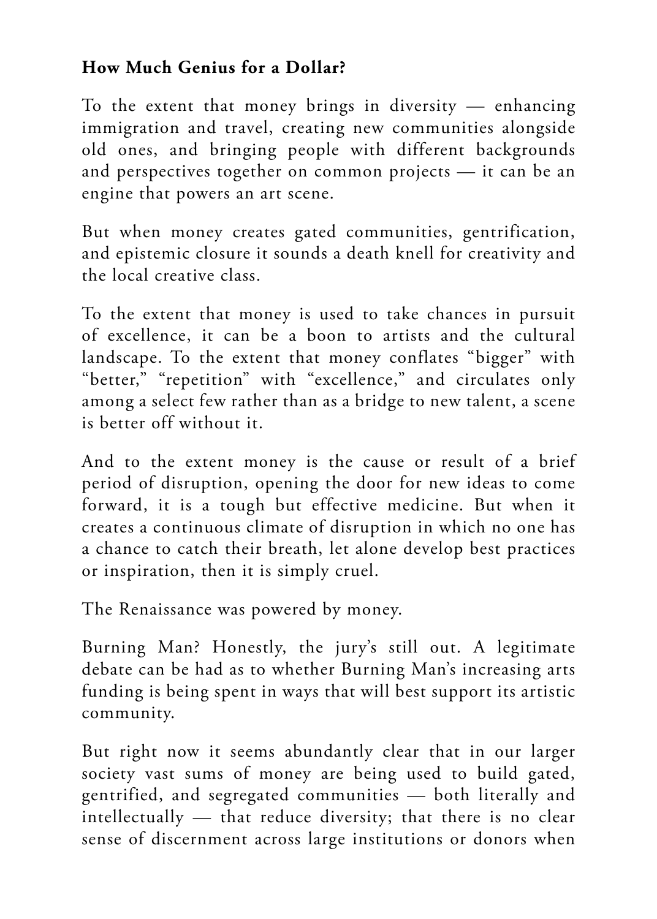**How Much Genius for a Dollar?**

To the extent that money brings in diversity — enhancing immigration and travel, creating new communities alongside old ones, and bringing people with different backgrounds and perspectives together on common projects — it can be an engine that powers an art scene.

But when money creates gated communities, gentrification, and epistemic closure it sounds a death knell for creativity and the local creative class.

To the extent that money is used to take chances in pursuit of excellence, it can be a boon to artists and the cultural landscape. To the extent that money conflates "bigger" with "better," "repetition" with "excellence," and circulates only among a select few rather than as a bridge to new talent, a scene is better off without it.

And to the extent money is the cause or result of a brief period of disruption, opening the door for new ideas to come forward, it is a tough but effective medicine. But when it creates a continuous climate of disruption in which no one has a chance to catch their breath, let alone develop best practices or inspiration, then it is simply cruel.

The Renaissance was powered by money.

Burning Man? Honestly, the jury's still out. A legitimate debate can be had as to whether Burning Man's increasing arts funding is being spent in ways that will best support its artistic community.

But right now it seems abundantly clear that in our larger society vast sums of money are being used to build gated, gentrified, and segregated communities — both literally and intellectually — that reduce diversity; that there is no clear sense of discernment across large institutions or donors when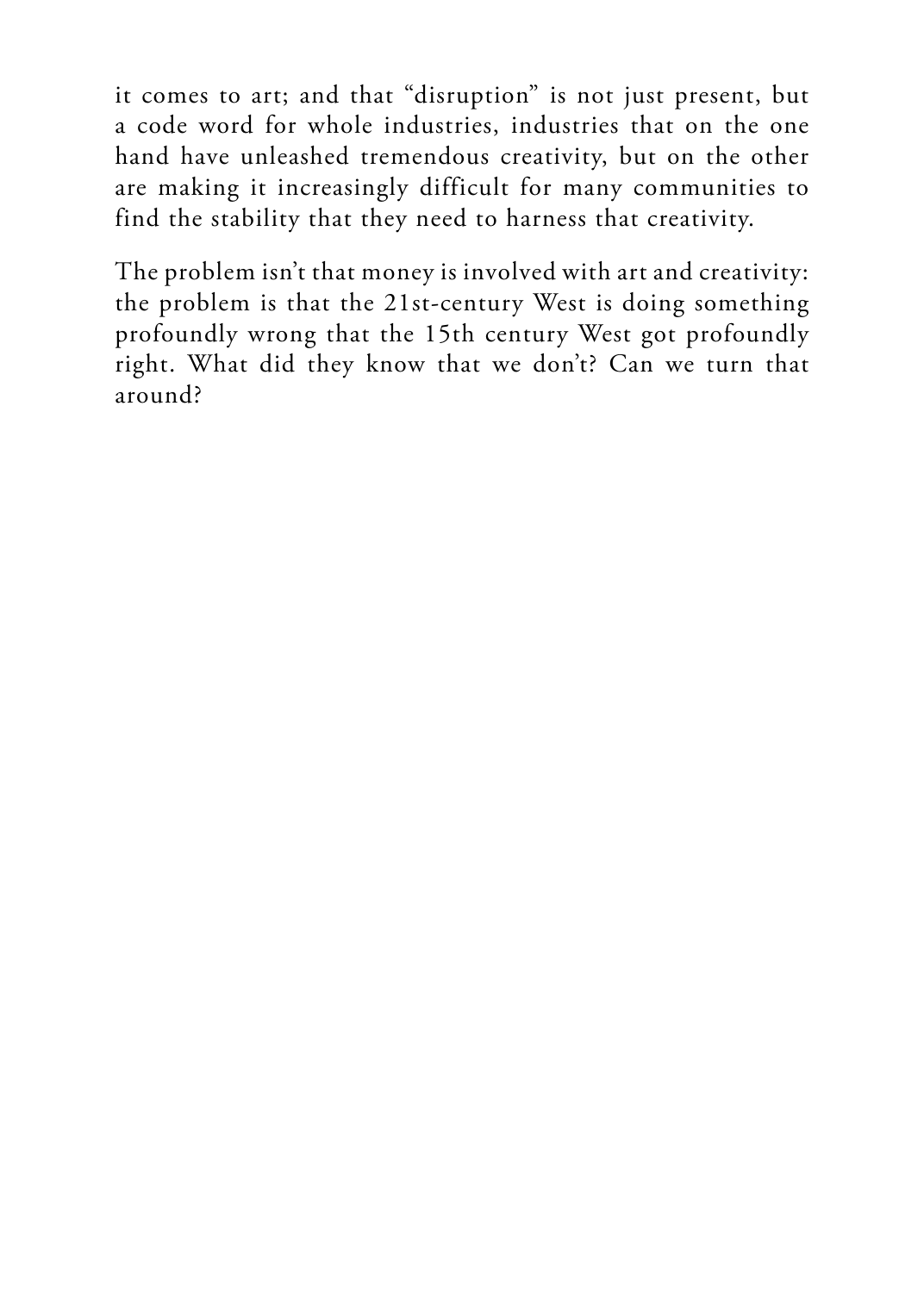it comes to art; and that “disruption” is not just present, but a code word for whole industries, industries that on the one hand have unleashed tremendous creativity, but on the other are making it increasingly difficult for many communities to find the stability that they need to harness that creativity.

The problem isn’t that money is involved with art and creativity: the problem is that the 21st-century West is doing something profoundly wrong that the 15th century West got profoundly right. What did they know that we don’t? Can we turn that around?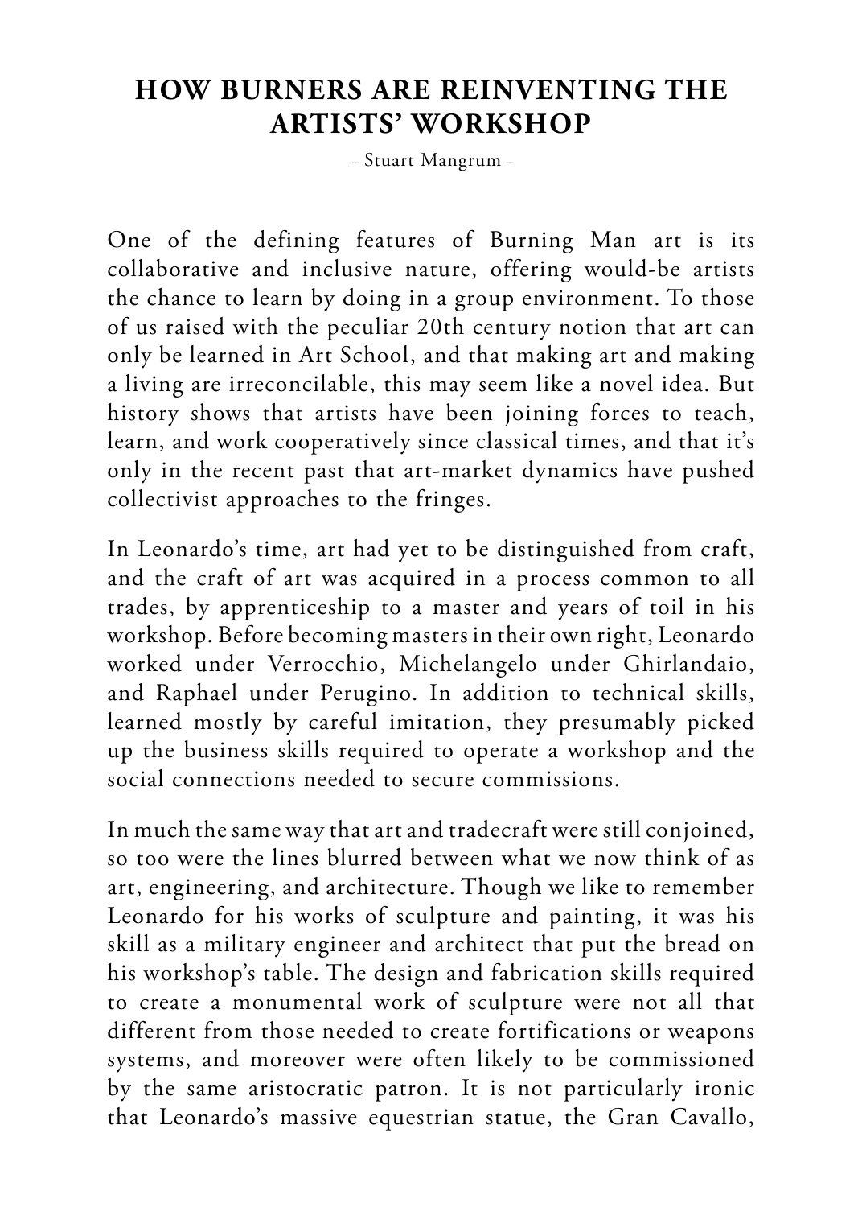# HOW BURNERS ARE REINVENTING THE ARTISTS' WORKSHOP

– Stuart Mangrum –

One of the defining features of Burning Man art is its collaborative and inclusive nature, offering would-be artists the chance to learn by doing in a group environment. To those of us raised with the peculiar 20th century notion that art can only be learned in Art School, and that making art and making a living are irreconcilable, this may seem like a novel idea. But history shows that artists have been joining forces to teach, learn, and work cooperatively since classical times, and that it's only in the recent past that art-market dynamics have pushed collectivist approaches to the fringes.

In Leonardo's time, art had yet to be distinguished from craft, and the craft of art was acquired in a process common to all trades, by apprenticeship to a master and years of toil in his workshop. Before becoming masters in their own right, Leonardo worked under Verrocchio, Michelangelo under Ghirlandaio, and Raphael under Perugino. In addition to technical skills, learned mostly by careful imitation, they presumably picked up the business skills required to operate a workshop and the social connections needed to secure commissions.

In much the same way that art and tradecraft were still conjoined, so too were the lines blurred between what we now think of as art, engineering, and architecture. Though we like to remember Leonardo for his works of sculpture and painting, it was his skill as a military engineer and architect that put the bread on his workshop's table. The design and fabrication skills required to create a monumental work of sculpture were not all that different from those needed to create fortifications or weapons systems, and moreover were often likely to be commissioned by the same aristocratic patron. It is not particularly ironic that Leonardo's massive equestrian statue, the Gran Cavallo,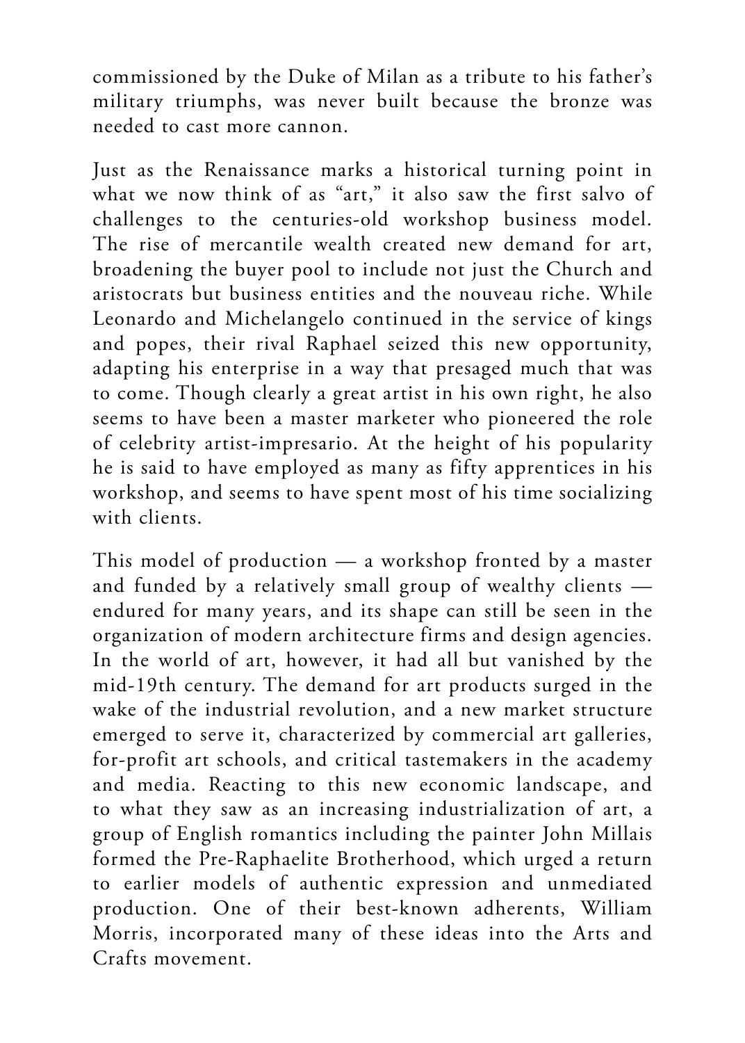commissioned by the Duke of Milan as a tribute to his father's military triumphs, was never built because the bronze was needed to cast more cannon.

Just as the Renaissance marks a historical turning point in what we now think of as "art," it also saw the first salvo of challenges to the centuries-old workshop business model. The rise of mercantile wealth created new demand for art, broadening the buyer pool to include not just the Church and aristocrats but business entities and the nouveau riche. While Leonardo and Michelangelo continued in the service of kings and popes, their rival Raphael seized this new opportunity, adapting his enterprise in a way that presaged much that was to come. Though clearly a great artist in his own right, he also seems to have been a master marketer who pioneered the role of celebrity artist-impresario. At the height of his popularity he is said to have employed as many as fifty apprentices in his workshop, and seems to have spent most of his time socializing with clients.

This model of production — a workshop fronted by a master and funded by a relatively small group of wealthy clients — endured for many years, and its shape can still be seen in the organization of modern architecture firms and design agencies. In the world of art, however, it had all but vanished by the mid-19th century. The demand for art products surged in the wake of the industrial revolution, and a new market structure emerged to serve it, characterized by commercial art galleries, for-profit art schools, and critical tastemakers in the academy and media. Reacting to this new economic landscape, and to what they saw as an increasing industrialization of art, a group of English romantics including the painter John Millais formed the Pre-Raphaelite Brotherhood, which urged a return to earlier models of authentic expression and unmediated production. One of their best-known adherents, William Morris, incorporated many of these ideas into the Arts and Crafts movement.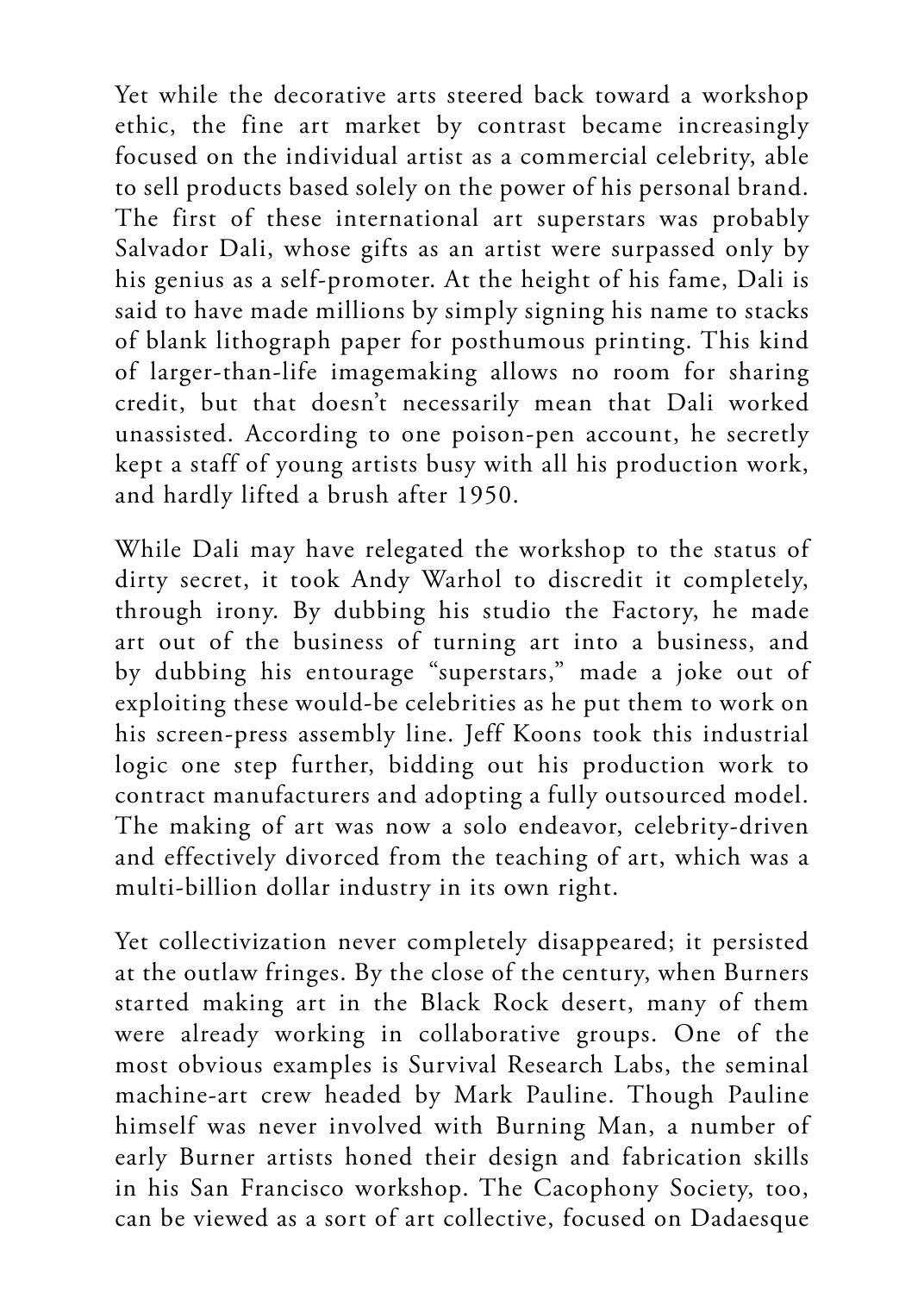Yet while the decorative arts steered back toward a workshop ethic, the fine art market by contrast became increasingly focused on the individual artist as a commercial celebrity, able to sell products based solely on the power of his personal brand. The first of these international art superstars was probably Salvador Dali, whose gifts as an artist were surpassed only by his genius as a self-promoter. At the height of his fame, Dali is said to have made millions by simply signing his name to stacks of blank lithograph paper for posthumous printing. This kind of larger-than-life imagemaking allows no room for sharing credit, but that doesn't necessarily mean that Dali worked unassisted. According to one poison-pen account, he secretly kept a staff of young artists busy with all his production work, and hardly lifted a brush after 1950.

While Dali may have relegated the workshop to the status of dirty secret, it took Andy Warhol to discredit it completely, through irony. By dubbing his studio the Factory, he made art out of the business of turning art into a business, and by dubbing his entourage "superstars," made a joke out of exploiting these would-be celebrities as he put them to work on his screen-press assembly line. Jeff Koons took this industrial logic one step further, bidding out his production work to contract manufacturers and adopting a fully outsourced model. The making of art was now a solo endeavor, celebrity-driven and effectively divorced from the teaching of art, which was a multi-billion dollar industry in its own right.

Yet collectivization never completely disappeared; it persisted at the outlaw fringes. By the close of the century, when Burners started making art in the Black Rock desert, many of them were already working in collaborative groups. One of the most obvious examples is Survival Research Labs, the seminal machine-art crew headed by Mark Pauline. Though Pauline himself was never involved with Burning Man, a number of early Burner artists honed their design and fabrication skills in his San Francisco workshop. The Cacophony Society, too, can be viewed as a sort of art collective, focused on Dadaesque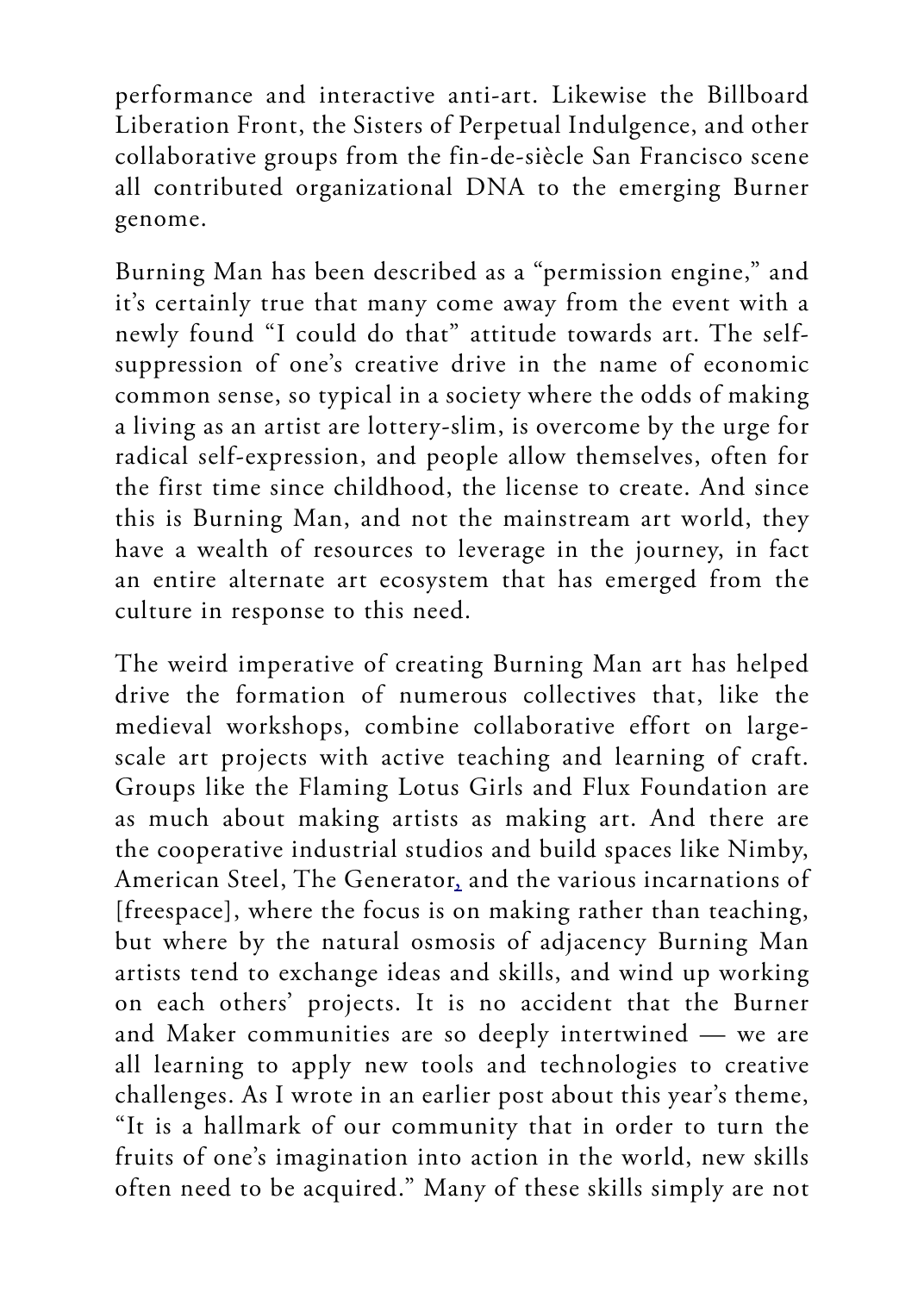performance and interactive anti-art. Likewise the Billboard Liberation Front, the Sisters of Perpetual Indulgence, and other collaborative groups from the fin-de-siècle San Francisco scene all contributed organizational DNA to the emerging Burner genome.

Burning Man has been described as a "permission engine," and it's certainly true that many come away from the event with a newly found "I could do that" attitude towards art. The self-suppression of one's creative drive in the name of economic common sense, so typical in a society where the odds of making a living as an artist are lottery-slim, is overcome by the urge for radical self-expression, and people allow themselves, often for the first time since childhood, the license to create. And since this is Burning Man, and not the mainstream art world, they have a wealth of resources to leverage in the journey, in fact an entire alternate art ecosystem that has emerged from the culture in response to this need.

The weird imperative of creating Burning Man art has helped drive the formation of numerous collectives that, like the medieval workshops, combine collaborative effort on large-scale art projects with active teaching and learning of craft. Groups like the Flaming Lotus Girls and Flux Foundation are as much about making artists as making art. And there are the cooperative industrial studios and build spaces like Nimby, American Steel, The Generator, and the various incarnations of [freespace], where the focus is on making rather than teaching, but where by the natural osmosis of adjacency Burning Man artists tend to exchange ideas and skills, and wind up working on each others' projects. It is no accident that the Burner and Maker communities are so deeply intertwined — we are all learning to apply new tools and technologies to creative challenges. As I wrote in an earlier post about this year's theme, "It is a hallmark of our community that in order to turn the fruits of one's imagination into action in the world, new skills often need to be acquired." Many of these skills simply are not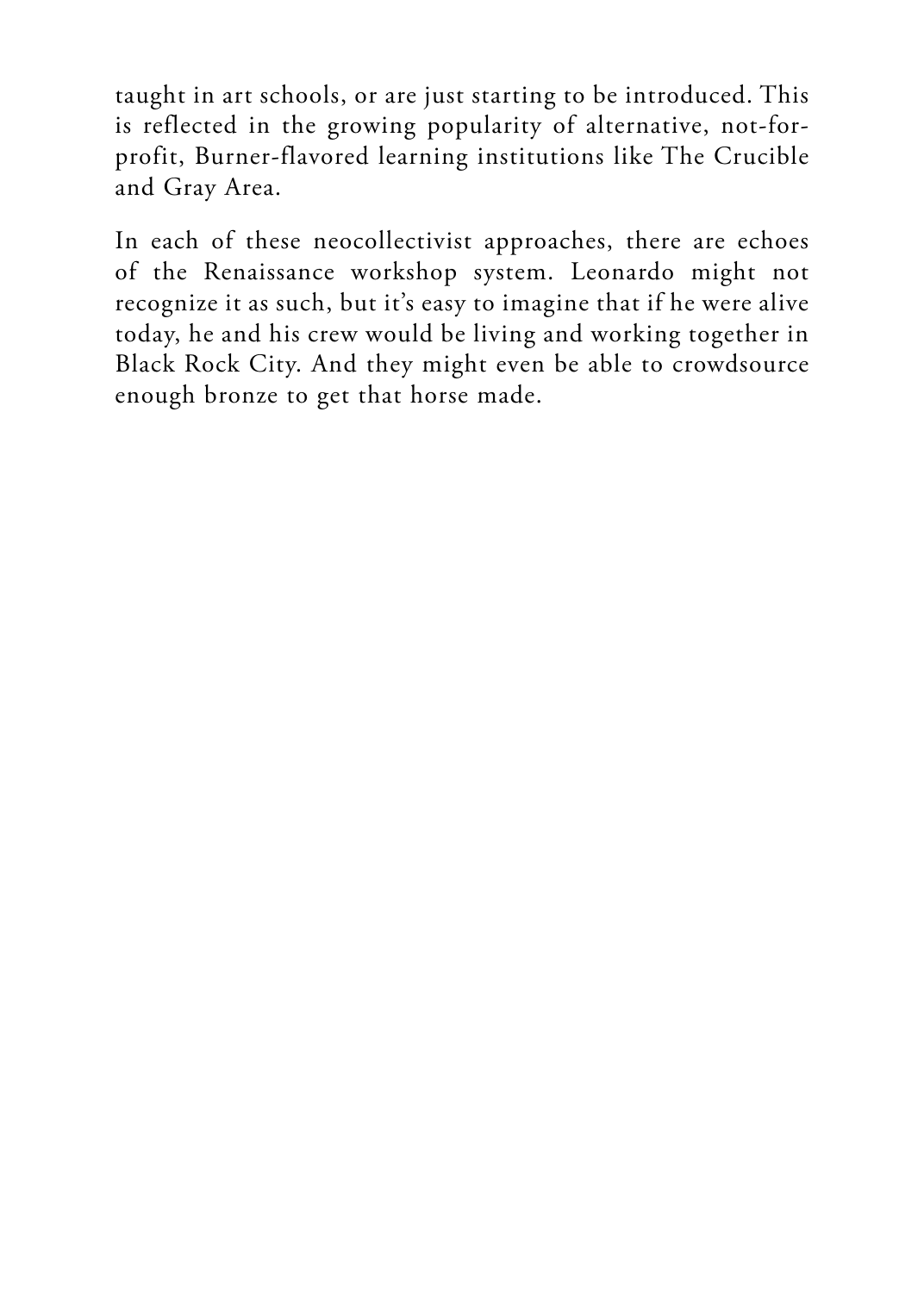taught in art schools, or are just starting to be introduced. This is reflected in the growing popularity of alternative, not-for-profit, Burner-flavored learning institutions like The Crucible and Gray Area.

In each of these neocollectivist approaches, there are echoes of the Renaissance workshop system. Leonardo might not recognize it as such, but it's easy to imagine that if he were alive today, he and his crew would be living and working together in Black Rock City. And they might even be able to crowdsource enough bronze to get that horse made.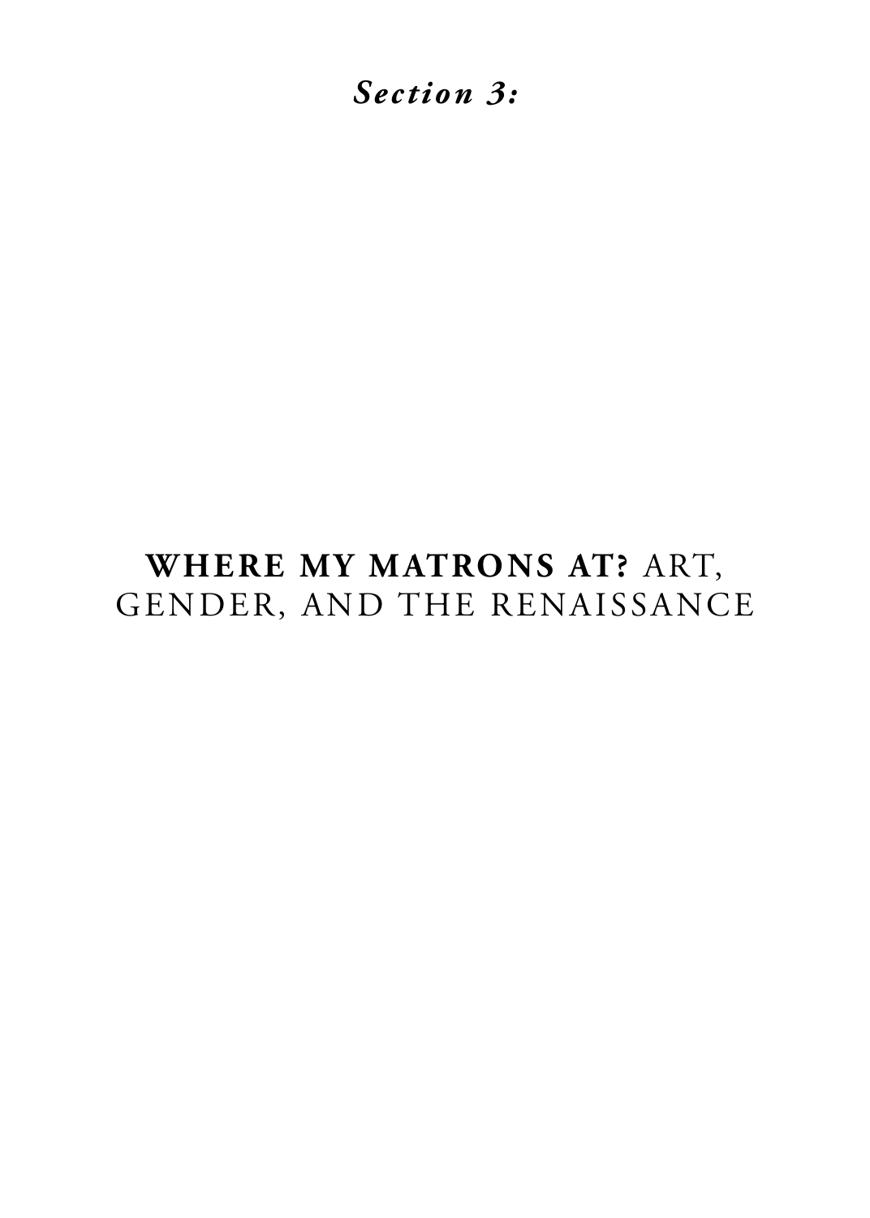*Section 3:*

# **WHERE MY MATRONS AT?** ART, GENDER, AND THE RENAISSANCE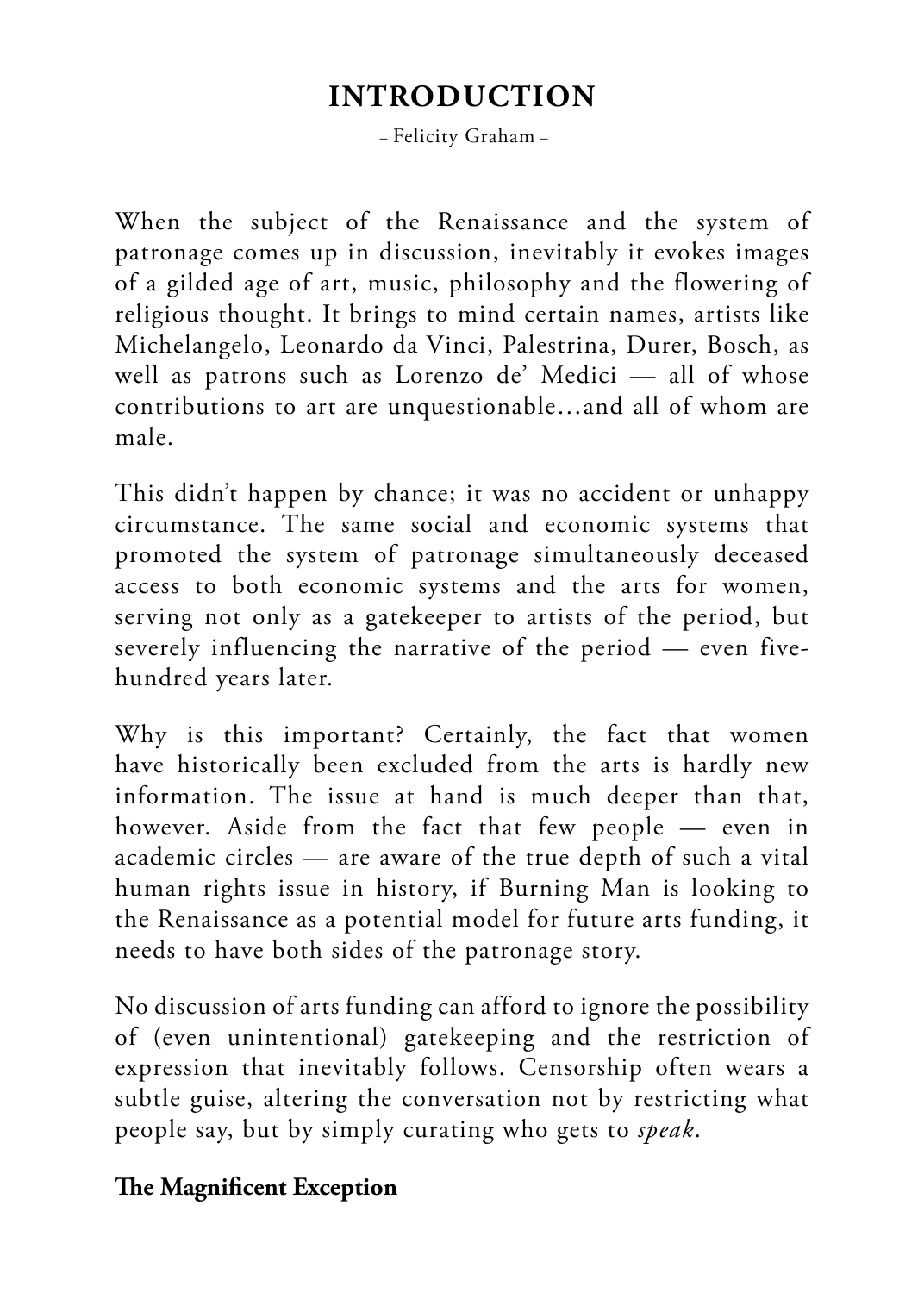# INTRODUCTION

– Felicity Graham –

When the subject of the Renaissance and the system of patronage comes up in discussion, inevitably it evokes images of a gilded age of art, music, philosophy and the flowering of religious thought. It brings to mind certain names, artists like Michelangelo, Leonardo da Vinci, Palestrina, Durer, Bosch, as well as patrons such as Lorenzo de' Medici — all of whose contributions to art are unquestionable…and all of whom are male.

This didn't happen by chance; it was no accident or unhappy circumstance. The same social and economic systems that promoted the system of patronage simultaneously deceased access to both economic systems and the arts for women, serving not only as a gatekeeper to artists of the period, but severely influencing the narrative of the period — even five-hundred years later.

Why is this important? Certainly, the fact that women have historically been excluded from the arts is hardly new information. The issue at hand is much deeper than that, however. Aside from the fact that few people — even in academic circles — are aware of the true depth of such a vital human rights issue in history, if Burning Man is looking to the Renaissance as a potential model for future arts funding, it needs to have both sides of the patronage story.

No discussion of arts funding can afford to ignore the possibility of (even unintentional) gatekeeping and the restriction of expression that inevitably follows. Censorship often wears a subtle guise, altering the conversation not by restricting what people say, but by simply curating who gets to *speak*.

**The Magnificent Exception**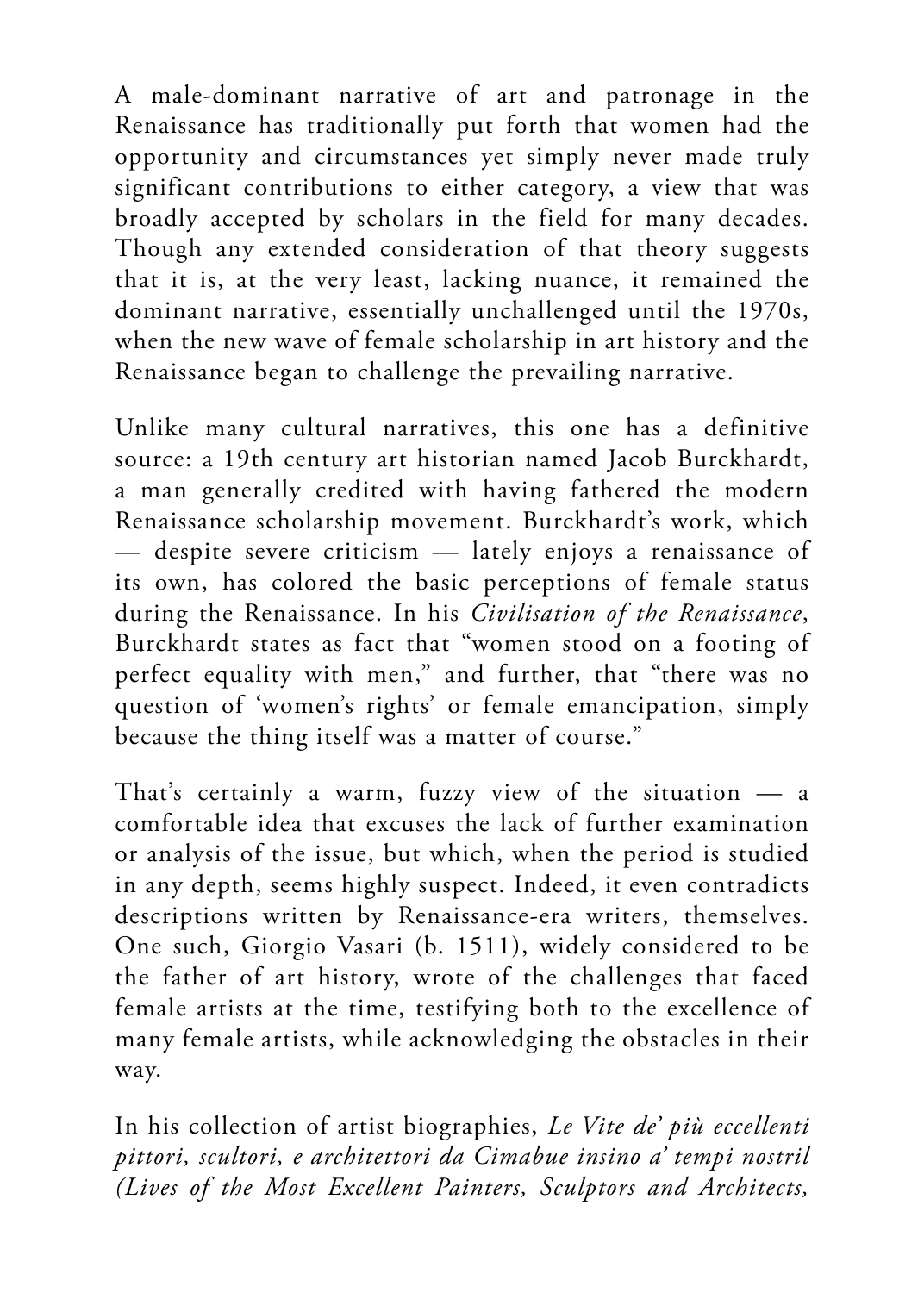A male-dominant narrative of art and patronage in the Renaissance has traditionally put forth that women had the opportunity and circumstances yet simply never made truly significant contributions to either category, a view that was broadly accepted by scholars in the field for many decades. Though any extended consideration of that theory suggests that it is, at the very least, lacking nuance, it remained the dominant narrative, essentially unchallenged until the 1970s, when the new wave of female scholarship in art history and the Renaissance began to challenge the prevailing narrative.

Unlike many cultural narratives, this one has a definitive source: a 19th century art historian named Jacob Burckhardt, a man generally credited with having fathered the modern Renaissance scholarship movement. Burckhardt's work, which — despite severe criticism — lately enjoys a renaissance of its own, has colored the basic perceptions of female status during the Renaissance. In his *Civilisation of the Renaissance*, Burckhardt states as fact that "women stood on a footing of perfect equality with men," and further, that "there was no question of 'women's rights' or female emancipation, simply because the thing itself was a matter of course."

That's certainly a warm, fuzzy view of the situation — a comfortable idea that excuses the lack of further examination or analysis of the issue, but which, when the period is studied in any depth, seems highly suspect. Indeed, it even contradicts descriptions written by Renaissance-era writers, themselves. One such, Giorgio Vasari (b. 1511), widely considered to be the father of art history, wrote of the challenges that faced female artists at the time, testifying both to the excellence of many female artists, while acknowledging the obstacles in their way.

In his collection of artist biographies, *Le Vite de' più eccellenti pittori, scultori, e architettori da Cimabue insino a' tempi nostril (Lives of the Most Excellent Painters, Sculptors and Architects,*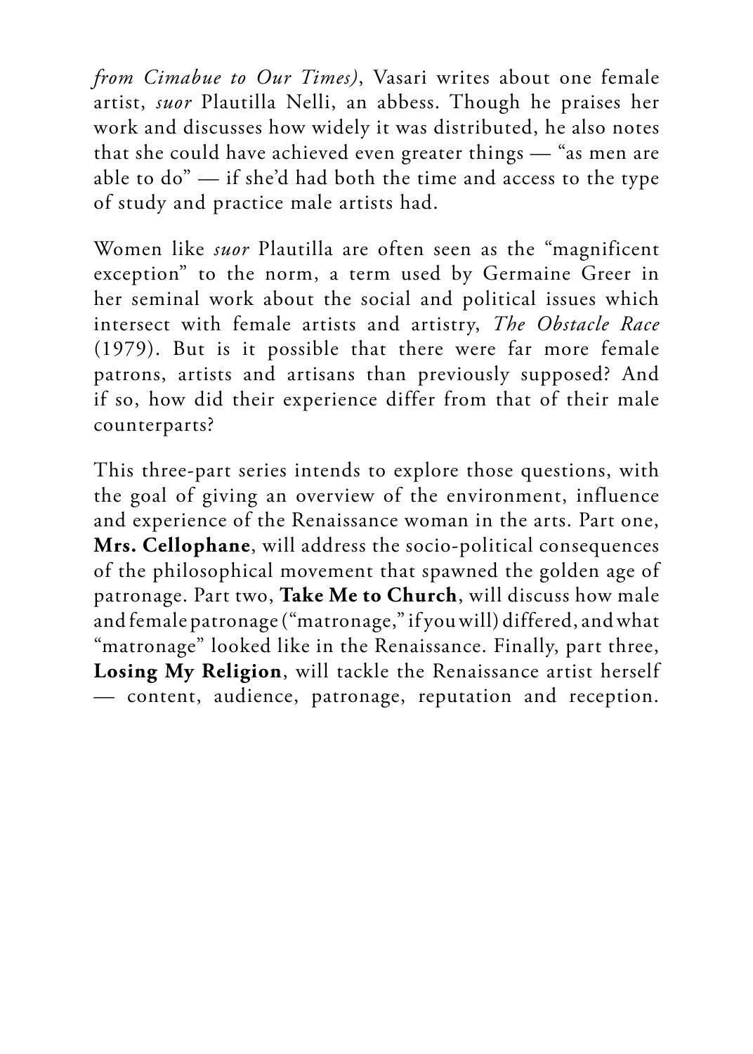*from Cimabue to Our Times)*, Vasari writes about one female artist, *suor* Plautilla Nelli, an abbess. Though he praises her work and discusses how widely it was distributed, he also notes that she could have achieved even greater things — "as men are able to do" — if she'd had both the time and access to the type of study and practice male artists had.

Women like *suor* Plautilla are often seen as the "magnificent exception" to the norm, a term used by Germaine Greer in her seminal work about the social and political issues which intersect with female artists and artistry, *The Obstacle Race* (1979). But is it possible that there were far more female patrons, artists and artisans than previously supposed? And if so, how did their experience differ from that of their male counterparts?

This three-part series intends to explore those questions, with the goal of giving an overview of the environment, influence and experience of the Renaissance woman in the arts. Part one, **Mrs. Cellophane**, will address the socio-political consequences of the philosophical movement that spawned the golden age of patronage. Part two, **Take Me to Church**, will discuss how male and female patronage ("matronage," if you will) differed, and what "matronage" looked like in the Renaissance. Finally, part three, **Losing My Religion**, will tackle the Renaissance artist herself — content, audience, patronage, reputation and reception.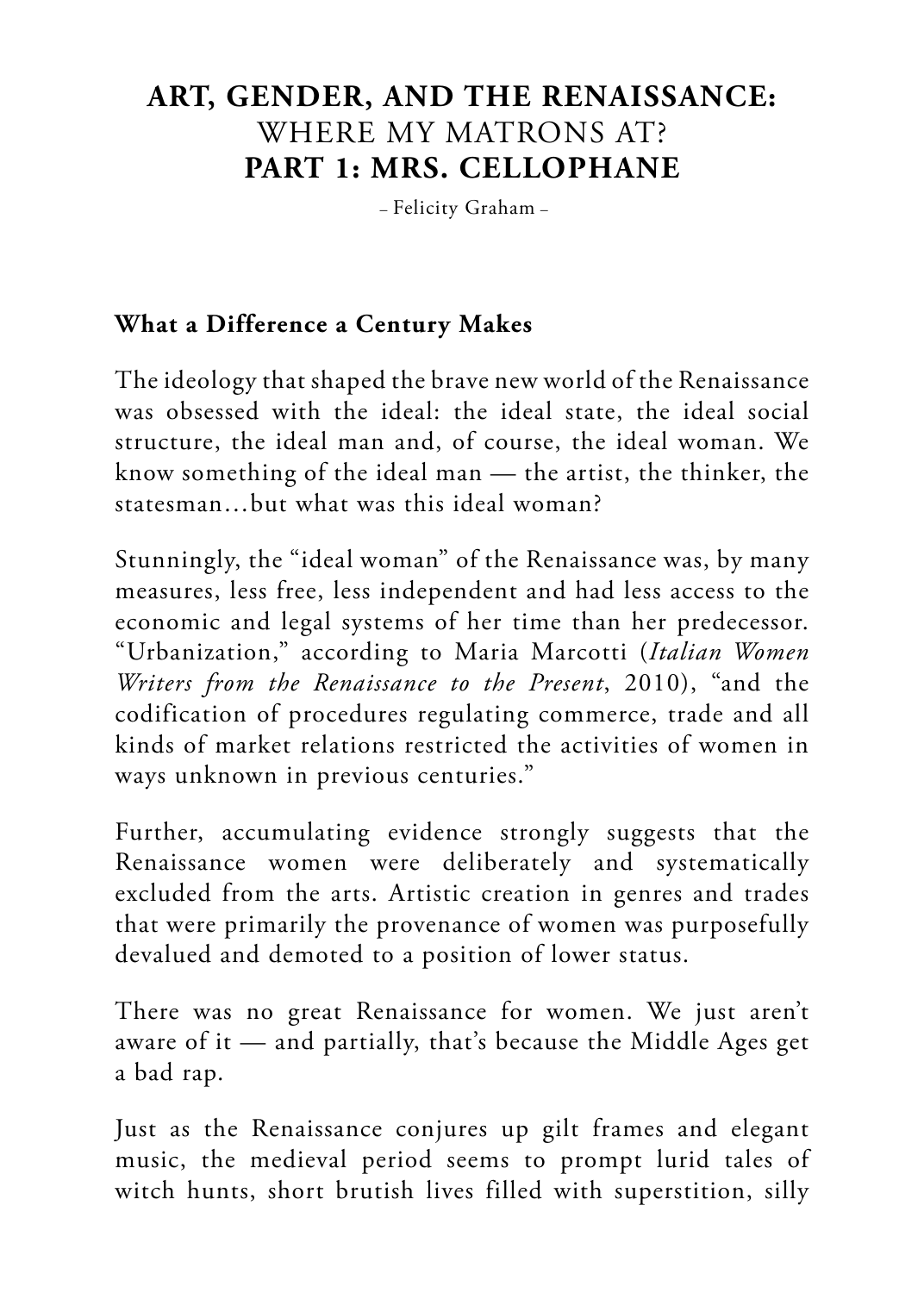# **ART, GENDER, AND THE RENAISSANCE:**
# WHERE MY MATRONS AT?
# **PART 1: MRS. CELLOPHANE**

– Felicity Graham –

### **What a Difference a Century Makes**

The ideology that shaped the brave new world of the Renaissance was obsessed with the ideal: the ideal state, the ideal social structure, the ideal man and, of course, the ideal woman. We know something of the ideal man — the artist, the thinker, the statesman…but what was this ideal woman?

Stunningly, the "ideal woman" of the Renaissance was, by many measures, less free, less independent and had less access to the economic and legal systems of her time than her predecessor. "Urbanization," according to Maria Marcotti (*Italian Women Writers from the Renaissance to the Present*, 2010), "and the codification of procedures regulating commerce, trade and all kinds of market relations restricted the activities of women in ways unknown in previous centuries."

Further, accumulating evidence strongly suggests that the Renaissance women were deliberately and systematically excluded from the arts. Artistic creation in genres and trades that were primarily the provenance of women was purposefully devalued and demoted to a position of lower status.

There was no great Renaissance for women. We just aren't aware of it — and partially, that's because the Middle Ages get a bad rap.

Just as the Renaissance conjures up gilt frames and elegant music, the medieval period seems to prompt lurid tales of witch hunts, short brutish lives filled with superstition, silly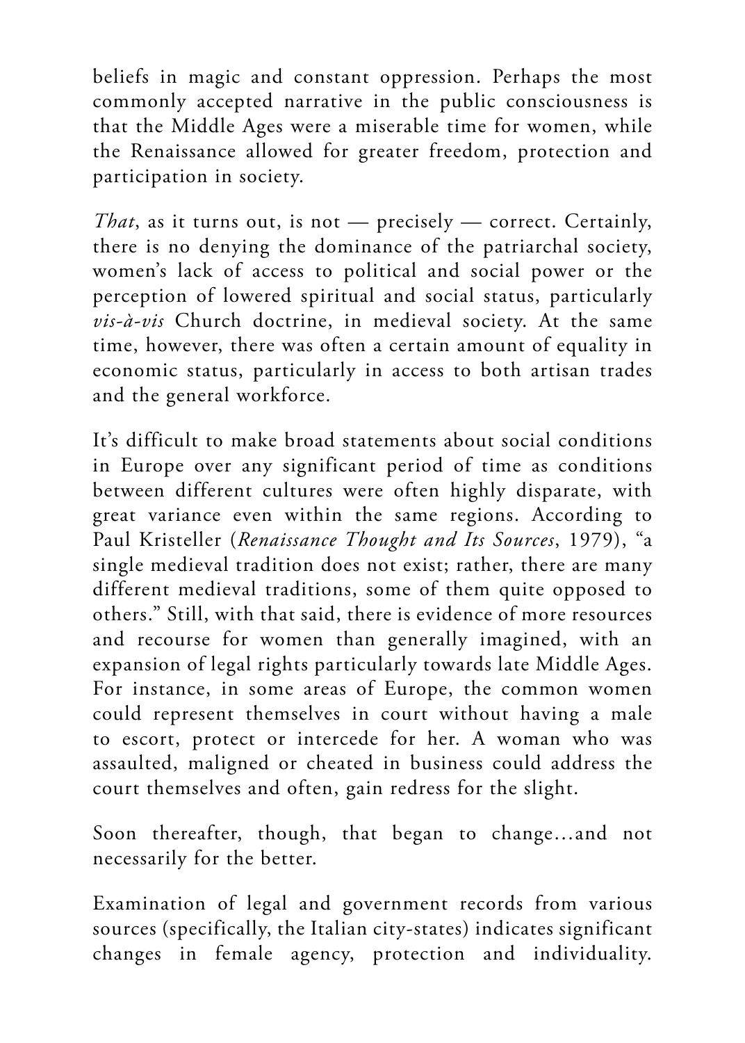beliefs in magic and constant oppression. Perhaps the most commonly accepted narrative in the public consciousness is that the Middle Ages were a miserable time for women, while the Renaissance allowed for greater freedom, protection and participation in society.

*That*, as it turns out, is not — precisely — correct. Certainly, there is no denying the dominance of the patriarchal society, women's lack of access to political and social power or the perception of lowered spiritual and social status, particularly *vis-à-vis* Church doctrine, in medieval society. At the same time, however, there was often a certain amount of equality in economic status, particularly in access to both artisan trades and the general workforce.

It's difficult to make broad statements about social conditions in Europe over any significant period of time as conditions between different cultures were often highly disparate, with great variance even within the same regions. According to Paul Kristeller (*Renaissance Thought and Its Sources*, 1979), "a single medieval tradition does not exist; rather, there are many different medieval traditions, some of them quite opposed to others." Still, with that said, there is evidence of more resources and recourse for women than generally imagined, with an expansion of legal rights particularly towards late Middle Ages. For instance, in some areas of Europe, the common women could represent themselves in court without having a male to escort, protect or intercede for her. A woman who was assaulted, maligned or cheated in business could address the court themselves and often, gain redress for the slight.

Soon thereafter, though, that began to change…and not necessarily for the better.

Examination of legal and government records from various sources (specifically, the Italian city-states) indicates significant changes in female agency, protection and individuality.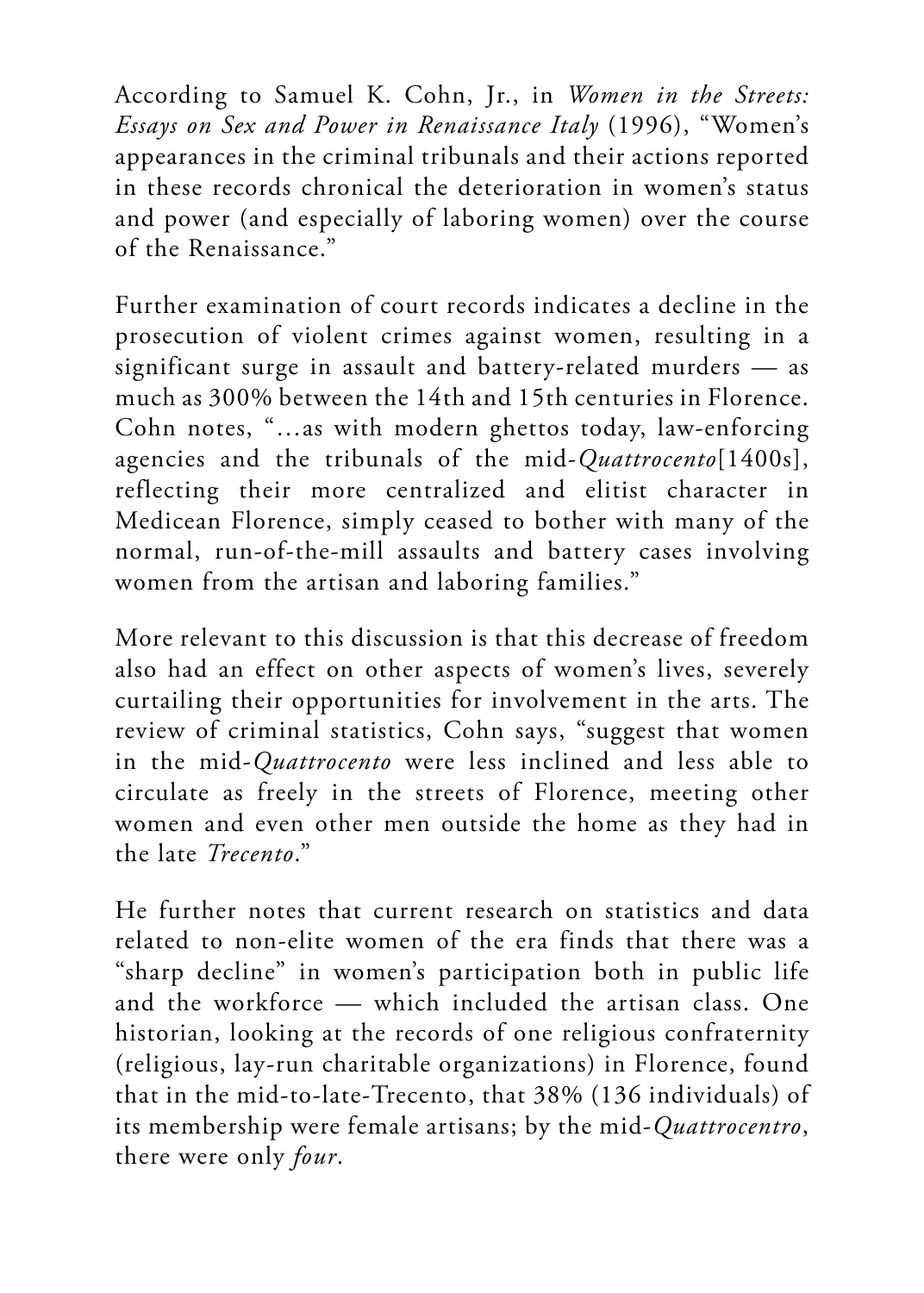According to Samuel K. Cohn, Jr., in *Women in the Streets: Essays on Sex and Power in Renaissance Italy* (1996), "Women's appearances in the criminal tribunals and their actions reported in these records chronical the deterioration in women's status and power (and especially of laboring women) over the course of the Renaissance."

Further examination of court records indicates a decline in the prosecution of violent crimes against women, resulting in a significant surge in assault and battery-related murders — as much as 300% between the 14th and 15th centuries in Florence. Cohn notes, "…as with modern ghettos today, law-enforcing agencies and the tribunals of the mid-*Quattrocento*[1400s], reflecting their more centralized and elitist character in Medicean Florence, simply ceased to bother with many of the normal, run-of-the-mill assaults and battery cases involving women from the artisan and laboring families."

More relevant to this discussion is that this decrease of freedom also had an effect on other aspects of women's lives, severely curtailing their opportunities for involvement in the arts. The review of criminal statistics, Cohn says, "suggest that women in the mid-*Quattrocento* were less inclined and less able to circulate as freely in the streets of Florence, meeting other women and even other men outside the home as they had in the late *Trecento*."

He further notes that current research on statistics and data related to non-elite women of the era finds that there was a "sharp decline" in women's participation both in public life and the workforce — which included the artisan class. One historian, looking at the records of one religious confraternity (religious, lay-run charitable organizations) in Florence, found that in the mid-to-late-Trecento, that 38% (136 individuals) of its membership were female artisans; by the mid-*Quattrocentro*, there were only *four*.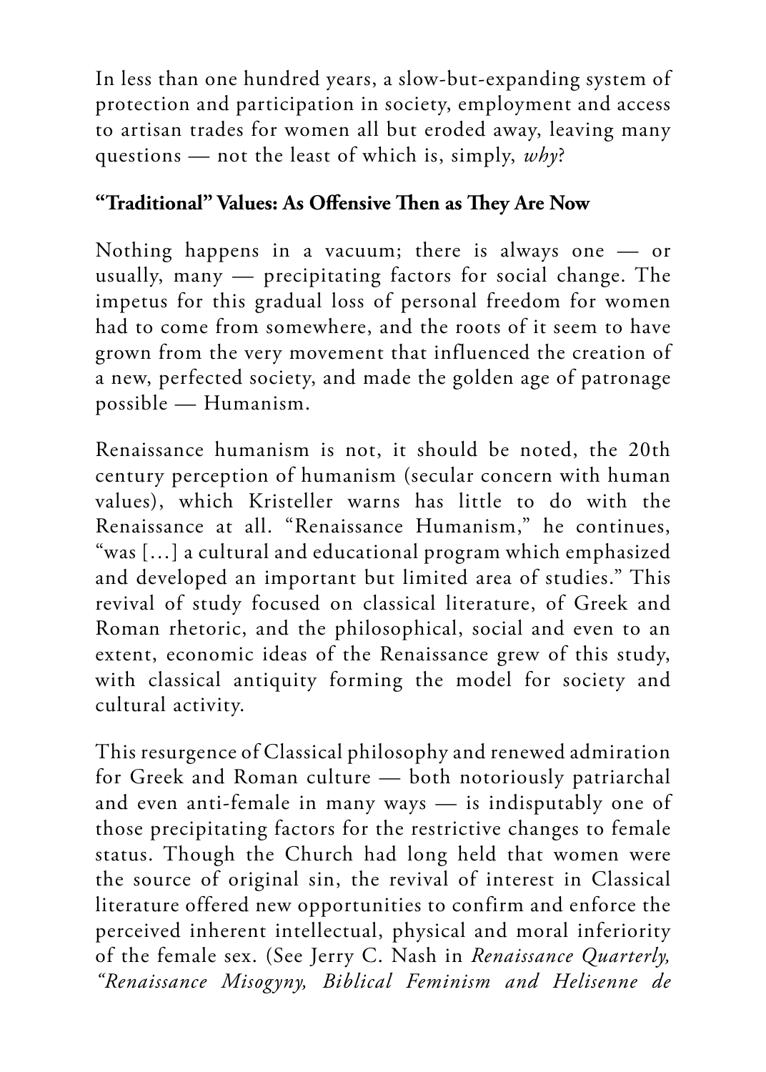In less than one hundred years, a slow-but-expanding system of protection and participation in society, employment and access to artisan trades for women all but eroded away, leaving many questions — not the least of which is, simply, *why*?

**"Traditional" Values: As Offensive Then as They Are Now**

Nothing happens in a vacuum; there is always one — or usually, many — precipitating factors for social change. The impetus for this gradual loss of personal freedom for women had to come from somewhere, and the roots of it seem to have grown from the very movement that influenced the creation of a new, perfected society, and made the golden age of patronage possible — Humanism.

Renaissance humanism is not, it should be noted, the 20th century perception of humanism (secular concern with human values), which Kristeller warns has little to do with the Renaissance at all. "Renaissance Humanism," he continues, "was [...] a cultural and educational program which emphasized and developed an important but limited area of studies." This revival of study focused on classical literature, of Greek and Roman rhetoric, and the philosophical, social and even to an extent, economic ideas of the Renaissance grew of this study, with classical antiquity forming the model for society and cultural activity.

This resurgence of Classical philosophy and renewed admiration for Greek and Roman culture — both notoriously patriarchal and even anti-female in many ways — is indisputably one of those precipitating factors for the restrictive changes to female status. Though the Church had long held that women were the source of original sin, the revival of interest in Classical literature offered new opportunities to confirm and enforce the perceived inherent intellectual, physical and moral inferiority of the female sex. (See Jerry C. Nash in *Renaissance Quarterly, "Renaissance Misogyny, Biblical Feminism and Helisenne de*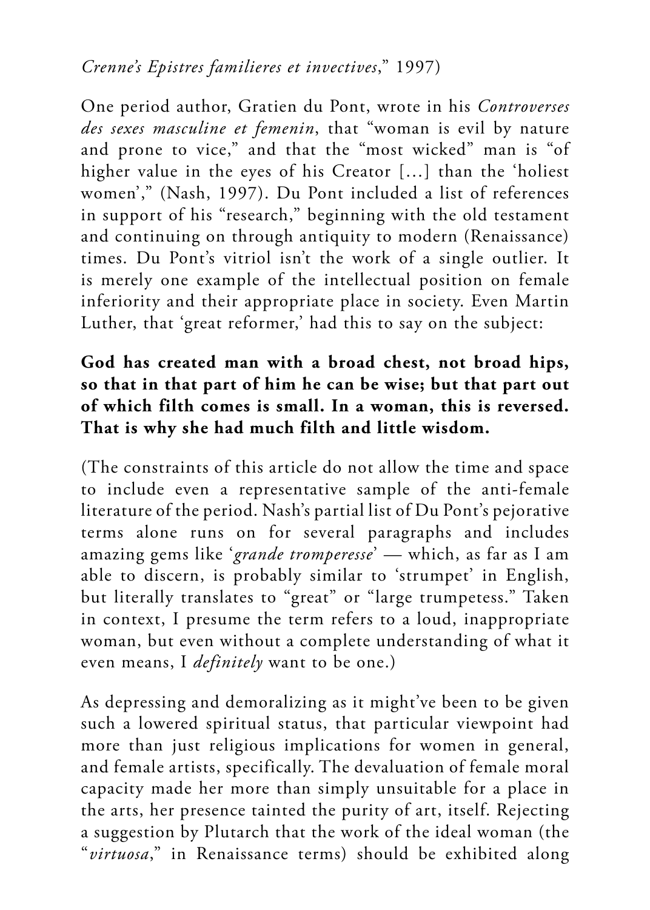*Crenne's Epistres familieres et invectives*," 1997)

One period author, Gratien du Pont, wrote in his *Controverses des sexes masculine et femenin*, that "woman is evil by nature and prone to vice," and that the "most wicked" man is "of higher value in the eyes of his Creator [...] than the 'holiest women'," (Nash, 1997). Du Pont included a list of references in support of his "research," beginning with the old testament and continuing on through antiquity to modern (Renaissance) times. Du Pont's vitriol isn't the work of a single outlier. It is merely one example of the intellectual position on female inferiority and their appropriate place in society. Even Martin Luther, that 'great reformer,' had this to say on the subject:

**God has created man with a broad chest, not broad hips, so that in that part of him he can be wise; but that part out of which filth comes is small. In a woman, this is reversed. That is why she had much filth and little wisdom.**

(The constraints of this article do not allow the time and space to include even a representative sample of the anti-female literature of the period. Nash's partial list of Du Pont's pejorative terms alone runs on for several paragraphs and includes amazing gems like '*grande tromperesse*' — which, as far as I am able to discern, is probably similar to 'strumpet' in English, but literally translates to "great" or "large trumpetess." Taken in context, I presume the term refers to a loud, inappropriate woman, but even without a complete understanding of what it even means, I *definitely* want to be one.)

As depressing and demoralizing as it might've been to be given such a lowered spiritual status, that particular viewpoint had more than just religious implications for women in general, and female artists, specifically. The devaluation of female moral capacity made her more than simply unsuitable for a place in the arts, her presence tainted the purity of art, itself. Rejecting a suggestion by Plutarch that the work of the ideal woman (the "*virtuosa*," in Renaissance terms) should be exhibited along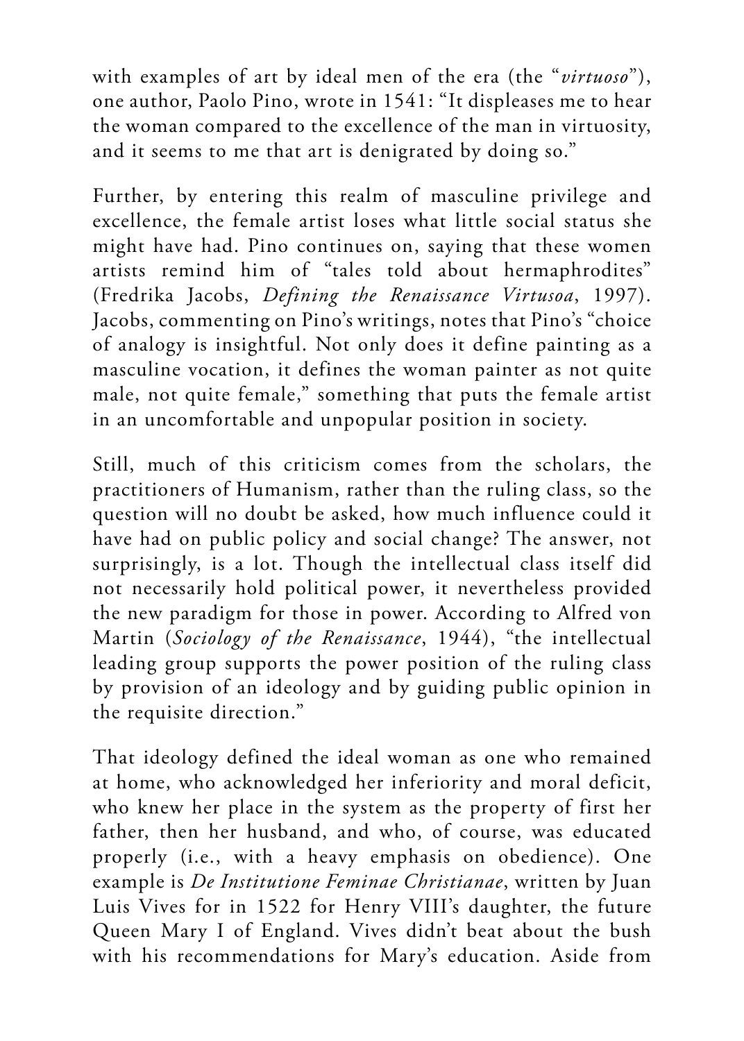with examples of art by ideal men of the era (the "*virtuoso*"), one author, Paolo Pino, wrote in 1541: "It displeases me to hear the woman compared to the excellence of the man in virtuosity, and it seems to me that art is denigrated by doing so."

Further, by entering this realm of masculine privilege and excellence, the female artist loses what little social status she might have had. Pino continues on, saying that these women artists remind him of "tales told about hermaphrodites" (Fredrika Jacobs, *Defining the Renaissance Virtusoa*, 1997). Jacobs, commenting on Pino's writings, notes that Pino's "choice of analogy is insightful. Not only does it define painting as a masculine vocation, it defines the woman painter as not quite male, not quite female," something that puts the female artist in an uncomfortable and unpopular position in society.

Still, much of this criticism comes from the scholars, the practitioners of Humanism, rather than the ruling class, so the question will no doubt be asked, how much influence could it have had on public policy and social change? The answer, not surprisingly, is a lot. Though the intellectual class itself did not necessarily hold political power, it nevertheless provided the new paradigm for those in power. According to Alfred von Martin (*Sociology of the Renaissance*, 1944), "the intellectual leading group supports the power position of the ruling class by provision of an ideology and by guiding public opinion in the requisite direction."

That ideology defined the ideal woman as one who remained at home, who acknowledged her inferiority and moral deficit, who knew her place in the system as the property of first her father, then her husband, and who, of course, was educated properly (i.e., with a heavy emphasis on obedience). One example is *De Institutione Feminae Christianae*, written by Juan Luis Vives for in 1522 for Henry VIII's daughter, the future Queen Mary I of England. Vives didn't beat about the bush with his recommendations for Mary's education. Aside from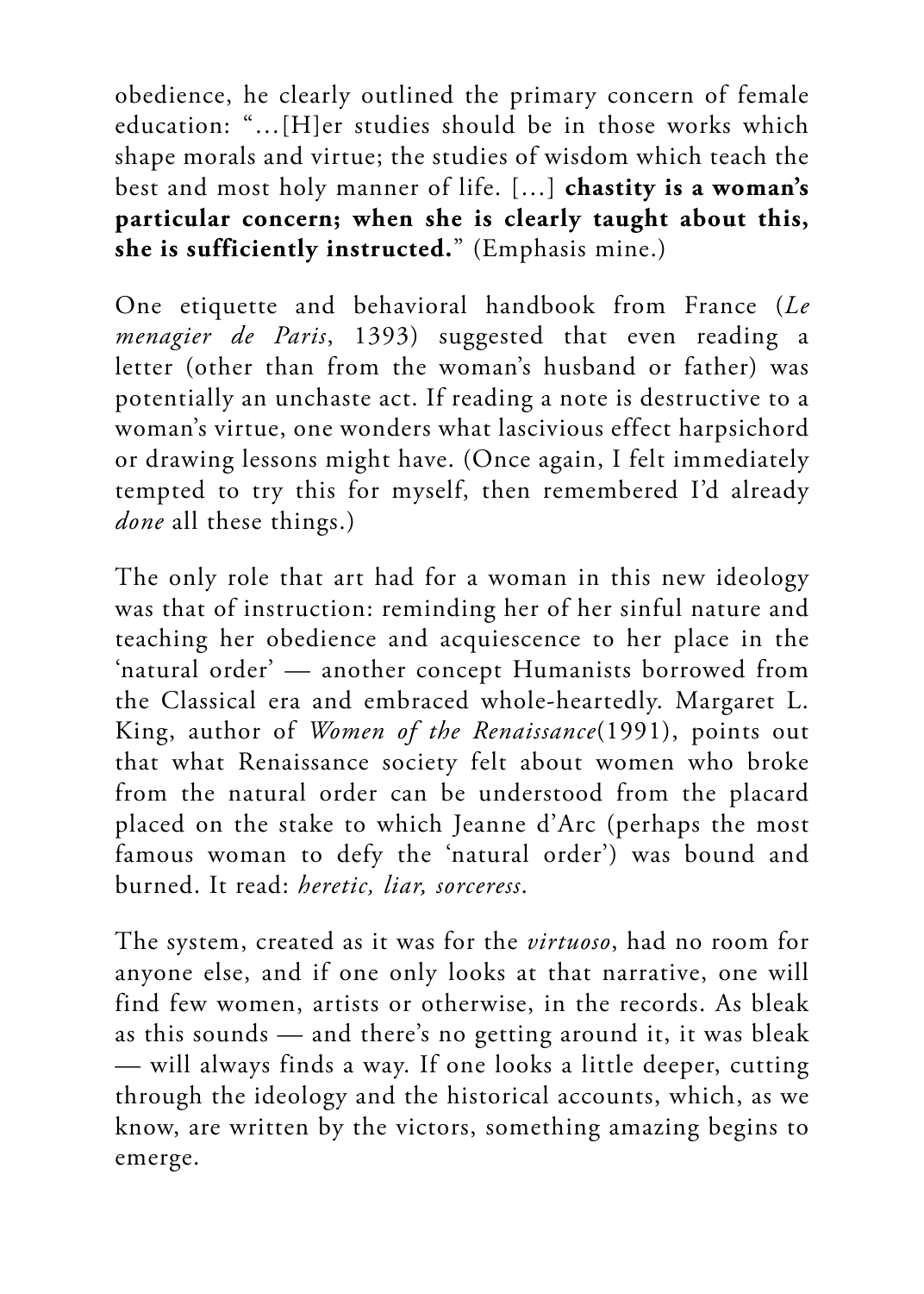obedience, he clearly outlined the primary concern of female education: "…[H]er studies should be in those works which shape morals and virtue; the studies of wisdom which teach the best and most holy manner of life. […] **chastity is a woman's particular concern; when she is clearly taught about this, she is sufficiently instructed.**" (Emphasis mine.)

One etiquette and behavioral handbook from France (*Le menagier de Paris*, 1393) suggested that even reading a letter (other than from the woman's husband or father) was potentially an unchaste act. If reading a note is destructive to a woman's virtue, one wonders what lascivious effect harpsichord or drawing lessons might have. (Once again, I felt immediately tempted to try this for myself, then remembered I'd already *done* all these things.)

The only role that art had for a woman in this new ideology was that of instruction: reminding her of her sinful nature and teaching her obedience and acquiescence to her place in the 'natural order' — another concept Humanists borrowed from the Classical era and embraced whole-heartedly. Margaret L. King, author of *Women of the Renaissance*(1991), points out that what Renaissance society felt about women who broke from the natural order can be understood from the placard placed on the stake to which Jeanne d'Arc (perhaps the most famous woman to defy the 'natural order') was bound and burned. It read: *heretic, liar, sorceress*.

The system, created as it was for the *virtuoso*, had no room for anyone else, and if one only looks at that narrative, one will find few women, artists or otherwise, in the records. As bleak as this sounds — and there's no getting around it, it was bleak — will always finds a way. If one looks a little deeper, cutting through the ideology and the historical accounts, which, as we know, are written by the victors, something amazing begins to emerge.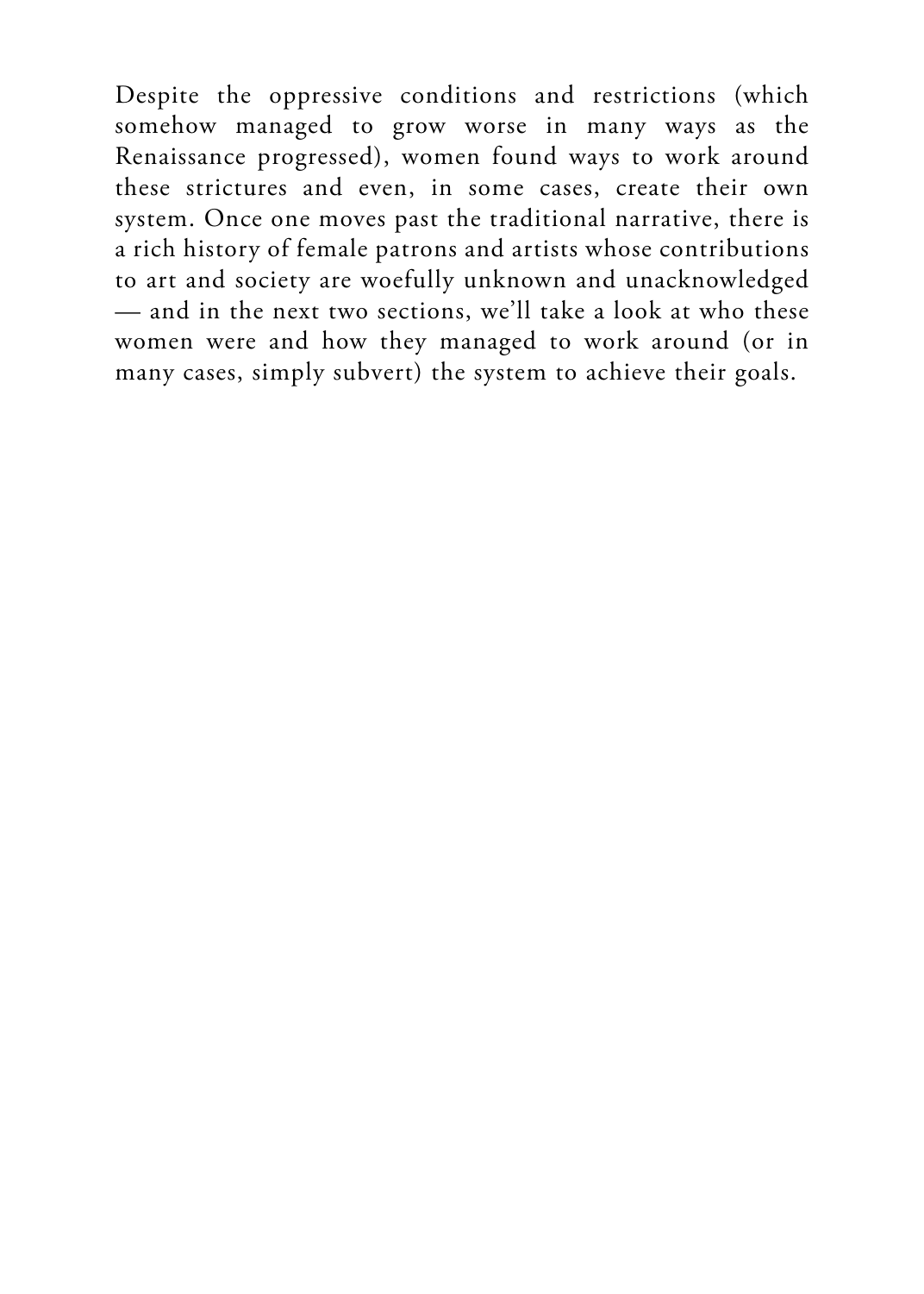Despite the oppressive conditions and restrictions (which somehow managed to grow worse in many ways as the Renaissance progressed), women found ways to work around these strictures and even, in some cases, create their own system. Once one moves past the traditional narrative, there is a rich history of female patrons and artists whose contributions to art and society are woefully unknown and unacknowledged — and in the next two sections, we'll take a look at who these women were and how they managed to work around (or in many cases, simply subvert) the system to achieve their goals.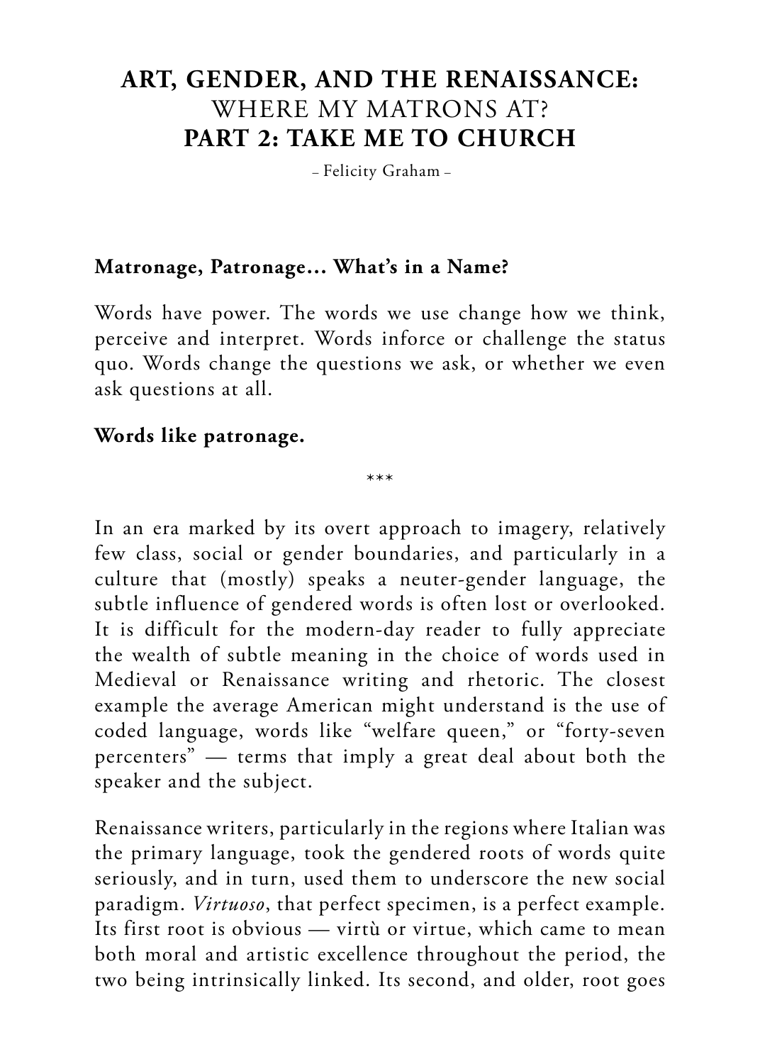# ART, GENDER, AND THE RENAISSANCE: WHERE MY MATRONS AT? PART 2: TAKE ME TO CHURCH

– Felicity Graham –

**Matronage, Patronage… What's in a Name?**

Words have power. The words we use change how we think, perceive and interpret. Words inforce or challenge the status quo. Words change the questions we ask, or whether we even ask questions at all.

**Words like patronage.**

\*\*\*

In an era marked by its overt approach to imagery, relatively few class, social or gender boundaries, and particularly in a culture that (mostly) speaks a neuter-gender language, the subtle influence of gendered words is often lost or overlooked. It is difficult for the modern-day reader to fully appreciate the wealth of subtle meaning in the choice of words used in Medieval or Renaissance writing and rhetoric. The closest example the average American might understand is the use of coded language, words like "welfare queen," or "forty-seven percenters" — terms that imply a great deal about both the speaker and the subject.

Renaissance writers, particularly in the regions where Italian was the primary language, took the gendered roots of words quite seriously, and in turn, used them to underscore the new social paradigm. *Virtuoso*, that perfect specimen, is a perfect example. Its first root is obvious — virtù or virtue, which came to mean both moral and artistic excellence throughout the period, the two being intrinsically linked. Its second, and older, root goes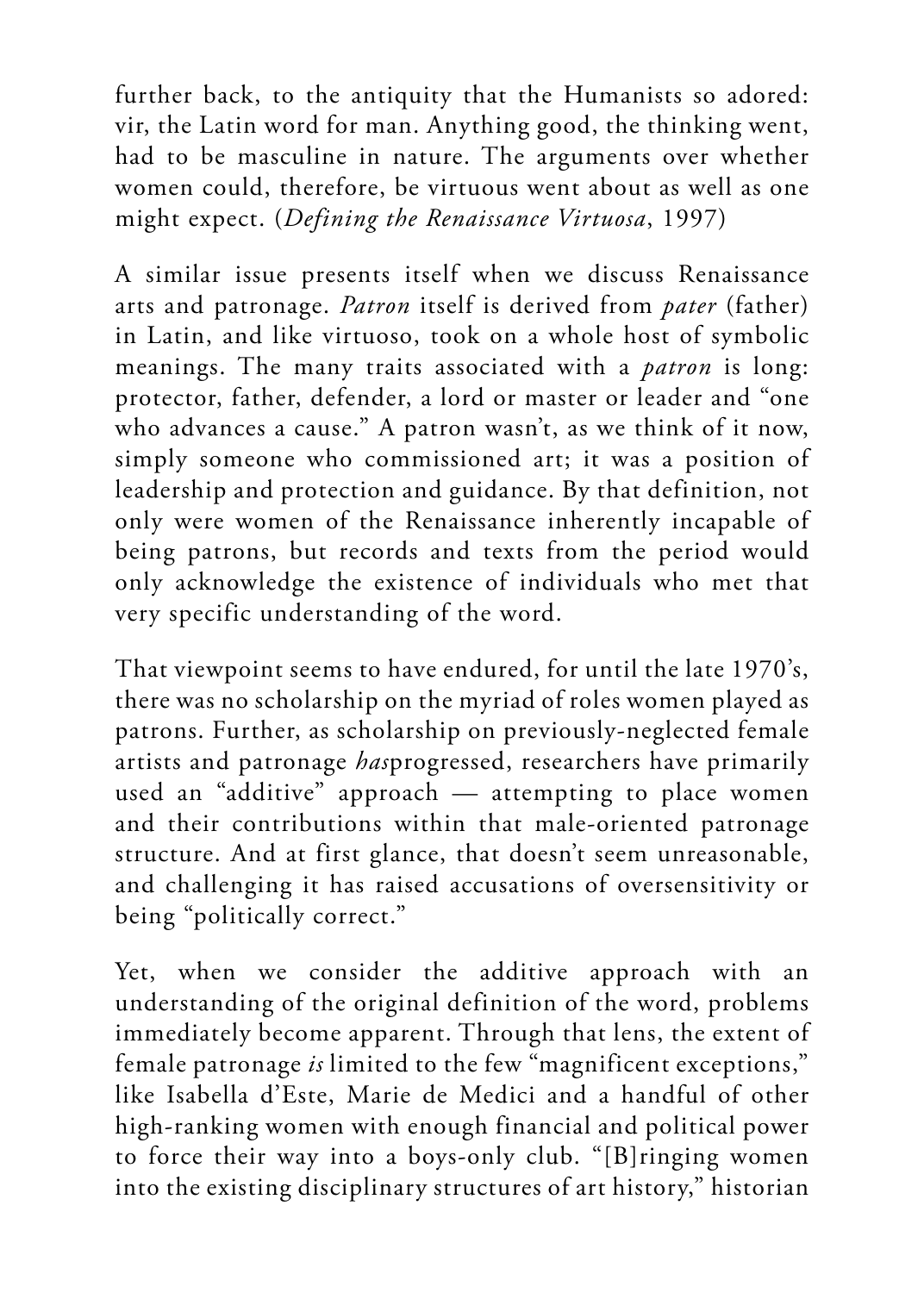further back, to the antiquity that the Humanists so adored: vir, the Latin word for man. Anything good, the thinking went, had to be masculine in nature. The arguments over whether women could, therefore, be virtuous went about as well as one might expect. (*Defining the Renaissance Virtuosa*, 1997)

A similar issue presents itself when we discuss Renaissance arts and patronage. *Patron* itself is derived from *pater* (father) in Latin, and like virtuoso, took on a whole host of symbolic meanings. The many traits associated with a *patron* is long: protector, father, defender, a lord or master or leader and "one who advances a cause." A patron wasn't, as we think of it now, simply someone who commissioned art; it was a position of leadership and protection and guidance. By that definition, not only were women of the Renaissance inherently incapable of being patrons, but records and texts from the period would only acknowledge the existence of individuals who met that very specific understanding of the word.

That viewpoint seems to have endured, for until the late 1970's, there was no scholarship on the myriad of roles women played as patrons. Further, as scholarship on previously-neglected female artists and patronage *has*progressed, researchers have primarily used an "additive" approach — attempting to place women and their contributions within that male-oriented patronage structure. And at first glance, that doesn't seem unreasonable, and challenging it has raised accusations of oversensitivity or being "politically correct."

Yet, when we consider the additive approach with an understanding of the original definition of the word, problems immediately become apparent. Through that lens, the extent of female patronage *is* limited to the few "magnificent exceptions," like Isabella d'Este, Marie de Medici and a handful of other high-ranking women with enough financial and political power to force their way into a boys-only club. "[B]ringing women into the existing disciplinary structures of art history," historian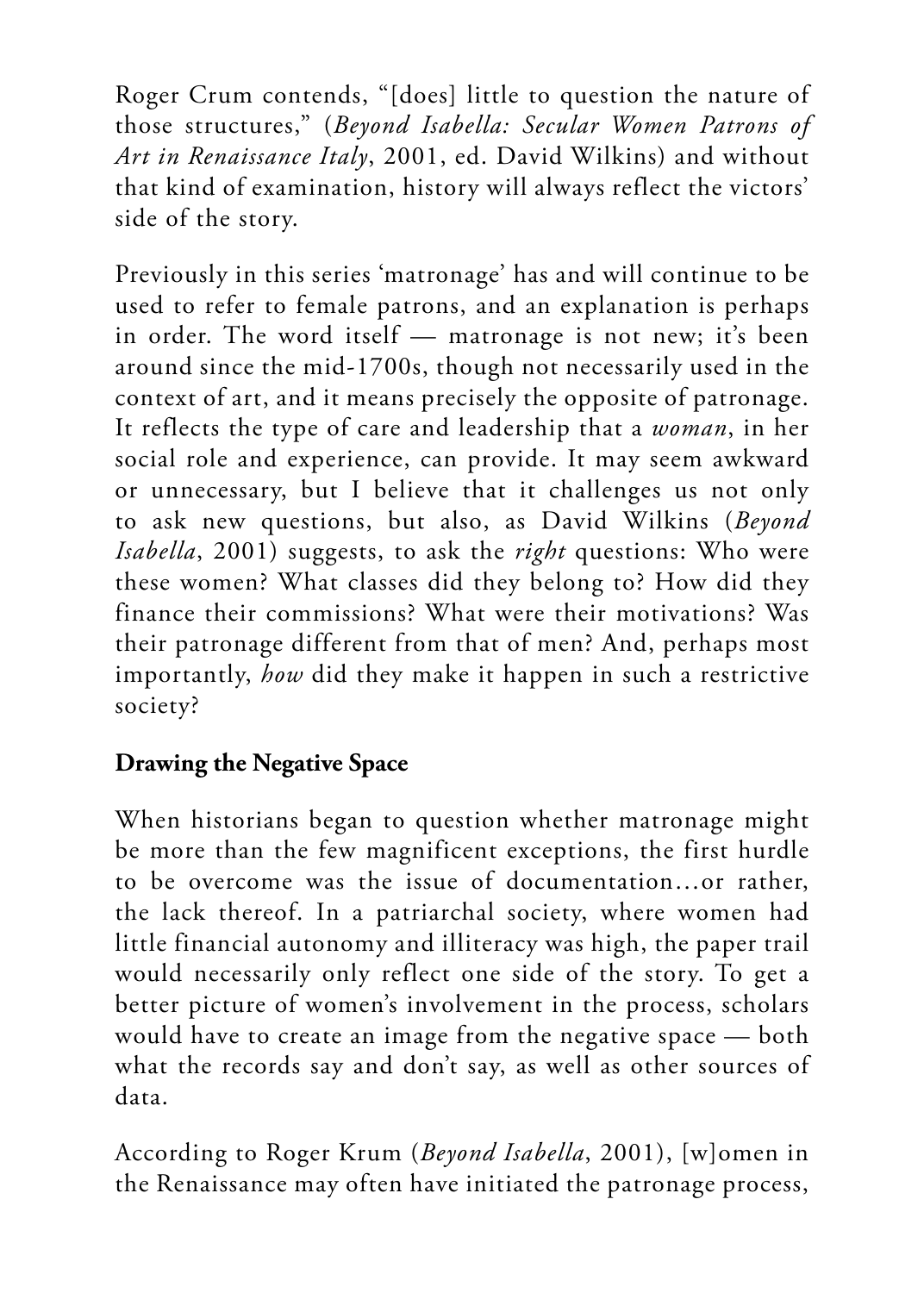Roger Crum contends, "[does] little to question the nature of those structures," (*Beyond Isabella: Secular Women Patrons of Art in Renaissance Italy*, 2001, ed. David Wilkins) and without that kind of examination, history will always reflect the victors' side of the story.

Previously in this series 'matronage' has and will continue to be used to refer to female patrons, and an explanation is perhaps in order. The word itself — matronage is not new; it's been around since the mid-1700s, though not necessarily used in the context of art, and it means precisely the opposite of patronage. It reflects the type of care and leadership that a *woman*, in her social role and experience, can provide. It may seem awkward or unnecessary, but I believe that it challenges us not only to ask new questions, but also, as David Wilkins (*Beyond Isabella*, 2001) suggests, to ask the *right* questions: Who were these women? What classes did they belong to? How did they finance their commissions? What were their motivations? Was their patronage different from that of men? And, perhaps most importantly, *how* did they make it happen in such a restrictive society?

**Drawing the Negative Space**

When historians began to question whether matronage might be more than the few magnificent exceptions, the first hurdle to be overcome was the issue of documentation…or rather, the lack thereof. In a patriarchal society, where women had little financial autonomy and illiteracy was high, the paper trail would necessarily only reflect one side of the story. To get a better picture of women's involvement in the process, scholars would have to create an image from the negative space — both what the records say and don't say, as well as other sources of data.

According to Roger Krum (*Beyond Isabella*, 2001), [w]omen in the Renaissance may often have initiated the patronage process,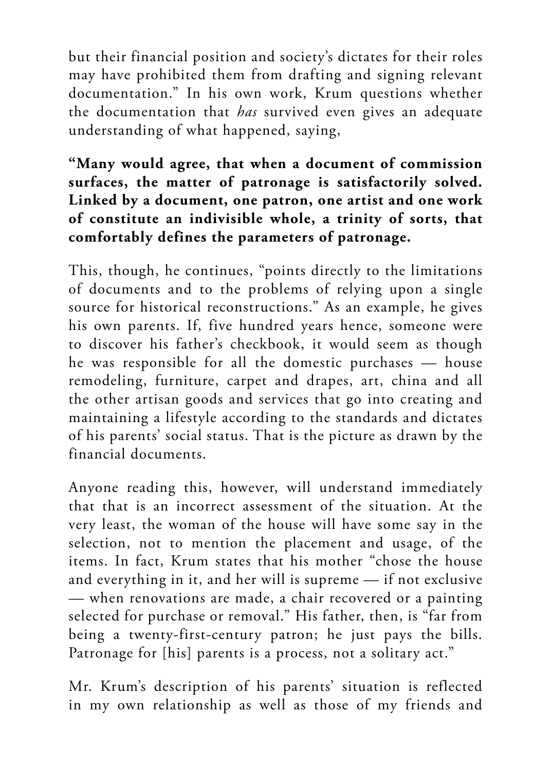but their financial position and society's dictates for their roles may have prohibited them from drafting and signing relevant documentation." In his own work, Krum questions whether the documentation that *has* survived even gives an adequate understanding of what happened, saying,

**"Many would agree, that when a document of commission surfaces, the matter of patronage is satisfactorily solved. Linked by a document, one patron, one artist and one work of constitute an indivisible whole, a trinity of sorts, that comfortably defines the parameters of patronage.**

This, though, he continues, "points directly to the limitations of documents and to the problems of relying upon a single source for historical reconstructions." As an example, he gives his own parents. If, five hundred years hence, someone were to discover his father's checkbook, it would seem as though he was responsible for all the domestic purchases — house remodeling, furniture, carpet and drapes, art, china and all the other artisan goods and services that go into creating and maintaining a lifestyle according to the standards and dictates of his parents' social status. That is the picture as drawn by the financial documents.

Anyone reading this, however, will understand immediately that that is an incorrect assessment of the situation. At the very least, the woman of the house will have some say in the selection, not to mention the placement and usage, of the items. In fact, Krum states that his mother "chose the house and everything in it, and her will is supreme — if not exclusive — when renovations are made, a chair recovered or a painting selected for purchase or removal." His father, then, is "far from being a twenty-first-century patron; he just pays the bills. Patronage for [his] parents is a process, not a solitary act."

Mr. Krum's description of his parents' situation is reflected in my own relationship as well as those of my friends and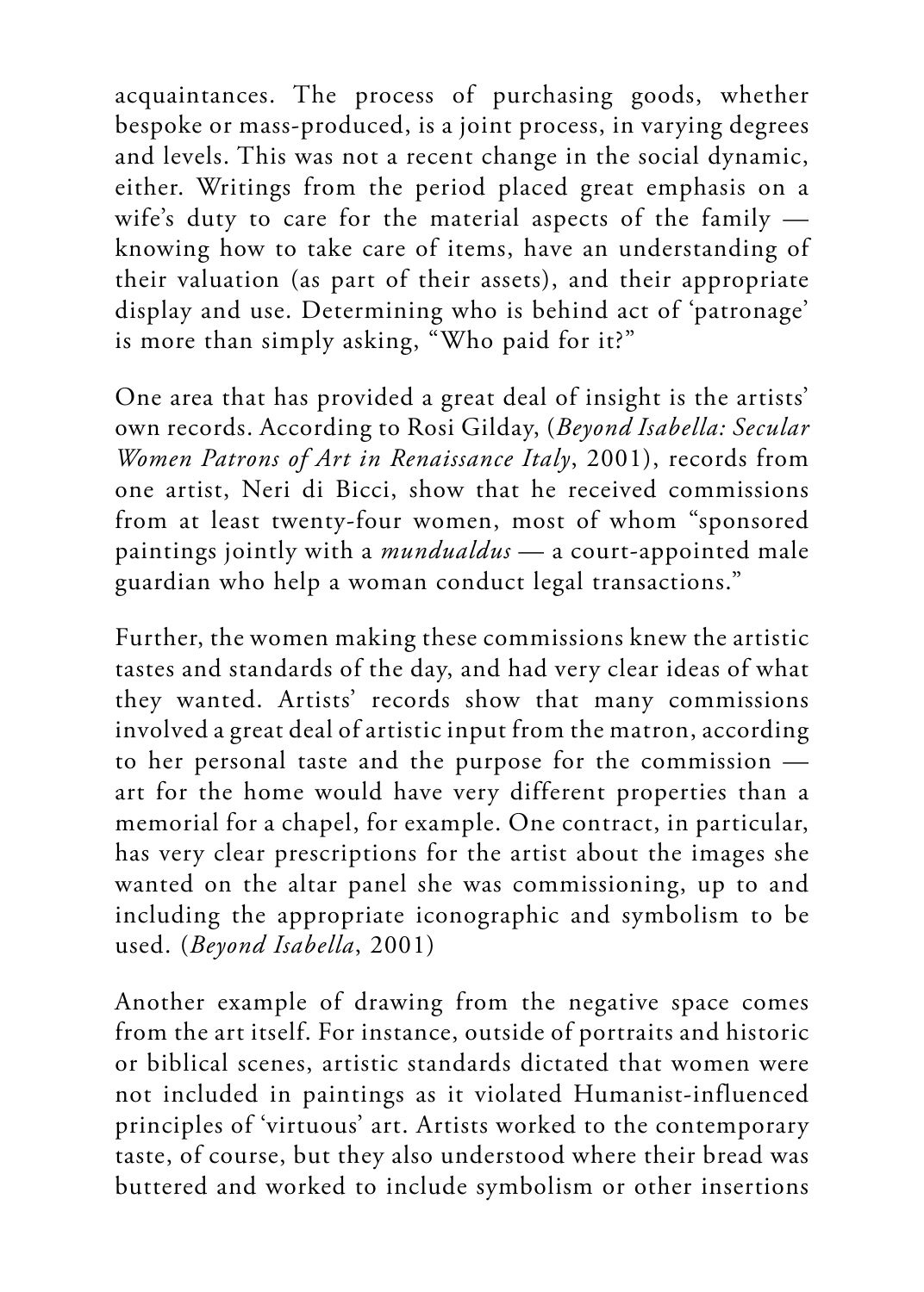acquaintances. The process of purchasing goods, whether bespoke or mass-produced, is a joint process, in varying degrees and levels. This was not a recent change in the social dynamic, either. Writings from the period placed great emphasis on a wife's duty to care for the material aspects of the family — knowing how to take care of items, have an understanding of their valuation (as part of their assets), and their appropriate display and use. Determining who is behind act of 'patronage' is more than simply asking, "Who paid for it?"

One area that has provided a great deal of insight is the artists' own records. According to Rosi Gilday, (*Beyond Isabella: Secular Women Patrons of Art in Renaissance Italy*, 2001), records from one artist, Neri di Bicci, show that he received commissions from at least twenty-four women, most of whom "sponsored paintings jointly with a *mundualdus* — a court-appointed male guardian who help a woman conduct legal transactions."

Further, the women making these commissions knew the artistic tastes and standards of the day, and had very clear ideas of what they wanted. Artists' records show that many commissions involved a great deal of artistic input from the matron, according to her personal taste and the purpose for the commission — art for the home would have very different properties than a memorial for a chapel, for example. One contract, in particular, has very clear prescriptions for the artist about the images she wanted on the altar panel she was commissioning, up to and including the appropriate iconographic and symbolism to be used. (*Beyond Isabella*, 2001)

Another example of drawing from the negative space comes from the art itself. For instance, outside of portraits and historic or biblical scenes, artistic standards dictated that women were not included in paintings as it violated Humanist-influenced principles of 'virtuous' art. Artists worked to the contemporary taste, of course, but they also understood where their bread was buttered and worked to include symbolism or other insertions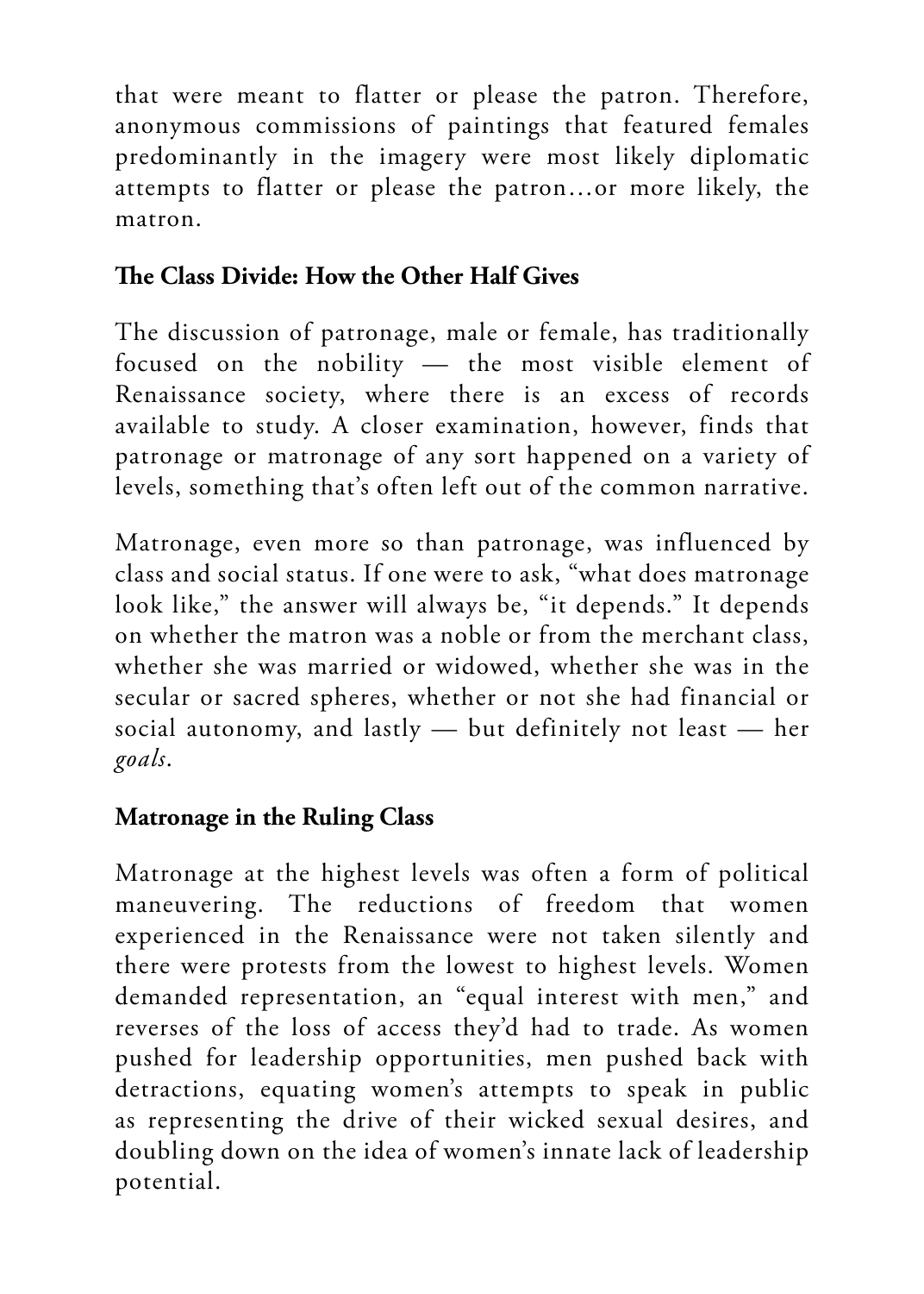that were meant to flatter or please the patron. Therefore, anonymous commissions of paintings that featured females predominantly in the imagery were most likely diplomatic attempts to flatter or please the patron…or more likely, the matron.

## The Class Divide: How the Other Half Gives

The discussion of patronage, male or female, has traditionally focused on the nobility — the most visible element of Renaissance society, where there is an excess of records available to study. A closer examination, however, finds that patronage or matronage of any sort happened on a variety of levels, something that's often left out of the common narrative.

Matronage, even more so than patronage, was influenced by class and social status. If one were to ask, "what does matronage look like," the answer will always be, "it depends." It depends on whether the matron was a noble or from the merchant class, whether she was married or widowed, whether she was in the secular or sacred spheres, whether or not she had financial or social autonomy, and lastly — but definitely not least — her *goals*.

## Matronage in the Ruling Class

Matronage at the highest levels was often a form of political maneuvering. The reductions of freedom that women experienced in the Renaissance were not taken silently and there were protests from the lowest to highest levels. Women demanded representation, an "equal interest with men," and reverses of the loss of access they'd had to trade. As women pushed for leadership opportunities, men pushed back with detractions, equating women's attempts to speak in public as representing the drive of their wicked sexual desires, and doubling down on the idea of women's innate lack of leadership potential.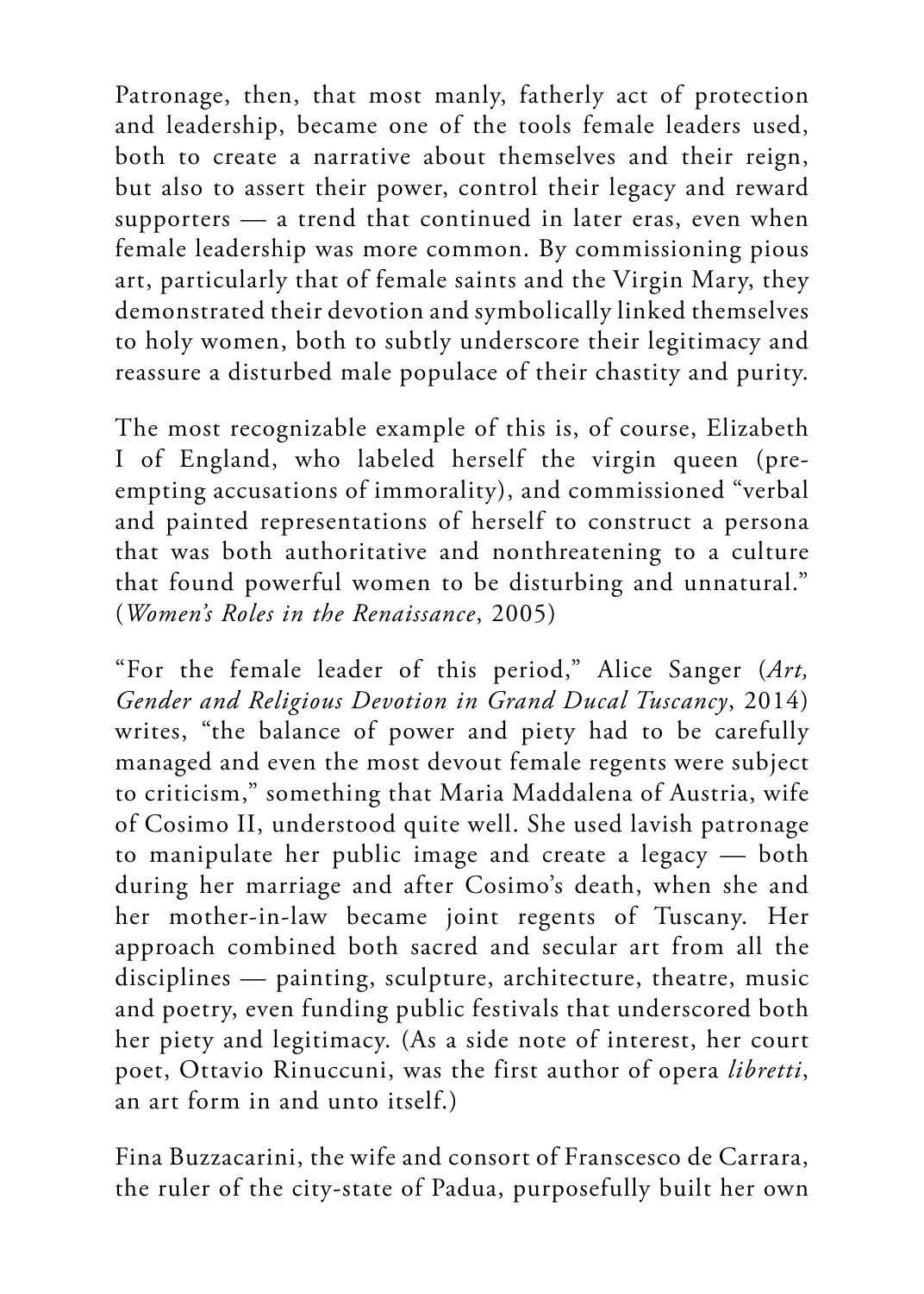Patronage, then, that most manly, fatherly act of protection and leadership, became one of the tools female leaders used, both to create a narrative about themselves and their reign, but also to assert their power, control their legacy and reward supporters — a trend that continued in later eras, even when female leadership was more common. By commissioning pious art, particularly that of female saints and the Virgin Mary, they demonstrated their devotion and symbolically linked themselves to holy women, both to subtly underscore their legitimacy and reassure a disturbed male populace of their chastity and purity.

The most recognizable example of this is, of course, Elizabeth I of England, who labeled herself the virgin queen (pre-empting accusations of immorality), and commissioned "verbal and painted representations of herself to construct a persona that was both authoritative and nonthreatening to a culture that found powerful women to be disturbing and unnatural." (*Women's Roles in the Renaissance*, 2005)

"For the female leader of this period," Alice Sanger (*Art, Gender and Religious Devotion in Grand Ducal Tuscancy*, 2014) writes, "the balance of power and piety had to be carefully managed and even the most devout female regents were subject to criticism," something that Maria Maddalena of Austria, wife of Cosimo II, understood quite well. She used lavish patronage to manipulate her public image and create a legacy — both during her marriage and after Cosimo's death, when she and her mother-in-law became joint regents of Tuscany. Her approach combined both sacred and secular art from all the disciplines — painting, sculpture, architecture, theatre, music and poetry, even funding public festivals that underscored both her piety and legitimacy. (As a side note of interest, her court poet, Ottavio Rinuccuni, was the first author of opera *libretti*, an art form in and unto itself.)

Fina Buzzacarini, the wife and consort of Franscesco de Carrara, the ruler of the city-state of Padua, purposefully built her own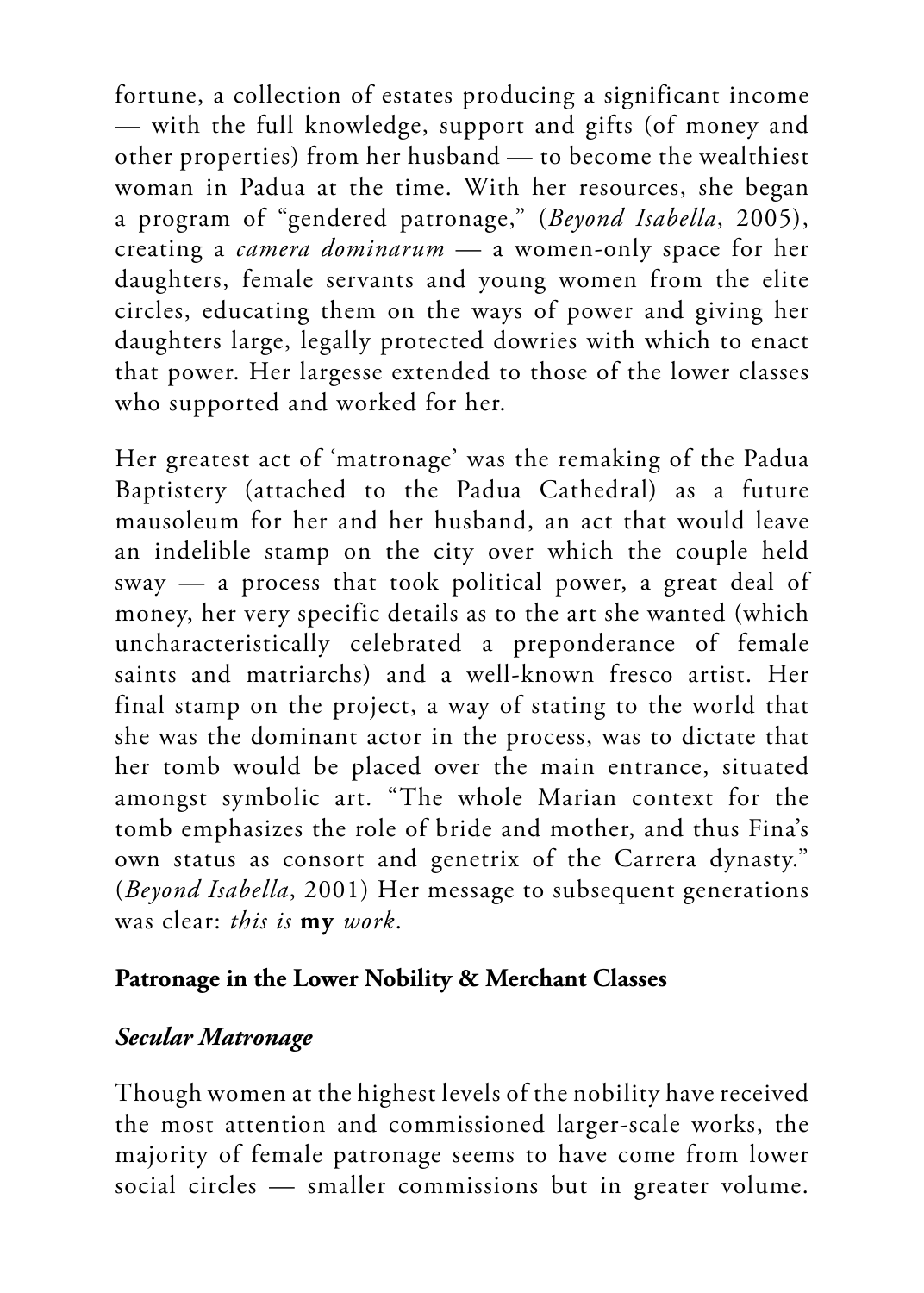fortune, a collection of estates producing a significant income — with the full knowledge, support and gifts (of money and other properties) from her husband — to become the wealthiest woman in Padua at the time. With her resources, she began a program of "gendered patronage," (*Beyond Isabella*, 2005), creating a *camera dominarum* — a women-only space for her daughters, female servants and young women from the elite circles, educating them on the ways of power and giving her daughters large, legally protected dowries with which to enact that power. Her largesse extended to those of the lower classes who supported and worked for her.

Her greatest act of 'matronage' was the remaking of the Padua Baptistery (attached to the Padua Cathedral) as a future mausoleum for her and her husband, an act that would leave an indelible stamp on the city over which the couple held sway — a process that took political power, a great deal of money, her very specific details as to the art she wanted (which uncharacteristically celebrated a preponderance of female saints and matriarchs) and a well-known fresco artist. Her final stamp on the project, a way of stating to the world that she was the dominant actor in the process, was to dictate that her tomb would be placed over the main entrance, situated amongst symbolic art. "The whole Marian context for the tomb emphasizes the role of bride and mother, and thus Fina's own status as consort and genetrix of the Carrera dynasty." (*Beyond Isabella*, 2001) Her message to subsequent generations was clear: *this is* **my** *work*.

**Patronage in the Lower Nobility & Merchant Classes**

***Secular Matronage***

Though women at the highest levels of the nobility have received the most attention and commissioned larger-scale works, the majority of female patronage seems to have come from lower social circles — smaller commissions but in greater volume.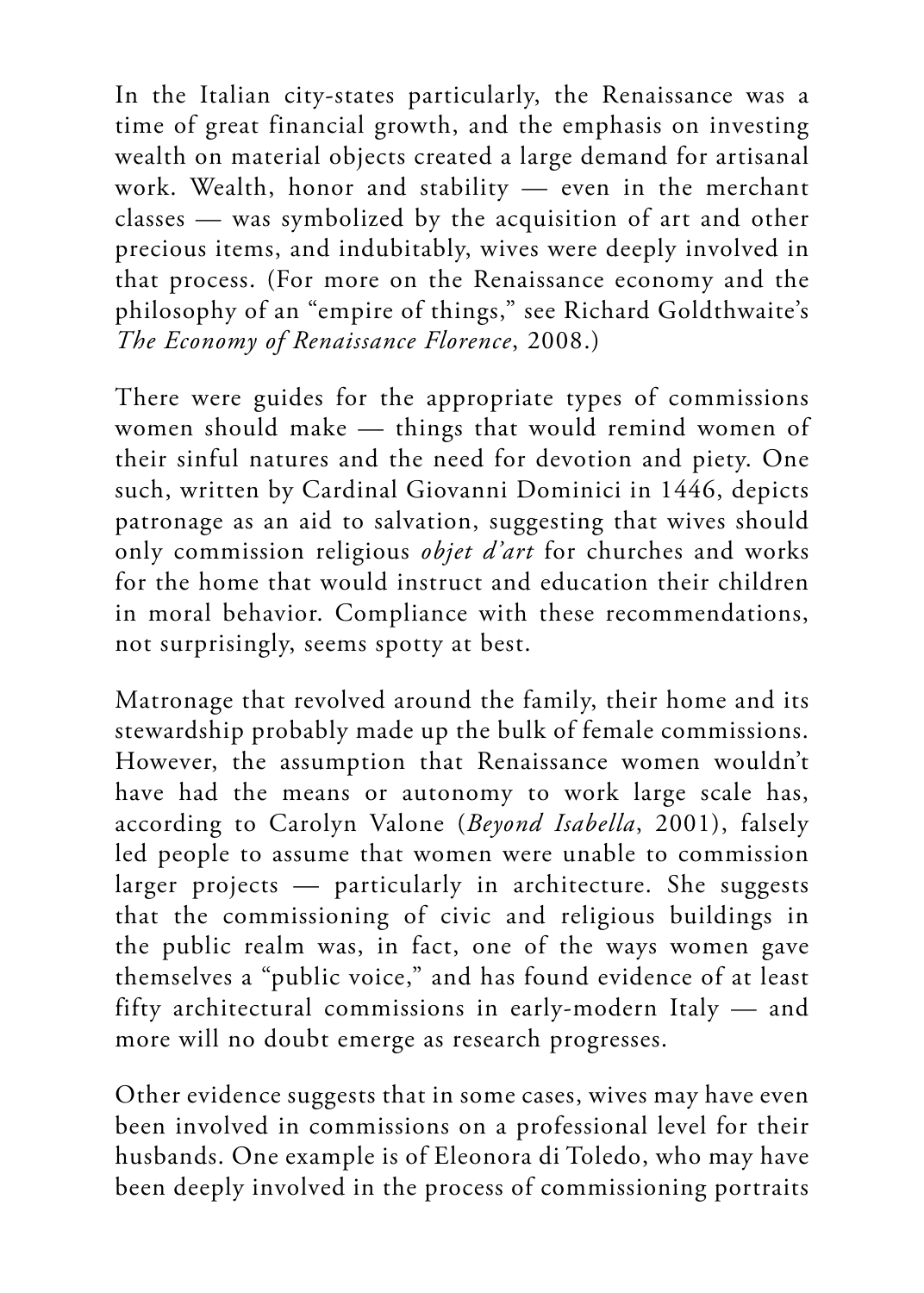In the Italian city-states particularly, the Renaissance was a time of great financial growth, and the emphasis on investing wealth on material objects created a large demand for artisanal work. Wealth, honor and stability — even in the merchant classes — was symbolized by the acquisition of art and other precious items, and indubitably, wives were deeply involved in that process. (For more on the Renaissance economy and the philosophy of an "empire of things," see Richard Goldthwaite's *The Economy of Renaissance Florence*, 2008.)

There were guides for the appropriate types of commissions women should make — things that would remind women of their sinful natures and the need for devotion and piety. One such, written by Cardinal Giovanni Dominici in 1446, depicts patronage as an aid to salvation, suggesting that wives should only commission religious *objet d'art* for churches and works for the home that would instruct and education their children in moral behavior. Compliance with these recommendations, not surprisingly, seems spotty at best.

Matronage that revolved around the family, their home and its stewardship probably made up the bulk of female commissions. However, the assumption that Renaissance women wouldn't have had the means or autonomy to work large scale has, according to Carolyn Valone (*Beyond Isabella*, 2001), falsely led people to assume that women were unable to commission larger projects — particularly in architecture. She suggests that the commissioning of civic and religious buildings in the public realm was, in fact, one of the ways women gave themselves a "public voice," and has found evidence of at least fifty architectural commissions in early-modern Italy — and more will no doubt emerge as research progresses.

Other evidence suggests that in some cases, wives may have even been involved in commissions on a professional level for their husbands. One example is of Eleonora di Toledo, who may have been deeply involved in the process of commissioning portraits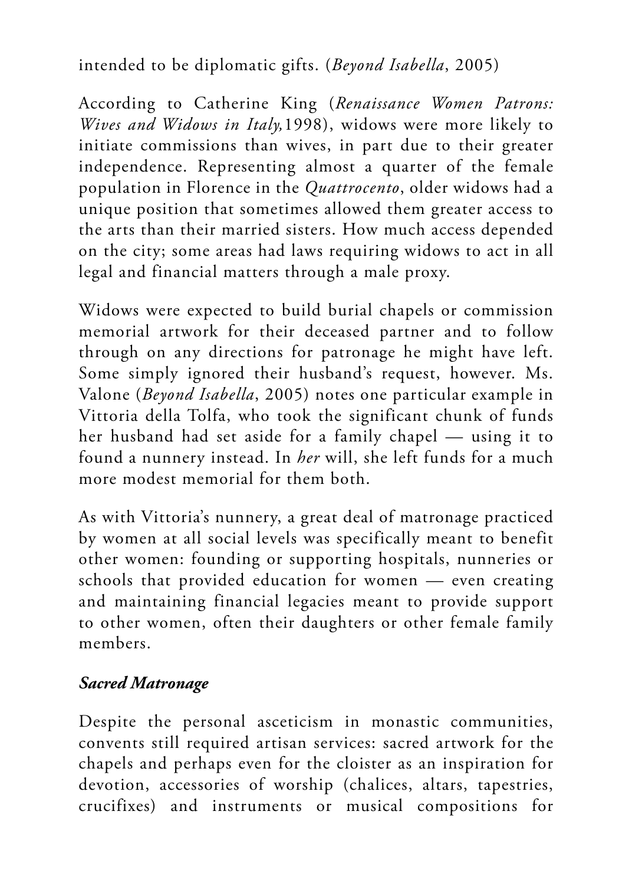intended to be diplomatic gifts. (*Beyond Isabella*, 2005)

According to Catherine King (*Renaissance Women Patrons: Wives and Widows in Italy,*1998), widows were more likely to initiate commissions than wives, in part due to their greater independence. Representing almost a quarter of the female population in Florence in the *Quattrocento*, older widows had a unique position that sometimes allowed them greater access to the arts than their married sisters. How much access depended on the city; some areas had laws requiring widows to act in all legal and financial matters through a male proxy.

Widows were expected to build burial chapels or commission memorial artwork for their deceased partner and to follow through on any directions for patronage he might have left. Some simply ignored their husband's request, however. Ms. Valone (*Beyond Isabella*, 2005) notes one particular example in Vittoria della Tolfa, who took the significant chunk of funds her husband had set aside for a family chapel — using it to found a nunnery instead. In *her* will, she left funds for a much more modest memorial for them both.

As with Vittoria's nunnery, a great deal of matronage practiced by women at all social levels was specifically meant to benefit other women: founding or supporting hospitals, nunneries or schools that provided education for women — even creating and maintaining financial legacies meant to provide support to other women, often their daughters or other female family members.

### ***Sacred Matronage***

Despite the personal asceticism in monastic communities, convents still required artisan services: sacred artwork for the chapels and perhaps even for the cloister as an inspiration for devotion, accessories of worship (chalices, altars, tapestries, crucifixes) and instruments or musical compositions for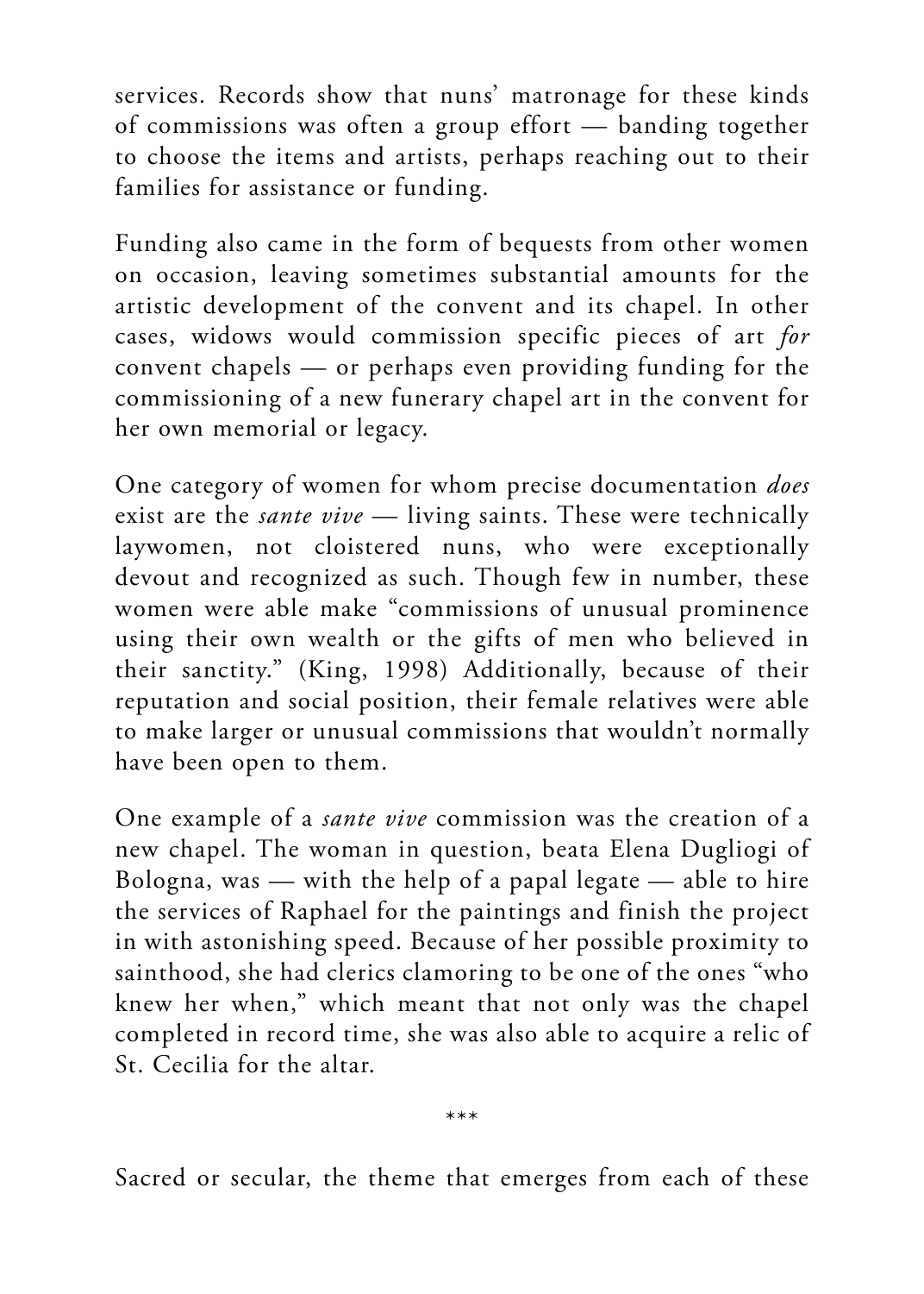services. Records show that nuns' matronage for these kinds of commissions was often a group effort — banding together to choose the items and artists, perhaps reaching out to their families for assistance or funding.

Funding also came in the form of bequests from other women on occasion, leaving sometimes substantial amounts for the artistic development of the convent and its chapel. In other cases, widows would commission specific pieces of art *for* convent chapels — or perhaps even providing funding for the commissioning of a new funerary chapel art in the convent for her own memorial or legacy.

One category of women for whom precise documentation *does* exist are the *sante vive* — living saints. These were technically laywomen, not cloistered nuns, who were exceptionally devout and recognized as such. Though few in number, these women were able make "commissions of unusual prominence using their own wealth or the gifts of men who believed in their sanctity." (King, 1998) Additionally, because of their reputation and social position, their female relatives were able to make larger or unusual commissions that wouldn't normally have been open to them.

One example of a *sante vive* commission was the creation of a new chapel. The woman in question, beata Elena Dugliogi of Bologna, was — with the help of a papal legate — able to hire the services of Raphael for the paintings and finish the project in with astonishing speed. Because of her possible proximity to sainthood, she had clerics clamoring to be one of the ones "who knew her when," which meant that not only was the chapel completed in record time, she was also able to acquire a relic of St. Cecilia for the altar.

***

Sacred or secular, the theme that emerges from each of these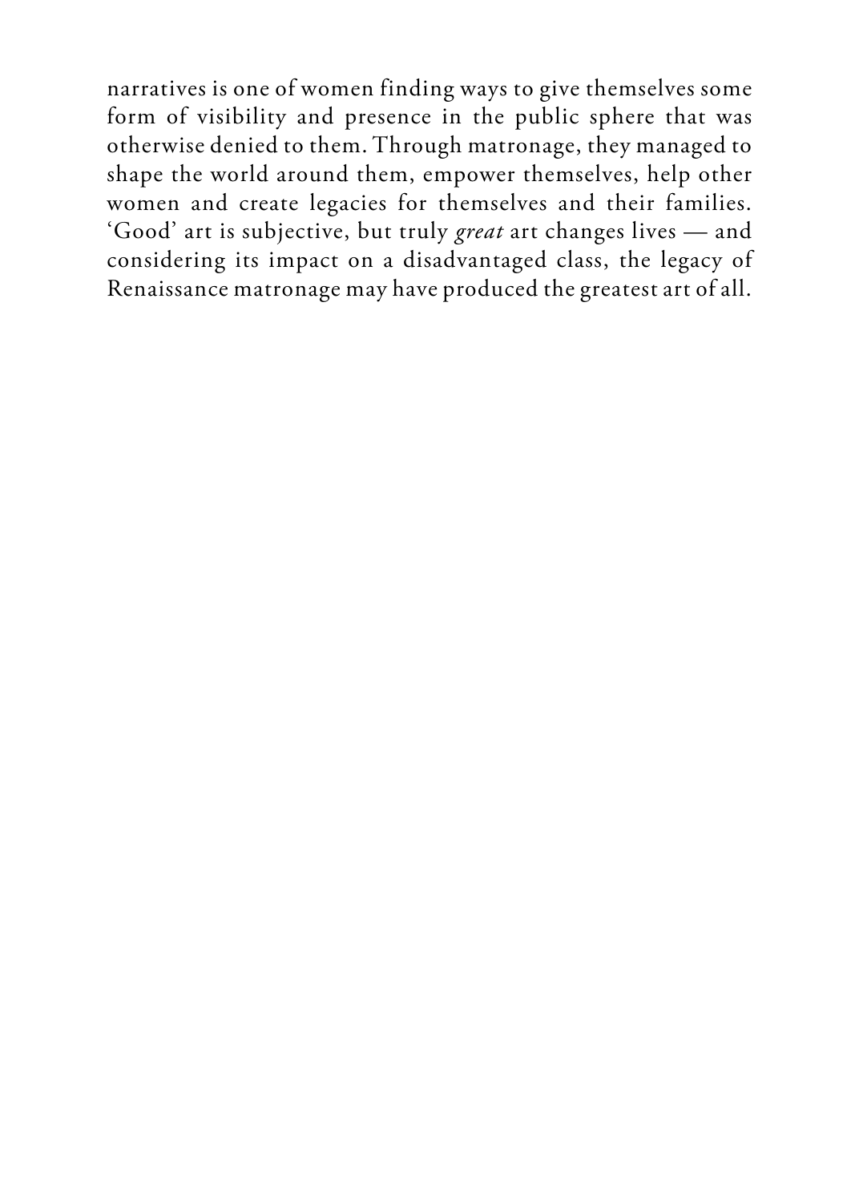narratives is one of women finding ways to give themselves some form of visibility and presence in the public sphere that was otherwise denied to them. Through matronage, they managed to shape the world around them, empower themselves, help other women and create legacies for themselves and their families. 'Good' art is subjective, but truly *great* art changes lives — and considering its impact on a disadvantaged class, the legacy of Renaissance matronage may have produced the greatest art of all.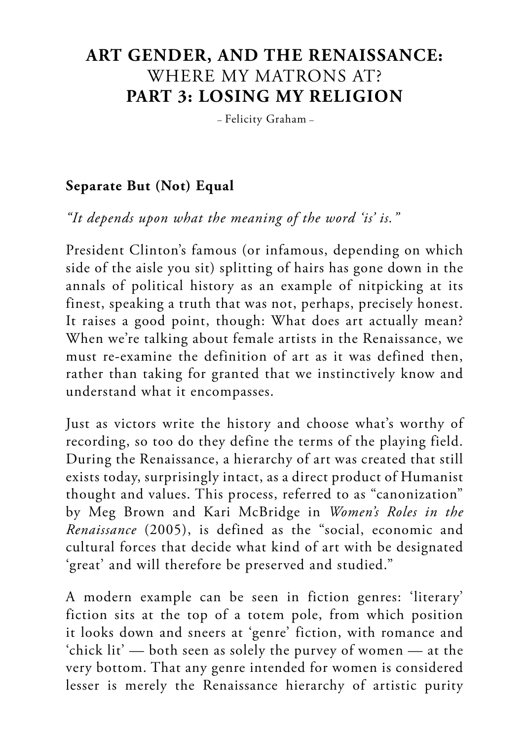# **ART GENDER, AND THE RENAISSANCE:** WHERE MY MATRONS AT? **PART 3: LOSING MY RELIGION**

– Felicity Graham –

## Separate But (Not) Equal

*"It depends upon what the meaning of the word 'is' is."*

President Clinton's famous (or infamous, depending on which side of the aisle you sit) splitting of hairs has gone down in the annals of political history as an example of nitpicking at its finest, speaking a truth that was not, perhaps, precisely honest. It raises a good point, though: What does art actually mean? When we're talking about female artists in the Renaissance, we must re-examine the definition of art as it was defined then, rather than taking for granted that we instinctively know and understand what it encompasses.

Just as victors write the history and choose what's worthy of recording, so too do they define the terms of the playing field. During the Renaissance, a hierarchy of art was created that still exists today, surprisingly intact, as a direct product of Humanist thought and values. This process, referred to as "canonization" by Meg Brown and Kari McBridge in *Women's Roles in the Renaissance* (2005), is defined as the "social, economic and cultural forces that decide what kind of art with be designated 'great' and will therefore be preserved and studied."

A modern example can be seen in fiction genres: 'literary' fiction sits at the top of a totem pole, from which position it looks down and sneers at 'genre' fiction, with romance and 'chick lit' — both seen as solely the purvey of women — at the very bottom. That any genre intended for women is considered lesser is merely the Renaissance hierarchy of artistic purity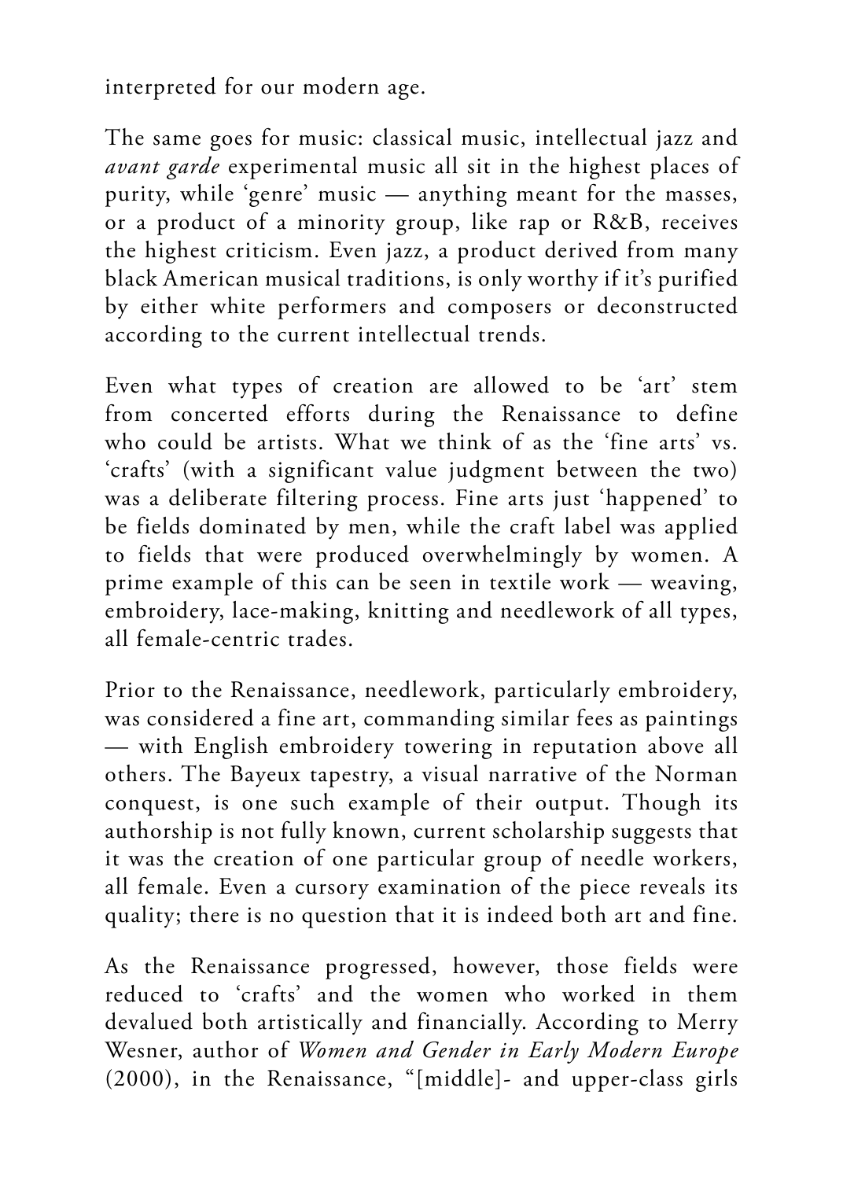interpreted for our modern age.

The same goes for music: classical music, intellectual jazz and *avant garde* experimental music all sit in the highest places of purity, while 'genre' music — anything meant for the masses, or a product of a minority group, like rap or R&B, receives the highest criticism. Even jazz, a product derived from many black American musical traditions, is only worthy if it's purified by either white performers and composers or deconstructed according to the current intellectual trends.

Even what types of creation are allowed to be 'art' stem from concerted efforts during the Renaissance to define who could be artists. What we think of as the 'fine arts' vs. 'crafts' (with a significant value judgment between the two) was a deliberate filtering process. Fine arts just 'happened' to be fields dominated by men, while the craft label was applied to fields that were produced overwhelmingly by women. A prime example of this can be seen in textile work — weaving, embroidery, lace-making, knitting and needlework of all types, all female-centric trades.

Prior to the Renaissance, needlework, particularly embroidery, was considered a fine art, commanding similar fees as paintings — with English embroidery towering in reputation above all others. The Bayeux tapestry, a visual narrative of the Norman conquest, is one such example of their output. Though its authorship is not fully known, current scholarship suggests that it was the creation of one particular group of needle workers, all female. Even a cursory examination of the piece reveals its quality; there is no question that it is indeed both art and fine.

As the Renaissance progressed, however, those fields were reduced to 'crafts' and the women who worked in them devalued both artistically and financially. According to Merry Wesner, author of *Women and Gender in Early Modern Europe* (2000), in the Renaissance, "[middle]- and upper-class girls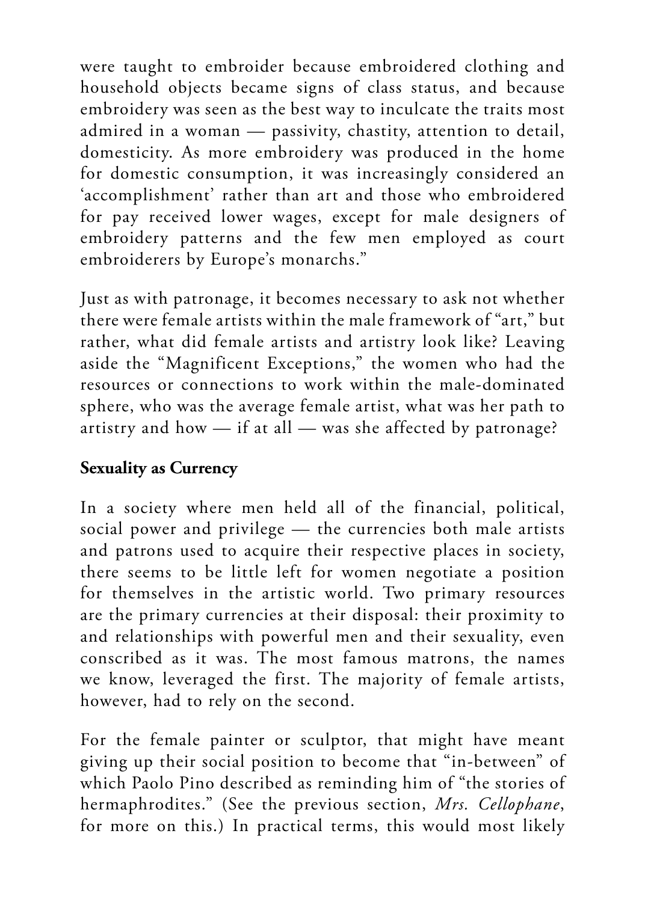were taught to embroider because embroidered clothing and household objects became signs of class status, and because embroidery was seen as the best way to inculcate the traits most admired in a woman — passivity, chastity, attention to detail, domesticity. As more embroidery was produced in the home for domestic consumption, it was increasingly considered an 'accomplishment' rather than art and those who embroidered for pay received lower wages, except for male designers of embroidery patterns and the few men employed as court embroiderers by Europe's monarchs."

Just as with patronage, it becomes necessary to ask not whether there were female artists within the male framework of "art," but rather, what did female artists and artistry look like? Leaving aside the "Magnificent Exceptions," the women who had the resources or connections to work within the male-dominated sphere, who was the average female artist, what was her path to artistry and how — if at all — was she affected by patronage?

**Sexuality as Currency**

In a society where men held all of the financial, political, social power and privilege — the currencies both male artists and patrons used to acquire their respective places in society, there seems to be little left for women negotiate a position for themselves in the artistic world. Two primary resources are the primary currencies at their disposal: their proximity to and relationships with powerful men and their sexuality, even conscribed as it was. The most famous matrons, the names we know, leveraged the first. The majority of female artists, however, had to rely on the second.

For the female painter or sculptor, that might have meant giving up their social position to become that "in-between" of which Paolo Pino described as reminding him of "the stories of hermaphrodites." (See the previous section, *Mrs. Cellophane*, for more on this.) In practical terms, this would most likely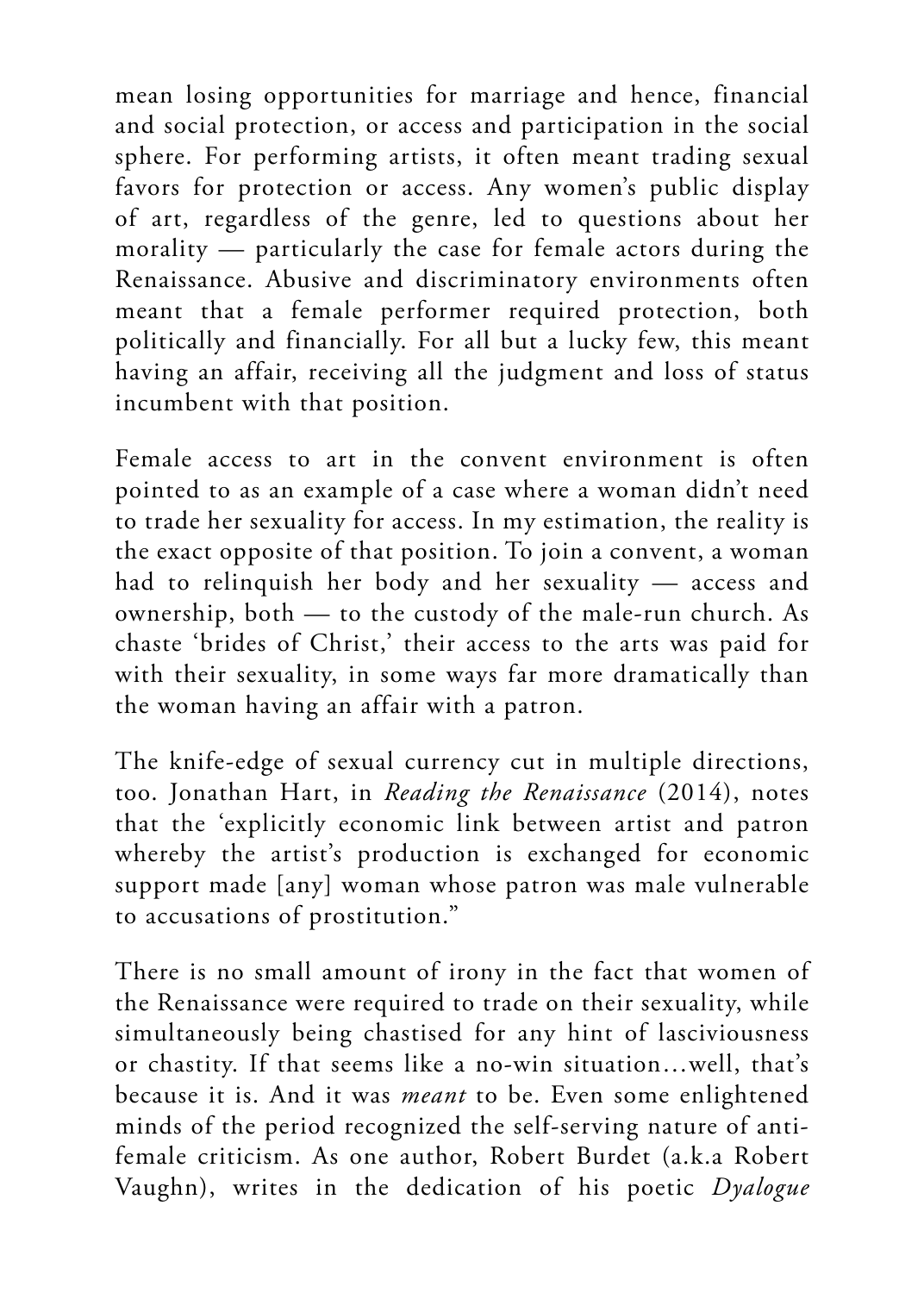mean losing opportunities for marriage and hence, financial and social protection, or access and participation in the social sphere. For performing artists, it often meant trading sexual favors for protection or access. Any women's public display of art, regardless of the genre, led to questions about her morality — particularly the case for female actors during the Renaissance. Abusive and discriminatory environments often meant that a female performer required protection, both politically and financially. For all but a lucky few, this meant having an affair, receiving all the judgment and loss of status incumbent with that position.

Female access to art in the convent environment is often pointed to as an example of a case where a woman didn't need to trade her sexuality for access. In my estimation, the reality is the exact opposite of that position. To join a convent, a woman had to relinquish her body and her sexuality — access and ownership, both — to the custody of the male-run church. As chaste 'brides of Christ,' their access to the arts was paid for with their sexuality, in some ways far more dramatically than the woman having an affair with a patron.

The knife-edge of sexual currency cut in multiple directions, too. Jonathan Hart, in *Reading the Renaissance* (2014), notes that the 'explicitly economic link between artist and patron whereby the artist's production is exchanged for economic support made [any] woman whose patron was male vulnerable to accusations of prostitution."

There is no small amount of irony in the fact that women of the Renaissance were required to trade on their sexuality, while simultaneously being chastised for any hint of lasciviousness or chastity. If that seems like a no-win situation…well, that's because it is. And it was *meant* to be. Even some enlightened minds of the period recognized the self-serving nature of anti-female criticism. As one author, Robert Burdet (a.k.a Robert Vaughn), writes in the dedication of his poetic *Dyalogue*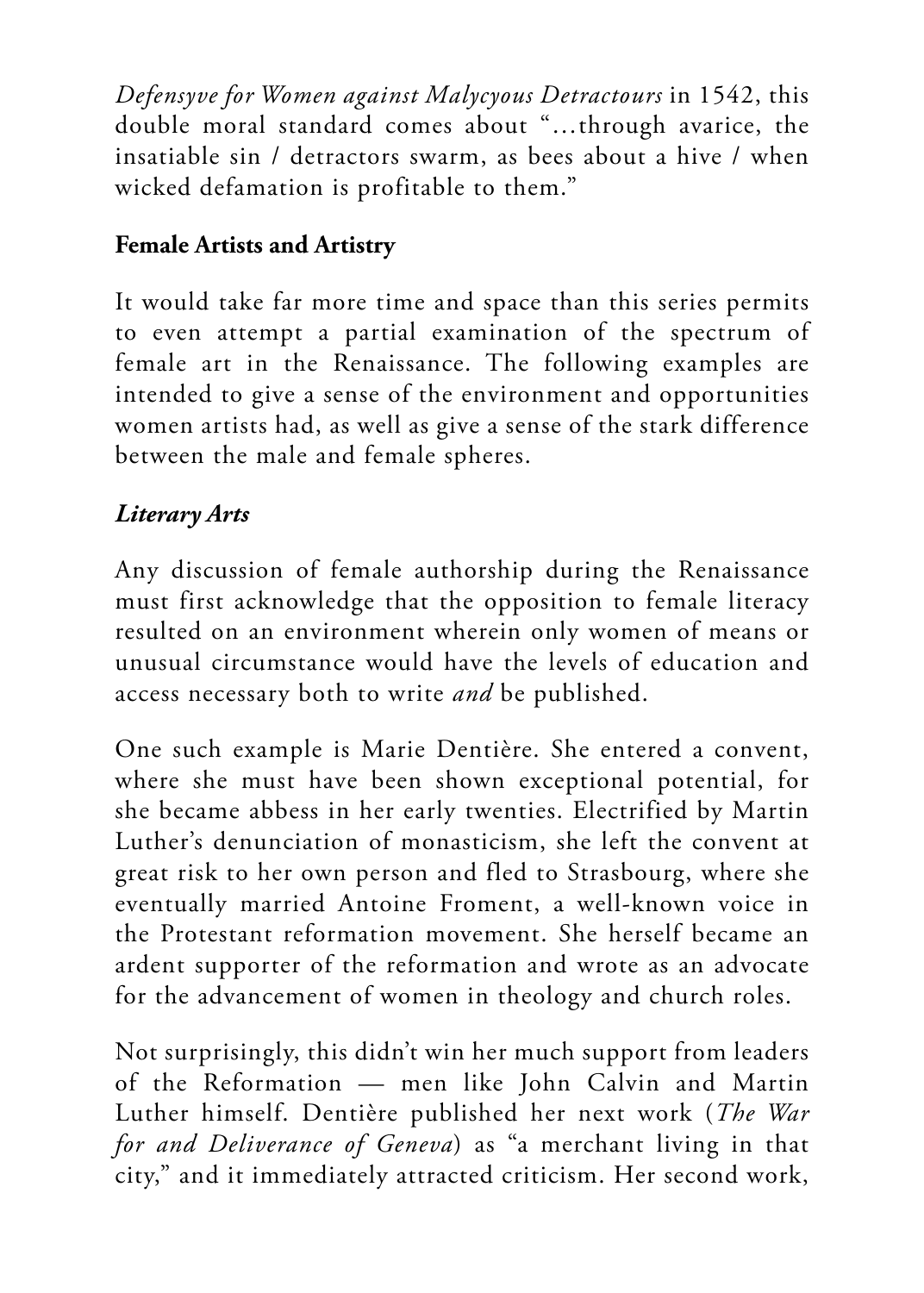*Defensyve for Women against Malycyous Detractours* in 1542, this double moral standard comes about "…through avarice, the insatiable sin / detractors swarm, as bees about a hive / when wicked defamation is profitable to them."

## Female Artists and Artistry

It would take far more time and space than this series permits to even attempt a partial examination of the spectrum of female art in the Renaissance. The following examples are intended to give a sense of the environment and opportunities women artists had, as well as give a sense of the stark difference between the male and female spheres.

### *Literary Arts*

Any discussion of female authorship during the Renaissance must first acknowledge that the opposition to female literacy resulted on an environment wherein only women of means or unusual circumstance would have the levels of education and access necessary both to write *and* be published.

One such example is Marie Dentière. She entered a convent, where she must have been shown exceptional potential, for she became abbess in her early twenties. Electrified by Martin Luther's denunciation of monasticism, she left the convent at great risk to her own person and fled to Strasbourg, where she eventually married Antoine Froment, a well-known voice in the Protestant reformation movement. She herself became an ardent supporter of the reformation and wrote as an advocate for the advancement of women in theology and church roles.

Not surprisingly, this didn't win her much support from leaders of the Reformation — men like John Calvin and Martin Luther himself. Dentière published her next work (*The War for and Deliverance of Geneva*) as "a merchant living in that city," and it immediately attracted criticism. Her second work,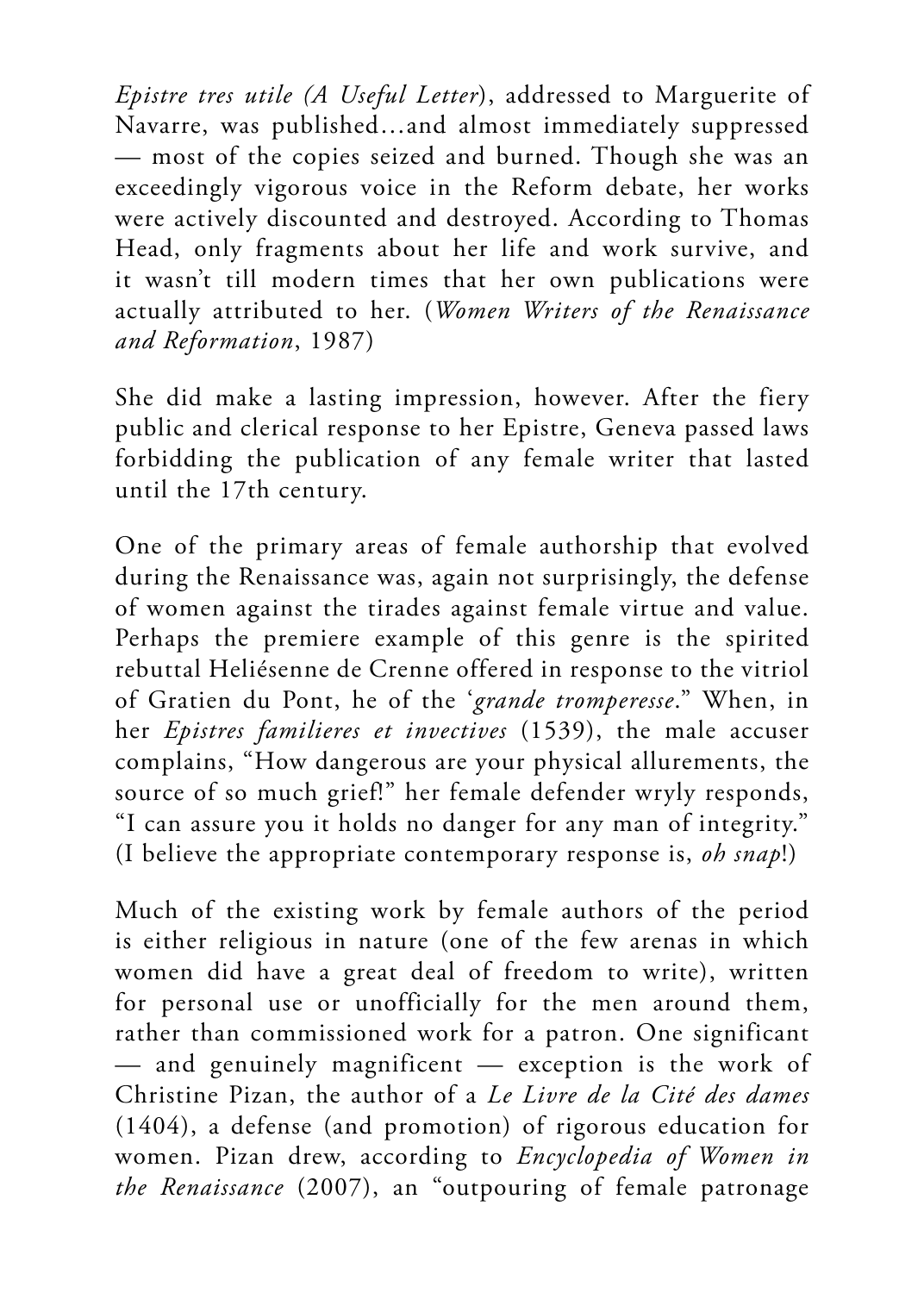*Epistre tres utile (A Useful Letter*), addressed to Marguerite of Navarre, was published…and almost immediately suppressed — most of the copies seized and burned. Though she was an exceedingly vigorous voice in the Reform debate, her works were actively discounted and destroyed. According to Thomas Head, only fragments about her life and work survive, and it wasn't till modern times that her own publications were actually attributed to her. (*Women Writers of the Renaissance and Reformation*, 1987)

She did make a lasting impression, however. After the fiery public and clerical response to her Epistre, Geneva passed laws forbidding the publication of any female writer that lasted until the 17th century.

One of the primary areas of female authorship that evolved during the Renaissance was, again not surprisingly, the defense of women against the tirades against female virtue and value. Perhaps the premiere example of this genre is the spirited rebuttal Heliésenne de Crenne offered in response to the vitriol of Gratien du Pont, he of the '*grande tromperesse*." When, in her *Epistres familieres et invectives* (1539), the male accuser complains, "How dangerous are your physical allurements, the source of so much grief!" her female defender wryly responds, "I can assure you it holds no danger for any man of integrity." (I believe the appropriate contemporary response is, *oh snap*!)

Much of the existing work by female authors of the period is either religious in nature (one of the few arenas in which women did have a great deal of freedom to write), written for personal use or unofficially for the men around them, rather than commissioned work for a patron. One significant — and genuinely magnificent — exception is the work of Christine Pizan, the author of a *Le Livre de la Cité des dames* (1404), a defense (and promotion) of rigorous education for women. Pizan drew, according to *Encyclopedia of Women in the Renaissance* (2007), an "outpouring of female patronage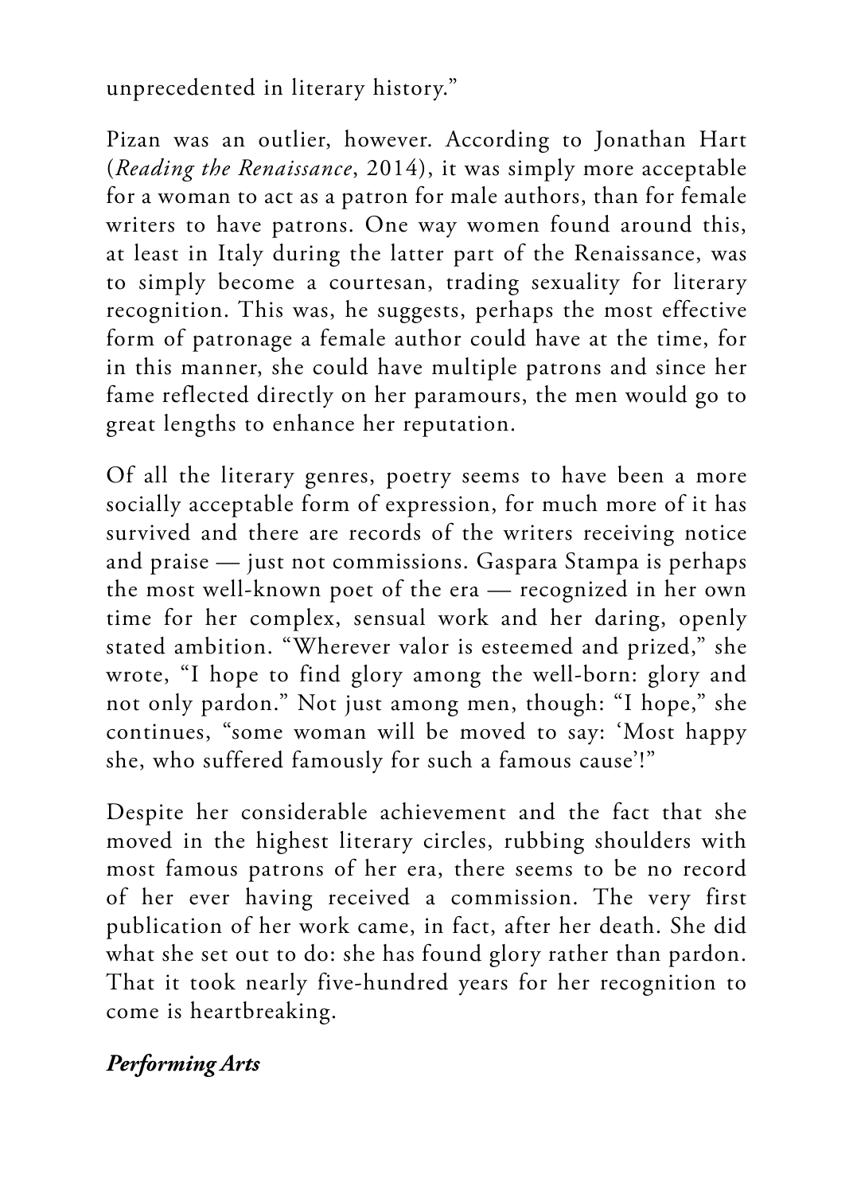unprecedented in literary history."

Pizan was an outlier, however. According to Jonathan Hart (*Reading the Renaissance*, 2014), it was simply more acceptable for a woman to act as a patron for male authors, than for female writers to have patrons. One way women found around this, at least in Italy during the latter part of the Renaissance, was to simply become a courtesan, trading sexuality for literary recognition. This was, he suggests, perhaps the most effective form of patronage a female author could have at the time, for in this manner, she could have multiple patrons and since her fame reflected directly on her paramours, the men would go to great lengths to enhance her reputation.

Of all the literary genres, poetry seems to have been a more socially acceptable form of expression, for much more of it has survived and there are records of the writers receiving notice and praise — just not commissions. Gaspara Stampa is perhaps the most well-known poet of the era — recognized in her own time for her complex, sensual work and her daring, openly stated ambition. "Wherever valor is esteemed and prized," she wrote, "I hope to find glory among the well-born: glory and not only pardon." Not just among men, though: "I hope," she continues, "some woman will be moved to say: 'Most happy she, who suffered famously for such a famous cause'!"

Despite her considerable achievement and the fact that she moved in the highest literary circles, rubbing shoulders with most famous patrons of her era, there seems to be no record of her ever having received a commission. The very first publication of her work came, in fact, after her death. She did what she set out to do: she has found glory rather than pardon. That it took nearly five-hundred years for her recognition to come is heartbreaking.

***Performing Arts***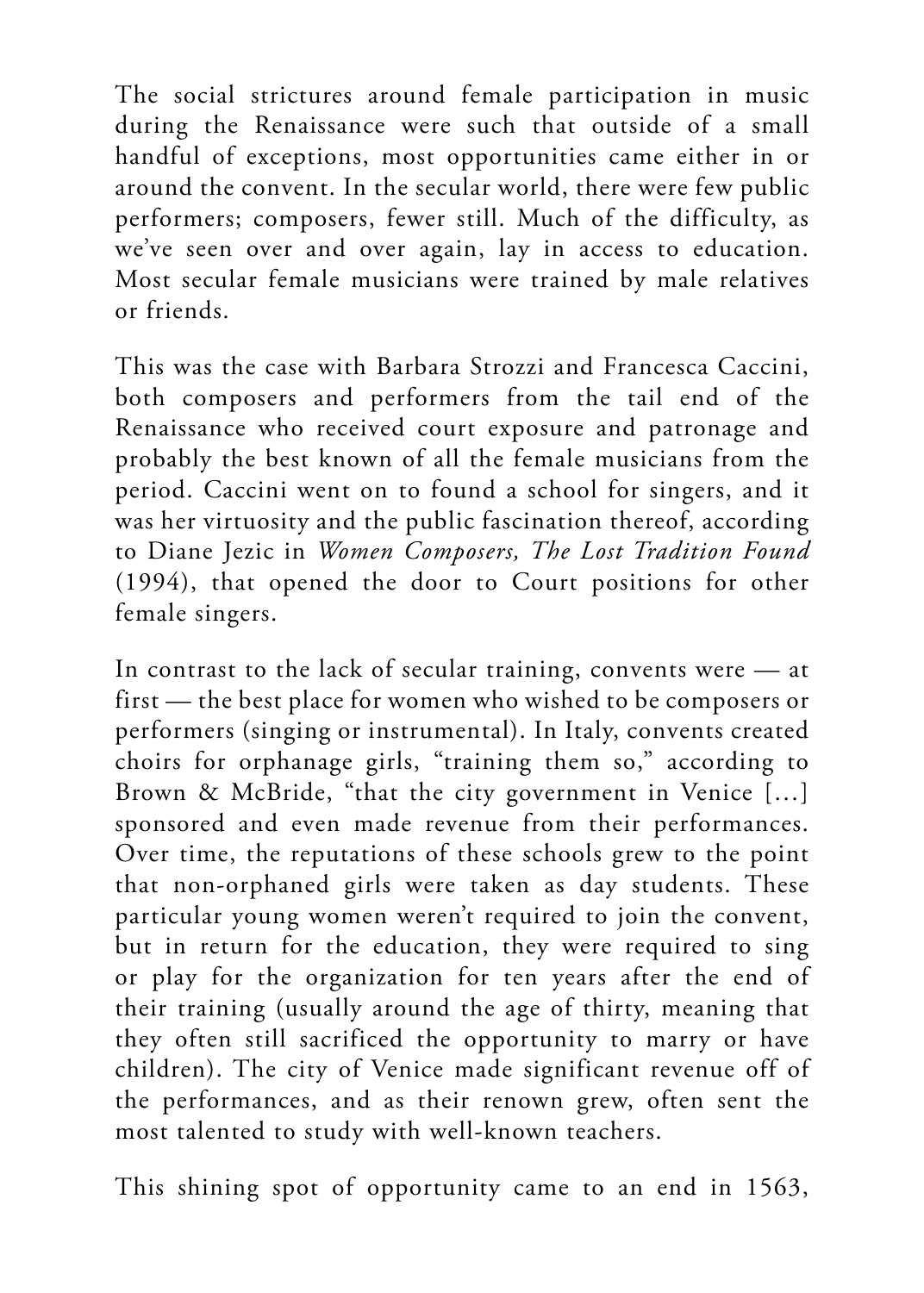The social strictures around female participation in music during the Renaissance were such that outside of a small handful of exceptions, most opportunities came either in or around the convent. In the secular world, there were few public performers; composers, fewer still. Much of the difficulty, as we've seen over and over again, lay in access to education. Most secular female musicians were trained by male relatives or friends.

This was the case with Barbara Strozzi and Francesca Caccini, both composers and performers from the tail end of the Renaissance who received court exposure and patronage and probably the best known of all the female musicians from the period. Caccini went on to found a school for singers, and it was her virtuosity and the public fascination thereof, according to Diane Jezic in *Women Composers, The Lost Tradition Found* (1994), that opened the door to Court positions for other female singers.

In contrast to the lack of secular training, convents were — at first — the best place for women who wished to be composers or performers (singing or instrumental). In Italy, convents created choirs for orphanage girls, "training them so," according to Brown & McBride, "that the city government in Venice [...] sponsored and even made revenue from their performances. Over time, the reputations of these schools grew to the point that non-orphaned girls were taken as day students. These particular young women weren't required to join the convent, but in return for the education, they were required to sing or play for the organization for ten years after the end of their training (usually around the age of thirty, meaning that they often still sacrificed the opportunity to marry or have children). The city of Venice made significant revenue off of the performances, and as their renown grew, often sent the most talented to study with well-known teachers.

This shining spot of opportunity came to an end in 1563,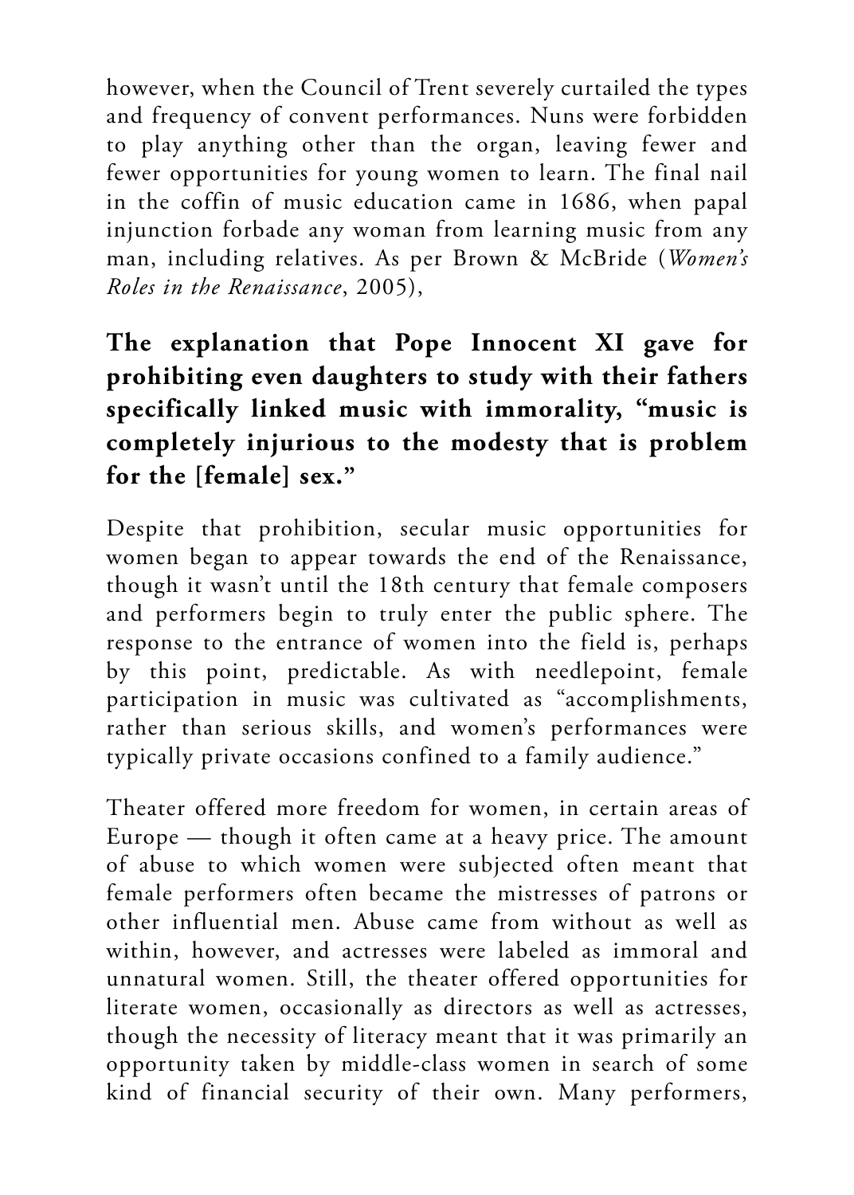however, when the Council of Trent severely curtailed the types and frequency of convent performances. Nuns were forbidden to play anything other than the organ, leaving fewer and fewer opportunities for young women to learn. The final nail in the coffin of music education came in 1686, when papal injunction forbade any woman from learning music from any man, including relatives. As per Brown & McBride (*Women's Roles in the Renaissance*, 2005),

**The explanation that Pope Innocent XI gave for prohibiting even daughters to study with their fathers specifically linked music with immorality, "music is completely injurious to the modesty that is problem for the [female] sex."**

Despite that prohibition, secular music opportunities for women began to appear towards the end of the Renaissance, though it wasn't until the 18th century that female composers and performers begin to truly enter the public sphere. The response to the entrance of women into the field is, perhaps by this point, predictable. As with needlepoint, female participation in music was cultivated as "accomplishments, rather than serious skills, and women's performances were typically private occasions confined to a family audience."

Theater offered more freedom for women, in certain areas of Europe — though it often came at a heavy price. The amount of abuse to which women were subjected often meant that female performers often became the mistresses of patrons or other influential men. Abuse came from without as well as within, however, and actresses were labeled as immoral and unnatural women. Still, the theater offered opportunities for literate women, occasionally as directors as well as actresses, though the necessity of literacy meant that it was primarily an opportunity taken by middle-class women in search of some kind of financial security of their own. Many performers,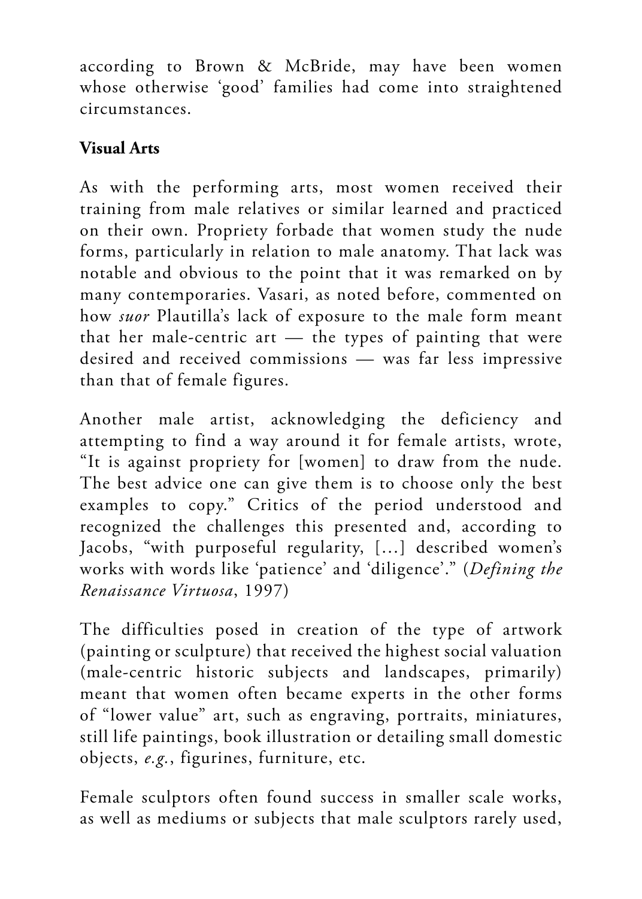according to Brown & McBride, may have been women whose otherwise 'good' families had come into straightened circumstances.

**Visual Arts**

As with the performing arts, most women received their training from male relatives or similar learned and practiced on their own. Propriety forbade that women study the nude forms, particularly in relation to male anatomy. That lack was notable and obvious to the point that it was remarked on by many contemporaries. Vasari, as noted before, commented on how *suor* Plautilla's lack of exposure to the male form meant that her male-centric art — the types of painting that were desired and received commissions — was far less impressive than that of female figures.

Another male artist, acknowledging the deficiency and attempting to find a way around it for female artists, wrote, "It is against propriety for [women] to draw from the nude. The best advice one can give them is to choose only the best examples to copy." Critics of the period understood and recognized the challenges this presented and, according to Jacobs, "with purposeful regularity, [...] described women's works with words like 'patience' and 'diligence'." (*Defining the Renaissance Virtuosa*, 1997)

The difficulties posed in creation of the type of artwork (painting or sculpture) that received the highest social valuation (male-centric historic subjects and landscapes, primarily) meant that women often became experts in the other forms of "lower value" art, such as engraving, portraits, miniatures, still life paintings, book illustration or detailing small domestic objects, *e.g.*, figurines, furniture, etc.

Female sculptors often found success in smaller scale works, as well as mediums or subjects that male sculptors rarely used,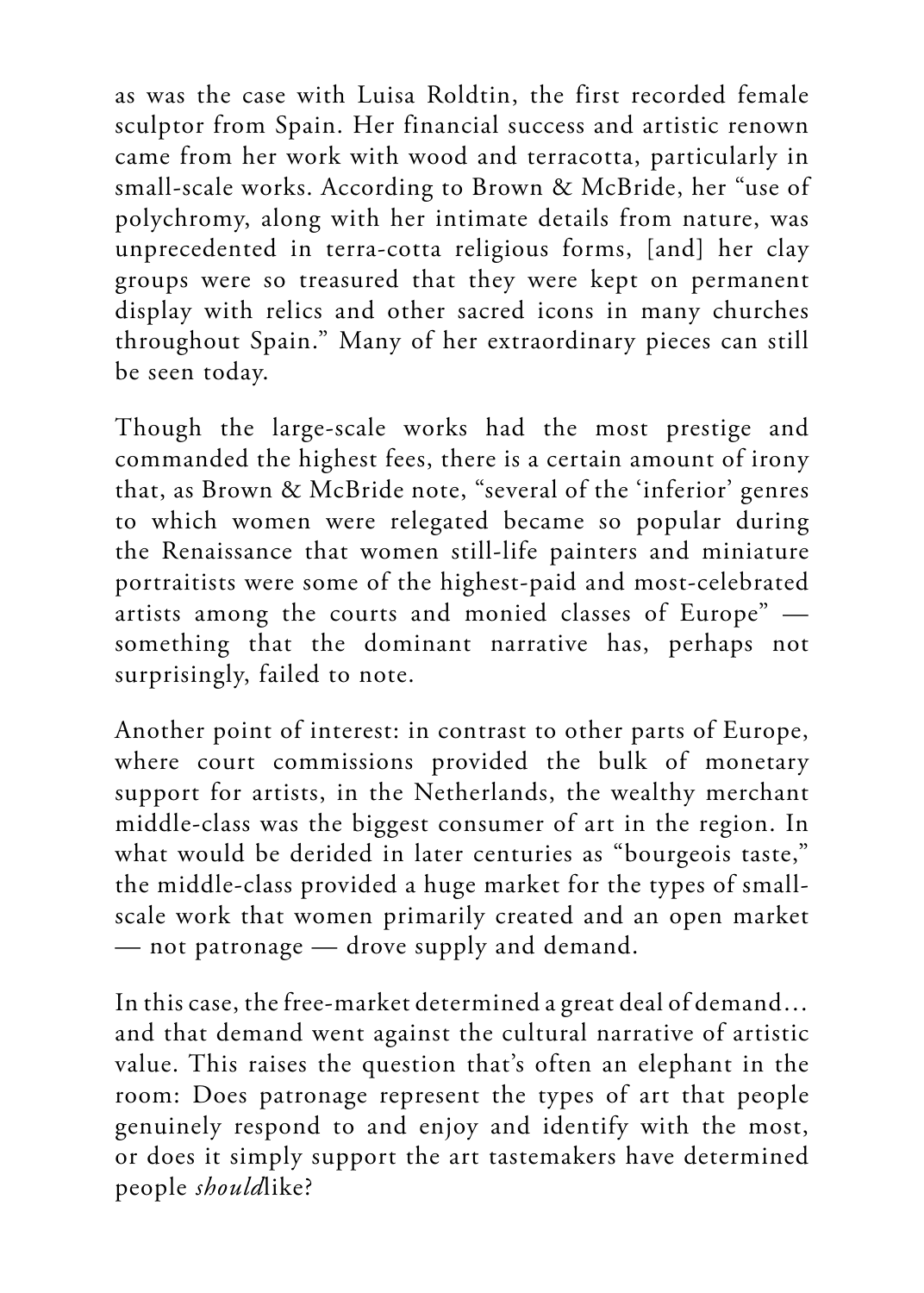as was the case with Luisa Roldtin, the first recorded female sculptor from Spain. Her financial success and artistic renown came from her work with wood and terracotta, particularly in small-scale works. According to Brown & McBride, her "use of polychromy, along with her intimate details from nature, was unprecedented in terra-cotta religious forms, [and] her clay groups were so treasured that they were kept on permanent display with relics and other sacred icons in many churches throughout Spain." Many of her extraordinary pieces can still be seen today.

Though the large-scale works had the most prestige and commanded the highest fees, there is a certain amount of irony that, as Brown & McBride note, "several of the 'inferior' genres to which women were relegated became so popular during the Renaissance that women still-life painters and miniature portraitists were some of the highest-paid and most-celebrated artists among the courts and monied classes of Europe" — something that the dominant narrative has, perhaps not surprisingly, failed to note.

Another point of interest: in contrast to other parts of Europe, where court commissions provided the bulk of monetary support for artists, in the Netherlands, the wealthy merchant middle-class was the biggest consumer of art in the region. In what would be derided in later centuries as "bourgeois taste," the middle-class provided a huge market for the types of small-scale work that women primarily created and an open market — not patronage — drove supply and demand.

In this case, the free-market determined a great deal of demand... and that demand went against the cultural narrative of artistic value. This raises the question that's often an elephant in the room: Does patronage represent the types of art that people genuinely respond to and enjoy and identify with the most, or does it simply support the art tastemakers have determined people *should* like?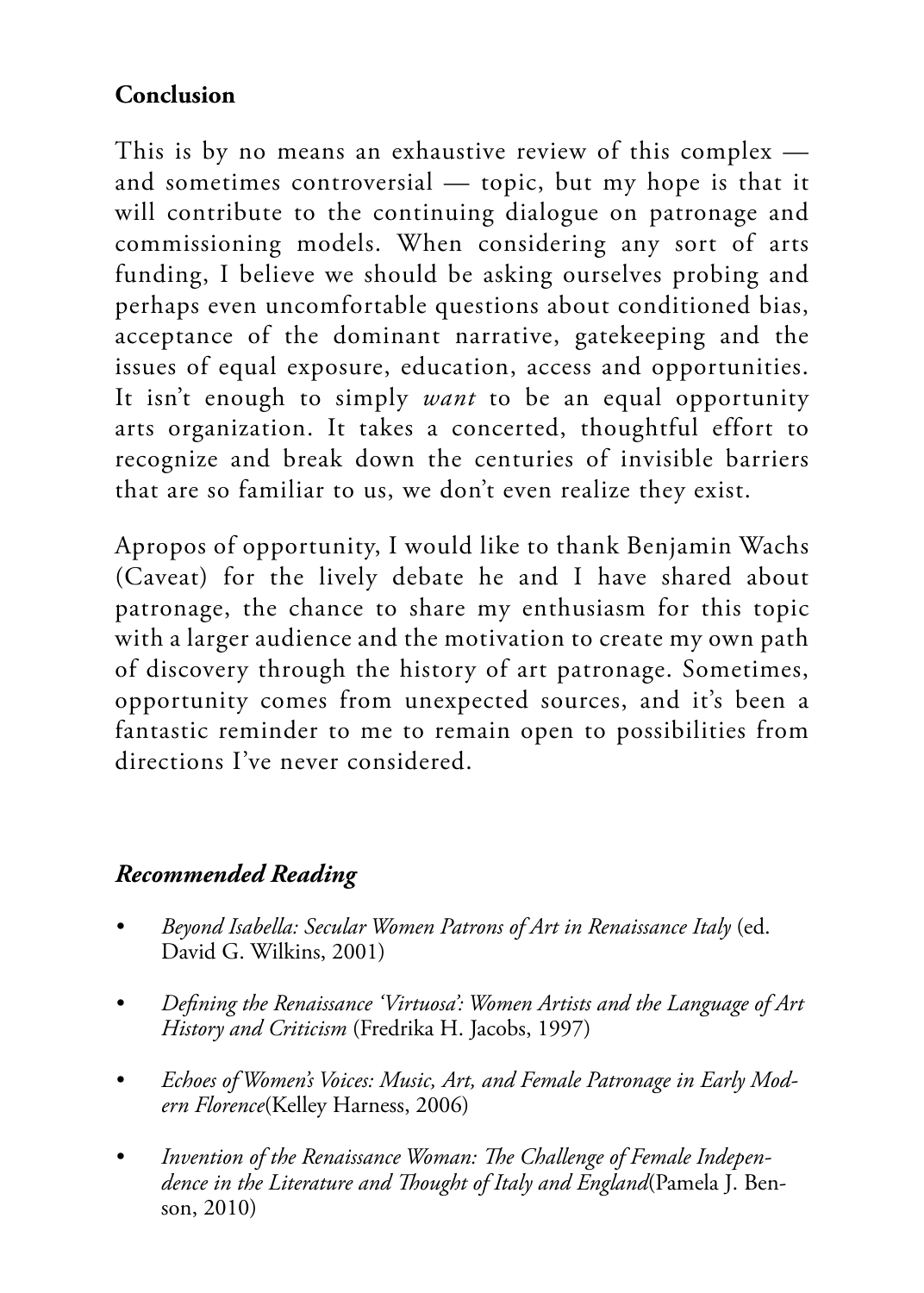## Conclusion

This is by no means an exhaustive review of this complex — and sometimes controversial — topic, but my hope is that it will contribute to the continuing dialogue on patronage and commissioning models. When considering any sort of arts funding, I believe we should be asking ourselves probing and perhaps even uncomfortable questions about conditioned bias, acceptance of the dominant narrative, gatekeeping and the issues of equal exposure, education, access and opportunities. It isn't enough to simply *want* to be an equal opportunity arts organization. It takes a concerted, thoughtful effort to recognize and break down the centuries of invisible barriers that are so familiar to us, we don't even realize they exist.

Apropos of opportunity, I would like to thank Benjamin Wachs (Caveat) for the lively debate he and I have shared about patronage, the chance to share my enthusiasm for this topic with a larger audience and the motivation to create my own path of discovery through the history of art patronage. Sometimes, opportunity comes from unexpected sources, and it's been a fantastic reminder to me to remain open to possibilities from directions I've never considered.

### *Recommended Reading*

- *Beyond Isabella: Secular Women Patrons of Art in Renaissance Italy* (ed. David G. Wilkins, 2001)
- *Defining the Renaissance 'Virtuosa': Women Artists and the Language of Art History and Criticism* (Fredrika H. Jacobs, 1997)
- *Echoes of Women's Voices: Music, Art, and Female Patronage in Early Modern Florence*(Kelley Harness, 2006)
- *Invention of the Renaissance Woman: The Challenge of Female Independence in the Literature and Thought of Italy and England*(Pamela J. Benson, 2010)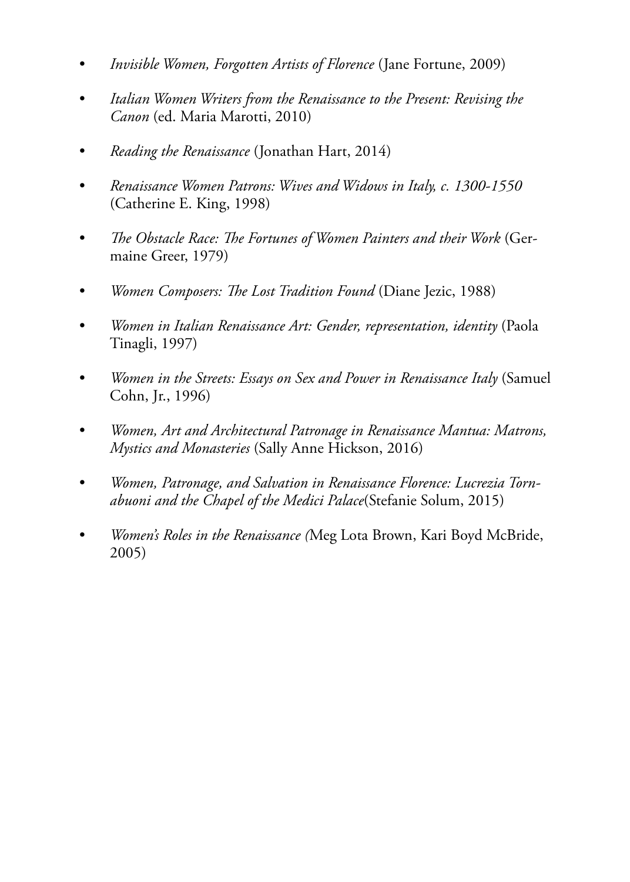- *Invisible Women, Forgotten Artists of Florence* (Jane Fortune, 2009)
- *Italian Women Writers from the Renaissance to the Present: Revising the Canon* (ed. Maria Marotti, 2010)
- *Reading the Renaissance* (Jonathan Hart, 2014)
- *Renaissance Women Patrons: Wives and Widows in Italy, c. 1300-1550* (Catherine E. King, 1998)
- *The Obstacle Race: The Fortunes of Women Painters and their Work* (Germaine Greer, 1979)
- *Women Composers: The Lost Tradition Found* (Diane Jezic, 1988)
- *Women in Italian Renaissance Art: Gender, representation, identity* (Paola Tinagli, 1997)
- *Women in the Streets: Essays on Sex and Power in Renaissance Italy* (Samuel Cohn, Jr., 1996)
- *Women, Art and Architectural Patronage in Renaissance Mantua: Matrons, Mystics and Monasteries* (Sally Anne Hickson, 2016)
- *Women, Patronage, and Salvation in Renaissance Florence: Lucrezia Tornabuoni and the Chapel of the Medici Palace*(Stefanie Solum, 2015)
- *Women's Roles in the Renaissance (*Meg Lota Brown, Kari Boyd McBride, 2005)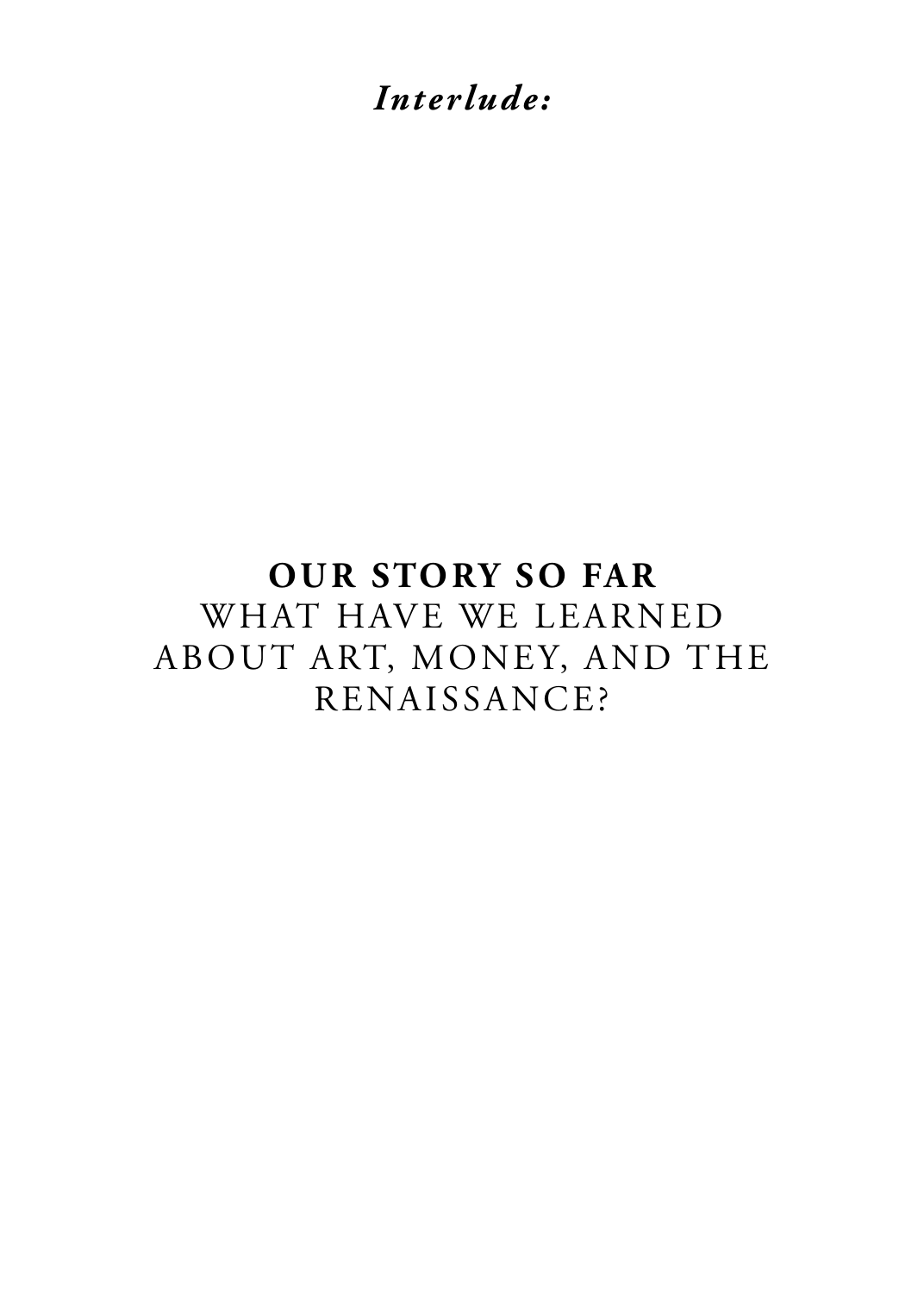*Interlude:*

# **OUR STORY SO FAR**
## WHAT HAVE WE LEARNED ABOUT ART, MONEY, AND THE RENAISSANCE?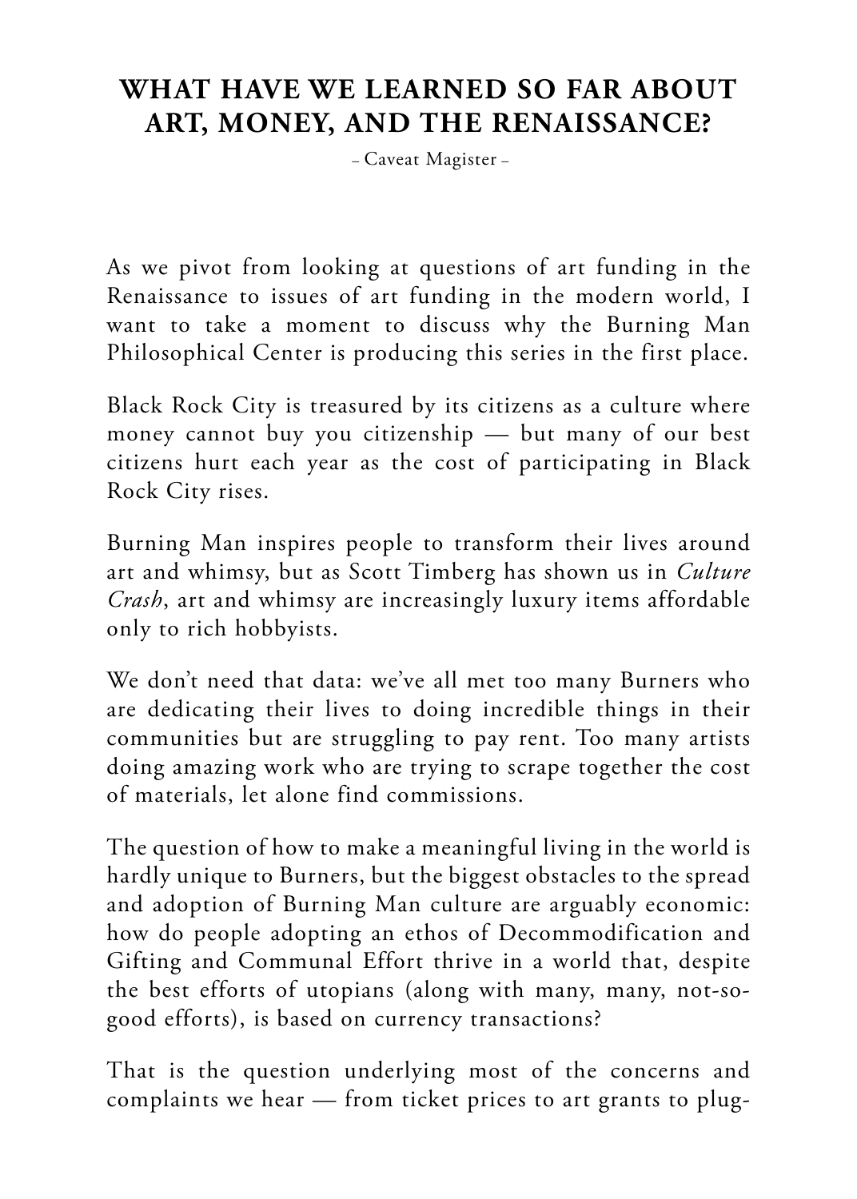# WHAT HAVE WE LEARNED SO FAR ABOUT ART, MONEY, AND THE RENAISSANCE?

– Caveat Magister –

As we pivot from looking at questions of art funding in the Renaissance to issues of art funding in the modern world, I want to take a moment to discuss why the Burning Man Philosophical Center is producing this series in the first place.

Black Rock City is treasured by its citizens as a culture where money cannot buy you citizenship — but many of our best citizens hurt each year as the cost of participating in Black Rock City rises.

Burning Man inspires people to transform their lives around art and whimsy, but as Scott Timberg has shown us in *Culture Crash*, art and whimsy are increasingly luxury items affordable only to rich hobbyists.

We don't need that data: we've all met too many Burners who are dedicating their lives to doing incredible things in their communities but are struggling to pay rent. Too many artists doing amazing work who are trying to scrape together the cost of materials, let alone find commissions.

The question of how to make a meaningful living in the world is hardly unique to Burners, but the biggest obstacles to the spread and adoption of Burning Man culture are arguably economic: how do people adopting an ethos of Decommodification and Gifting and Communal Effort thrive in a world that, despite the best efforts of utopians (along with many, many, not-so-good efforts), is based on currency transactions?

That is the question underlying most of the concerns and complaints we hear — from ticket prices to art grants to plug-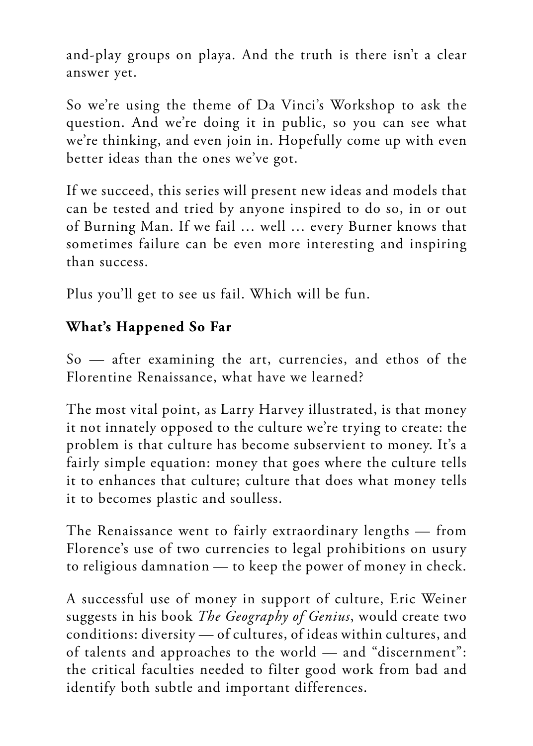and-play groups on playa. And the truth is there isn't a clear answer yet.

So we're using the theme of Da Vinci's Workshop to ask the question. And we're doing it in public, so you can see what we're thinking, and even join in. Hopefully come up with even better ideas than the ones we've got.

If we succeed, this series will present new ideas and models that can be tested and tried by anyone inspired to do so, in or out of Burning Man. If we fail … well … every Burner knows that sometimes failure can be even more interesting and inspiring than success.

Plus you'll get to see us fail. Which will be fun.

**What's Happened So Far**

So — after examining the art, currencies, and ethos of the Florentine Renaissance, what have we learned?

The most vital point, as Larry Harvey illustrated, is that money it not innately opposed to the culture we're trying to create: the problem is that culture has become subservient to money. It's a fairly simple equation: money that goes where the culture tells it to enhances that culture; culture that does what money tells it to becomes plastic and soulless.

The Renaissance went to fairly extraordinary lengths — from Florence's use of two currencies to legal prohibitions on usury to religious damnation — to keep the power of money in check.

A successful use of money in support of culture, Eric Weiner suggests in his book *The Geography of Genius*, would create two conditions: diversity — of cultures, of ideas within cultures, and of talents and approaches to the world — and "discernment": the critical faculties needed to filter good work from bad and identify both subtle and important differences.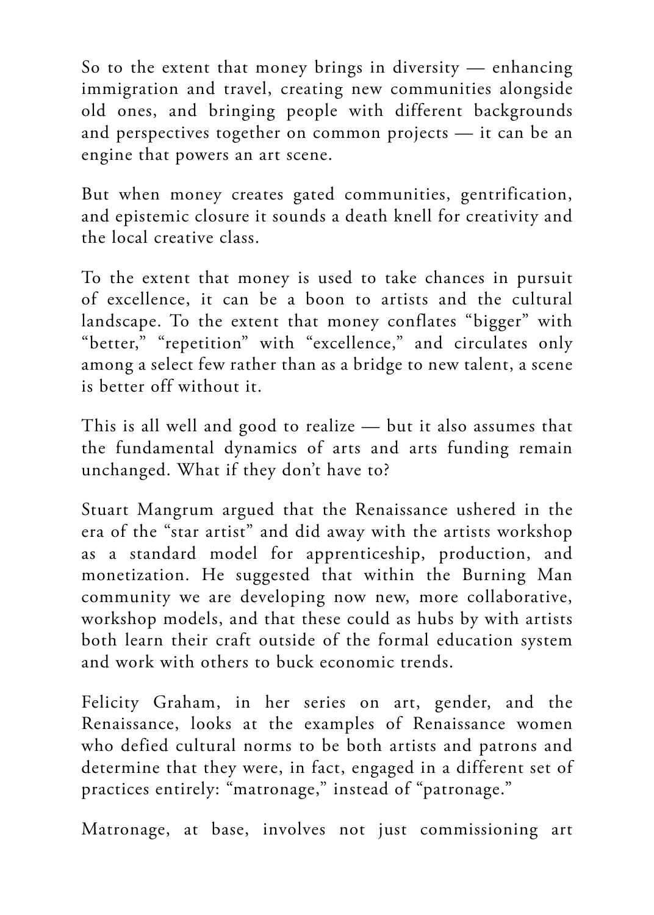So to the extent that money brings in diversity — enhancing immigration and travel, creating new communities alongside old ones, and bringing people with different backgrounds and perspectives together on common projects — it can be an engine that powers an art scene.

But when money creates gated communities, gentrification, and epistemic closure it sounds a death knell for creativity and the local creative class.

To the extent that money is used to take chances in pursuit of excellence, it can be a boon to artists and the cultural landscape. To the extent that money conflates "bigger" with "better," "repetition" with "excellence," and circulates only among a select few rather than as a bridge to new talent, a scene is better off without it.

This is all well and good to realize — but it also assumes that the fundamental dynamics of arts and arts funding remain unchanged. What if they don't have to?

Stuart Mangrum argued that the Renaissance ushered in the era of the "star artist" and did away with the artists workshop as a standard model for apprenticeship, production, and monetization. He suggested that within the Burning Man community we are developing now new, more collaborative, workshop models, and that these could as hubs by with artists both learn their craft outside of the formal education system and work with others to buck economic trends.

Felicity Graham, in her series on art, gender, and the Renaissance, looks at the examples of Renaissance women who defied cultural norms to be both artists and patrons and determine that they were, in fact, engaged in a different set of practices entirely: "matronage," instead of "patronage."

Matronage, at base, involves not just commissioning art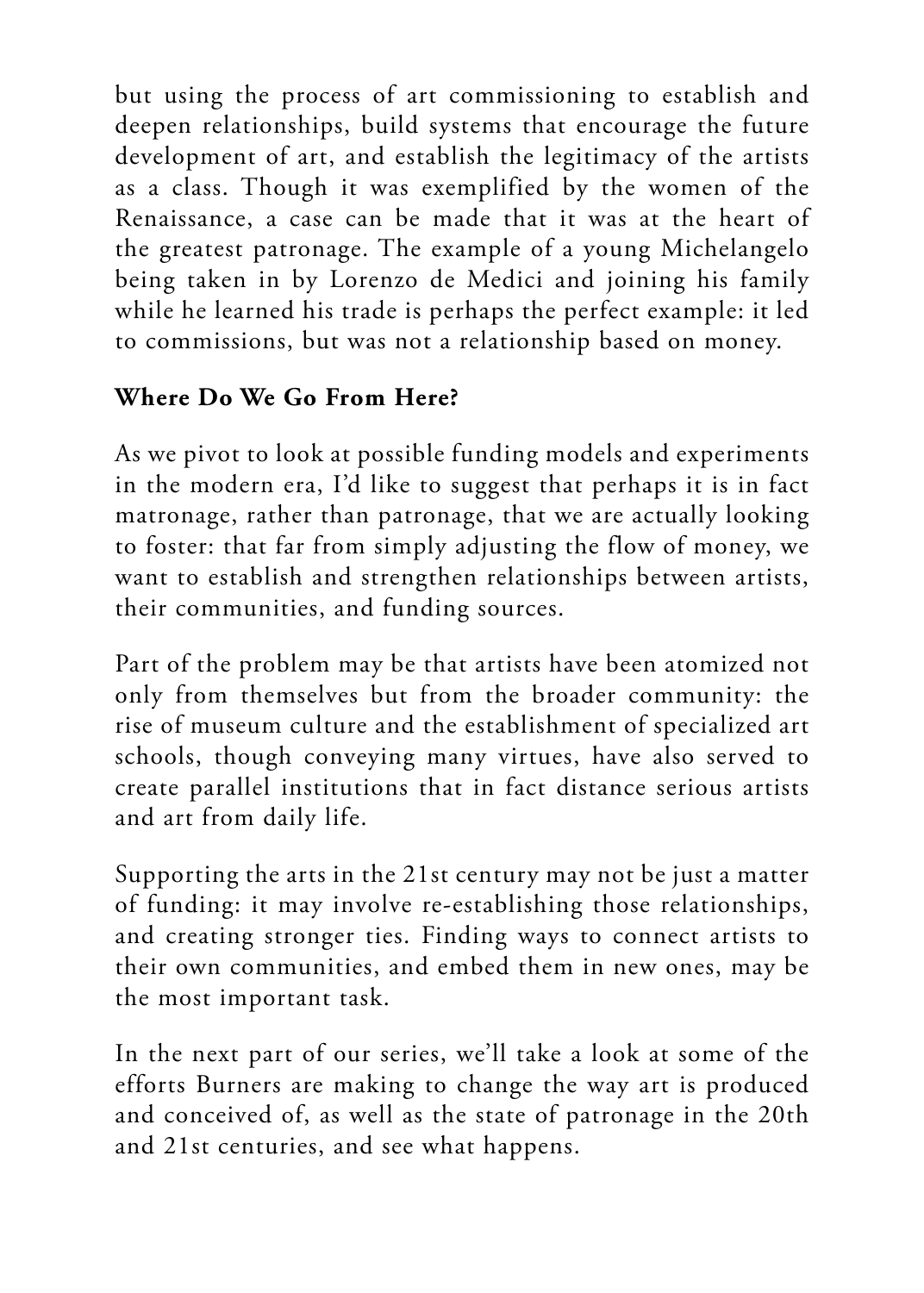but using the process of art commissioning to establish and deepen relationships, build systems that encourage the future development of art, and establish the legitimacy of the artists as a class. Though it was exemplified by the women of the Renaissance, a case can be made that it was at the heart of the greatest patronage. The example of a young Michelangelo being taken in by Lorenzo de Medici and joining his family while he learned his trade is perhaps the perfect example: it led to commissions, but was not a relationship based on money.

**Where Do We Go From Here?**

As we pivot to look at possible funding models and experiments in the modern era, I'd like to suggest that perhaps it is in fact matronage, rather than patronage, that we are actually looking to foster: that far from simply adjusting the flow of money, we want to establish and strengthen relationships between artists, their communities, and funding sources.

Part of the problem may be that artists have been atomized not only from themselves but from the broader community: the rise of museum culture and the establishment of specialized art schools, though conveying many virtues, have also served to create parallel institutions that in fact distance serious artists and art from daily life.

Supporting the arts in the 21st century may not be just a matter of funding: it may involve re-establishing those relationships, and creating stronger ties. Finding ways to connect artists to their own communities, and embed them in new ones, may be the most important task.

In the next part of our series, we'll take a look at some of the efforts Burners are making to change the way art is produced and conceived of, as well as the state of patronage in the 20th and 21st centuries, and see what happens.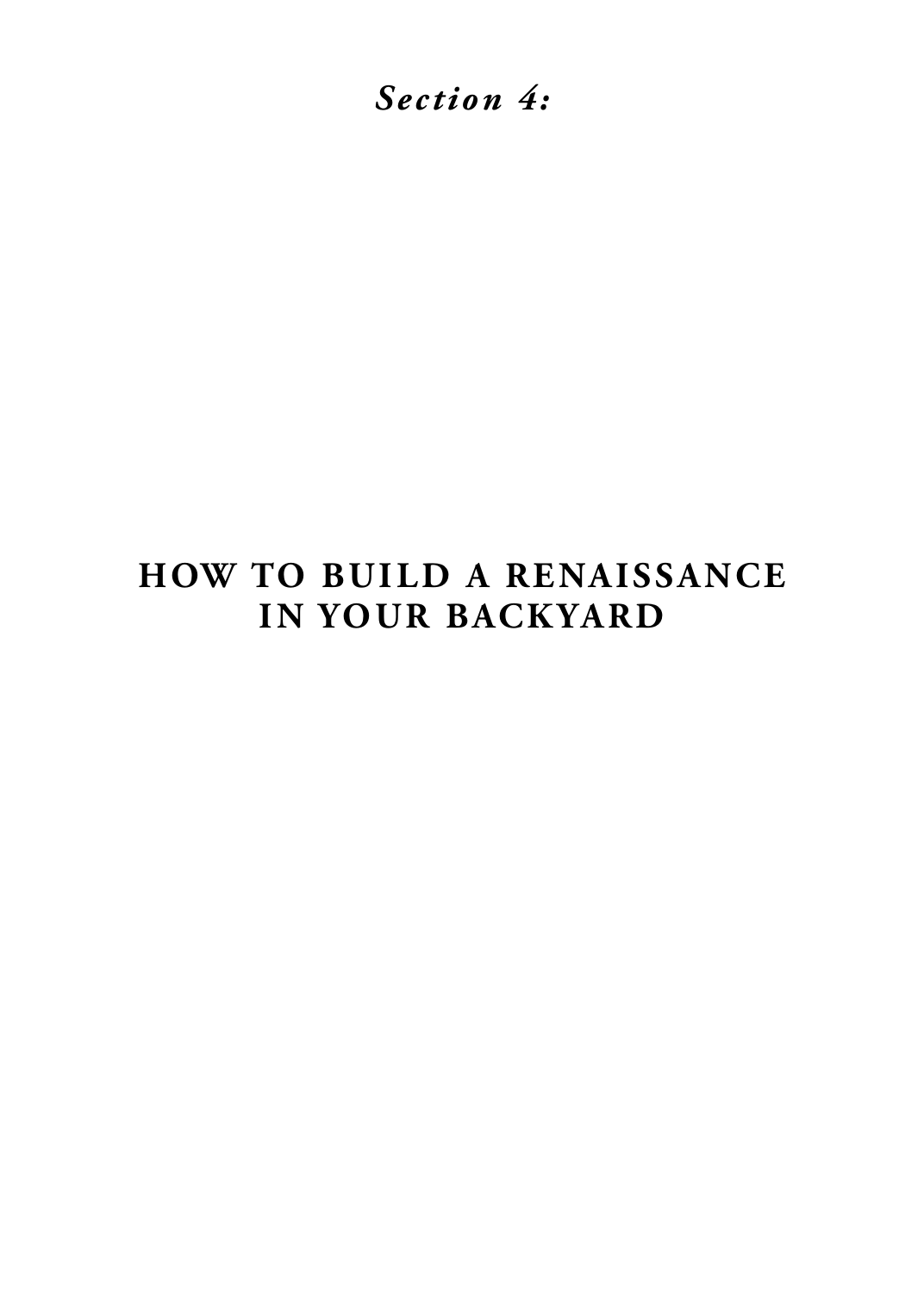*Section 4:*

# HOW TO BUILD A RENAISSANCE IN YOUR BACKYARD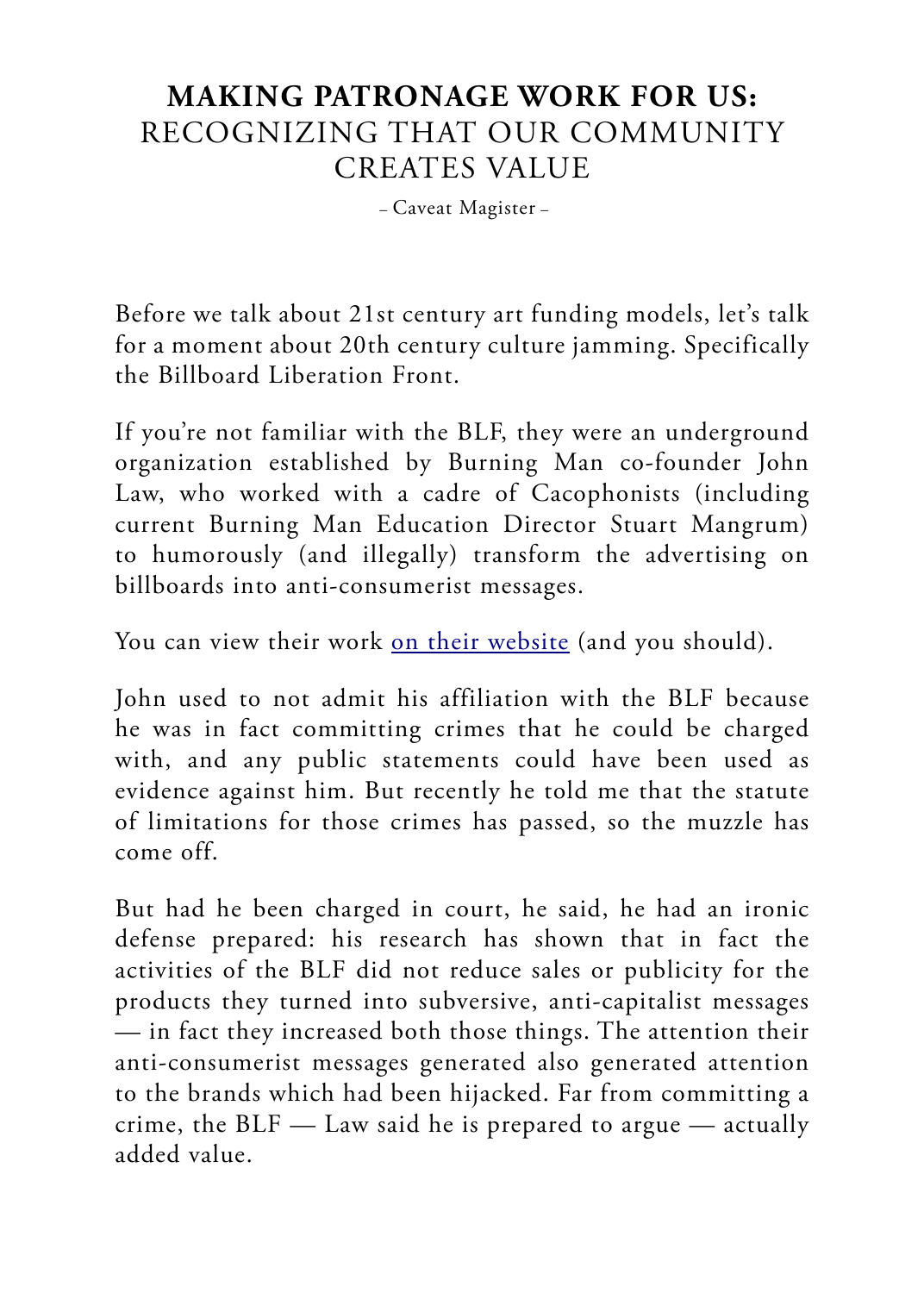# MAKING PATRONAGE WORK FOR US: RECOGNIZING THAT OUR COMMUNITY CREATES VALUE

– Caveat Magister –

Before we talk about 21st century art funding models, let's talk for a moment about 20th century culture jamming. Specifically the Billboard Liberation Front.

If you're not familiar with the BLF, they were an underground organization established by Burning Man co-founder John Law, who worked with a cadre of Cacophonists (including current Burning Man Education Director Stuart Mangrum) to humorously (and illegally) transform the advertising on billboards into anti-consumerist messages.

You can view their work on their website (and you should).

John used to not admit his affiliation with the BLF because he was in fact committing crimes that he could be charged with, and any public statements could have been used as evidence against him. But recently he told me that the statute of limitations for those crimes has passed, so the muzzle has come off.

But had he been charged in court, he said, he had an ironic defense prepared: his research has shown that in fact the activities of the BLF did not reduce sales or publicity for the products they turned into subversive, anti-capitalist messages — in fact they increased both those things. The attention their anti-consumerist messages generated also generated attention to the brands which had been hijacked. Far from committing a crime, the BLF — Law said he is prepared to argue — actually added value.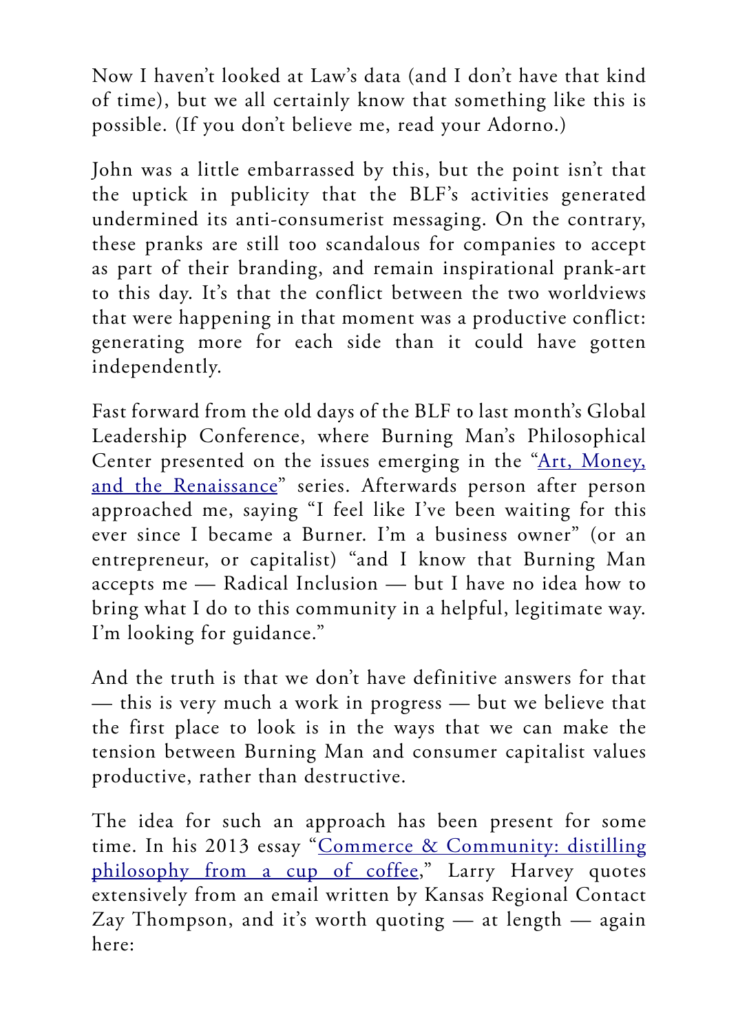Now I haven't looked at Law's data (and I don't have that kind of time), but we all certainly know that something like this is possible. (If you don't believe me, read your Adorno.)

John was a little embarrassed by this, but the point isn't that the uptick in publicity that the BLF's activities generated undermined its anti-consumerist messaging. On the contrary, these pranks are still too scandalous for companies to accept as part of their branding, and remain inspirational prank-art to this day. It's that the conflict between the two worldviews that were happening in that moment was a productive conflict: generating more for each side than it could have gotten independently.

Fast forward from the old days of the BLF to last month's Global Leadership Conference, where Burning Man's Philosophical Center presented on the issues emerging in the "Art, Money, and the Renaissance" series. Afterwards person after person approached me, saying "I feel like I've been waiting for this ever since I became a Burner. I'm a business owner" (or an entrepreneur, or capitalist) "and I know that Burning Man accepts me — Radical Inclusion — but I have no idea how to bring what I do to this community in a helpful, legitimate way. I'm looking for guidance."

And the truth is that we don't have definitive answers for that — this is very much a work in progress — but we believe that the first place to look is in the ways that we can make the tension between Burning Man and consumer capitalist values productive, rather than destructive.

The idea for such an approach has been present for some time. In his 2013 essay "Commerce & Community: distilling philosophy from a cup of coffee," Larry Harvey quotes extensively from an email written by Kansas Regional Contact Zay Thompson, and it's worth quoting — at length — again here: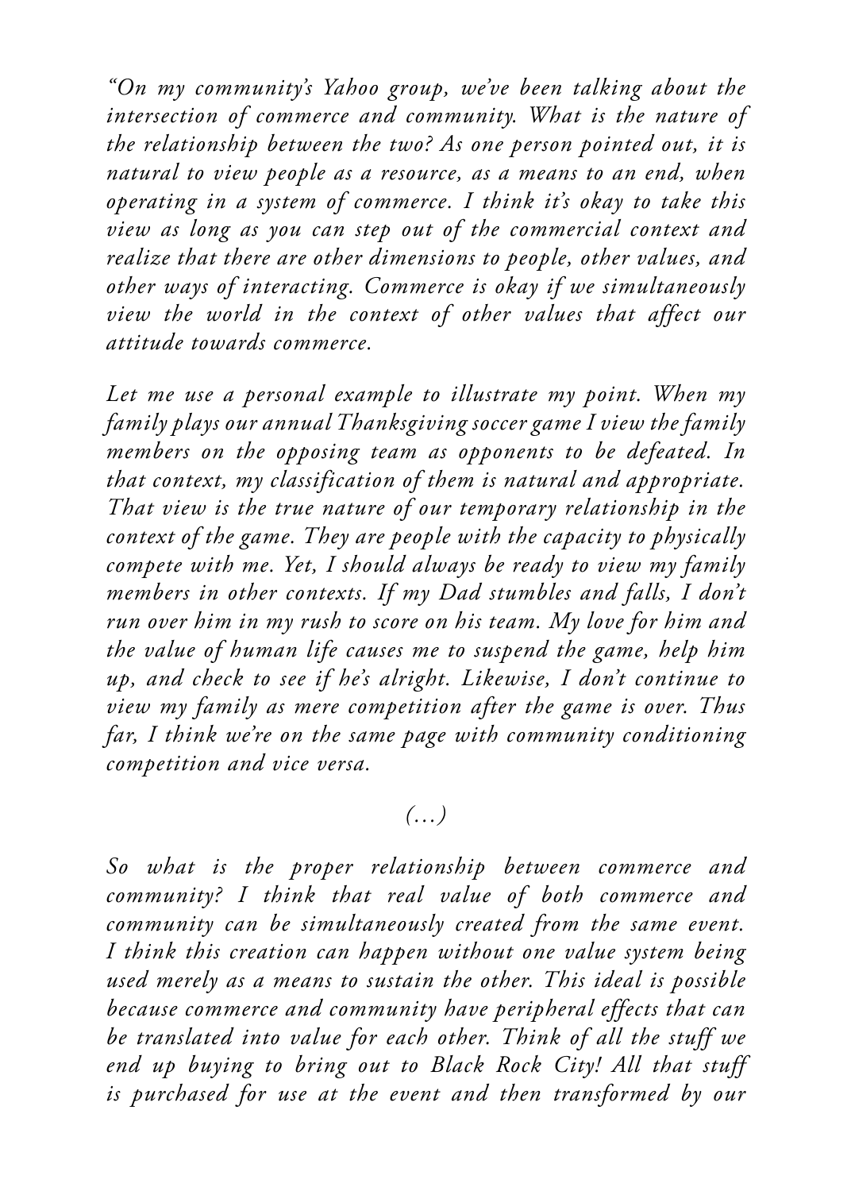*"On my community's Yahoo group, we've been talking about the intersection of commerce and community. What is the nature of the relationship between the two? As one person pointed out, it is natural to view people as a resource, as a means to an end, when operating in a system of commerce. I think it's okay to take this view as long as you can step out of the commercial context and realize that there are other dimensions to people, other values, and other ways of interacting. Commerce is okay if we simultaneously view the world in the context of other values that affect our attitude towards commerce.*

*Let me use a personal example to illustrate my point. When my family plays our annual Thanksgiving soccer game I view the family members on the opposing team as opponents to be defeated. In that context, my classification of them is natural and appropriate. That view is the true nature of our temporary relationship in the context of the game. They are people with the capacity to physically compete with me. Yet, I should always be ready to view my family members in other contexts. If my Dad stumbles and falls, I don't run over him in my rush to score on his team. My love for him and the value of human life causes me to suspend the game, help him up, and check to see if he's alright. Likewise, I don't continue to view my family as mere competition after the game is over. Thus far, I think we're on the same page with community conditioning competition and vice versa.*

*(…)*

*So what is the proper relationship between commerce and community? I think that real value of both commerce and community can be simultaneously created from the same event. I think this creation can happen without one value system being used merely as a means to sustain the other. This ideal is possible because commerce and community have peripheral effects that can be translated into value for each other. Think of all the stuff we end up buying to bring out to Black Rock City! All that stuff is purchased for use at the event and then transformed by our*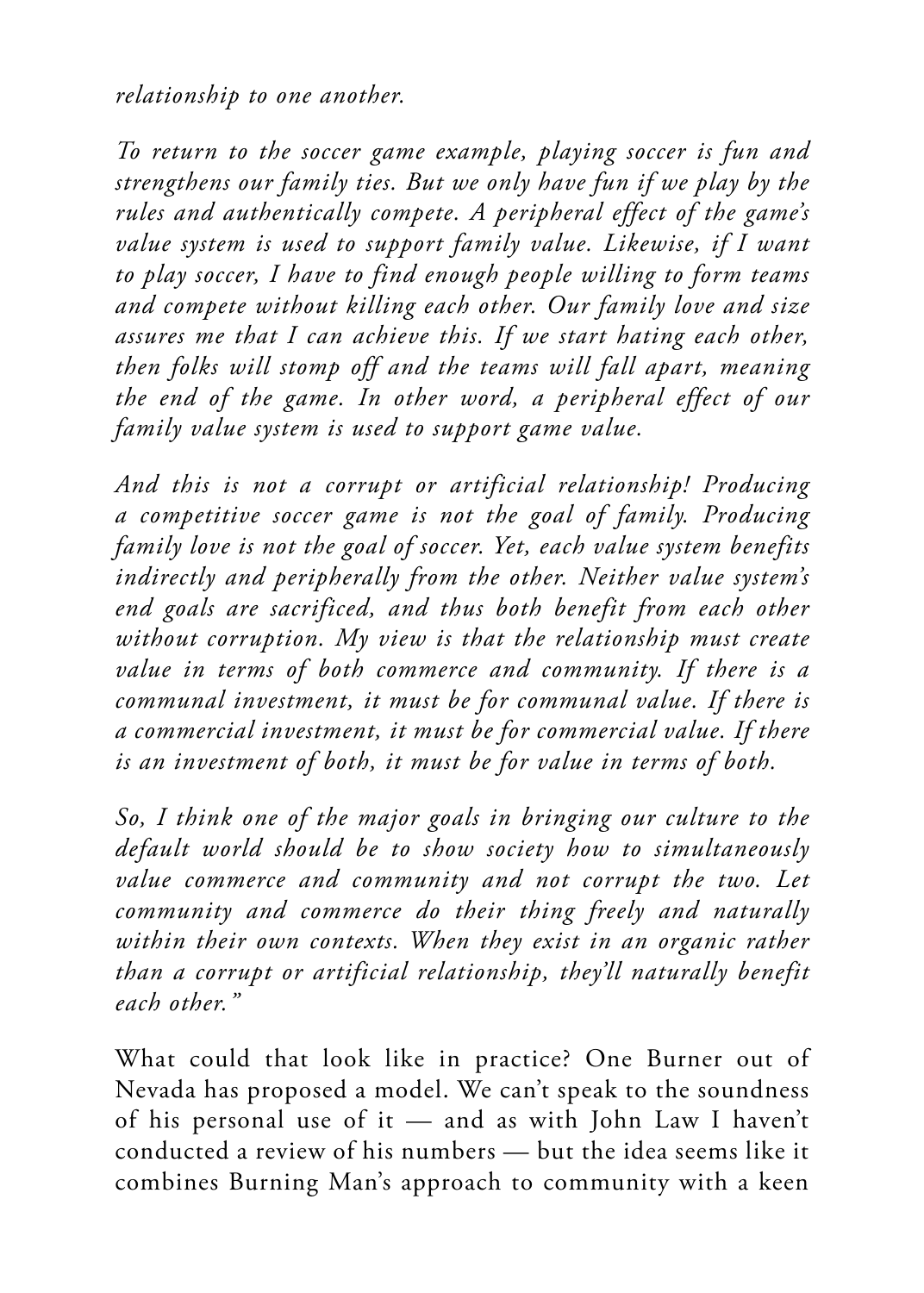*relationship to one another.*

*To return to the soccer game example, playing soccer is fun and strengthens our family ties. But we only have fun if we play by the rules and authentically compete. A peripheral effect of the game's value system is used to support family value. Likewise, if I want to play soccer, I have to find enough people willing to form teams and compete without killing each other. Our family love and size assures me that I can achieve this. If we start hating each other, then folks will stomp off and the teams will fall apart, meaning the end of the game. In other word, a peripheral effect of our family value system is used to support game value.*

*And this is not a corrupt or artificial relationship! Producing a competitive soccer game is not the goal of family. Producing family love is not the goal of soccer. Yet, each value system benefits indirectly and peripherally from the other. Neither value system's end goals are sacrificed, and thus both benefit from each other without corruption. My view is that the relationship must create value in terms of both commerce and community. If there is a communal investment, it must be for communal value. If there is a commercial investment, it must be for commercial value. If there is an investment of both, it must be for value in terms of both.*

*So, I think one of the major goals in bringing our culture to the default world should be to show society how to simultaneously value commerce and community and not corrupt the two. Let community and commerce do their thing freely and naturally within their own contexts. When they exist in an organic rather than a corrupt or artificial relationship, they'll naturally benefit each other."*

What could that look like in practice? One Burner out of Nevada has proposed a model. We can't speak to the soundness of his personal use of it — and as with John Law I haven't conducted a review of his numbers — but the idea seems like it combines Burning Man's approach to community with a keen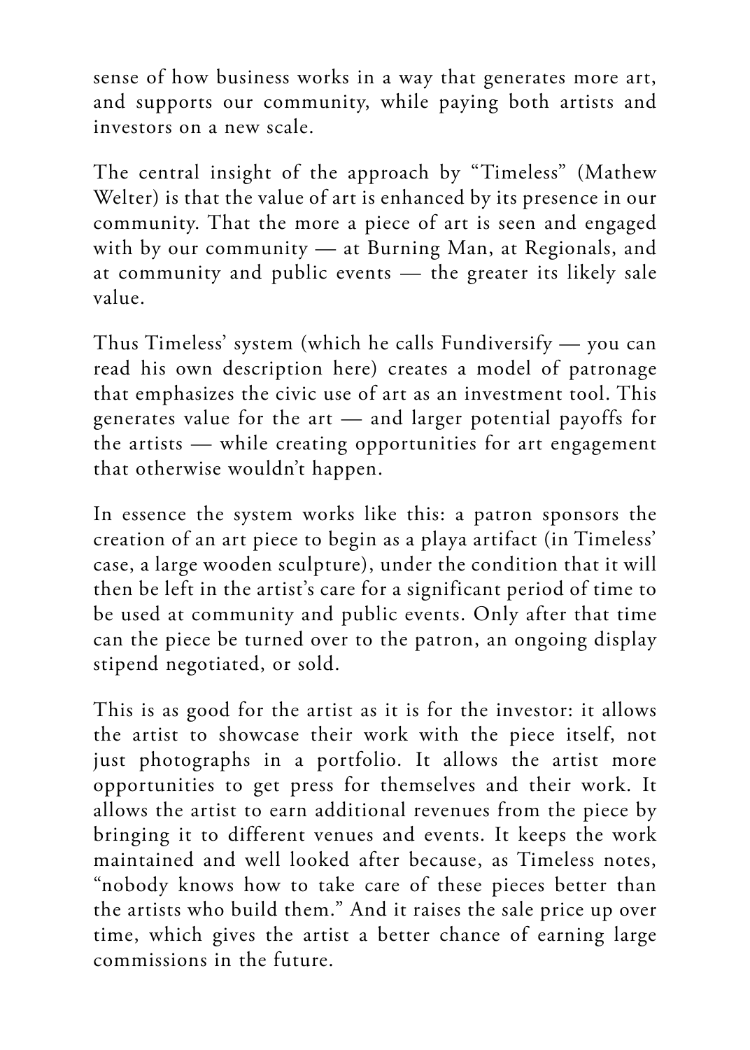sense of how business works in a way that generates more art, and supports our community, while paying both artists and investors on a new scale.

The central insight of the approach by "Timeless" (Mathew Welter) is that the value of art is enhanced by its presence in our community. That the more a piece of art is seen and engaged with by our community — at Burning Man, at Regionals, and at community and public events — the greater its likely sale value.

Thus Timeless' system (which he calls Fundiversify — you can read his own description here) creates a model of patronage that emphasizes the civic use of art as an investment tool. This generates value for the art — and larger potential payoffs for the artists — while creating opportunities for art engagement that otherwise wouldn't happen.

In essence the system works like this: a patron sponsors the creation of an art piece to begin as a playa artifact (in Timeless' case, a large wooden sculpture), under the condition that it will then be left in the artist's care for a significant period of time to be used at community and public events. Only after that time can the piece be turned over to the patron, an ongoing display stipend negotiated, or sold.

This is as good for the artist as it is for the investor: it allows the artist to showcase their work with the piece itself, not just photographs in a portfolio. It allows the artist more opportunities to get press for themselves and their work. It allows the artist to earn additional revenues from the piece by bringing it to different venues and events. It keeps the work maintained and well looked after because, as Timeless notes, "nobody knows how to take care of these pieces better than the artists who build them." And it raises the sale price up over time, which gives the artist a better chance of earning large commissions in the future.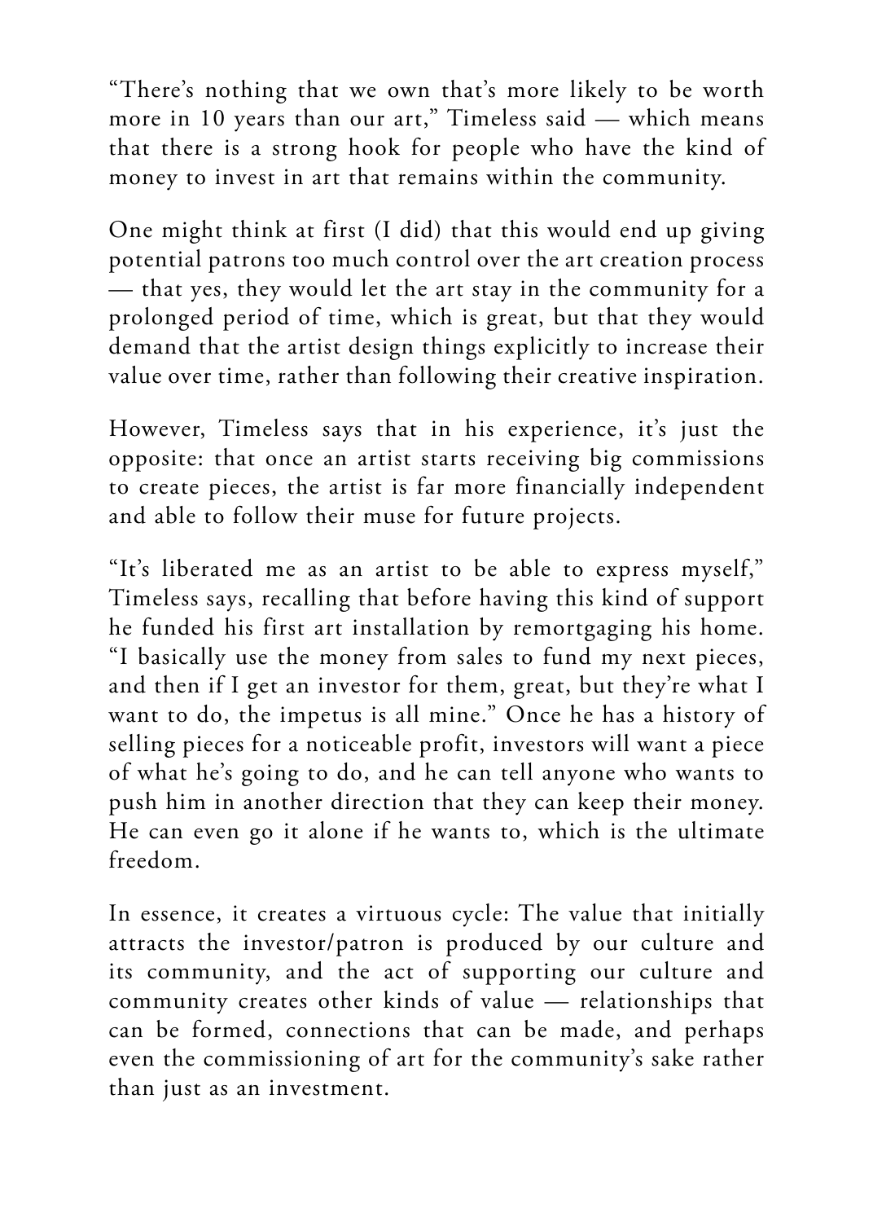"There's nothing that we own that's more likely to be worth more in 10 years than our art," Timeless said — which means that there is a strong hook for people who have the kind of money to invest in art that remains within the community.

One might think at first (I did) that this would end up giving potential patrons too much control over the art creation process — that yes, they would let the art stay in the community for a prolonged period of time, which is great, but that they would demand that the artist design things explicitly to increase their value over time, rather than following their creative inspiration.

However, Timeless says that in his experience, it's just the opposite: that once an artist starts receiving big commissions to create pieces, the artist is far more financially independent and able to follow their muse for future projects.

"It's liberated me as an artist to be able to express myself," Timeless says, recalling that before having this kind of support he funded his first art installation by remortgaging his home. "I basically use the money from sales to fund my next pieces, and then if I get an investor for them, great, but they're what I want to do, the impetus is all mine." Once he has a history of selling pieces for a noticeable profit, investors will want a piece of what he's going to do, and he can tell anyone who wants to push him in another direction that they can keep their money. He can even go it alone if he wants to, which is the ultimate freedom.

In essence, it creates a virtuous cycle: The value that initially attracts the investor/patron is produced by our culture and its community, and the act of supporting our culture and community creates other kinds of value — relationships that can be formed, connections that can be made, and perhaps even the commissioning of art for the community's sake rather than just as an investment.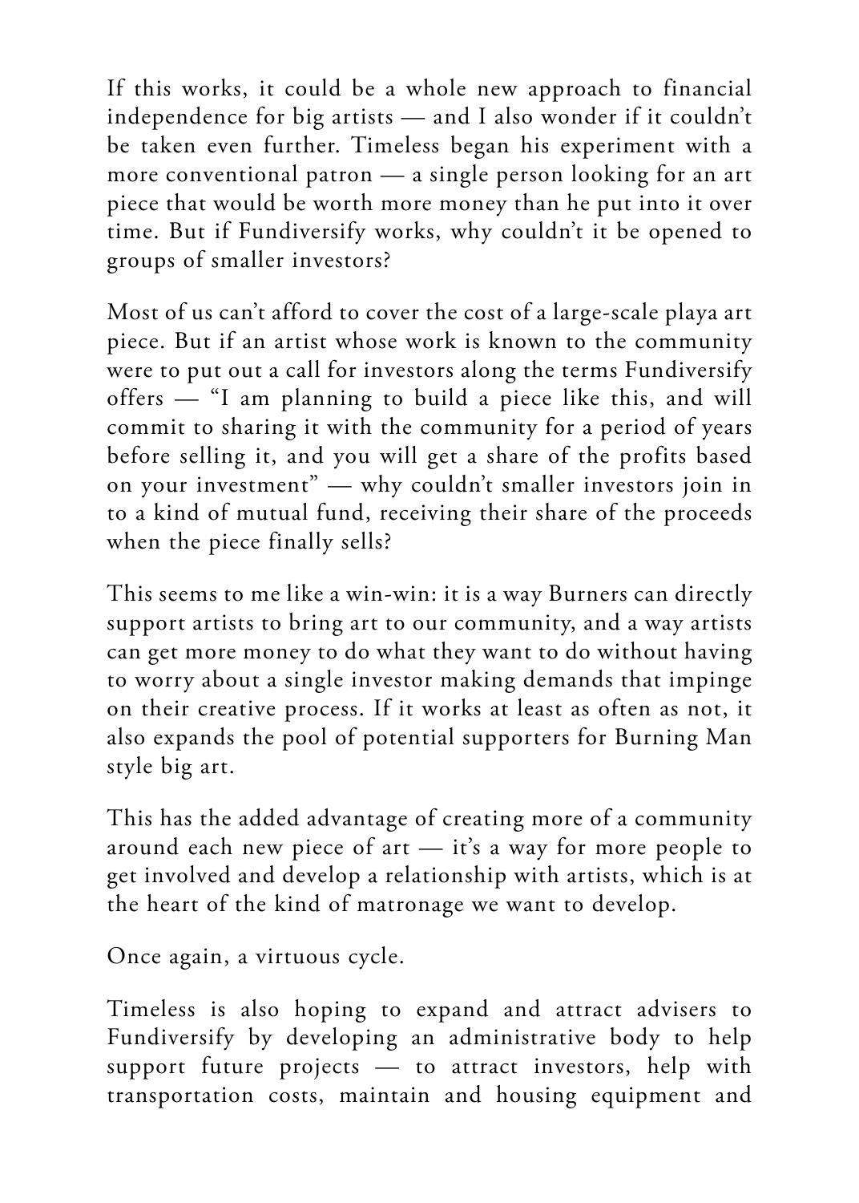If this works, it could be a whole new approach to financial independence for big artists — and I also wonder if it couldn't be taken even further. Timeless began his experiment with a more conventional patron — a single person looking for an art piece that would be worth more money than he put into it over time. But if Fundiversify works, why couldn't it be opened to groups of smaller investors?

Most of us can't afford to cover the cost of a large-scale playa art piece. But if an artist whose work is known to the community were to put out a call for investors along the terms Fundiversify offers — "I am planning to build a piece like this, and will commit to sharing it with the community for a period of years before selling it, and you will get a share of the profits based on your investment" — why couldn't smaller investors join in to a kind of mutual fund, receiving their share of the proceeds when the piece finally sells?

This seems to me like a win-win: it is a way Burners can directly support artists to bring art to our community, and a way artists can get more money to do what they want to do without having to worry about a single investor making demands that impinge on their creative process. If it works at least as often as not, it also expands the pool of potential supporters for Burning Man style big art.

This has the added advantage of creating more of a community around each new piece of art — it's a way for more people to get involved and develop a relationship with artists, which is at the heart of the kind of matronage we want to develop.

Once again, a virtuous cycle.

Timeless is also hoping to expand and attract advisers to Fundiversify by developing an administrative body to help support future projects — to attract investors, help with transportation costs, maintain and housing equipment and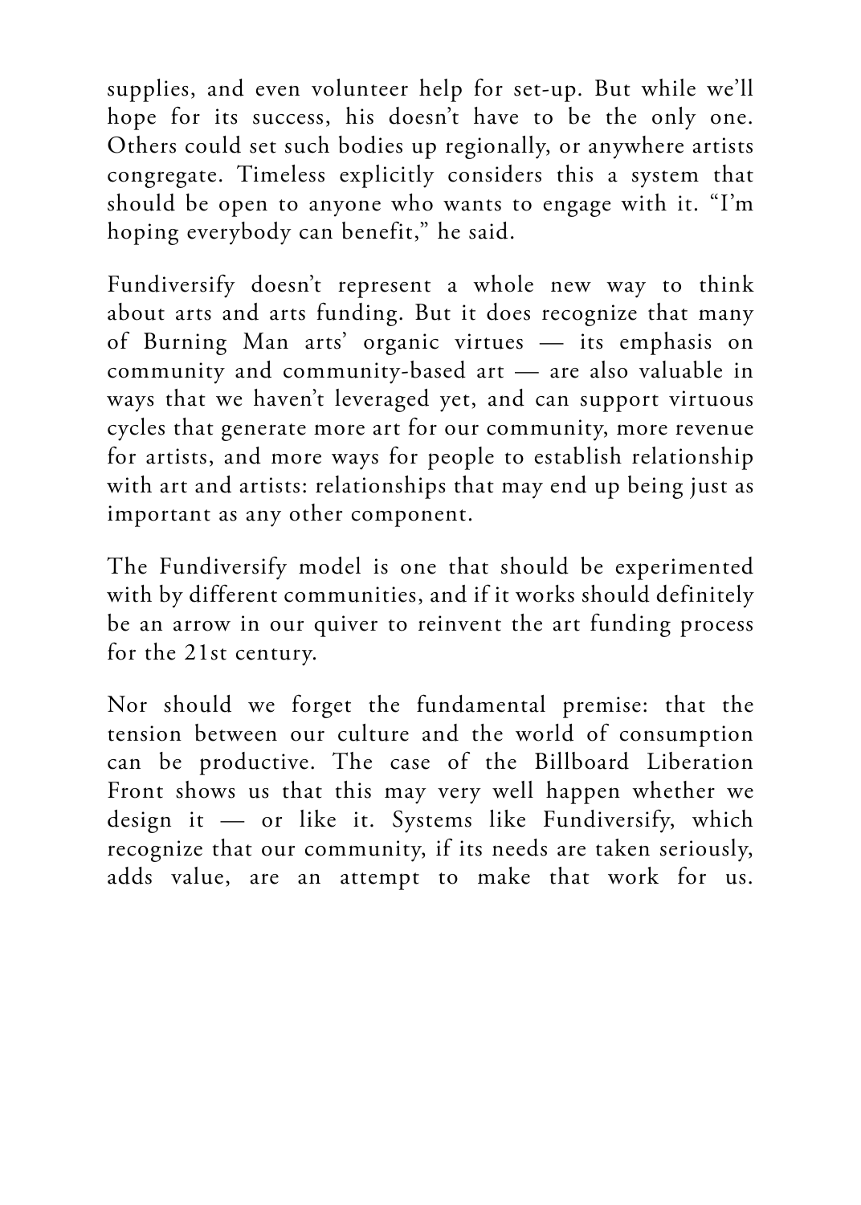supplies, and even volunteer help for set-up. But while we'll hope for its success, his doesn't have to be the only one. Others could set such bodies up regionally, or anywhere artists congregate. Timeless explicitly considers this a system that should be open to anyone who wants to engage with it. "I'm hoping everybody can benefit," he said.

Fundiversify doesn't represent a whole new way to think about arts and arts funding. But it does recognize that many of Burning Man arts' organic virtues — its emphasis on community and community-based art — are also valuable in ways that we haven't leveraged yet, and can support virtuous cycles that generate more art for our community, more revenue for artists, and more ways for people to establish relationship with art and artists: relationships that may end up being just as important as any other component.

The Fundiversify model is one that should be experimented with by different communities, and if it works should definitely be an arrow in our quiver to reinvent the art funding process for the 21st century.

Nor should we forget the fundamental premise: that the tension between our culture and the world of consumption can be productive. The case of the Billboard Liberation Front shows us that this may very well happen whether we design it — or like it. Systems like Fundiversify, which recognize that our community, if its needs are taken seriously, adds value, are an attempt to make that work for us.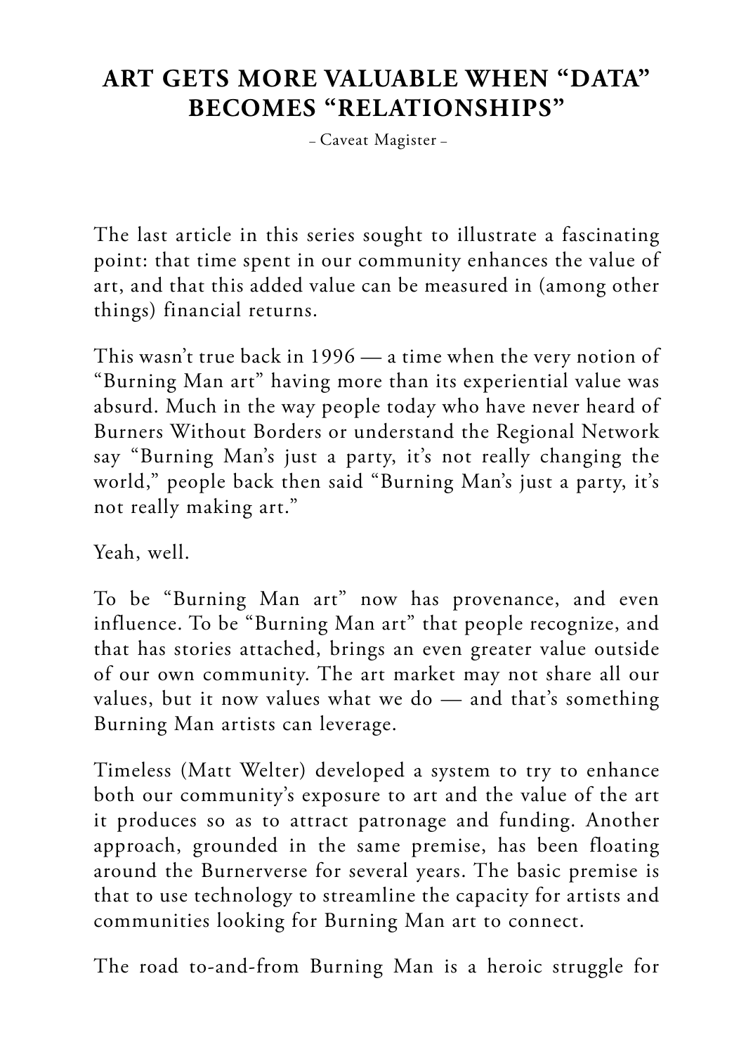# ART GETS MORE VALUABLE WHEN "DATA" BECOMES "RELATIONSHIPS"

– Caveat Magister –

The last article in this series sought to illustrate a fascinating point: that time spent in our community enhances the value of art, and that this added value can be measured in (among other things) financial returns.

This wasn't true back in 1996 — a time when the very notion of "Burning Man art" having more than its experiential value was absurd. Much in the way people today who have never heard of Burners Without Borders or understand the Regional Network say "Burning Man's just a party, it's not really changing the world," people back then said "Burning Man's just a party, it's not really making art."

Yeah, well.

To be "Burning Man art" now has provenance, and even influence. To be "Burning Man art" that people recognize, and that has stories attached, brings an even greater value outside of our own community. The art market may not share all our values, but it now values what we do — and that's something Burning Man artists can leverage.

Timeless (Matt Welter) developed a system to try to enhance both our community's exposure to art and the value of the art it produces so as to attract patronage and funding. Another approach, grounded in the same premise, has been floating around the Burnerverse for several years. The basic premise is that to use technology to streamline the capacity for artists and communities looking for Burning Man art to connect.

The road to-and-from Burning Man is a heroic struggle for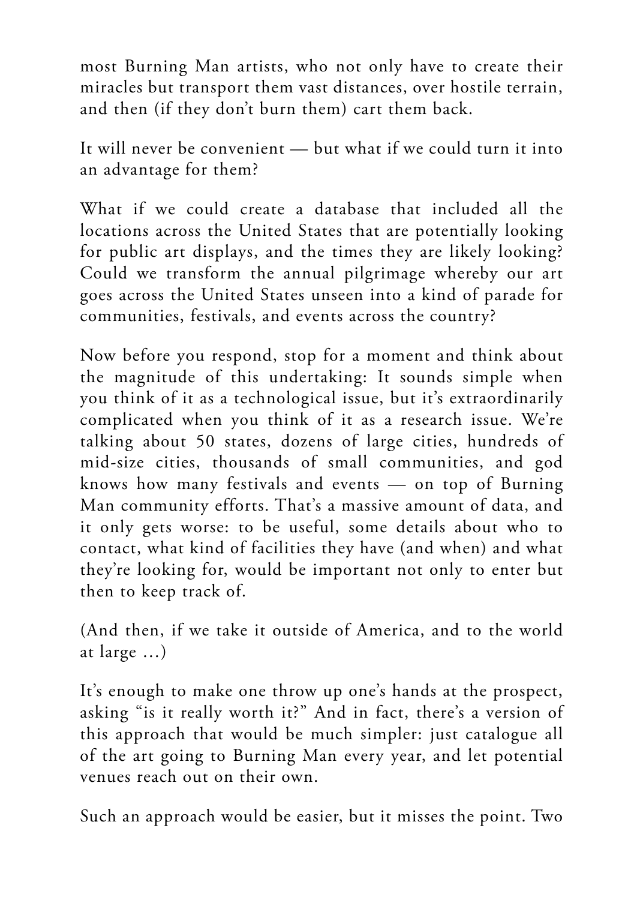most Burning Man artists, who not only have to create their miracles but transport them vast distances, over hostile terrain, and then (if they don't burn them) cart them back.

It will never be convenient — but what if we could turn it into an advantage for them?

What if we could create a database that included all the locations across the United States that are potentially looking for public art displays, and the times they are likely looking? Could we transform the annual pilgrimage whereby our art goes across the United States unseen into a kind of parade for communities, festivals, and events across the country?

Now before you respond, stop for a moment and think about the magnitude of this undertaking: It sounds simple when you think of it as a technological issue, but it's extraordinarily complicated when you think of it as a research issue. We're talking about 50 states, dozens of large cities, hundreds of mid-size cities, thousands of small communities, and god knows how many festivals and events — on top of Burning Man community efforts. That's a massive amount of data, and it only gets worse: to be useful, some details about who to contact, what kind of facilities they have (and when) and what they're looking for, would be important not only to enter but then to keep track of.

(And then, if we take it outside of America, and to the world at large …)

It's enough to make one throw up one's hands at the prospect, asking "is it really worth it?" And in fact, there's a version of this approach that would be much simpler: just catalogue all of the art going to Burning Man every year, and let potential venues reach out on their own.

Such an approach would be easier, but it misses the point. Two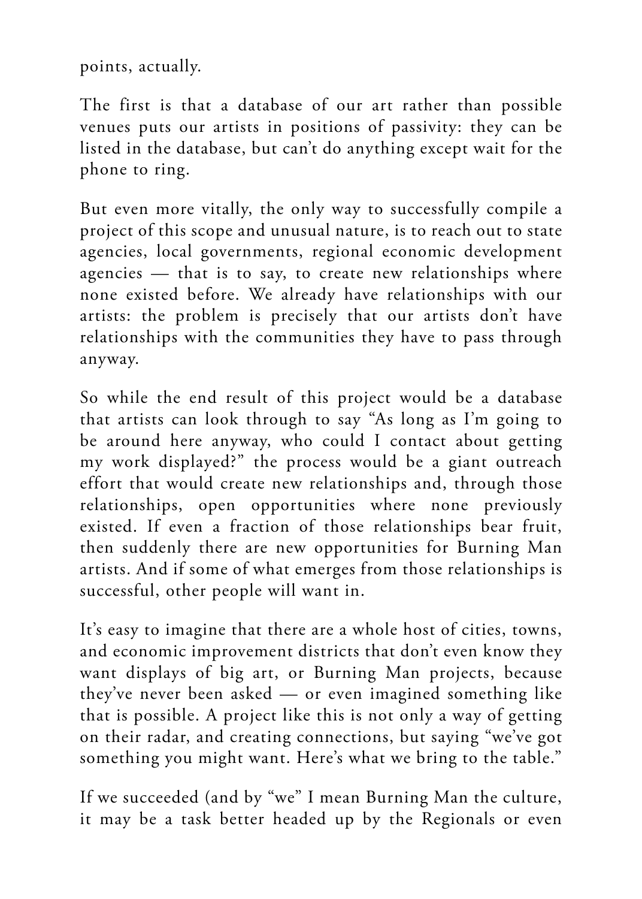points, actually.

The first is that a database of our art rather than possible venues puts our artists in positions of passivity: they can be listed in the database, but can't do anything except wait for the phone to ring.

But even more vitally, the only way to successfully compile a project of this scope and unusual nature, is to reach out to state agencies, local governments, regional economic development agencies — that is to say, to create new relationships where none existed before. We already have relationships with our artists: the problem is precisely that our artists don't have relationships with the communities they have to pass through anyway.

So while the end result of this project would be a database that artists can look through to say "As long as I'm going to be around here anyway, who could I contact about getting my work displayed?" the process would be a giant outreach effort that would create new relationships and, through those relationships, open opportunities where none previously existed. If even a fraction of those relationships bear fruit, then suddenly there are new opportunities for Burning Man artists. And if some of what emerges from those relationships is successful, other people will want in.

It's easy to imagine that there are a whole host of cities, towns, and economic improvement districts that don't even know they want displays of big art, or Burning Man projects, because they've never been asked — or even imagined something like that is possible. A project like this is not only a way of getting on their radar, and creating connections, but saying "we've got something you might want. Here's what we bring to the table."

If we succeeded (and by "we" I mean Burning Man the culture, it may be a task better headed up by the Regionals or even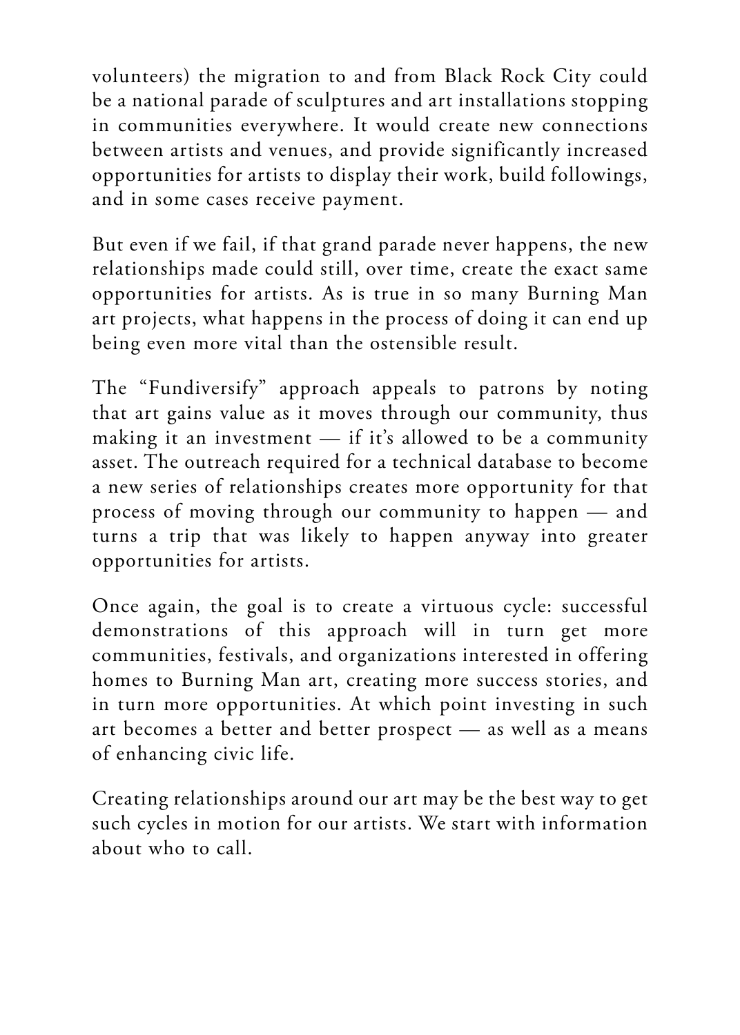volunteers) the migration to and from Black Rock City could be a national parade of sculptures and art installations stopping in communities everywhere. It would create new connections between artists and venues, and provide significantly increased opportunities for artists to display their work, build followings, and in some cases receive payment.

But even if we fail, if that grand parade never happens, the new relationships made could still, over time, create the exact same opportunities for artists. As is true in so many Burning Man art projects, what happens in the process of doing it can end up being even more vital than the ostensible result.

The "Fundiversify" approach appeals to patrons by noting that art gains value as it moves through our community, thus making it an investment — if it's allowed to be a community asset. The outreach required for a technical database to become a new series of relationships creates more opportunity for that process of moving through our community to happen — and turns a trip that was likely to happen anyway into greater opportunities for artists.

Once again, the goal is to create a virtuous cycle: successful demonstrations of this approach will in turn get more communities, festivals, and organizations interested in offering homes to Burning Man art, creating more success stories, and in turn more opportunities. At which point investing in such art becomes a better and better prospect — as well as a means of enhancing civic life.

Creating relationships around our art may be the best way to get such cycles in motion for our artists. We start with information about who to call.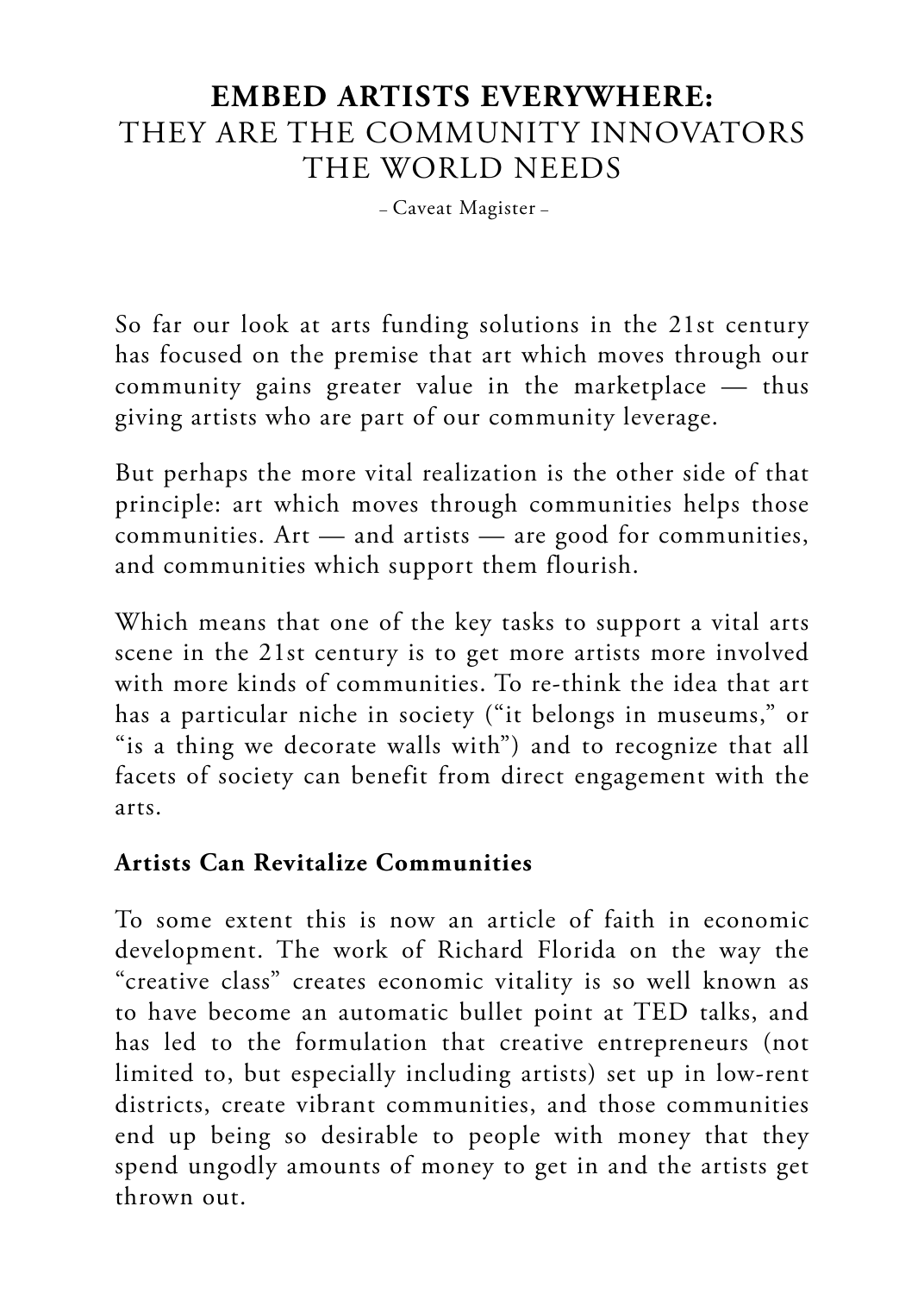# **EMBED ARTISTS EVERYWHERE:**
# THEY ARE THE COMMUNITY INNOVATORS THE WORLD NEEDS

– Caveat Magister –

So far our look at arts funding solutions in the 21st century has focused on the premise that art which moves through our community gains greater value in the marketplace — thus giving artists who are part of our community leverage.

But perhaps the more vital realization is the other side of that principle: art which moves through communities helps those communities. Art — and artists — are good for communities, and communities which support them flourish.

Which means that one of the key tasks to support a vital arts scene in the 21st century is to get more artists more involved with more kinds of communities. To re-think the idea that art has a particular niche in society ("it belongs in museums," or "is a thing we decorate walls with") and to recognize that all facets of society can benefit from direct engagement with the arts.

**Artists Can Revitalize Communities**

To some extent this is now an article of faith in economic development. The work of Richard Florida on the way the "creative class" creates economic vitality is so well known as to have become an automatic bullet point at TED talks, and has led to the formulation that creative entrepreneurs (not limited to, but especially including artists) set up in low-rent districts, create vibrant communities, and those communities end up being so desirable to people with money that they spend ungodly amounts of money to get in and the artists get thrown out.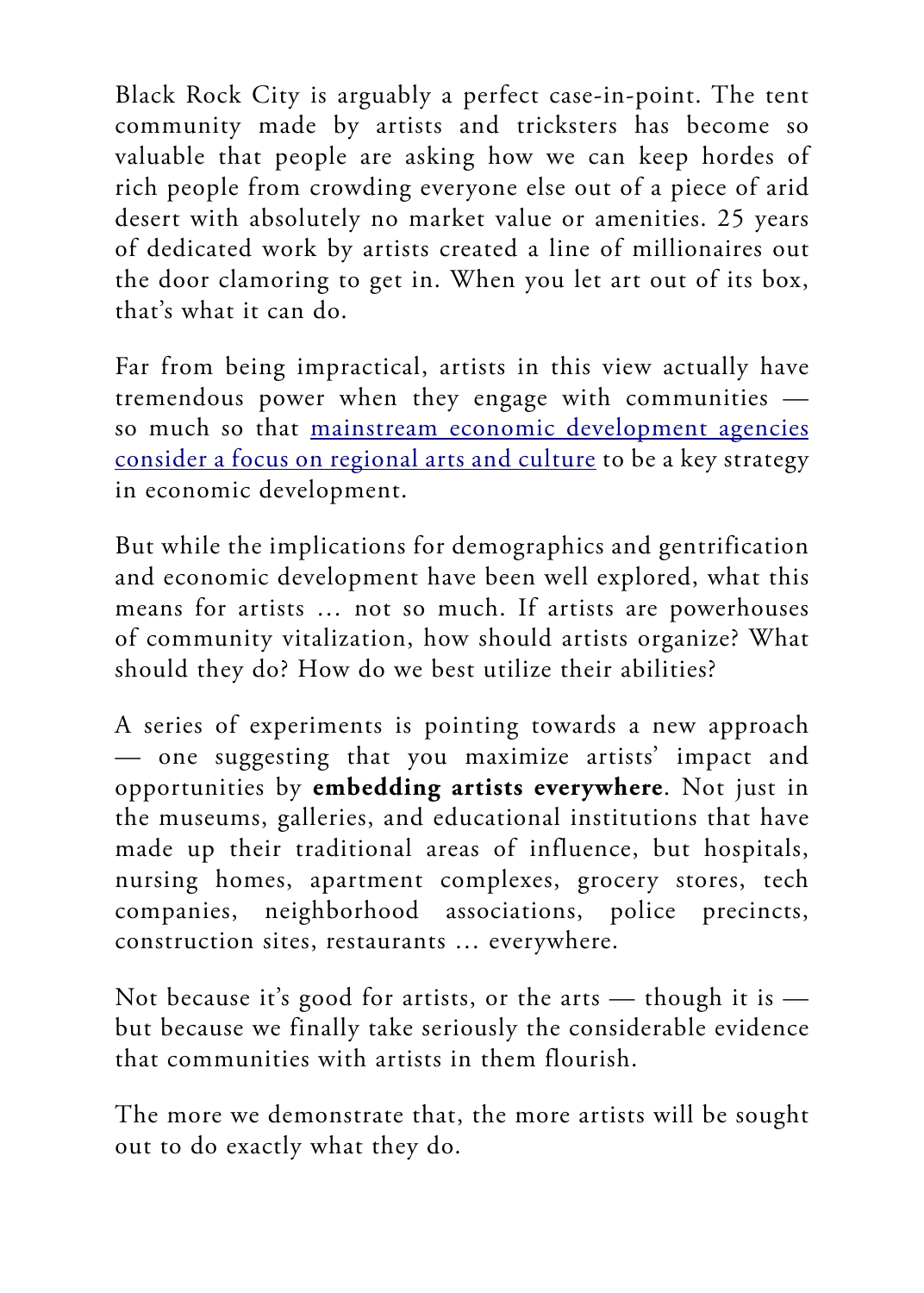Black Rock City is arguably a perfect case-in-point. The tent community made by artists and tricksters has become so valuable that people are asking how we can keep hordes of rich people from crowding everyone else out of a piece of arid desert with absolutely no market value or amenities. 25 years of dedicated work by artists created a line of millionaires out the door clamoring to get in. When you let art out of its box, that's what it can do.

Far from being impractical, artists in this view actually have tremendous power when they engage with communities — so much so that [mainstream economic development agencies consider a focus on regional arts and culture]() to be a key strategy in economic development.

But while the implications for demographics and gentrification and economic development have been well explored, what this means for artists … not so much. If artists are powerhouses of community vitalization, how should artists organize? What should they do? How do we best utilize their abilities?

A series of experiments is pointing towards a new approach — one suggesting that you maximize artists' impact and opportunities by **embedding artists everywhere**. Not just in the museums, galleries, and educational institutions that have made up their traditional areas of influence, but hospitals, nursing homes, apartment complexes, grocery stores, tech companies, neighborhood associations, police precincts, construction sites, restaurants … everywhere.

Not because it's good for artists, or the arts — though it is — but because we finally take seriously the considerable evidence that communities with artists in them flourish.

The more we demonstrate that, the more artists will be sought out to do exactly what they do.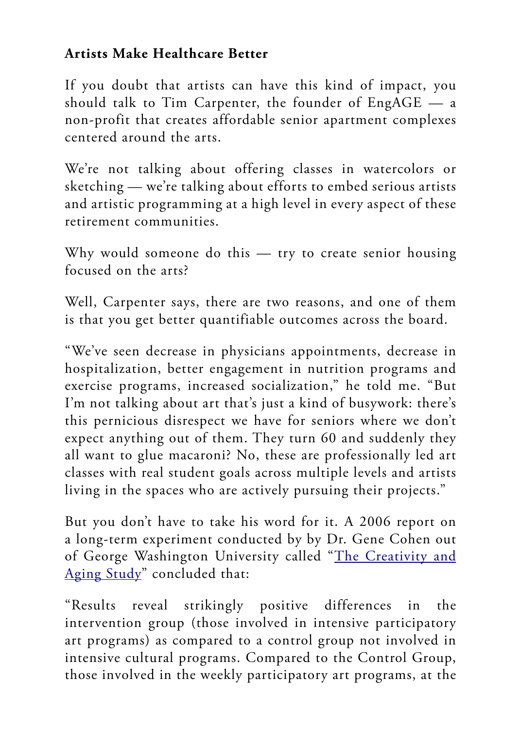**Artists Make Healthcare Better**

If you doubt that artists can have this kind of impact, you should talk to Tim Carpenter, the founder of EngAGE — a non-profit that creates affordable senior apartment complexes centered around the arts.

We're not talking about offering classes in watercolors or sketching — we're talking about efforts to embed serious artists and artistic programming at a high level in every aspect of these retirement communities.

Why would someone do this — try to create senior housing focused on the arts?

Well, Carpenter says, there are two reasons, and one of them is that you get better quantifiable outcomes across the board.

"We've seen decrease in physicians appointments, decrease in hospitalization, better engagement in nutrition programs and exercise programs, increased socialization," he told me. "But I'm not talking about art that's just a kind of busywork: there's this pernicious disrespect we have for seniors where we don't expect anything out of them. They turn 60 and suddenly they all want to glue macaroni? No, these are professionally led art classes with real student goals across multiple levels and artists living in the spaces who are actively pursuing their projects."

But you don't have to take his word for it. A 2006 report on a long-term experiment conducted by by Dr. Gene Cohen out of George Washington University called "The Creativity and Aging Study" concluded that:

"Results reveal strikingly positive differences in the intervention group (those involved in intensive participatory art programs) as compared to a control group not involved in intensive cultural programs. Compared to the Control Group, those involved in the weekly participatory art programs, at the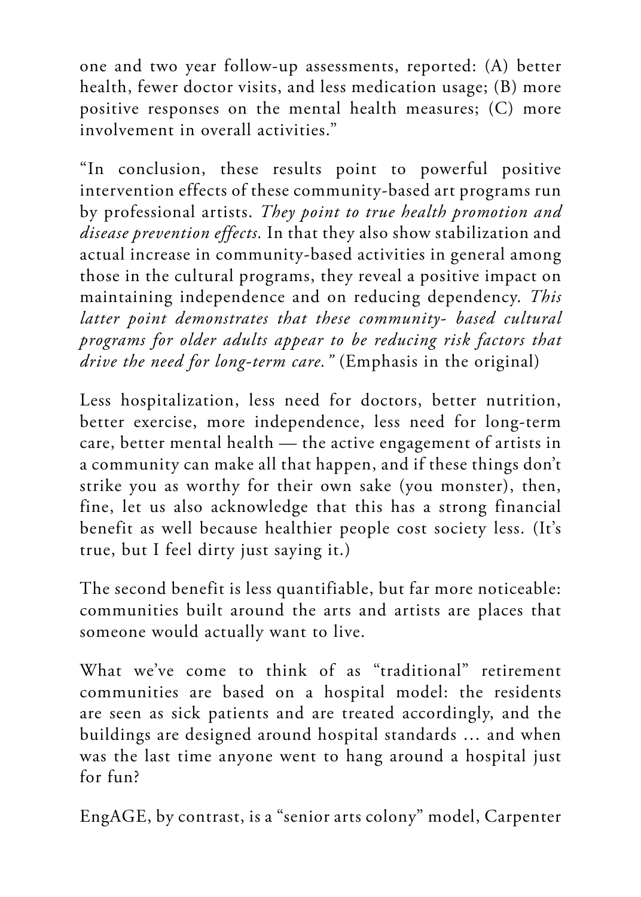one and two year follow-up assessments, reported: (A) better health, fewer doctor visits, and less medication usage; (B) more positive responses on the mental health measures; (C) more involvement in overall activities."

"In conclusion, these results point to powerful positive intervention effects of these community-based art programs run by professional artists. *They point to true health promotion and disease prevention effects.* In that they also show stabilization and actual increase in community-based activities in general among those in the cultural programs, they reveal a positive impact on maintaining independence and on reducing dependency. *This latter point demonstrates that these community- based cultural programs for older adults appear to be reducing risk factors that drive the need for long-term care."* (Emphasis in the original)

Less hospitalization, less need for doctors, better nutrition, better exercise, more independence, less need for long-term care, better mental health — the active engagement of artists in a community can make all that happen, and if these things don't strike you as worthy for their own sake (you monster), then, fine, let us also acknowledge that this has a strong financial benefit as well because healthier people cost society less. (It's true, but I feel dirty just saying it.)

The second benefit is less quantifiable, but far more noticeable: communities built around the arts and artists are places that someone would actually want to live.

What we've come to think of as "traditional" retirement communities are based on a hospital model: the residents are seen as sick patients and are treated accordingly, and the buildings are designed around hospital standards … and when was the last time anyone went to hang around a hospital just for fun?

EngAGE, by contrast, is a "senior arts colony" model, Carpenter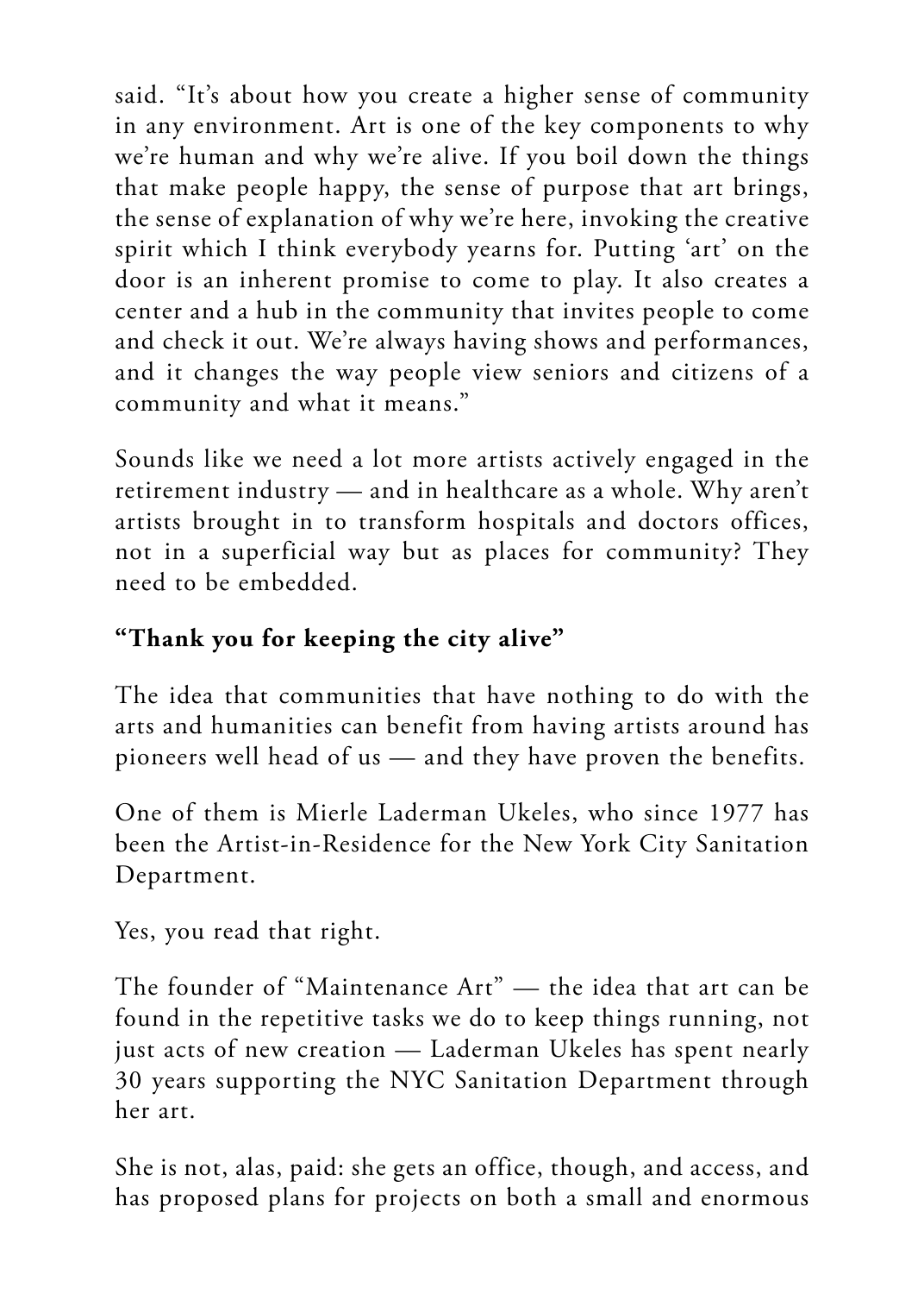said. "It's about how you create a higher sense of community in any environment. Art is one of the key components to why we're human and why we're alive. If you boil down the things that make people happy, the sense of purpose that art brings, the sense of explanation of why we're here, invoking the creative spirit which I think everybody yearns for. Putting 'art' on the door is an inherent promise to come to play. It also creates a center and a hub in the community that invites people to come and check it out. We're always having shows and performances, and it changes the way people view seniors and citizens of a community and what it means."

Sounds like we need a lot more artists actively engaged in the retirement industry — and in healthcare as a whole. Why aren't artists brought in to transform hospitals and doctors offices, not in a superficial way but as places for community? They need to be embedded.

### "Thank you for keeping the city alive"

The idea that communities that have nothing to do with the arts and humanities can benefit from having artists around has pioneers well head of us — and they have proven the benefits.

One of them is Mierle Laderman Ukeles, who since 1977 has been the Artist-in-Residence for the New York City Sanitation Department.

Yes, you read that right.

The founder of "Maintenance Art" — the idea that art can be found in the repetitive tasks we do to keep things running, not just acts of new creation — Laderman Ukeles has spent nearly 30 years supporting the NYC Sanitation Department through her art.

She is not, alas, paid: she gets an office, though, and access, and has proposed plans for projects on both a small and enormous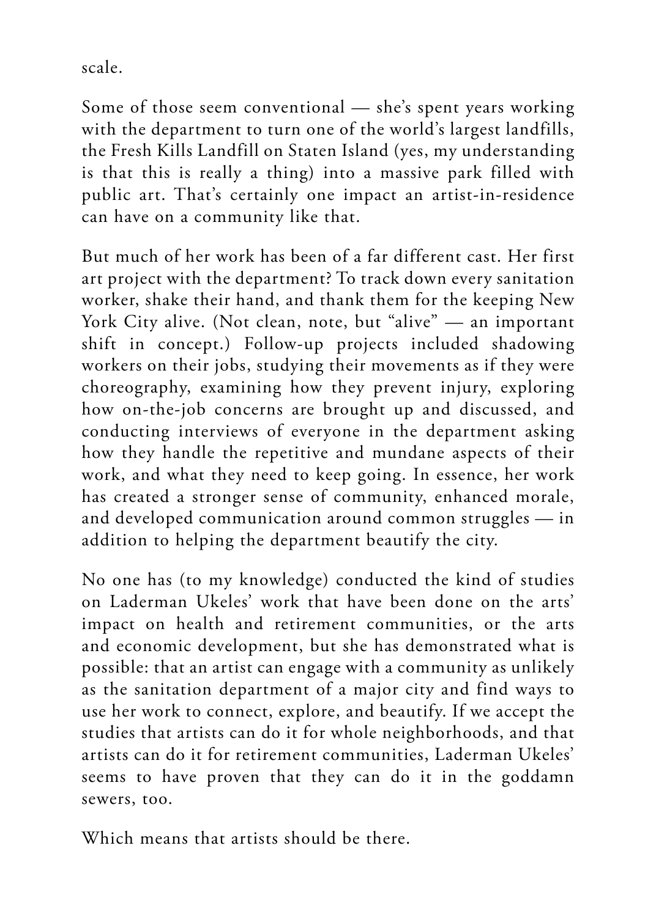scale.

Some of those seem conventional — she's spent years working with the department to turn one of the world's largest landfills, the Fresh Kills Landfill on Staten Island (yes, my understanding is that this is really a thing) into a massive park filled with public art. That's certainly one impact an artist-in-residence can have on a community like that.

But much of her work has been of a far different cast. Her first art project with the department? To track down every sanitation worker, shake their hand, and thank them for the keeping New York City alive. (Not clean, note, but "alive" — an important shift in concept.) Follow-up projects included shadowing workers on their jobs, studying their movements as if they were choreography, examining how they prevent injury, exploring how on-the-job concerns are brought up and discussed, and conducting interviews of everyone in the department asking how they handle the repetitive and mundane aspects of their work, and what they need to keep going. In essence, her work has created a stronger sense of community, enhanced morale, and developed communication around common struggles — in addition to helping the department beautify the city.

No one has (to my knowledge) conducted the kind of studies on Laderman Ukeles' work that have been done on the arts' impact on health and retirement communities, or the arts and economic development, but she has demonstrated what is possible: that an artist can engage with a community as unlikely as the sanitation department of a major city and find ways to use her work to connect, explore, and beautify. If we accept the studies that artists can do it for whole neighborhoods, and that artists can do it for retirement communities, Laderman Ukeles' seems to have proven that they can do it in the goddamn sewers, too.

Which means that artists should be there.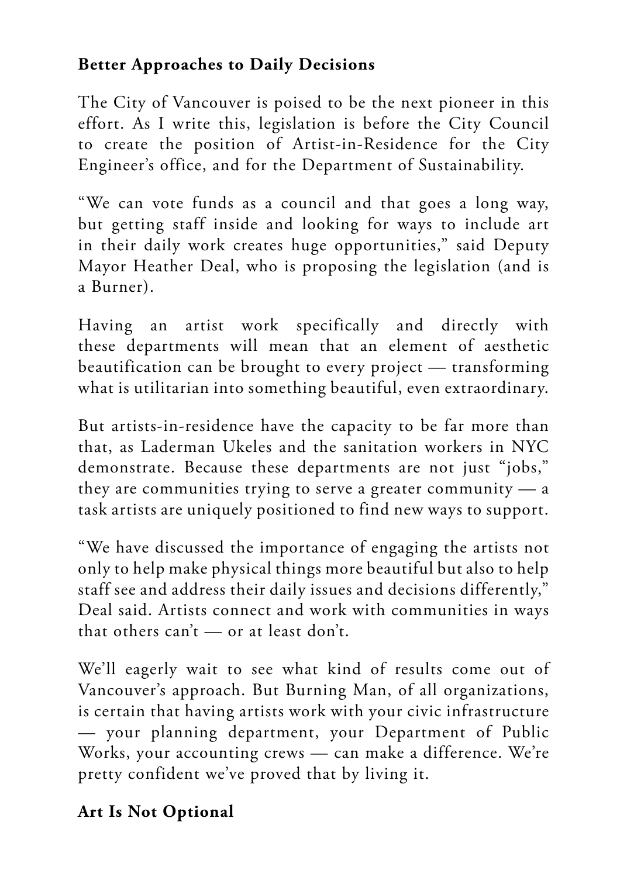**Better Approaches to Daily Decisions**

The City of Vancouver is poised to be the next pioneer in this effort. As I write this, legislation is before the City Council to create the position of Artist-in-Residence for the City Engineer's office, and for the Department of Sustainability.

"We can vote funds as a council and that goes a long way, but getting staff inside and looking for ways to include art in their daily work creates huge opportunities," said Deputy Mayor Heather Deal, who is proposing the legislation (and is a Burner).

Having an artist work specifically and directly with these departments will mean that an element of aesthetic beautification can be brought to every project — transforming what is utilitarian into something beautiful, even extraordinary.

But artists-in-residence have the capacity to be far more than that, as Laderman Ukeles and the sanitation workers in NYC demonstrate. Because these departments are not just "jobs," they are communities trying to serve a greater community — a task artists are uniquely positioned to find new ways to support.

"We have discussed the importance of engaging the artists not only to help make physical things more beautiful but also to help staff see and address their daily issues and decisions differently," Deal said. Artists connect and work with communities in ways that others can't — or at least don't.

We'll eagerly wait to see what kind of results come out of Vancouver's approach. But Burning Man, of all organizations, is certain that having artists work with your civic infrastructure — your planning department, your Department of Public Works, your accounting crews — can make a difference. We're pretty confident we've proved that by living it.

**Art Is Not Optional**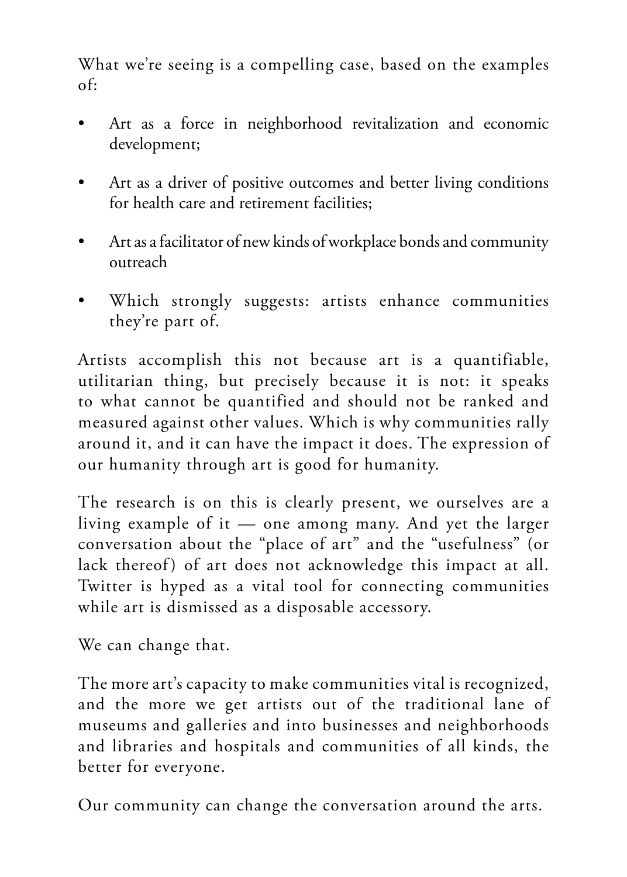What we're seeing is a compelling case, based on the examples of:

- Art as a force in neighborhood revitalization and economic development;
- Art as a driver of positive outcomes and better living conditions for health care and retirement facilities;
- Art as a facilitator of new kinds of workplace bonds and community outreach
- Which strongly suggests: artists enhance communities they're part of.

Artists accomplish this not because art is a quantifiable, utilitarian thing, but precisely because it is not: it speaks to what cannot be quantified and should not be ranked and measured against other values. Which is why communities rally around it, and it can have the impact it does. The expression of our humanity through art is good for humanity.

The research is on this is clearly present, we ourselves are a living example of it — one among many. And yet the larger conversation about the "place of art" and the "usefulness" (or lack thereof) of art does not acknowledge this impact at all. Twitter is hyped as a vital tool for connecting communities while art is dismissed as a disposable accessory.

We can change that.

The more art's capacity to make communities vital is recognized, and the more we get artists out of the traditional lane of museums and galleries and into businesses and neighborhoods and libraries and hospitals and communities of all kinds, the better for everyone.

Our community can change the conversation around the arts.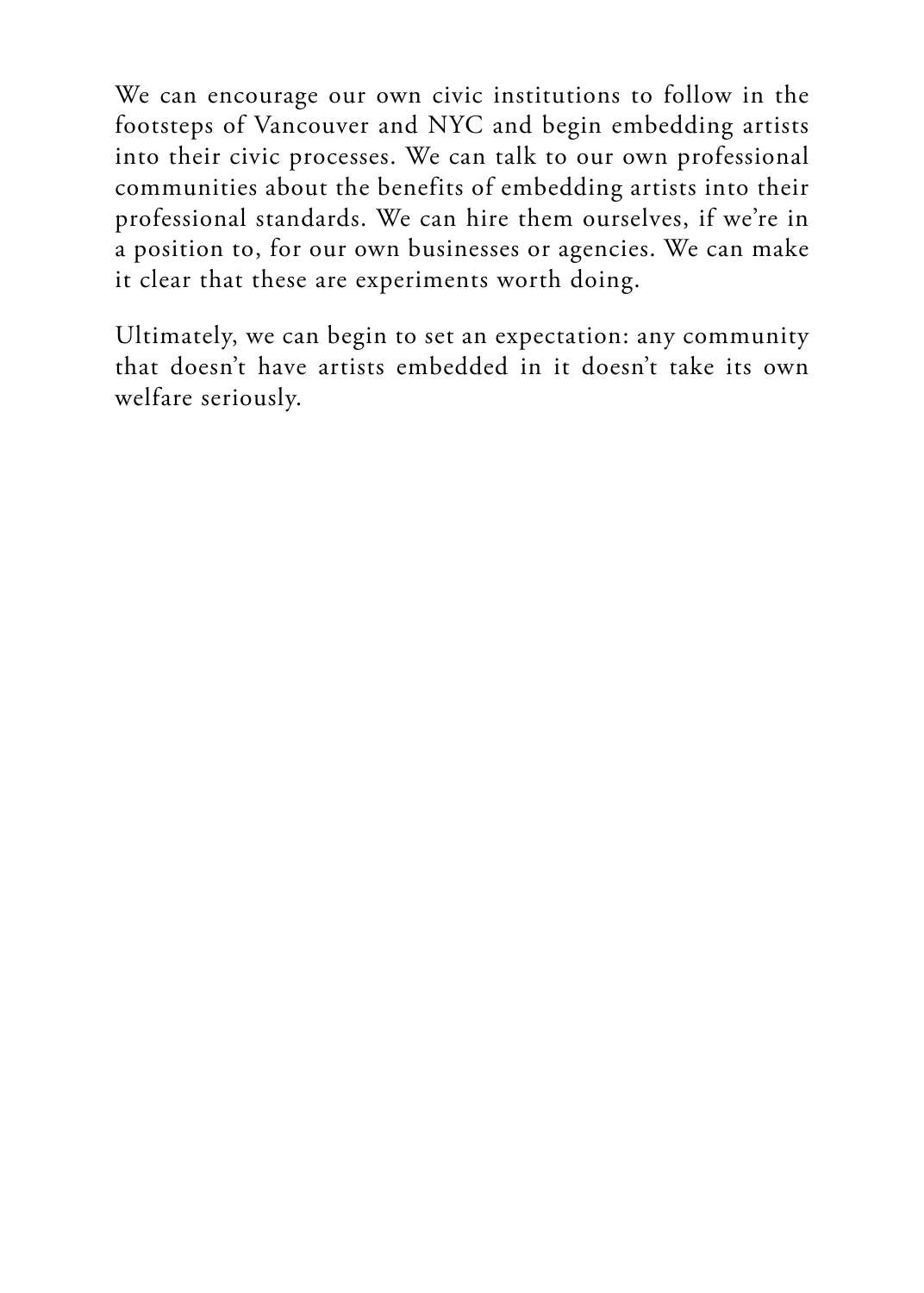We can encourage our own civic institutions to follow in the footsteps of Vancouver and NYC and begin embedding artists into their civic processes. We can talk to our own professional communities about the benefits of embedding artists into their professional standards. We can hire them ourselves, if we're in a position to, for our own businesses or agencies. We can make it clear that these are experiments worth doing.

Ultimately, we can begin to set an expectation: any community that doesn't have artists embedded in it doesn't take its own welfare seriously.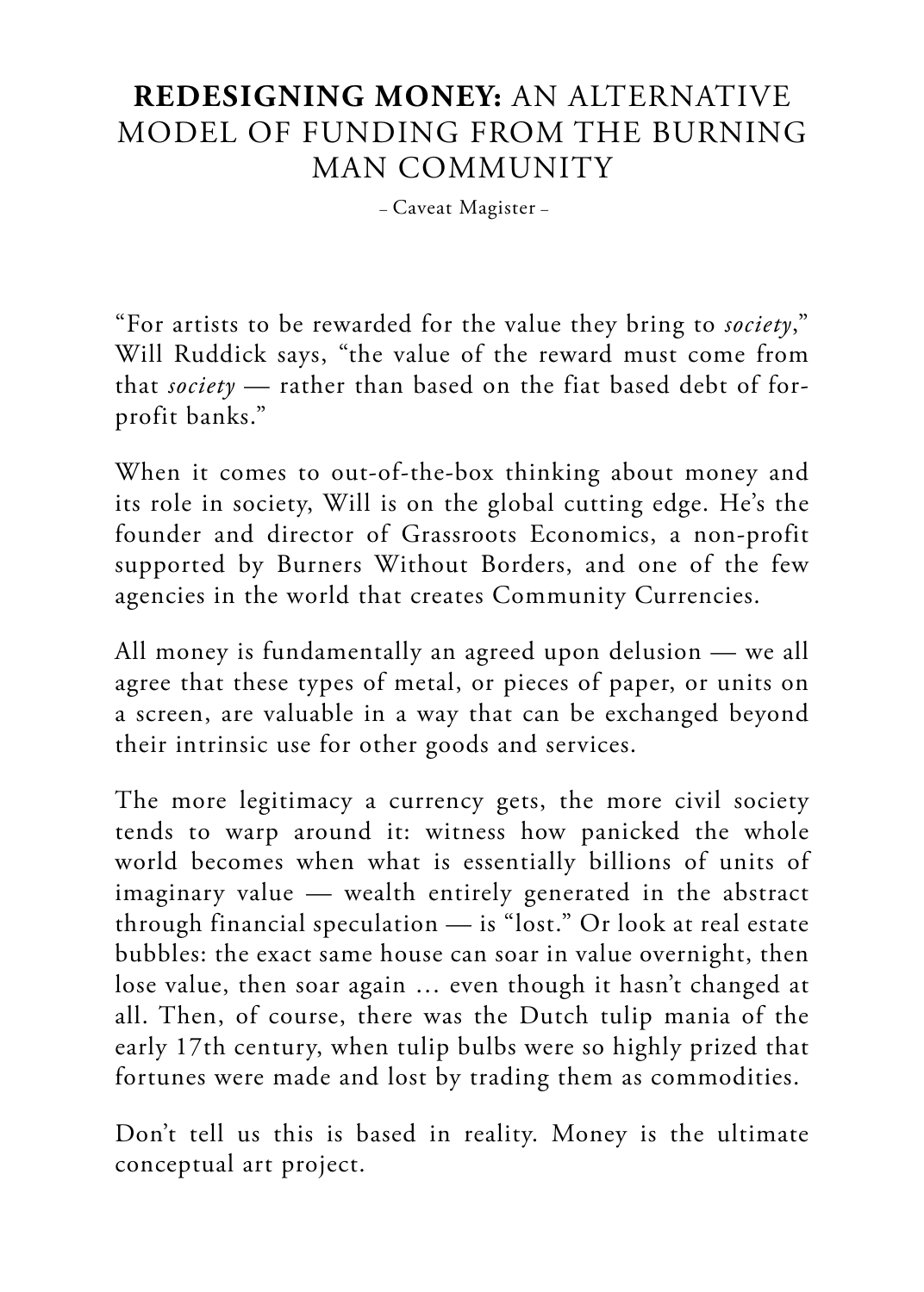# **REDESIGNING MONEY:** AN ALTERNATIVE MODEL OF FUNDING FROM THE BURNING MAN COMMUNITY

– Caveat Magister –

"For artists to be rewarded for the value they bring to *society*," Will Ruddick says, "the value of the reward must come from that *society* — rather than based on the fiat based debt of for-profit banks."

When it comes to out-of-the-box thinking about money and its role in society, Will is on the global cutting edge. He's the founder and director of Grassroots Economics, a non-profit supported by Burners Without Borders, and one of the few agencies in the world that creates Community Currencies.

All money is fundamentally an agreed upon delusion — we all agree that these types of metal, or pieces of paper, or units on a screen, are valuable in a way that can be exchanged beyond their intrinsic use for other goods and services.

The more legitimacy a currency gets, the more civil society tends to warp around it: witness how panicked the whole world becomes when what is essentially billions of units of imaginary value — wealth entirely generated in the abstract through financial speculation — is "lost." Or look at real estate bubbles: the exact same house can soar in value overnight, then lose value, then soar again … even though it hasn't changed at all. Then, of course, there was the Dutch tulip mania of the early 17th century, when tulip bulbs were so highly prized that fortunes were made and lost by trading them as commodities.

Don't tell us this is based in reality. Money is the ultimate conceptual art project.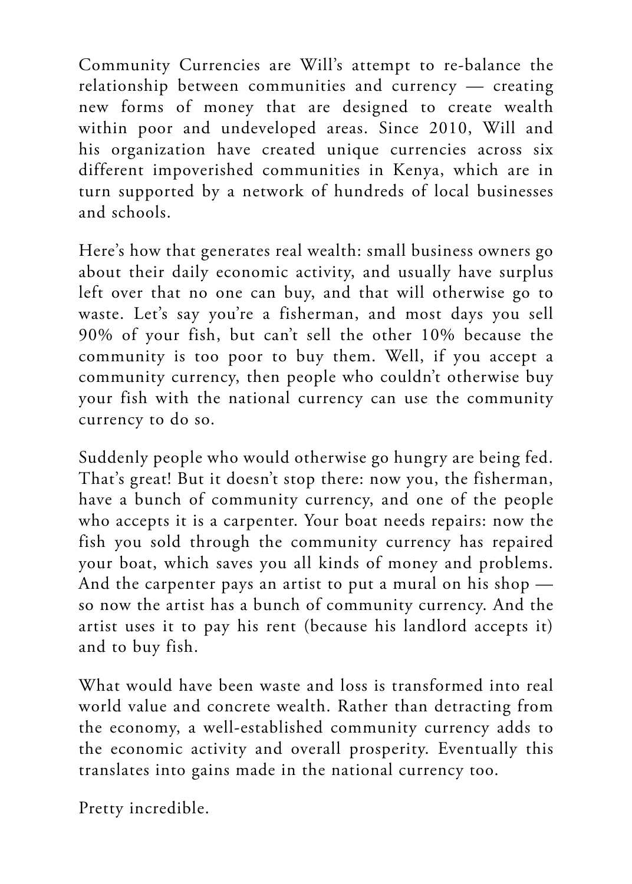Community Currencies are Will's attempt to re-balance the relationship between communities and currency — creating new forms of money that are designed to create wealth within poor and undeveloped areas. Since 2010, Will and his organization have created unique currencies across six different impoverished communities in Kenya, which are in turn supported by a network of hundreds of local businesses and schools.

Here's how that generates real wealth: small business owners go about their daily economic activity, and usually have surplus left over that no one can buy, and that will otherwise go to waste. Let's say you're a fisherman, and most days you sell 90% of your fish, but can't sell the other 10% because the community is too poor to buy them. Well, if you accept a community currency, then people who couldn't otherwise buy your fish with the national currency can use the community currency to do so.

Suddenly people who would otherwise go hungry are being fed. That's great! But it doesn't stop there: now you, the fisherman, have a bunch of community currency, and one of the people who accepts it is a carpenter. Your boat needs repairs: now the fish you sold through the community currency has repaired your boat, which saves you all kinds of money and problems. And the carpenter pays an artist to put a mural on his shop — so now the artist has a bunch of community currency. And the artist uses it to pay his rent (because his landlord accepts it) and to buy fish.

What would have been waste and loss is transformed into real world value and concrete wealth. Rather than detracting from the economy, a well-established community currency adds to the economic activity and overall prosperity. Eventually this translates into gains made in the national currency too.

Pretty incredible.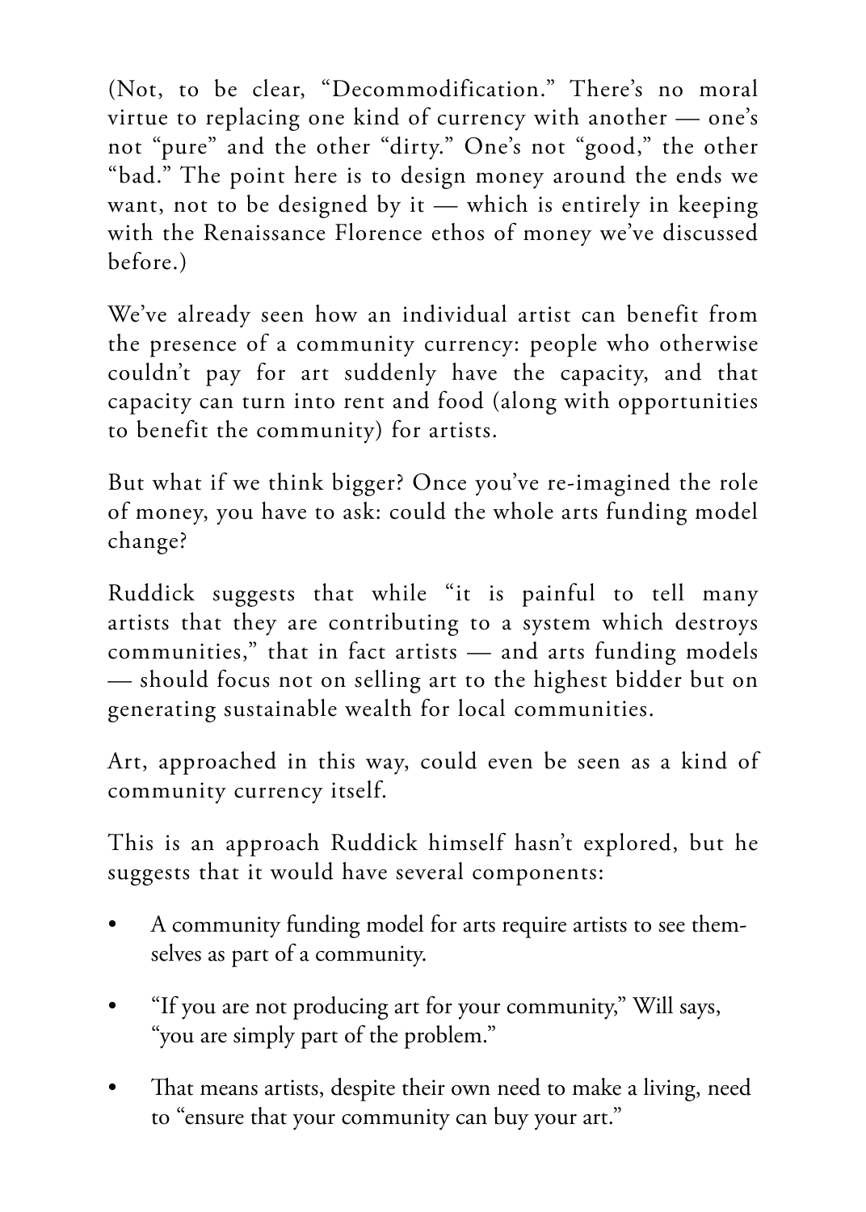(Not, to be clear, "Decommodification." There's no moral virtue to replacing one kind of currency with another — one's not "pure" and the other "dirty." One's not "good," the other "bad." The point here is to design money around the ends we want, not to be designed by it — which is entirely in keeping with the Renaissance Florence ethos of money we've discussed before.)

We've already seen how an individual artist can benefit from the presence of a community currency: people who otherwise couldn't pay for art suddenly have the capacity, and that capacity can turn into rent and food (along with opportunities to benefit the community) for artists.

But what if we think bigger? Once you've re-imagined the role of money, you have to ask: could the whole arts funding model change?

Ruddick suggests that while "it is painful to tell many artists that they are contributing to a system which destroys communities," that in fact artists — and arts funding models — should focus not on selling art to the highest bidder but on generating sustainable wealth for local communities.

Art, approached in this way, could even be seen as a kind of community currency itself.

This is an approach Ruddick himself hasn't explored, but he suggests that it would have several components:

- A community funding model for arts require artists to see themselves as part of a community.
- "If you are not producing art for your community," Will says, "you are simply part of the problem."
- That means artists, despite their own need to make a living, need to "ensure that your community can buy your art."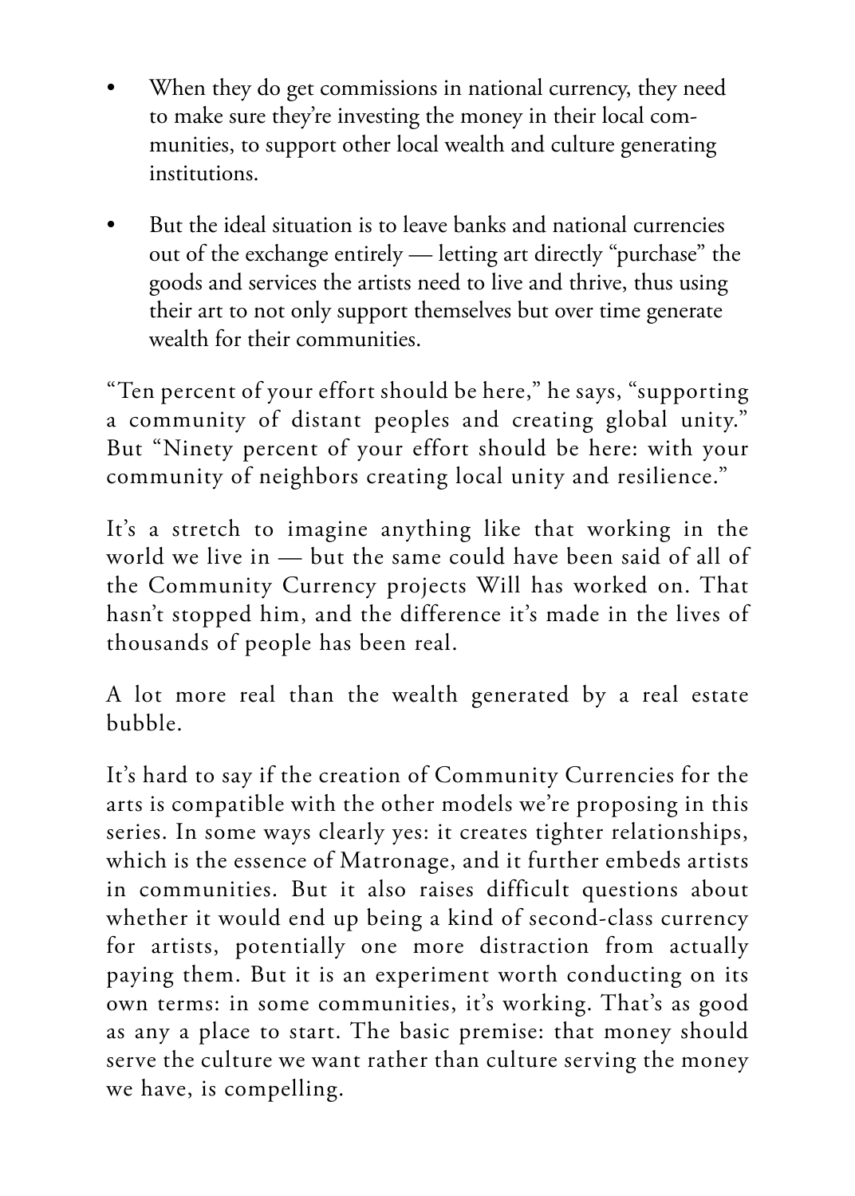- When they do get commissions in national currency, they need to make sure they're investing the money in their local communities, to support other local wealth and culture generating institutions.

- But the ideal situation is to leave banks and national currencies out of the exchange entirely — letting art directly "purchase" the goods and services the artists need to live and thrive, thus using their art to not only support themselves but over time generate wealth for their communities.

"Ten percent of your effort should be here," he says, "supporting a community of distant peoples and creating global unity." But "Ninety percent of your effort should be here: with your community of neighbors creating local unity and resilience."

It's a stretch to imagine anything like that working in the world we live in — but the same could have been said of all of the Community Currency projects Will has worked on. That hasn't stopped him, and the difference it's made in the lives of thousands of people has been real.

A lot more real than the wealth generated by a real estate bubble.

It's hard to say if the creation of Community Currencies for the arts is compatible with the other models we're proposing in this series. In some ways clearly yes: it creates tighter relationships, which is the essence of Matronage, and it further embeds artists in communities. But it also raises difficult questions about whether it would end up being a kind of second-class currency for artists, potentially one more distraction from actually paying them. But it is an experiment worth conducting on its own terms: in some communities, it's working. That's as good as any a place to start. The basic premise: that money should serve the culture we want rather than culture serving the money we have, is compelling.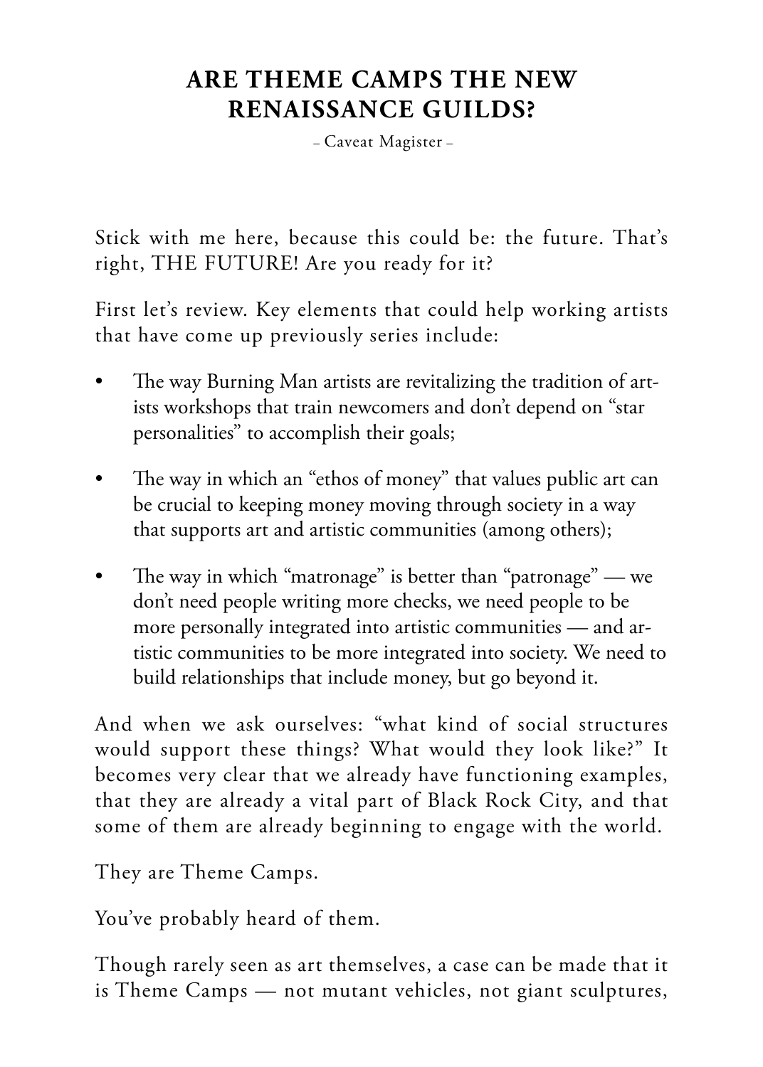# ARE THEME CAMPS THE NEW RENAISSANCE GUILDS?

– Caveat Magister –

Stick with me here, because this could be: the future. That's right, THE FUTURE! Are you ready for it?

First let's review. Key elements that could help working artists that have come up previously series include:

- The way Burning Man artists are revitalizing the tradition of artists workshops that train newcomers and don't depend on "star personalities" to accomplish their goals;
- The way in which an "ethos of money" that values public art can be crucial to keeping money moving through society in a way that supports art and artistic communities (among others);
- The way in which "matronage" is better than "patronage" — we don't need people writing more checks, we need people to be more personally integrated into artistic communities — and artistic communities to be more integrated into society. We need to build relationships that include money, but go beyond it.

And when we ask ourselves: "what kind of social structures would support these things? What would they look like?" It becomes very clear that we already have functioning examples, that they are already a vital part of Black Rock City, and that some of them are already beginning to engage with the world.

They are Theme Camps.

You've probably heard of them.

Though rarely seen as art themselves, a case can be made that it is Theme Camps — not mutant vehicles, not giant sculptures,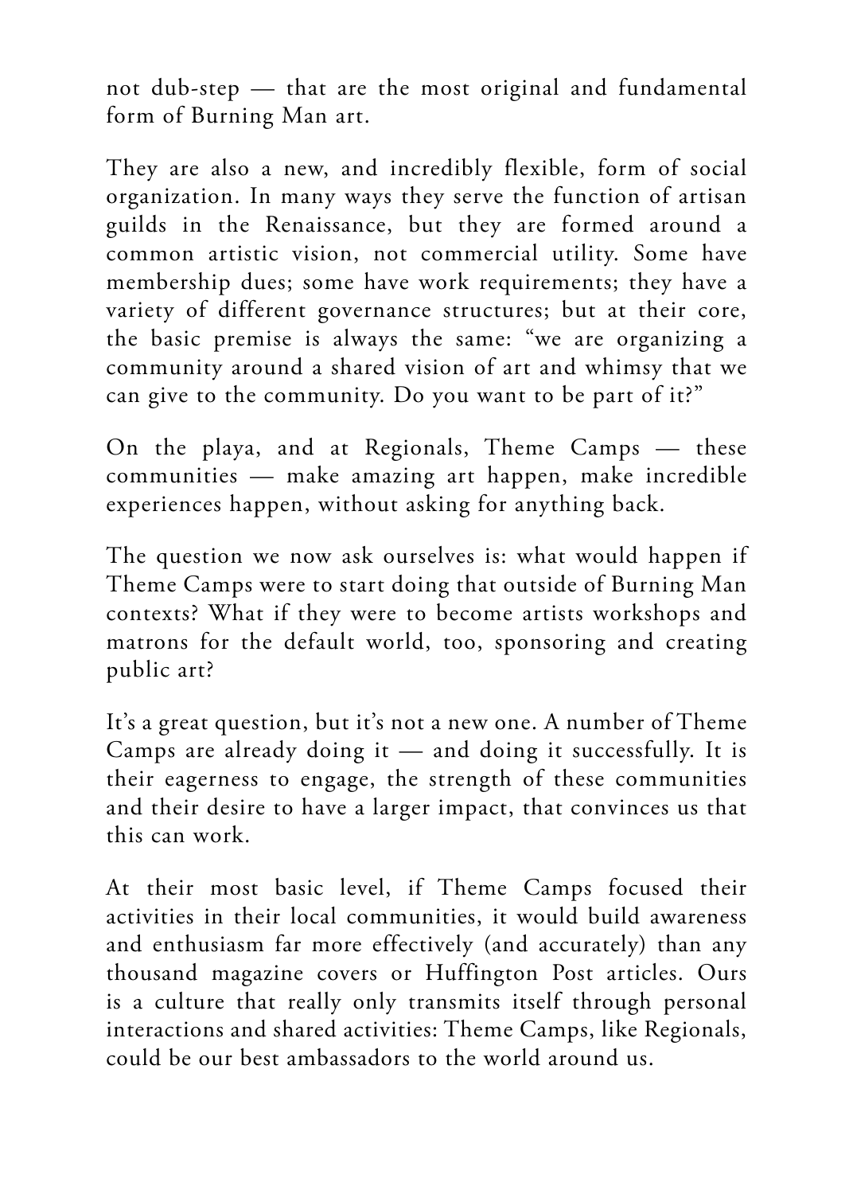not dub-step — that are the most original and fundamental form of Burning Man art.

They are also a new, and incredibly flexible, form of social organization. In many ways they serve the function of artisan guilds in the Renaissance, but they are formed around a common artistic vision, not commercial utility. Some have membership dues; some have work requirements; they have a variety of different governance structures; but at their core, the basic premise is always the same: "we are organizing a community around a shared vision of art and whimsy that we can give to the community. Do you want to be part of it?"

On the playa, and at Regionals, Theme Camps — these communities — make amazing art happen, make incredible experiences happen, without asking for anything back.

The question we now ask ourselves is: what would happen if Theme Camps were to start doing that outside of Burning Man contexts? What if they were to become artists workshops and matrons for the default world, too, sponsoring and creating public art?

It's a great question, but it's not a new one. A number of Theme Camps are already doing it — and doing it successfully. It is their eagerness to engage, the strength of these communities and their desire to have a larger impact, that convinces us that this can work.

At their most basic level, if Theme Camps focused their activities in their local communities, it would build awareness and enthusiasm far more effectively (and accurately) than any thousand magazine covers or Huffington Post articles. Ours is a culture that really only transmits itself through personal interactions and shared activities: Theme Camps, like Regionals, could be our best ambassadors to the world around us.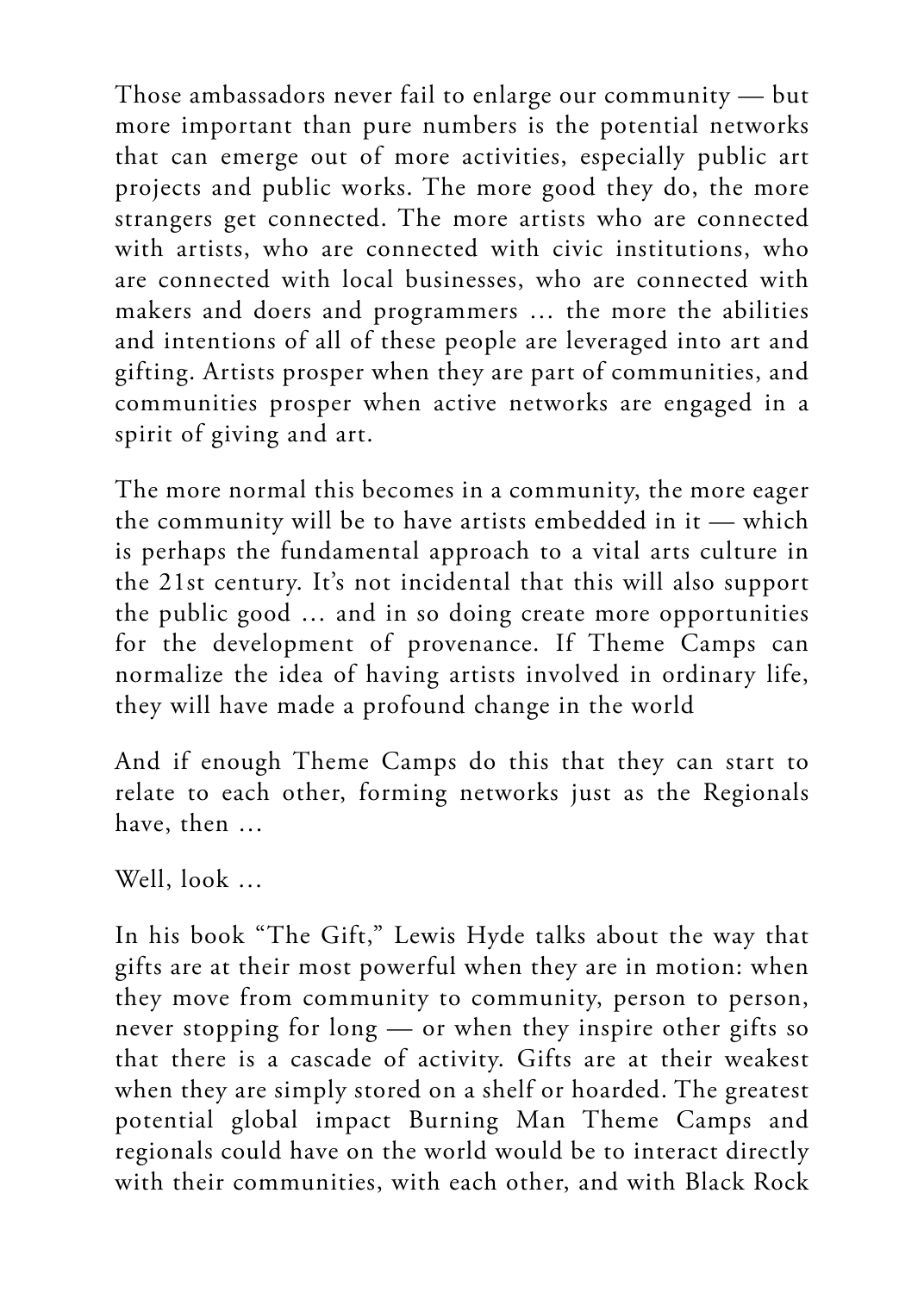Those ambassadors never fail to enlarge our community — but more important than pure numbers is the potential networks that can emerge out of more activities, especially public art projects and public works. The more good they do, the more strangers get connected. The more artists who are connected with artists, who are connected with civic institutions, who are connected with local businesses, who are connected with makers and doers and programmers … the more the abilities and intentions of all of these people are leveraged into art and gifting. Artists prosper when they are part of communities, and communities prosper when active networks are engaged in a spirit of giving and art.

The more normal this becomes in a community, the more eager the community will be to have artists embedded in it — which is perhaps the fundamental approach to a vital arts culture in the 21st century. It's not incidental that this will also support the public good … and in so doing create more opportunities for the development of provenance. If Theme Camps can normalize the idea of having artists involved in ordinary life, they will have made a profound change in the world

And if enough Theme Camps do this that they can start to relate to each other, forming networks just as the Regionals have, then …

Well, look …

In his book "The Gift," Lewis Hyde talks about the way that gifts are at their most powerful when they are in motion: when they move from community to community, person to person, never stopping for long — or when they inspire other gifts so that there is a cascade of activity. Gifts are at their weakest when they are simply stored on a shelf or hoarded. The greatest potential global impact Burning Man Theme Camps and regionals could have on the world would be to interact directly with their communities, with each other, and with Black Rock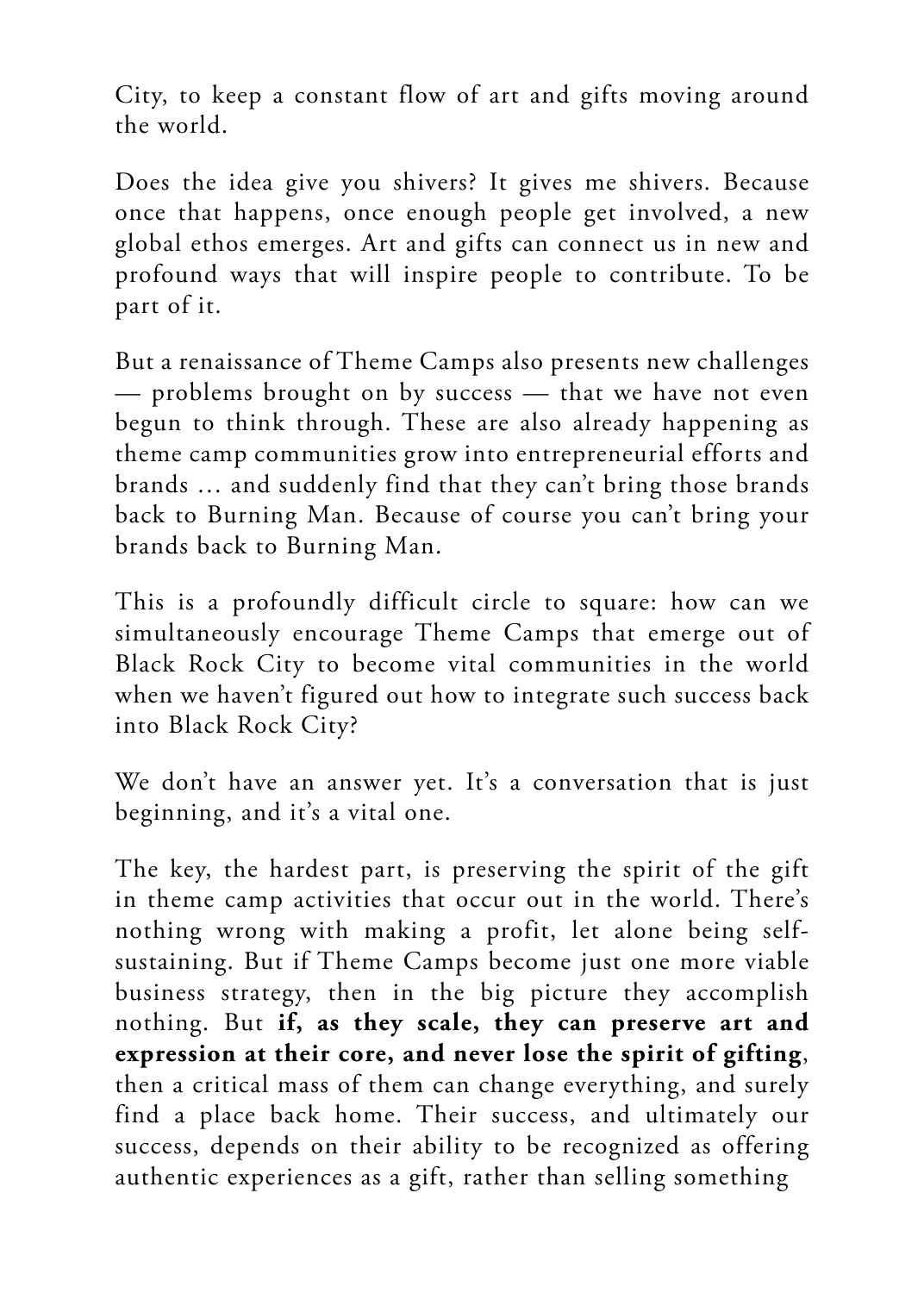City, to keep a constant flow of art and gifts moving around the world.

Does the idea give you shivers? It gives me shivers. Because once that happens, once enough people get involved, a new global ethos emerges. Art and gifts can connect us in new and profound ways that will inspire people to contribute. To be part of it.

But a renaissance of Theme Camps also presents new challenges — problems brought on by success — that we have not even begun to think through. These are also already happening as theme camp communities grow into entrepreneurial efforts and brands … and suddenly find that they can't bring those brands back to Burning Man. Because of course you can't bring your brands back to Burning Man.

This is a profoundly difficult circle to square: how can we simultaneously encourage Theme Camps that emerge out of Black Rock City to become vital communities in the world when we haven't figured out how to integrate such success back into Black Rock City?

We don't have an answer yet. It's a conversation that is just beginning, and it's a vital one.

The key, the hardest part, is preserving the spirit of the gift in theme camp activities that occur out in the world. There's nothing wrong with making a profit, let alone being self-sustaining. But if Theme Camps become just one more viable business strategy, then in the big picture they accomplish nothing. But **if, as they scale, they can preserve art and expression at their core, and never lose the spirit of gifting**, then a critical mass of them can change everything, and surely find a place back home. Their success, and ultimately our success, depends on their ability to be recognized as offering authentic experiences as a gift, rather than selling something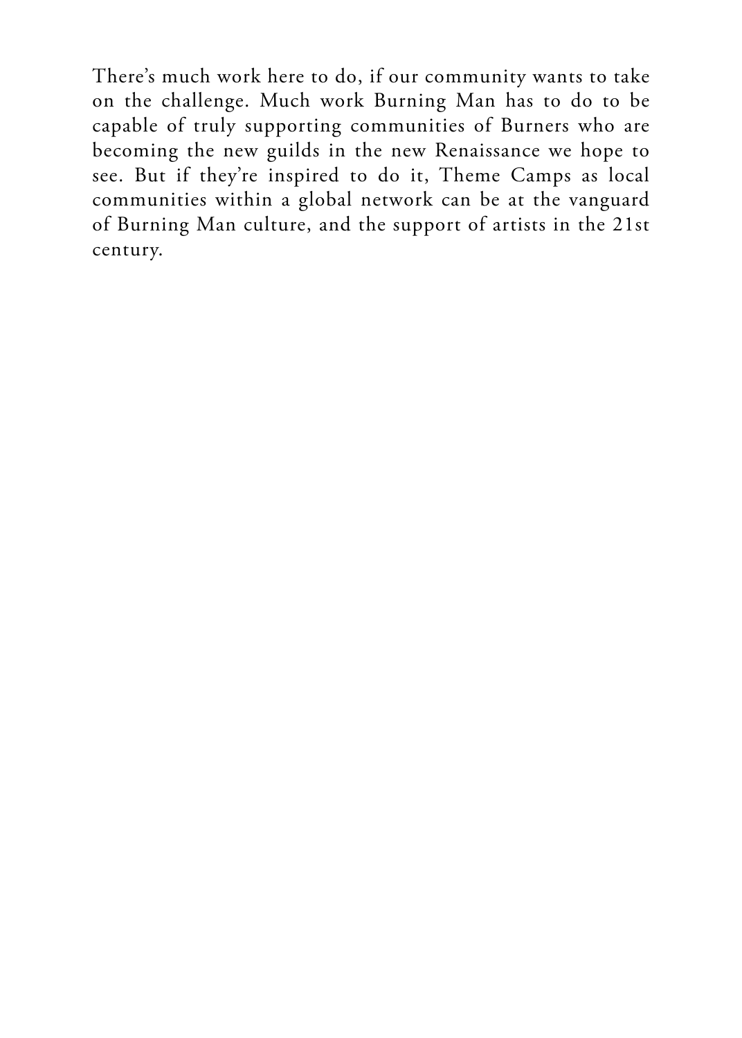There's much work here to do, if our community wants to take on the challenge. Much work Burning Man has to do to be capable of truly supporting communities of Burners who are becoming the new guilds in the new Renaissance we hope to see. But if they're inspired to do it, Theme Camps as local communities within a global network can be at the vanguard of Burning Man culture, and the support of artists in the 21st century.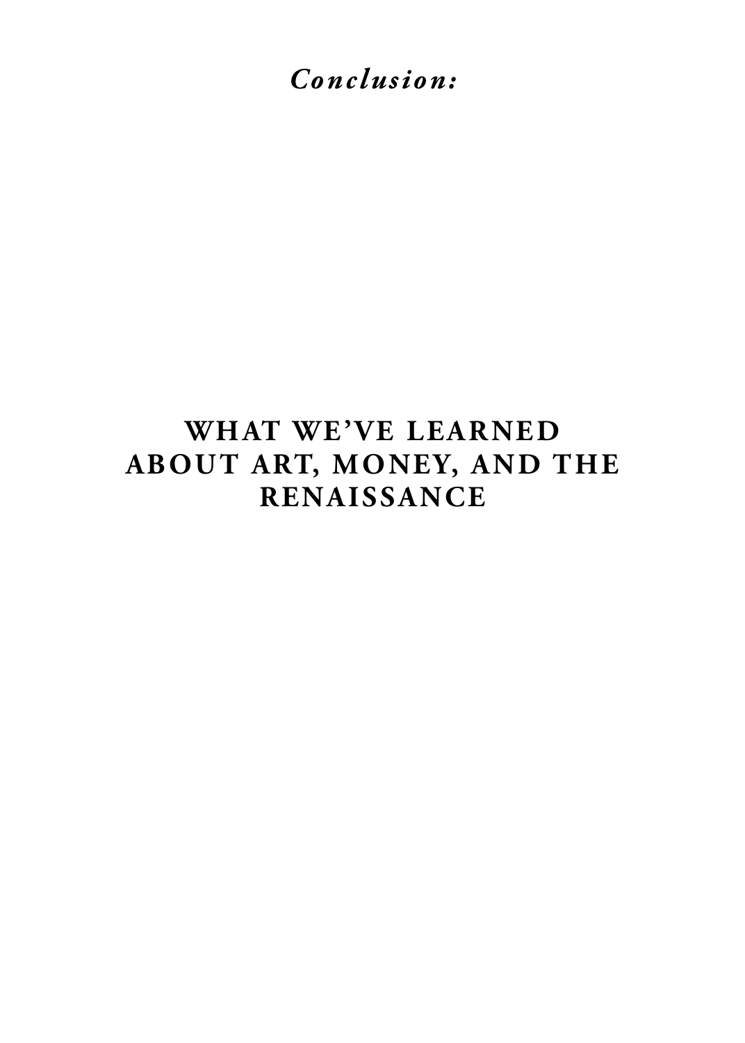*Conclusion:*

# WHAT WE'VE LEARNED ABOUT ART, MONEY, AND THE RENAISSANCE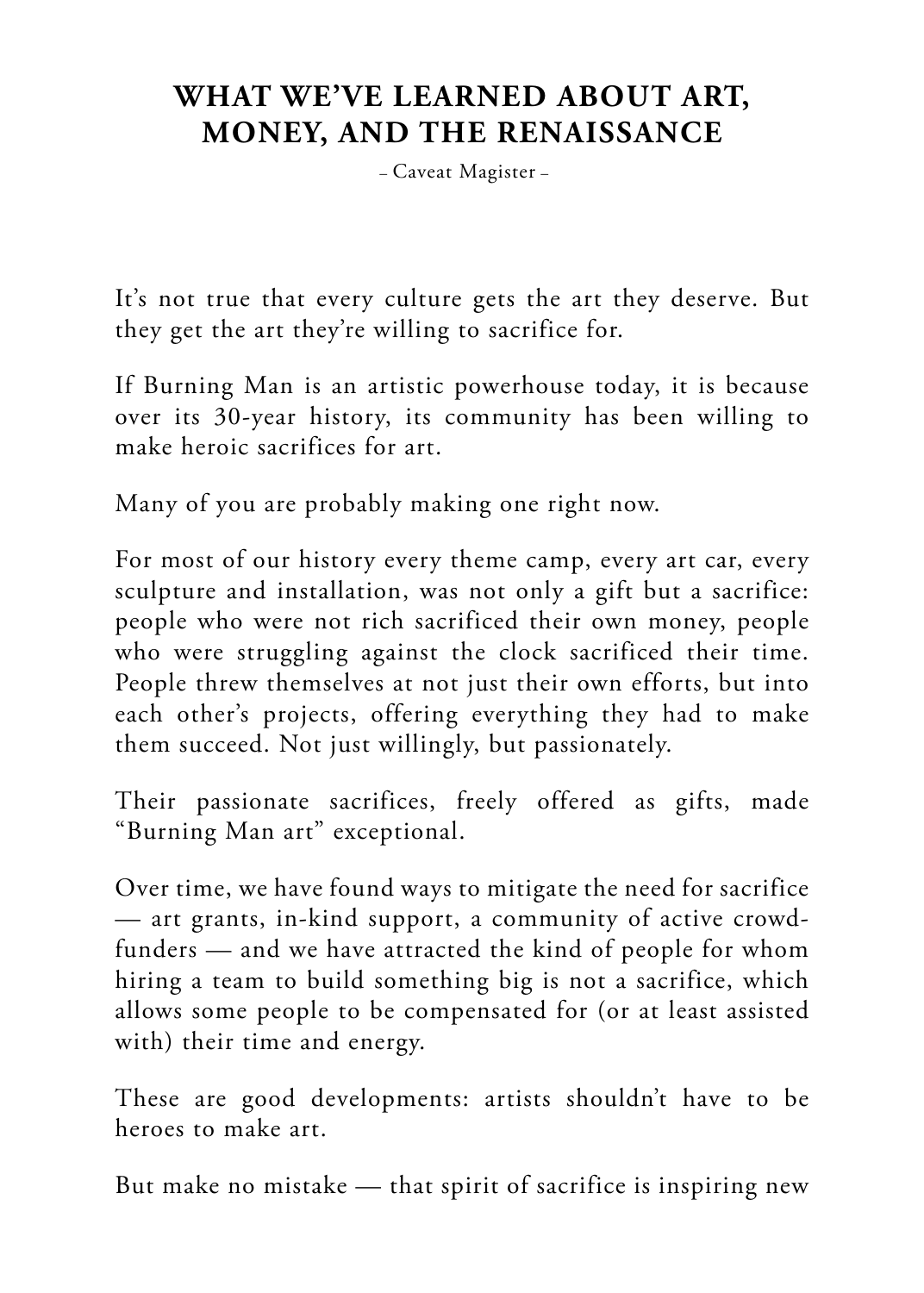# WHAT WE'VE LEARNED ABOUT ART, MONEY, AND THE RENAISSANCE

– Caveat Magister –

It's not true that every culture gets the art they deserve. But they get the art they're willing to sacrifice for.

If Burning Man is an artistic powerhouse today, it is because over its 30-year history, its community has been willing to make heroic sacrifices for art.

Many of you are probably making one right now.

For most of our history every theme camp, every art car, every sculpture and installation, was not only a gift but a sacrifice: people who were not rich sacrificed their own money, people who were struggling against the clock sacrificed their time. People threw themselves at not just their own efforts, but into each other's projects, offering everything they had to make them succeed. Not just willingly, but passionately.

Their passionate sacrifices, freely offered as gifts, made "Burning Man art" exceptional.

Over time, we have found ways to mitigate the need for sacrifice — art grants, in-kind support, a community of active crowd-funders — and we have attracted the kind of people for whom hiring a team to build something big is not a sacrifice, which allows some people to be compensated for (or at least assisted with) their time and energy.

These are good developments: artists shouldn't have to be heroes to make art.

But make no mistake — that spirit of sacrifice is inspiring new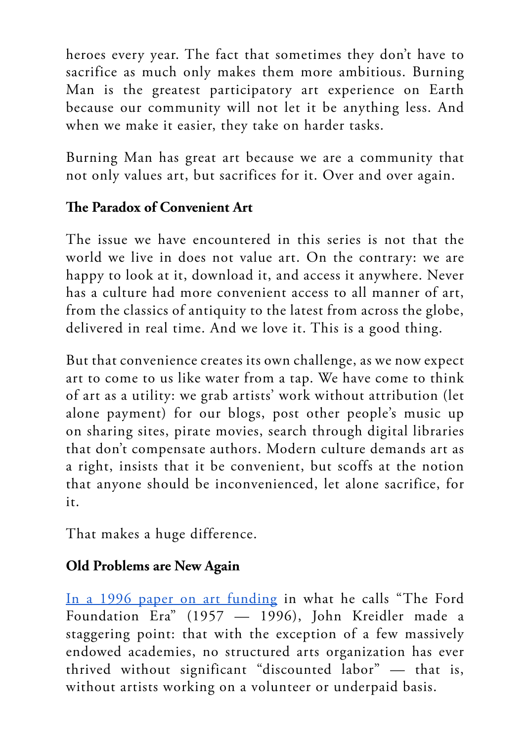heroes every year. The fact that sometimes they don't have to sacrifice as much only makes them more ambitious. Burning Man is the greatest participatory art experience on Earth because our community will not let it be anything less. And when we make it easier, they take on harder tasks.

Burning Man has great art because we are a community that not only values art, but sacrifices for it. Over and over again.

**The Paradox of Convenient Art**

The issue we have encountered in this series is not that the world we live in does not value art. On the contrary: we are happy to look at it, download it, and access it anywhere. Never has a culture had more convenient access to all manner of art, from the classics of antiquity to the latest from across the globe, delivered in real time. And we love it. This is a good thing.

But that convenience creates its own challenge, as we now expect art to come to us like water from a tap. We have come to think of art as a utility: we grab artists' work without attribution (let alone payment) for our blogs, post other people's music up on sharing sites, pirate movies, search through digital libraries that don't compensate authors. Modern culture demands art as a right, insists that it be convenient, but scoffs at the notion that anyone should be inconvenienced, let alone sacrifice, for it.

That makes a huge difference.

**Old Problems are New Again**

In a 1996 paper on art funding in what he calls "The Ford Foundation Era" (1957 — 1996), John Kreidler made a staggering point: that with the exception of a few massively endowed academies, no structured arts organization has ever thrived without significant "discounted labor" — that is, without artists working on a volunteer or underpaid basis.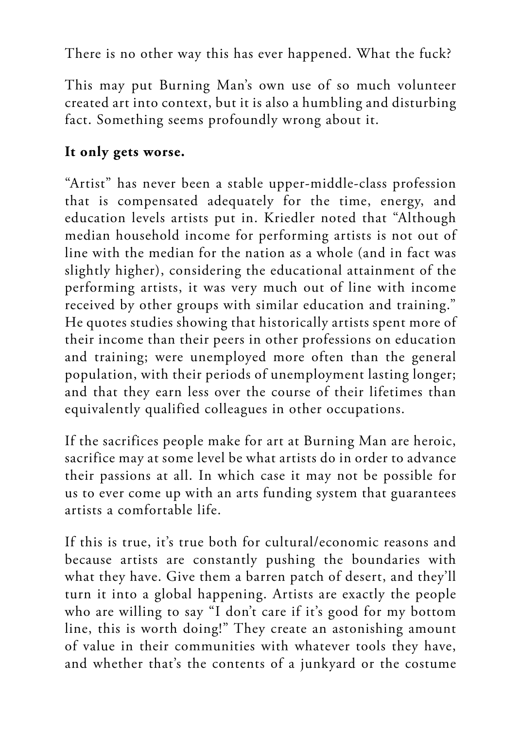There is no other way this has ever happened. What the fuck?

This may put Burning Man's own use of so much volunteer created art into context, but it is also a humbling and disturbing fact. Something seems profoundly wrong about it.

**It only gets worse.**

"Artist" has never been a stable upper-middle-class profession that is compensated adequately for the time, energy, and education levels artists put in. Kriedler noted that "Although median household income for performing artists is not out of line with the median for the nation as a whole (and in fact was slightly higher), considering the educational attainment of the performing artists, it was very much out of line with income received by other groups with similar education and training." He quotes studies showing that historically artists spent more of their income than their peers in other professions on education and training; were unemployed more often than the general population, with their periods of unemployment lasting longer; and that they earn less over the course of their lifetimes than equivalently qualified colleagues in other occupations.

If the sacrifices people make for art at Burning Man are heroic, sacrifice may at some level be what artists do in order to advance their passions at all. In which case it may not be possible for us to ever come up with an arts funding system that guarantees artists a comfortable life.

If this is true, it's true both for cultural/economic reasons and because artists are constantly pushing the boundaries with what they have. Give them a barren patch of desert, and they'll turn it into a global happening. Artists are exactly the people who are willing to say "I don't care if it's good for my bottom line, this is worth doing!" They create an astonishing amount of value in their communities with whatever tools they have, and whether that's the contents of a junkyard or the costume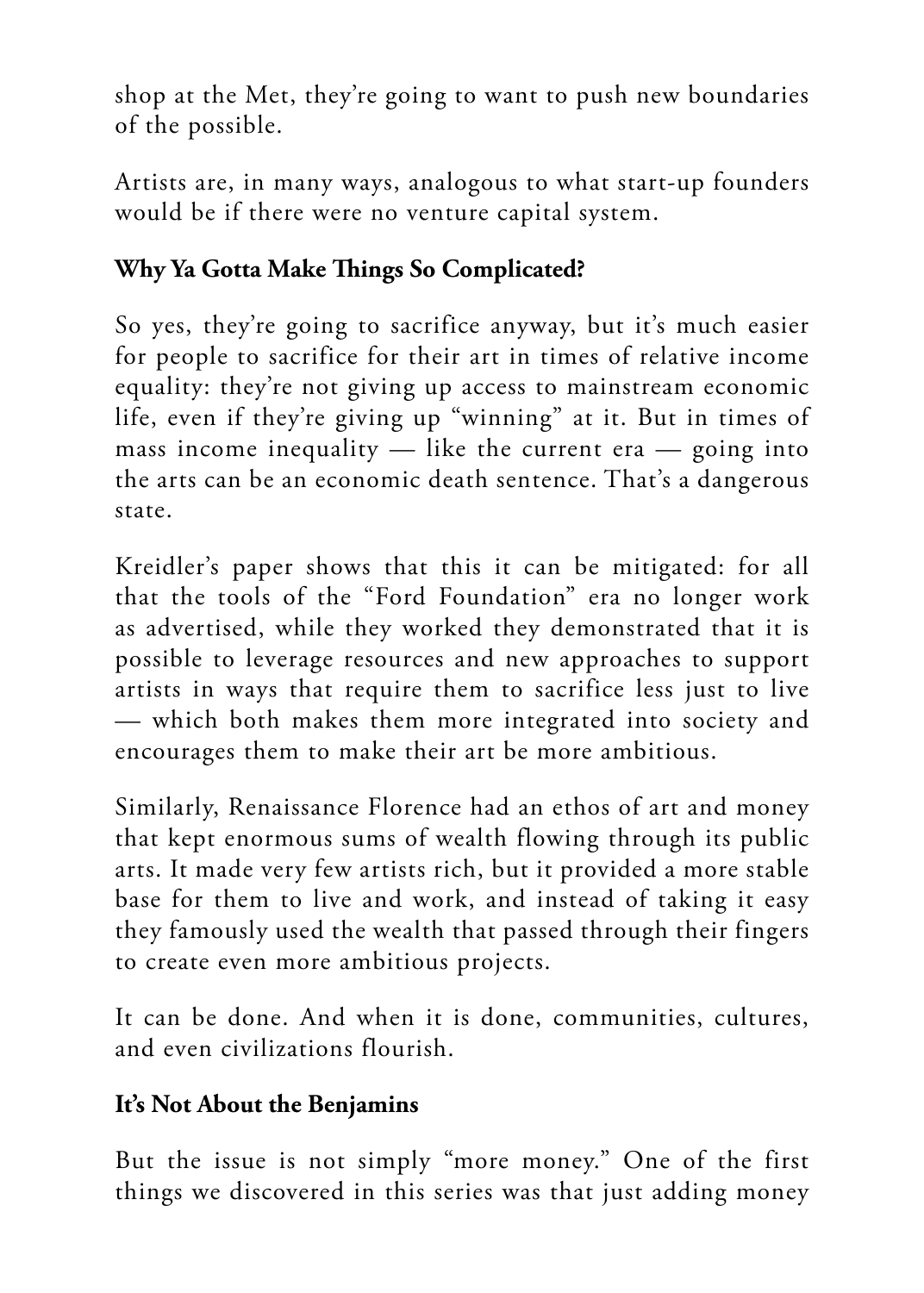shop at the Met, they're going to want to push new boundaries of the possible.

Artists are, in many ways, analogous to what start-up founders would be if there were no venture capital system.

### Why Ya Gotta Make Things So Complicated?

So yes, they're going to sacrifice anyway, but it's much easier for people to sacrifice for their art in times of relative income equality: they're not giving up access to mainstream economic life, even if they're giving up "winning" at it. But in times of mass income inequality — like the current era — going into the arts can be an economic death sentence. That's a dangerous state.

Kreidler's paper shows that this it can be mitigated: for all that the tools of the "Ford Foundation" era no longer work as advertised, while they worked they demonstrated that it is possible to leverage resources and new approaches to support artists in ways that require them to sacrifice less just to live — which both makes them more integrated into society and encourages them to make their art be more ambitious.

Similarly, Renaissance Florence had an ethos of art and money that kept enormous sums of wealth flowing through its public arts. It made very few artists rich, but it provided a more stable base for them to live and work, and instead of taking it easy they famously used the wealth that passed through their fingers to create even more ambitious projects.

It can be done. And when it is done, communities, cultures, and even civilizations flourish.

### It's Not About the Benjamins

But the issue is not simply "more money." One of the first things we discovered in this series was that just adding money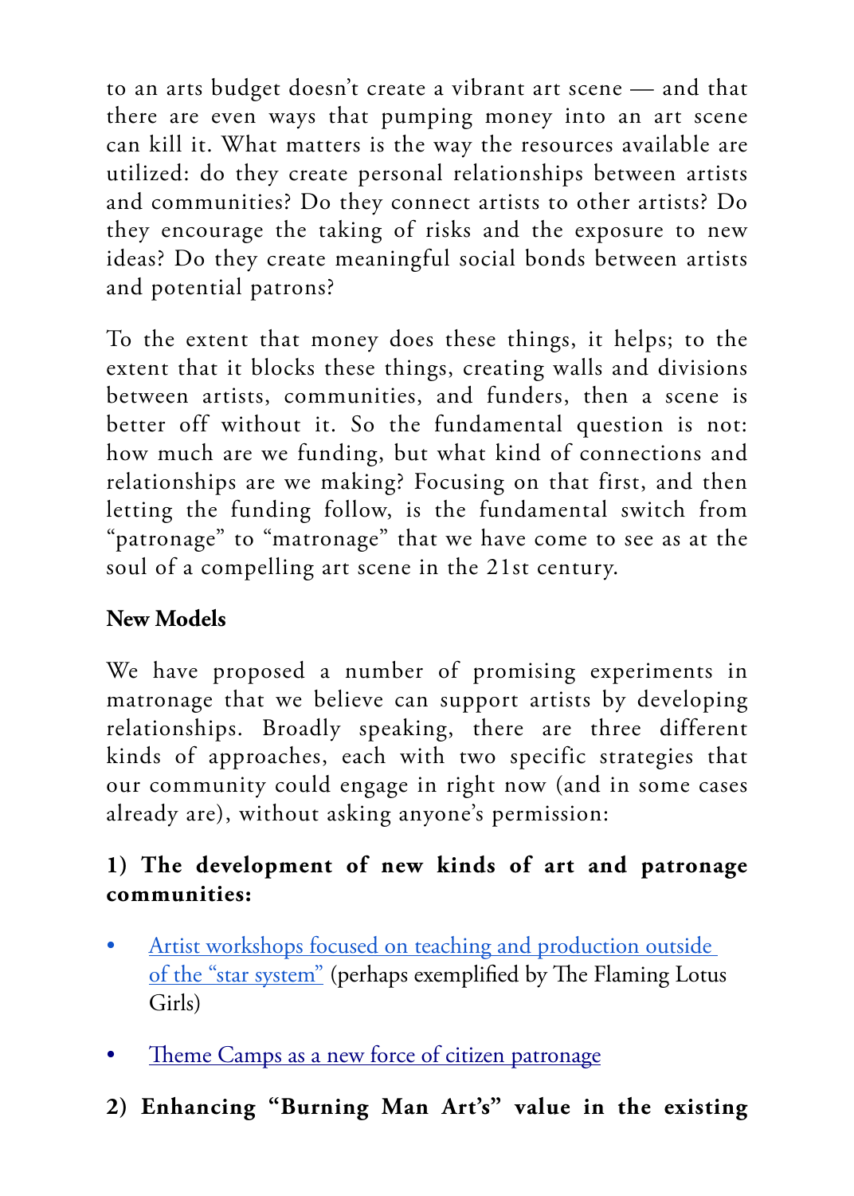to an arts budget doesn't create a vibrant art scene — and that there are even ways that pumping money into an art scene can kill it. What matters is the way the resources available are utilized: do they create personal relationships between artists and communities? Do they connect artists to other artists? Do they encourage the taking of risks and the exposure to new ideas? Do they create meaningful social bonds between artists and potential patrons?

To the extent that money does these things, it helps; to the extent that it blocks these things, creating walls and divisions between artists, communities, and funders, then a scene is better off without it. So the fundamental question is not: how much are we funding, but what kind of connections and relationships are we making? Focusing on that first, and then letting the funding follow, is the fundamental switch from "patronage" to "matronage" that we have come to see as at the soul of a compelling art scene in the 21st century.

**New Models**

We have proposed a number of promising experiments in matronage that we believe can support artists by developing relationships. Broadly speaking, there are three different kinds of approaches, each with two specific strategies that our community could engage in right now (and in some cases already are), without asking anyone's permission:

**1) The development of new kinds of art and patronage communities:**

- Artist workshops focused on teaching and production outside of the "star system" (perhaps exemplified by The Flaming Lotus Girls)
- Theme Camps as a new force of citizen patronage

**2) Enhancing "Burning Man Art's" value in the existing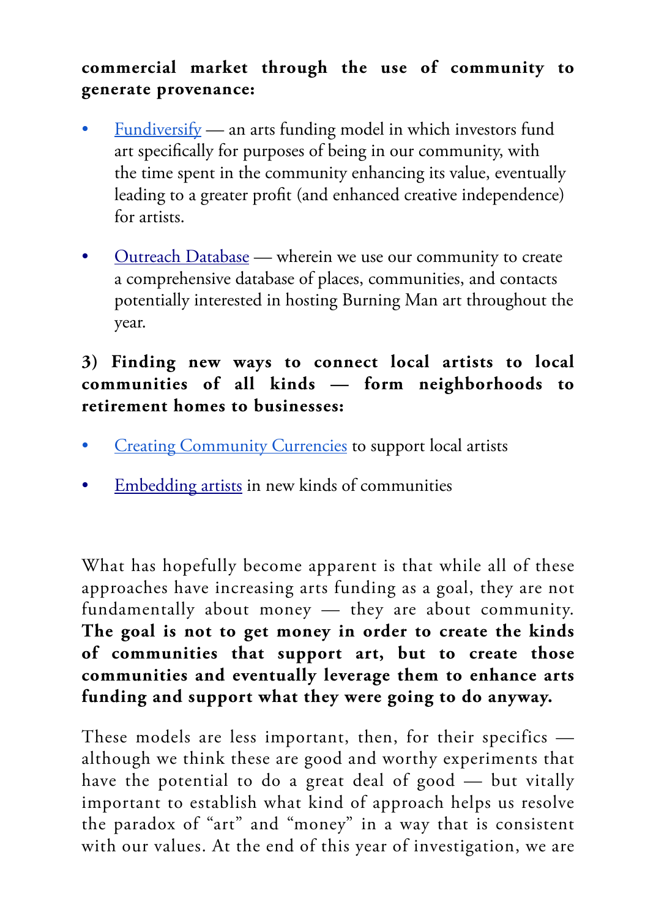**commercial market through the use of community to generate provenance:**

- Fundiversify — an arts funding model in which investors fund art specifically for purposes of being in our community, with the time spent in the community enhancing its value, eventually leading to a greater profit (and enhanced creative independence) for artists.

- Outreach Database — wherein we use our community to create a comprehensive database of places, communities, and contacts potentially interested in hosting Burning Man art throughout the year.

**3) Finding new ways to connect local artists to local communities of all kinds — form neighborhoods to retirement homes to businesses:**

- Creating Community Currencies to support local artists

- Embedding artists in new kinds of communities

What has hopefully become apparent is that while all of these approaches have increasing arts funding as a goal, they are not fundamentally about money — they are about community. **The goal is not to get money in order to create the kinds of communities that support art, but to create those communities and eventually leverage them to enhance arts funding and support what they were going to do anyway.**

These models are less important, then, for their specifics — although we think these are good and worthy experiments that have the potential to do a great deal of good — but vitally important to establish what kind of approach helps us resolve the paradox of "art" and "money" in a way that is consistent with our values. At the end of this year of investigation, we are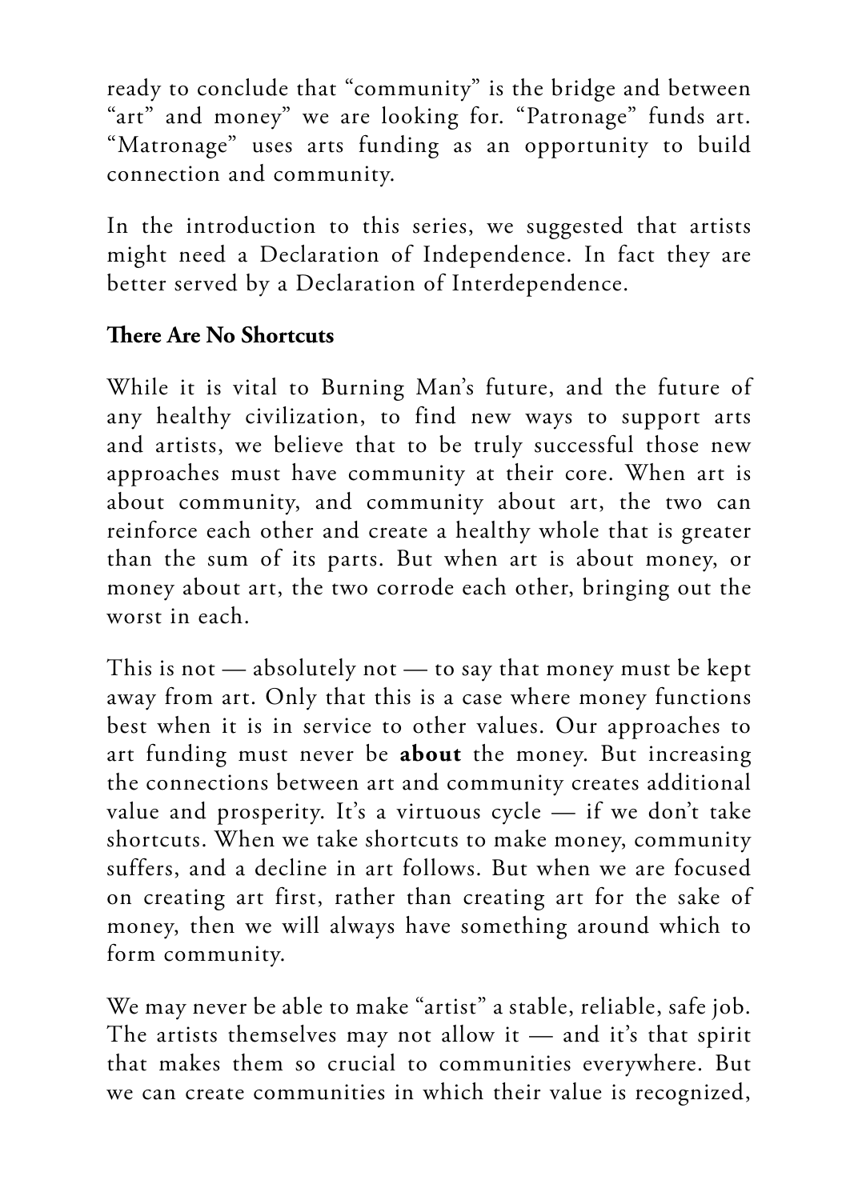ready to conclude that "community" is the bridge and between "art" and money" we are looking for. "Patronage" funds art. "Matronage" uses arts funding as an opportunity to build connection and community.

In the introduction to this series, we suggested that artists might need a Declaration of Independence. In fact they are better served by a Declaration of Interdependence.

**There Are No Shortcuts**

While it is vital to Burning Man's future, and the future of any healthy civilization, to find new ways to support arts and artists, we believe that to be truly successful those new approaches must have community at their core. When art is about community, and community about art, the two can reinforce each other and create a healthy whole that is greater than the sum of its parts. But when art is about money, or money about art, the two corrode each other, bringing out the worst in each.

This is not — absolutely not — to say that money must be kept away from art. Only that this is a case where money functions best when it is in service to other values. Our approaches to art funding must never be **about** the money. But increasing the connections between art and community creates additional value and prosperity. It's a virtuous cycle — if we don't take shortcuts. When we take shortcuts to make money, community suffers, and a decline in art follows. But when we are focused on creating art first, rather than creating art for the sake of money, then we will always have something around which to form community.

We may never be able to make "artist" a stable, reliable, safe job. The artists themselves may not allow it — and it's that spirit that makes them so crucial to communities everywhere. But we can create communities in which their value is recognized,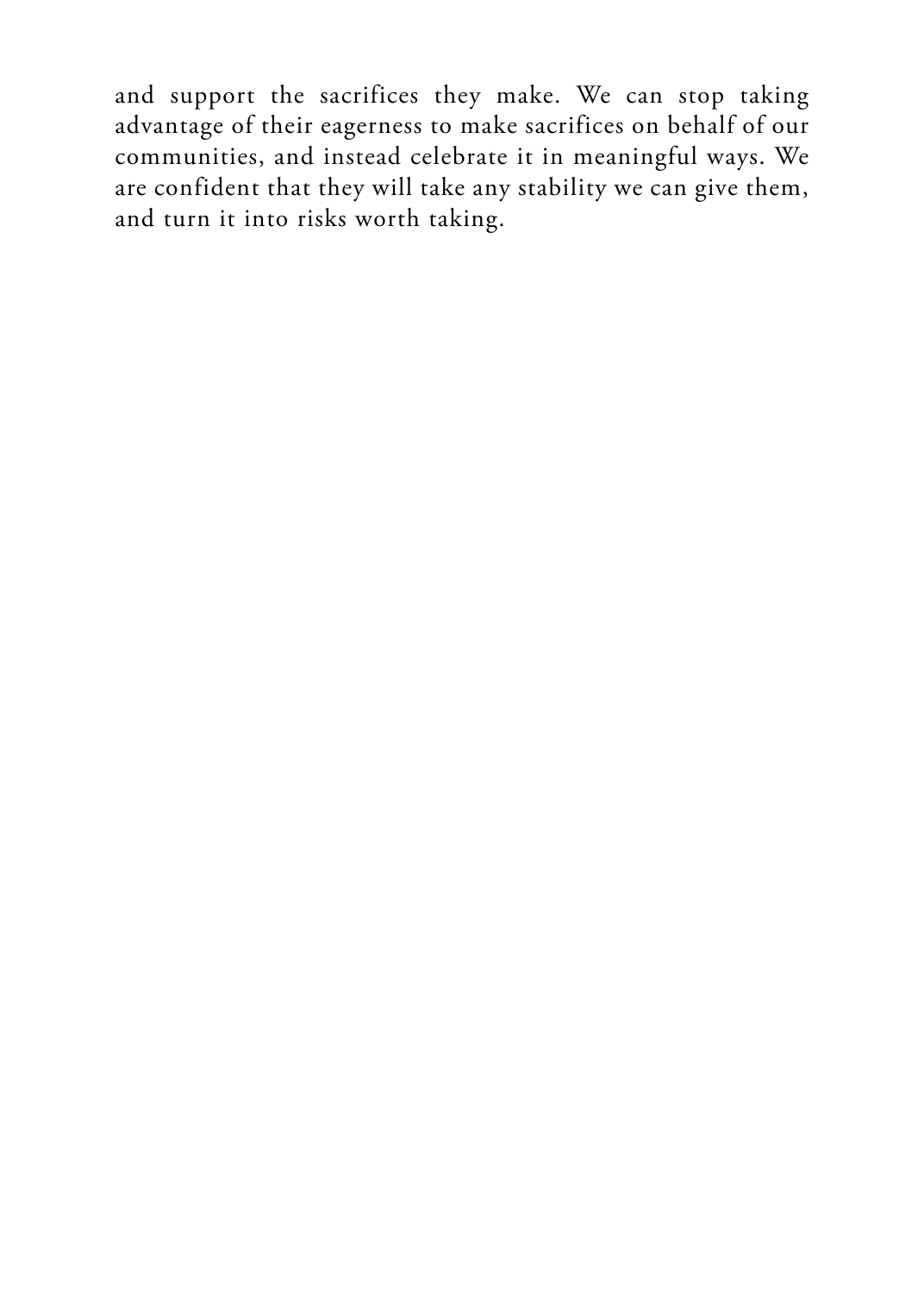and support the sacrifices they make. We can stop taking advantage of their eagerness to make sacrifices on behalf of our communities, and instead celebrate it in meaningful ways. We are confident that they will take any stability we can give them, and turn it into risks worth taking.